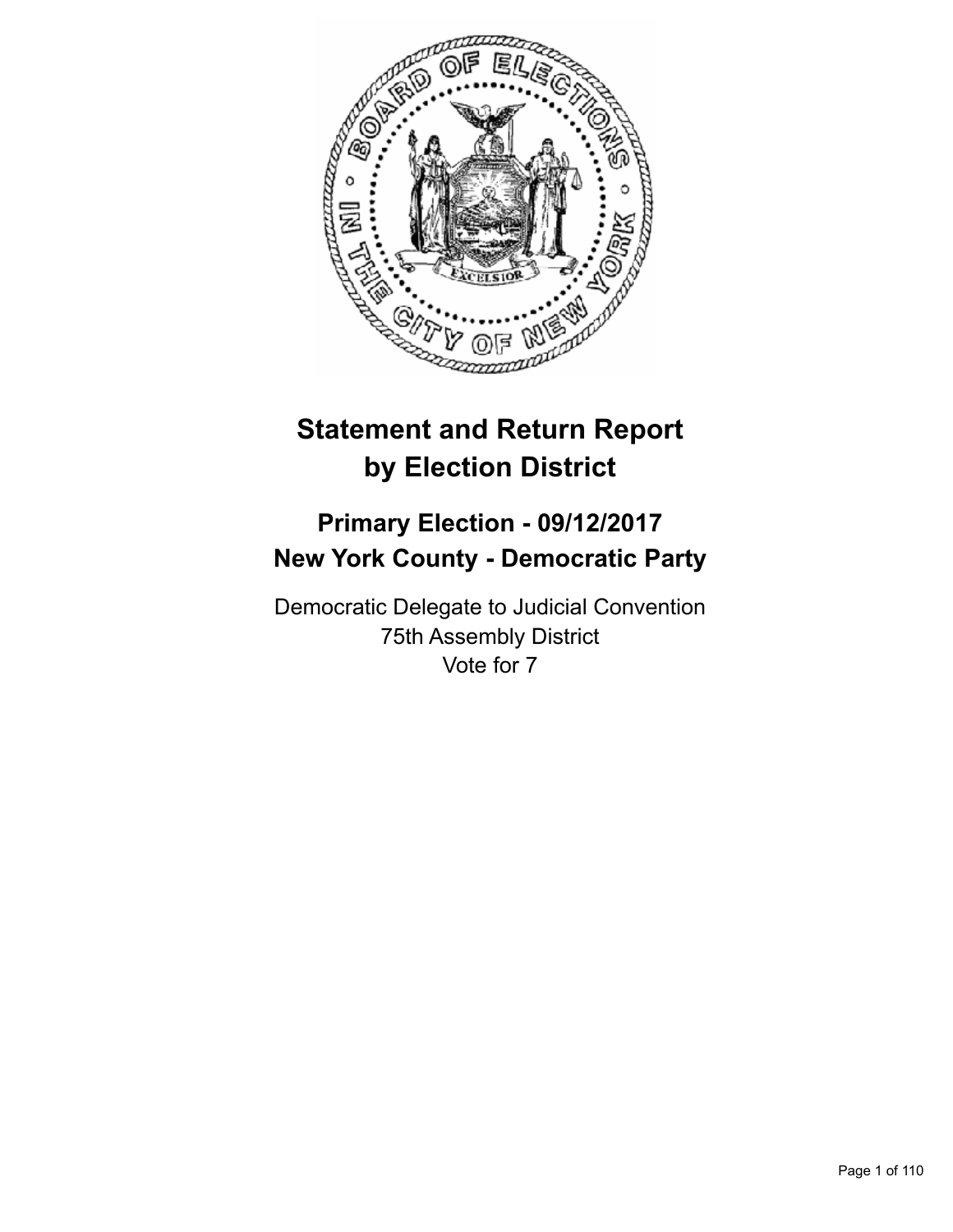# Statement and Return Report by Election District

## Primary Election - 09/12/2017
## New York County - Democratic Party

Democratic Delegate to Judicial Convention
75th Assembly District
Vote for 7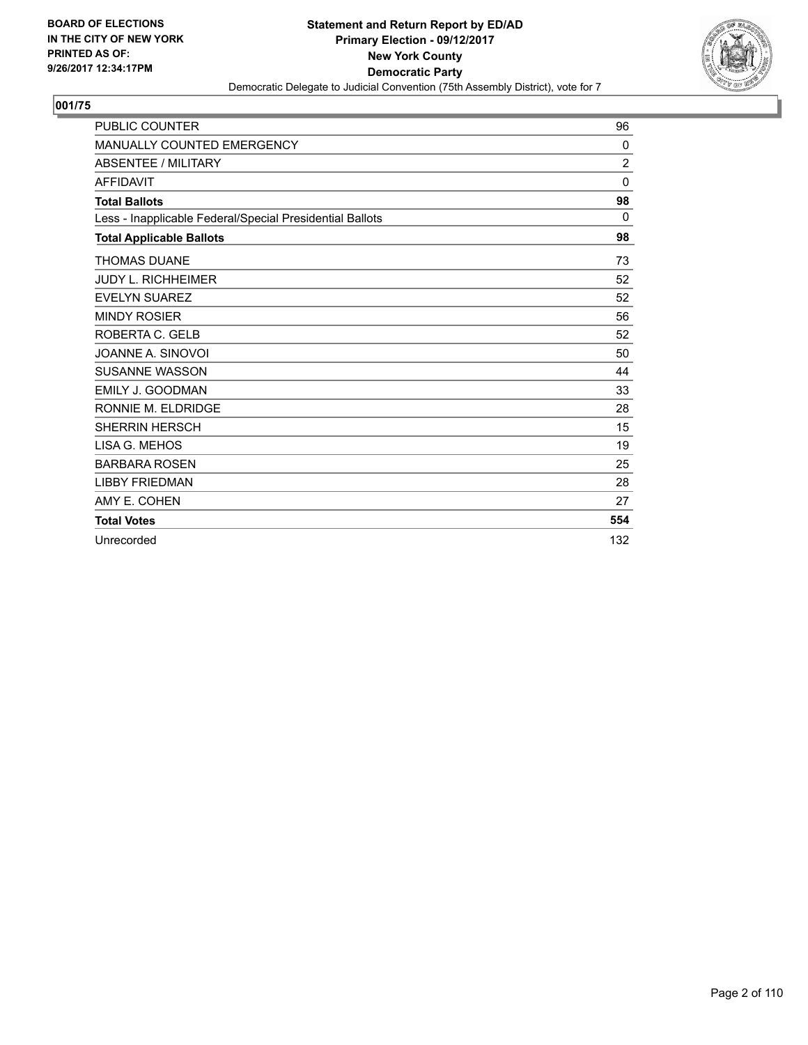**BOARD OF ELECTIONS IN THE CITY OF NEW YORK PRINTED AS OF: 9/26/2017 12:34:17PM**

**Statement and Return Report by ED/AD**
**Primary Election - 09/12/2017**
**New York County**
**Democratic Party**
Democratic Delegate to Judicial Convention (75th Assembly District), vote for 7

## 001/75

| | |
|---|---|
| PUBLIC COUNTER | 96 |
| MANUALLY COUNTED EMERGENCY | 0 |
| ABSENTEE / MILITARY | 2 |
| AFFIDAVIT | 0 |
| **Total Ballots** | **98** |
| Less - Inapplicable Federal/Special Presidential Ballots | 0 |
| **Total Applicable Ballots** | **98** |
| THOMAS DUANE | 73 |
| JUDY L. RICHHEIMER | 52 |
| EVELYN SUAREZ | 52 |
| MINDY ROSIER | 56 |
| ROBERTA C. GELB | 52 |
| JOANNE A. SINOVOI | 50 |
| SUSANNE WASSON | 44 |
| EMILY J. GOODMAN | 33 |
| RONNIE M. ELDRIDGE | 28 |
| SHERRIN HERSCH | 15 |
| LISA G. MEHOS | 19 |
| BARBARA ROSEN | 25 |
| LIBBY FRIEDMAN | 28 |
| AMY E. COHEN | 27 |
| **Total Votes** | **554** |
| Unrecorded | 132 |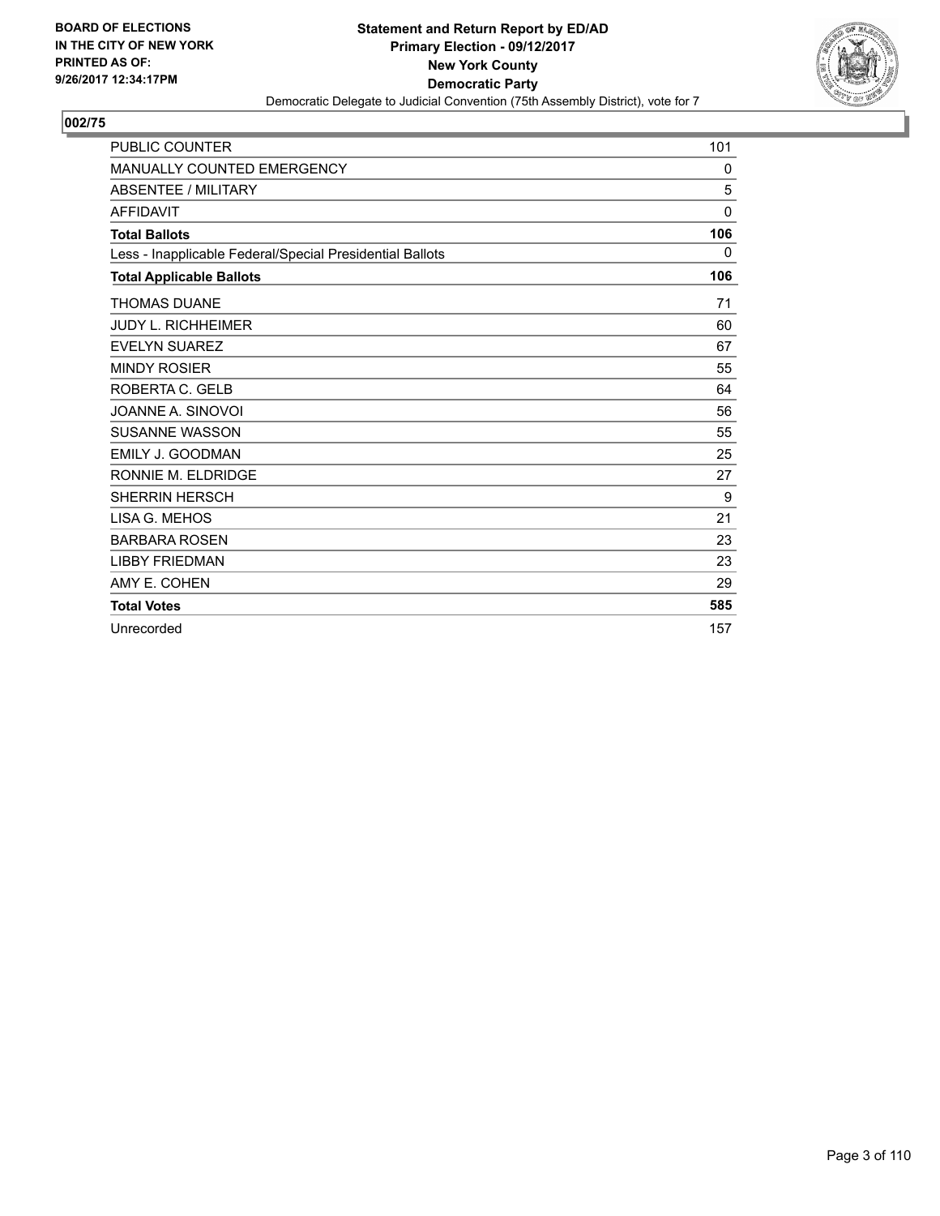**BOARD OF ELECTIONS IN THE CITY OF NEW YORK PRINTED AS OF: 9/26/2017 12:34:17PM**

**Statement and Return Report by ED/AD**
**Primary Election - 09/12/2017**
**New York County**
**Democratic Party**
Democratic Delegate to Judicial Convention (75th Assembly District), vote for 7

## 002/75

| | |
|---|---|
| PUBLIC COUNTER | 101 |
| MANUALLY COUNTED EMERGENCY | 0 |
| ABSENTEE / MILITARY | 5 |
| AFFIDAVIT | 0 |
| **Total Ballots** | **106** |
| Less - Inapplicable Federal/Special Presidential Ballots | 0 |
| **Total Applicable Ballots** | **106** |
| THOMAS DUANE | 71 |
| JUDY L. RICHHEIMER | 60 |
| EVELYN SUAREZ | 67 |
| MINDY ROSIER | 55 |
| ROBERTA C. GELB | 64 |
| JOANNE A. SINOVOI | 56 |
| SUSANNE WASSON | 55 |
| EMILY J. GOODMAN | 25 |
| RONNIE M. ELDRIDGE | 27 |
| SHERRIN HERSCH | 9 |
| LISA G. MEHOS | 21 |
| BARBARA ROSEN | 23 |
| LIBBY FRIEDMAN | 23 |
| AMY E. COHEN | 29 |
| **Total Votes** | **585** |
| Unrecorded | 157 |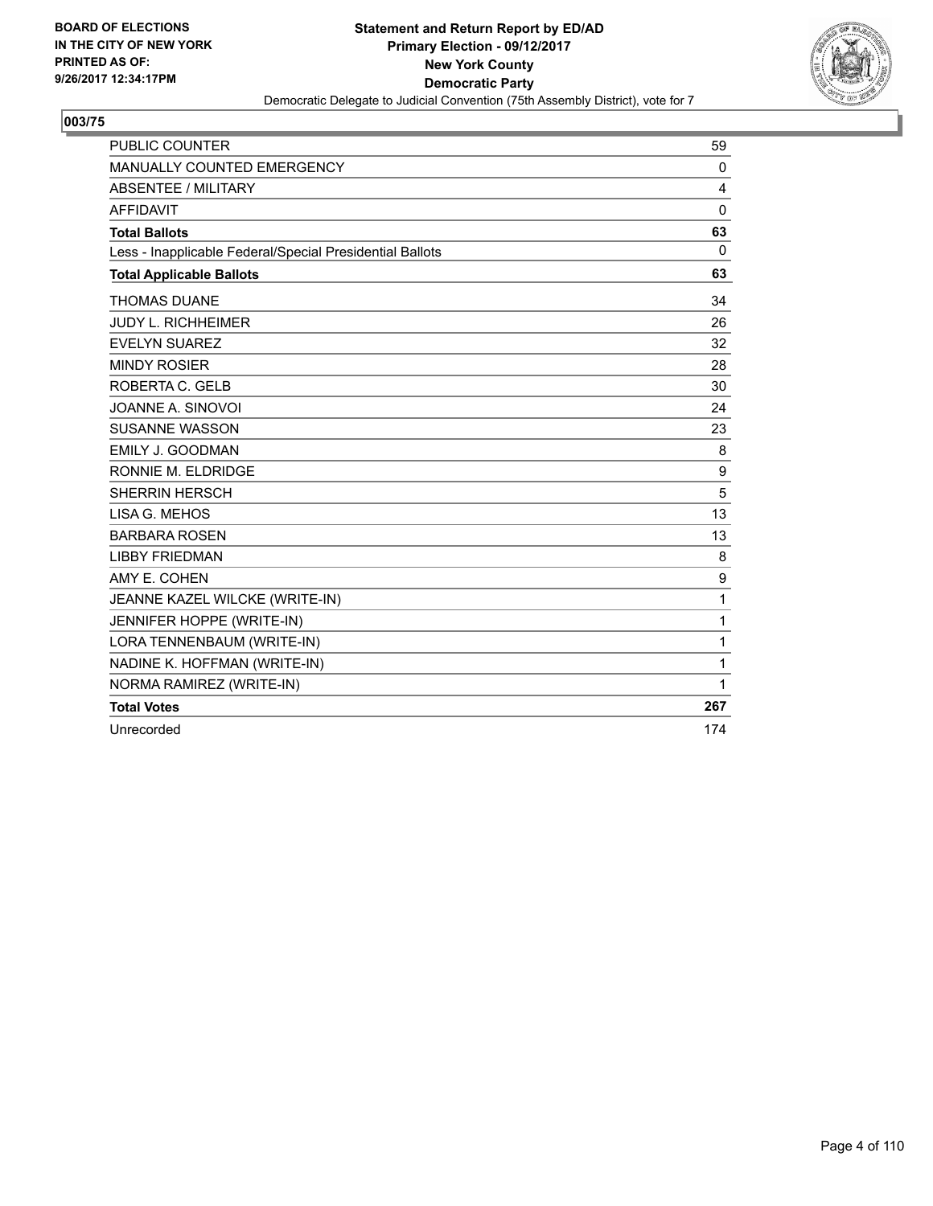**BOARD OF ELECTIONS IN THE CITY OF NEW YORK PRINTED AS OF: 9/26/2017 12:34:17PM**

**Statement and Return Report by ED/AD**
**Primary Election - 09/12/2017**
**New York County**
**Democratic Party**
Democratic Delegate to Judicial Convention (75th Assembly District), vote for 7

## 003/75

| | |
|---|---|
| PUBLIC COUNTER | 59 |
| MANUALLY COUNTED EMERGENCY | 0 |
| ABSENTEE / MILITARY | 4 |
| AFFIDAVIT | 0 |
| **Total Ballots** | **63** |
| Less - Inapplicable Federal/Special Presidential Ballots | 0 |
| **Total Applicable Ballots** | **63** |
| THOMAS DUANE | 34 |
| JUDY L. RICHHEIMER | 26 |
| EVELYN SUAREZ | 32 |
| MINDY ROSIER | 28 |
| ROBERTA C. GELB | 30 |
| JOANNE A. SINOVOI | 24 |
| SUSANNE WASSON | 23 |
| EMILY J. GOODMAN | 8 |
| RONNIE M. ELDRIDGE | 9 |
| SHERRIN HERSCH | 5 |
| LISA G. MEHOS | 13 |
| BARBARA ROSEN | 13 |
| LIBBY FRIEDMAN | 8 |
| AMY E. COHEN | 9 |
| JEANNE KAZEL WILCKE (WRITE-IN) | 1 |
| JENNIFER HOPPE (WRITE-IN) | 1 |
| LORA TENNENBAUM (WRITE-IN) | 1 |
| NADINE K. HOFFMAN (WRITE-IN) | 1 |
| NORMA RAMIREZ (WRITE-IN) | 1 |
| **Total Votes** | **267** |
| Unrecorded | 174 |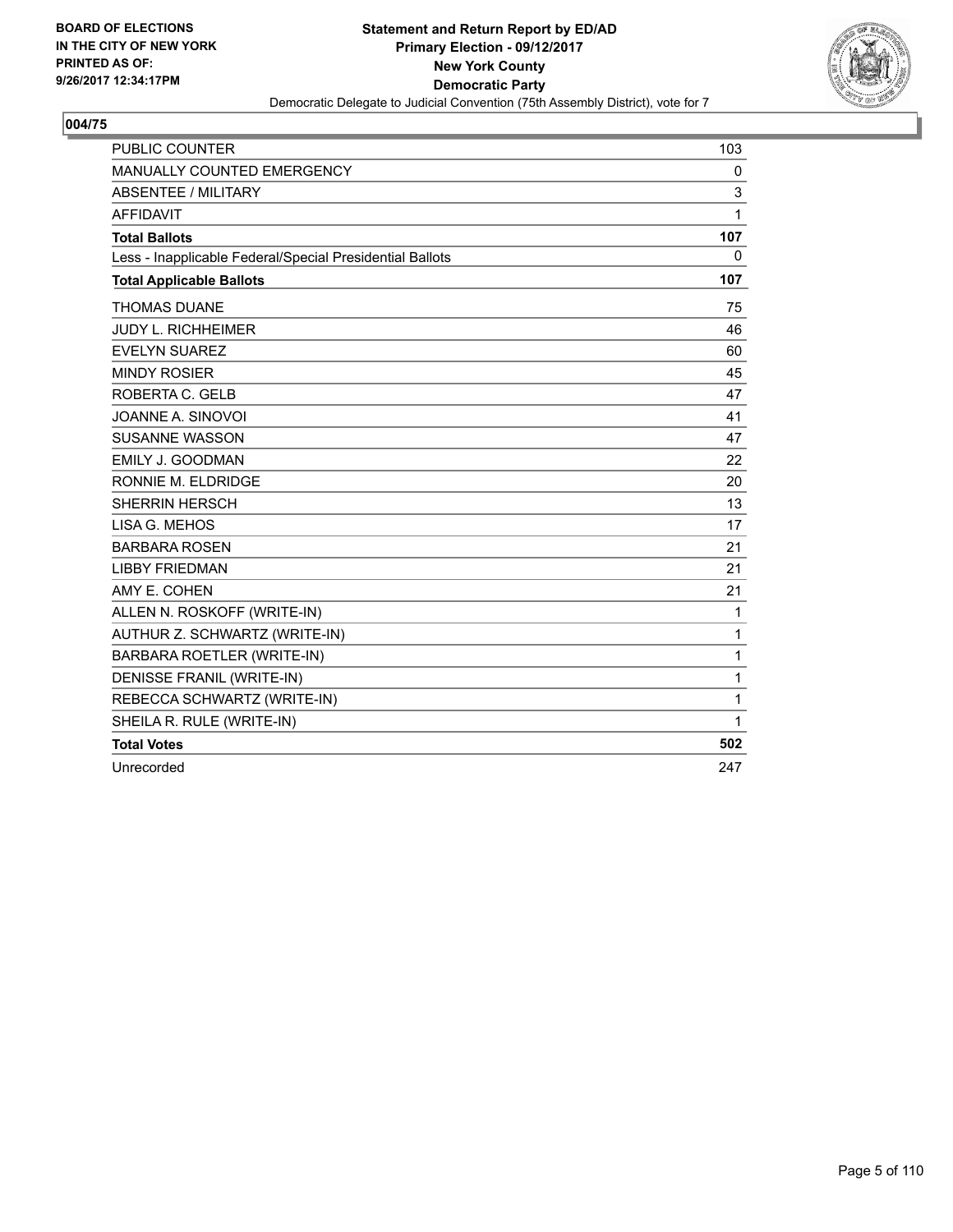BOARD OF ELECTIONS
IN THE CITY OF NEW YORK
PRINTED AS OF:
9/26/2017 12:34:17PM

**Statement and Return Report by ED/AD**
**Primary Election - 09/12/2017**
**New York County**
**Democratic Party**
Democratic Delegate to Judicial Convention (75th Assembly District), vote for 7

## 004/75

| | |
|---|---|
| PUBLIC COUNTER | 103 |
| MANUALLY COUNTED EMERGENCY | 0 |
| ABSENTEE / MILITARY | 3 |
| AFFIDAVIT | 1 |
| **Total Ballots** | **107** |
| Less - Inapplicable Federal/Special Presidential Ballots | 0 |
| **Total Applicable Ballots** | **107** |
| THOMAS DUANE | 75 |
| JUDY L. RICHHEIMER | 46 |
| EVELYN SUAREZ | 60 |
| MINDY ROSIER | 45 |
| ROBERTA C. GELB | 47 |
| JOANNE A. SINOVOI | 41 |
| SUSANNE WASSON | 47 |
| EMILY J. GOODMAN | 22 |
| RONNIE M. ELDRIDGE | 20 |
| SHERRIN HERSCH | 13 |
| LISA G. MEHOS | 17 |
| BARBARA ROSEN | 21 |
| LIBBY FRIEDMAN | 21 |
| AMY E. COHEN | 21 |
| ALLEN N. ROSKOFF (WRITE-IN) | 1 |
| AUTHUR Z. SCHWARTZ (WRITE-IN) | 1 |
| BARBARA ROETLER (WRITE-IN) | 1 |
| DENISSE FRANIL (WRITE-IN) | 1 |
| REBECCA SCHWARTZ (WRITE-IN) | 1 |
| SHEILA R. RULE (WRITE-IN) | 1 |
| **Total Votes** | **502** |
| Unrecorded | 247 |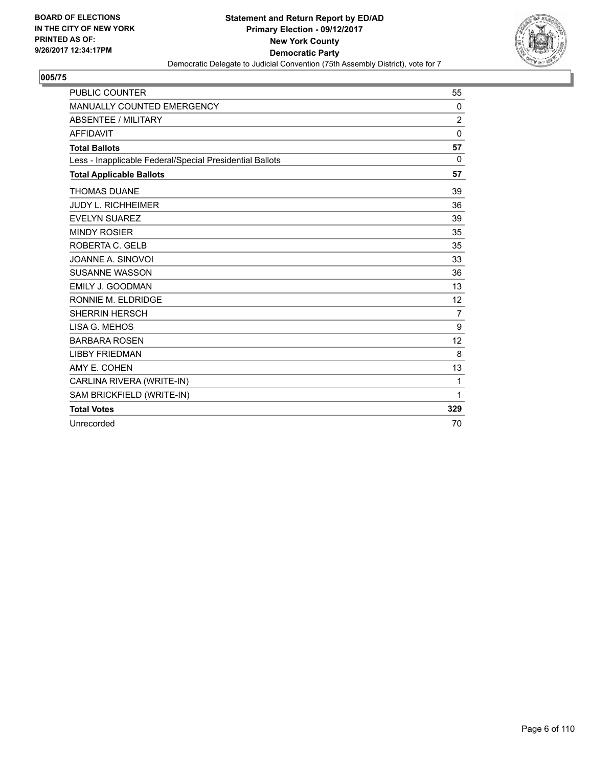BOARD OF ELECTIONS
IN THE CITY OF NEW YORK
PRINTED AS OF:
9/26/2017 12:34:17PM

**Statement and Return Report by ED/AD**
**Primary Election - 09/12/2017**
**New York County**
**Democratic Party**
Democratic Delegate to Judicial Convention (75th Assembly District), vote for 7

## 005/75

| | |
|---|---|
| PUBLIC COUNTER | 55 |
| MANUALLY COUNTED EMERGENCY | 0 |
| ABSENTEE / MILITARY | 2 |
| AFFIDAVIT | 0 |
| **Total Ballots** | **57** |
| Less - Inapplicable Federal/Special Presidential Ballots | 0 |
| **Total Applicable Ballots** | **57** |
| THOMAS DUANE | 39 |
| JUDY L. RICHHEIMER | 36 |
| EVELYN SUAREZ | 39 |
| MINDY ROSIER | 35 |
| ROBERTA C. GELB | 35 |
| JOANNE A. SINOVOI | 33 |
| SUSANNE WASSON | 36 |
| EMILY J. GOODMAN | 13 |
| RONNIE M. ELDRIDGE | 12 |
| SHERRIN HERSCH | 7 |
| LISA G. MEHOS | 9 |
| BARBARA ROSEN | 12 |
| LIBBY FRIEDMAN | 8 |
| AMY E. COHEN | 13 |
| CARLINA RIVERA (WRITE-IN) | 1 |
| SAM BRICKFIELD (WRITE-IN) | 1 |
| **Total Votes** | **329** |
| Unrecorded | 70 |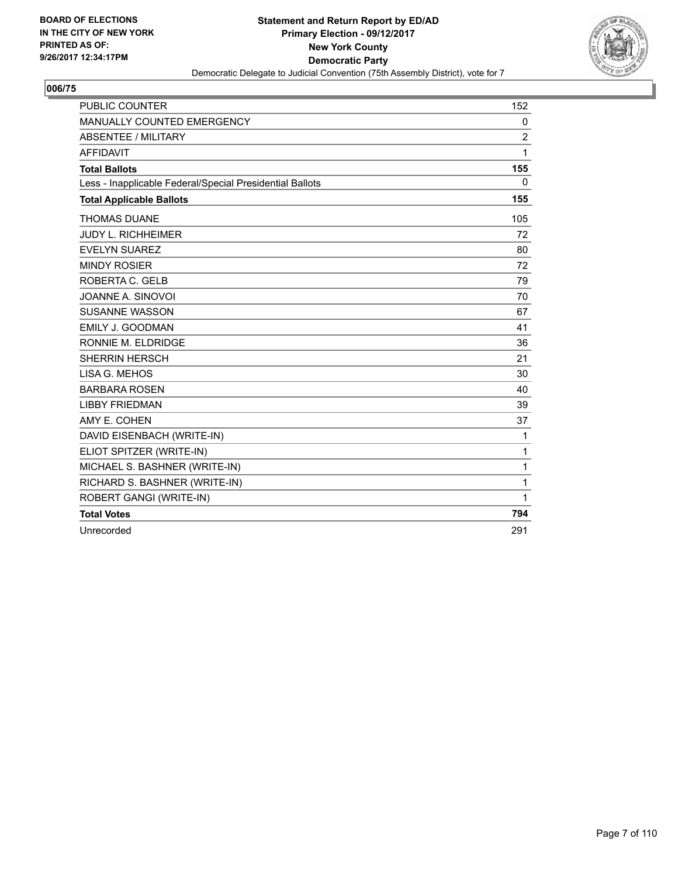**BOARD OF ELECTIONS IN THE CITY OF NEW YORK PRINTED AS OF: 9/26/2017 12:34:17PM**

**Statement and Return Report by ED/AD**
**Primary Election - 09/12/2017**
**New York County**
**Democratic Party**
Democratic Delegate to Judicial Convention (75th Assembly District), vote for 7

## 006/75

| | |
|---|---|
| PUBLIC COUNTER | 152 |
| MANUALLY COUNTED EMERGENCY | 0 |
| ABSENTEE / MILITARY | 2 |
| AFFIDAVIT | 1 |
| **Total Ballots** | **155** |
| Less - Inapplicable Federal/Special Presidential Ballots | 0 |
| **Total Applicable Ballots** | **155** |
| THOMAS DUANE | 105 |
| JUDY L. RICHHEIMER | 72 |
| EVELYN SUAREZ | 80 |
| MINDY ROSIER | 72 |
| ROBERTA C. GELB | 79 |
| JOANNE A. SINOVOI | 70 |
| SUSANNE WASSON | 67 |
| EMILY J. GOODMAN | 41 |
| RONNIE M. ELDRIDGE | 36 |
| SHERRIN HERSCH | 21 |
| LISA G. MEHOS | 30 |
| BARBARA ROSEN | 40 |
| LIBBY FRIEDMAN | 39 |
| AMY E. COHEN | 37 |
| DAVID EISENBACH (WRITE-IN) | 1 |
| ELIOT SPITZER (WRITE-IN) | 1 |
| MICHAEL S. BASHNER (WRITE-IN) | 1 |
| RICHARD S. BASHNER (WRITE-IN) | 1 |
| ROBERT GANGI (WRITE-IN) | 1 |
| **Total Votes** | **794** |
| Unrecorded | 291 |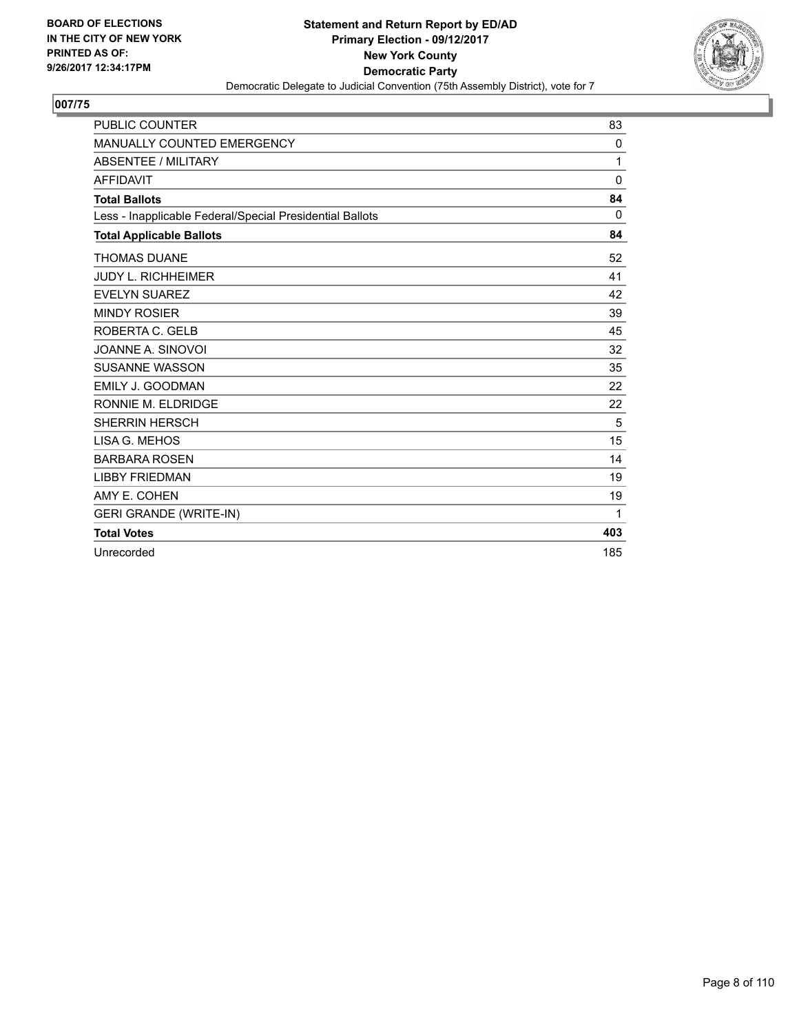**BOARD OF ELECTIONS**
**IN THE CITY OF NEW YORK**
**PRINTED AS OF:**
**9/26/2017 12:34:17PM**

**Statement and Return Report by ED/AD**
**Primary Election - 09/12/2017**
**New York County**
**Democratic Party**
Democratic Delegate to Judicial Convention (75th Assembly District), vote for 7

## 007/75

| | |
|---|---|
| PUBLIC COUNTER | 83 |
| MANUALLY COUNTED EMERGENCY | 0 |
| ABSENTEE / MILITARY | 1 |
| AFFIDAVIT | 0 |
| **Total Ballots** | **84** |
| Less - Inapplicable Federal/Special Presidential Ballots | 0 |
| **Total Applicable Ballots** | **84** |
| THOMAS DUANE | 52 |
| JUDY L. RICHHEIMER | 41 |
| EVELYN SUAREZ | 42 |
| MINDY ROSIER | 39 |
| ROBERTA C. GELB | 45 |
| JOANNE A. SINOVOI | 32 |
| SUSANNE WASSON | 35 |
| EMILY J. GOODMAN | 22 |
| RONNIE M. ELDRIDGE | 22 |
| SHERRIN HERSCH | 5 |
| LISA G. MEHOS | 15 |
| BARBARA ROSEN | 14 |
| LIBBY FRIEDMAN | 19 |
| AMY E. COHEN | 19 |
| GERI GRANDE (WRITE-IN) | 1 |
| **Total Votes** | **403** |
| Unrecorded | 185 |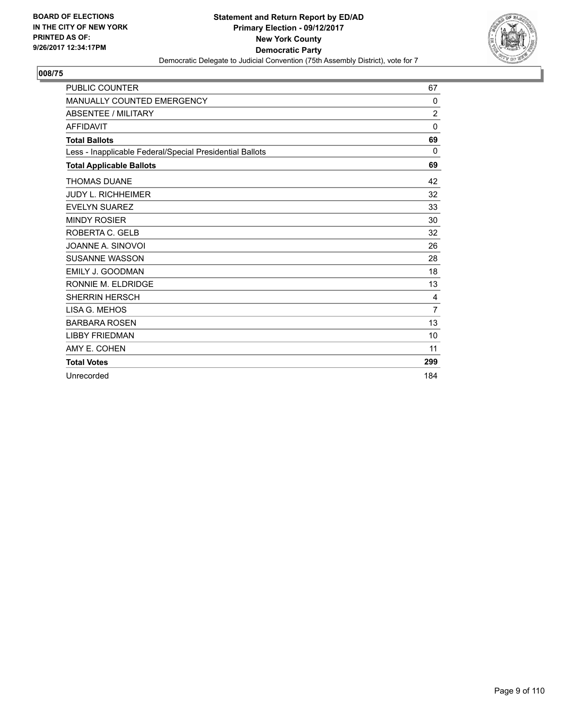**BOARD OF ELECTIONS IN THE CITY OF NEW YORK PRINTED AS OF: 9/26/2017 12:34:17PM**

**Statement and Return Report by ED/AD**
**Primary Election - 09/12/2017**
**New York County**
**Democratic Party**
Democratic Delegate to Judicial Convention (75th Assembly District), vote for 7

## 008/75

| | |
|---|---|
| PUBLIC COUNTER | 67 |
| MANUALLY COUNTED EMERGENCY | 0 |
| ABSENTEE / MILITARY | 2 |
| AFFIDAVIT | 0 |
| **Total Ballots** | **69** |
| Less - Inapplicable Federal/Special Presidential Ballots | 0 |
| **Total Applicable Ballots** | **69** |
| THOMAS DUANE | 42 |
| JUDY L. RICHHEIMER | 32 |
| EVELYN SUAREZ | 33 |
| MINDY ROSIER | 30 |
| ROBERTA C. GELB | 32 |
| JOANNE A. SINOVOI | 26 |
| SUSANNE WASSON | 28 |
| EMILY J. GOODMAN | 18 |
| RONNIE M. ELDRIDGE | 13 |
| SHERRIN HERSCH | 4 |
| LISA G. MEHOS | 7 |
| BARBARA ROSEN | 13 |
| LIBBY FRIEDMAN | 10 |
| AMY E. COHEN | 11 |
| **Total Votes** | **299** |
| Unrecorded | 184 |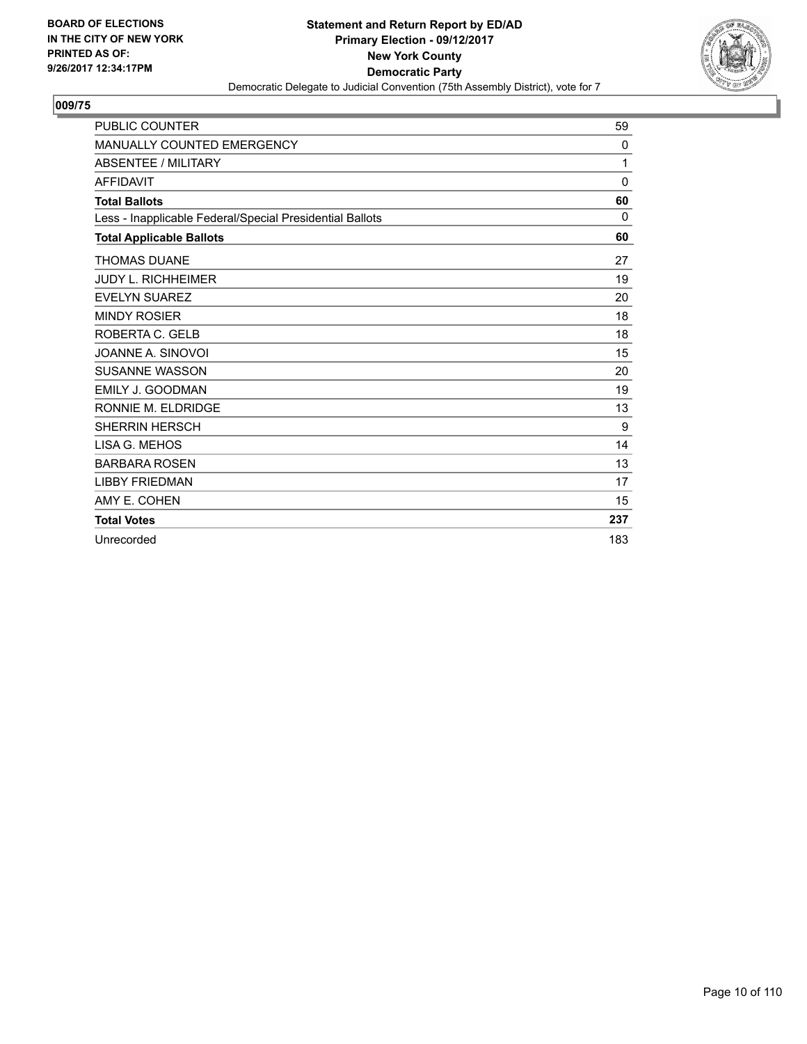BOARD OF ELECTIONS
IN THE CITY OF NEW YORK
PRINTED AS OF:
9/26/2017 12:34:17PM

**Statement and Return Report by ED/AD**
**Primary Election - 09/12/2017**
**New York County**
**Democratic Party**
Democratic Delegate to Judicial Convention (75th Assembly District), vote for 7

## 009/75

| | |
|---|---|
| PUBLIC COUNTER | 59 |
| MANUALLY COUNTED EMERGENCY | 0 |
| ABSENTEE / MILITARY | 1 |
| AFFIDAVIT | 0 |
| **Total Ballots** | **60** |
| Less - Inapplicable Federal/Special Presidential Ballots | 0 |
| **Total Applicable Ballots** | **60** |
| THOMAS DUANE | 27 |
| JUDY L. RICHHEIMER | 19 |
| EVELYN SUAREZ | 20 |
| MINDY ROSIER | 18 |
| ROBERTA C. GELB | 18 |
| JOANNE A. SINOVOI | 15 |
| SUSANNE WASSON | 20 |
| EMILY J. GOODMAN | 19 |
| RONNIE M. ELDRIDGE | 13 |
| SHERRIN HERSCH | 9 |
| LISA G. MEHOS | 14 |
| BARBARA ROSEN | 13 |
| LIBBY FRIEDMAN | 17 |
| AMY E. COHEN | 15 |
| **Total Votes** | **237** |
| Unrecorded | 183 |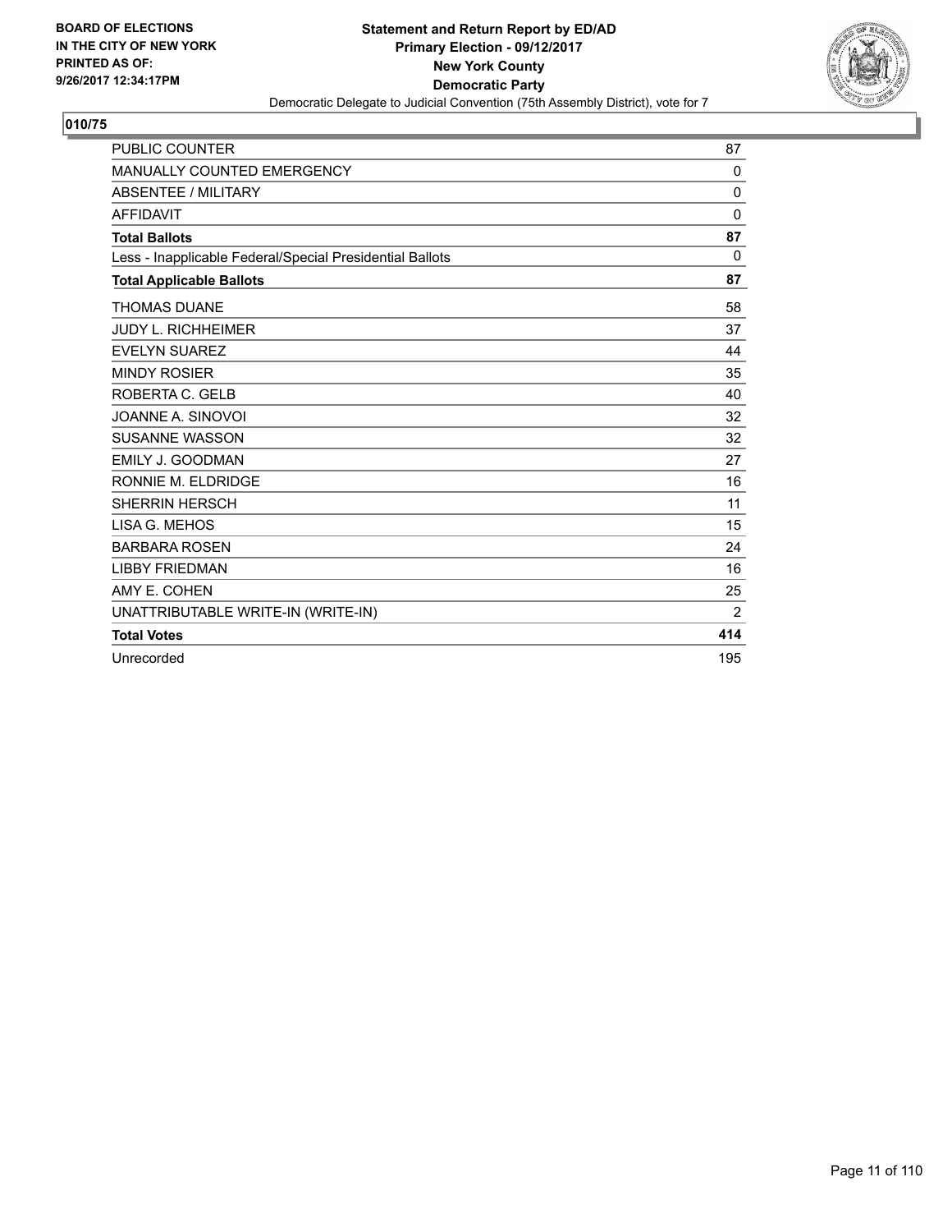BOARD OF ELECTIONS
IN THE CITY OF NEW YORK
PRINTED AS OF:
9/26/2017 12:34:17PM

**Statement and Return Report by ED/AD**
**Primary Election - 09/12/2017**
**New York County**
**Democratic Party**
Democratic Delegate to Judicial Convention (75th Assembly District), vote for 7

## 010/75

| | |
|---|---|
| PUBLIC COUNTER | 87 |
| MANUALLY COUNTED EMERGENCY | 0 |
| ABSENTEE / MILITARY | 0 |
| AFFIDAVIT | 0 |
| **Total Ballots** | **87** |
| Less - Inapplicable Federal/Special Presidential Ballots | 0 |
| **Total Applicable Ballots** | **87** |
| THOMAS DUANE | 58 |
| JUDY L. RICHHEIMER | 37 |
| EVELYN SUAREZ | 44 |
| MINDY ROSIER | 35 |
| ROBERTA C. GELB | 40 |
| JOANNE A. SINOVOI | 32 |
| SUSANNE WASSON | 32 |
| EMILY J. GOODMAN | 27 |
| RONNIE M. ELDRIDGE | 16 |
| SHERRIN HERSCH | 11 |
| LISA G. MEHOS | 15 |
| BARBARA ROSEN | 24 |
| LIBBY FRIEDMAN | 16 |
| AMY E. COHEN | 25 |
| UNATTRIBUTABLE WRITE-IN (WRITE-IN) | 2 |
| **Total Votes** | **414** |
| Unrecorded | 195 |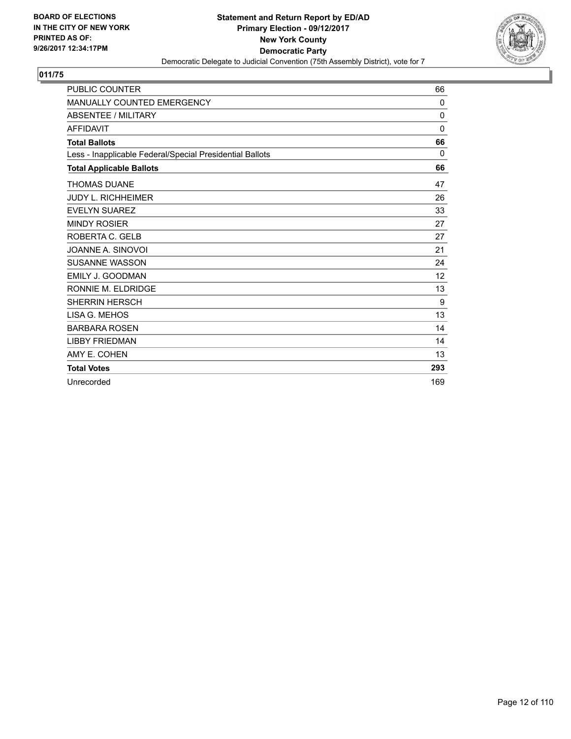**BOARD OF ELECTIONS IN THE CITY OF NEW YORK PRINTED AS OF: 9/26/2017 12:34:17PM**

**Statement and Return Report by ED/AD**
**Primary Election - 09/12/2017**
**New York County**
**Democratic Party**
Democratic Delegate to Judicial Convention (75th Assembly District), vote for 7

## 011/75

| | |
|---|---|
| PUBLIC COUNTER | 66 |
| MANUALLY COUNTED EMERGENCY | 0 |
| ABSENTEE / MILITARY | 0 |
| AFFIDAVIT | 0 |
| **Total Ballots** | **66** |
| Less - Inapplicable Federal/Special Presidential Ballots | 0 |
| **Total Applicable Ballots** | **66** |
| THOMAS DUANE | 47 |
| JUDY L. RICHHEIMER | 26 |
| EVELYN SUAREZ | 33 |
| MINDY ROSIER | 27 |
| ROBERTA C. GELB | 27 |
| JOANNE A. SINOVOI | 21 |
| SUSANNE WASSON | 24 |
| EMILY J. GOODMAN | 12 |
| RONNIE M. ELDRIDGE | 13 |
| SHERRIN HERSCH | 9 |
| LISA G. MEHOS | 13 |
| BARBARA ROSEN | 14 |
| LIBBY FRIEDMAN | 14 |
| AMY E. COHEN | 13 |
| **Total Votes** | **293** |
| Unrecorded | 169 |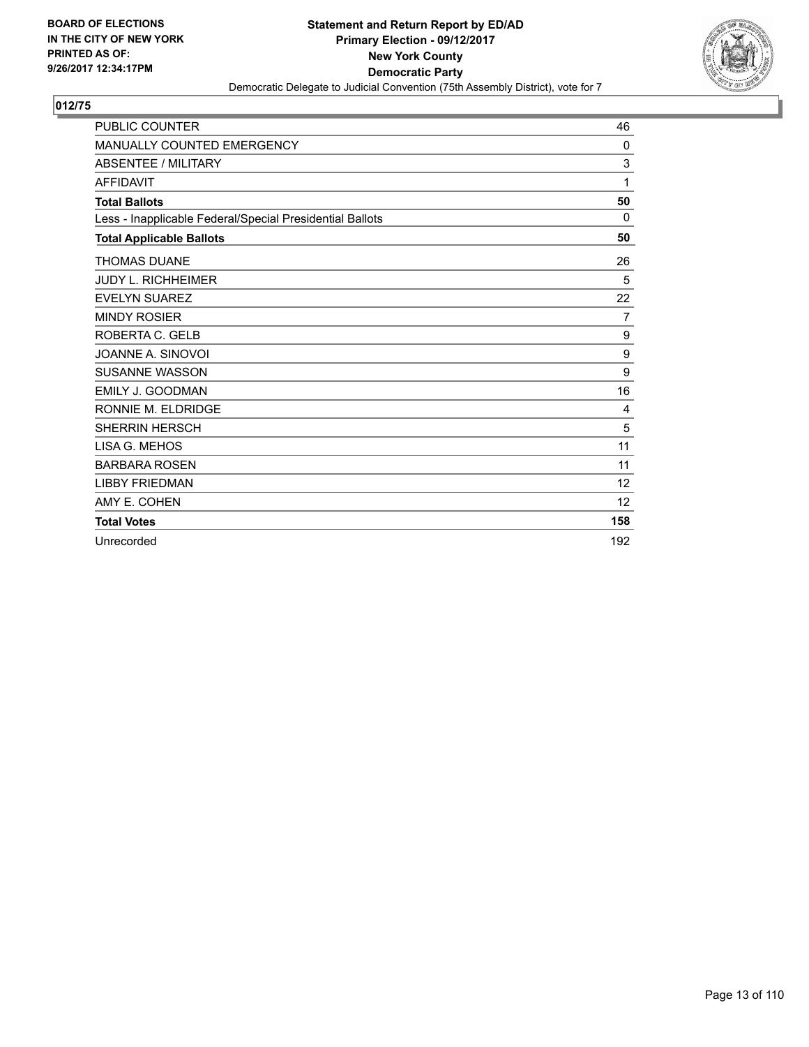BOARD OF ELECTIONS
IN THE CITY OF NEW YORK
PRINTED AS OF:
9/26/2017 12:34:17PM

**Statement and Return Report by ED/AD**
**Primary Election - 09/12/2017**
**New York County**
**Democratic Party**
Democratic Delegate to Judicial Convention (75th Assembly District), vote for 7

## 012/75

| | |
|---|---|
| PUBLIC COUNTER | 46 |
| MANUALLY COUNTED EMERGENCY | 0 |
| ABSENTEE / MILITARY | 3 |
| AFFIDAVIT | 1 |
| **Total Ballots** | **50** |
| Less - Inapplicable Federal/Special Presidential Ballots | 0 |
| **Total Applicable Ballots** | **50** |
| THOMAS DUANE | 26 |
| JUDY L. RICHHEIMER | 5 |
| EVELYN SUAREZ | 22 |
| MINDY ROSIER | 7 |
| ROBERTA C. GELB | 9 |
| JOANNE A. SINOVOI | 9 |
| SUSANNE WASSON | 9 |
| EMILY J. GOODMAN | 16 |
| RONNIE M. ELDRIDGE | 4 |
| SHERRIN HERSCH | 5 |
| LISA G. MEHOS | 11 |
| BARBARA ROSEN | 11 |
| LIBBY FRIEDMAN | 12 |
| AMY E. COHEN | 12 |
| **Total Votes** | **158** |
| Unrecorded | 192 |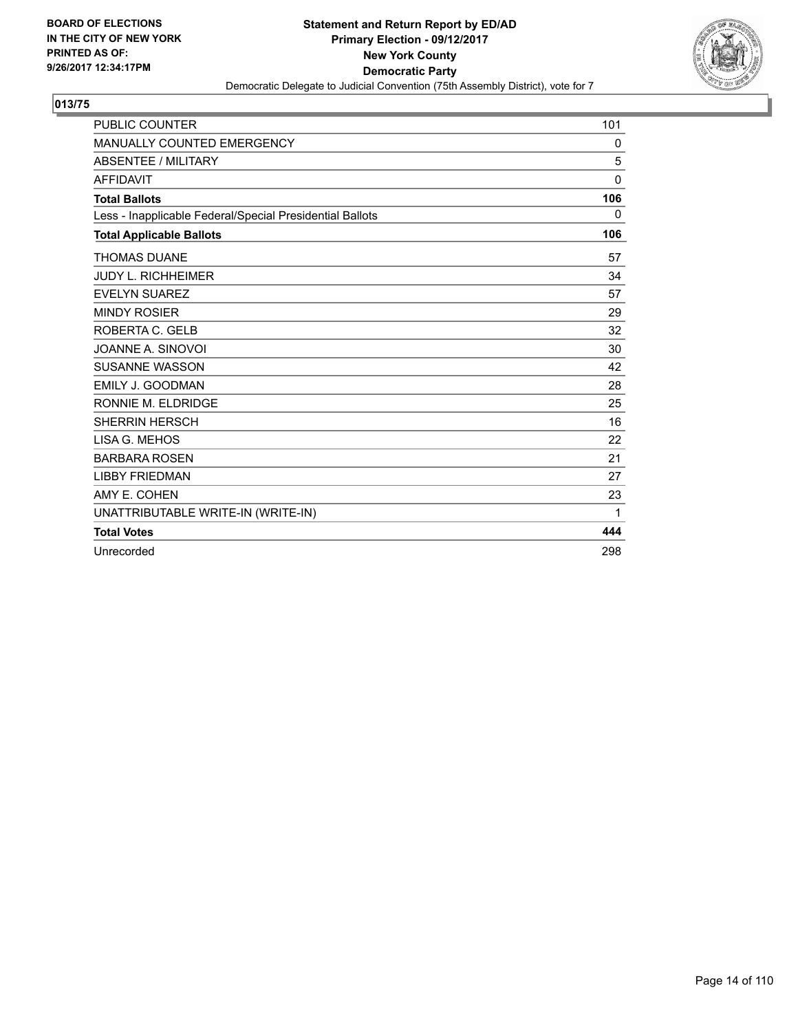BOARD OF ELECTIONS
IN THE CITY OF NEW YORK
PRINTED AS OF:
9/26/2017 12:34:17PM

**Statement and Return Report by ED/AD**
**Primary Election - 09/12/2017**
**New York County**
**Democratic Party**
Democratic Delegate to Judicial Convention (75th Assembly District), vote for 7

## 013/75

| | |
|---|---|
| PUBLIC COUNTER | 101 |
| MANUALLY COUNTED EMERGENCY | 0 |
| ABSENTEE / MILITARY | 5 |
| AFFIDAVIT | 0 |
| **Total Ballots** | **106** |
| Less - Inapplicable Federal/Special Presidential Ballots | 0 |
| **Total Applicable Ballots** | **106** |
| THOMAS DUANE | 57 |
| JUDY L. RICHHEIMER | 34 |
| EVELYN SUAREZ | 57 |
| MINDY ROSIER | 29 |
| ROBERTA C. GELB | 32 |
| JOANNE A. SINOVOI | 30 |
| SUSANNE WASSON | 42 |
| EMILY J. GOODMAN | 28 |
| RONNIE M. ELDRIDGE | 25 |
| SHERRIN HERSCH | 16 |
| LISA G. MEHOS | 22 |
| BARBARA ROSEN | 21 |
| LIBBY FRIEDMAN | 27 |
| AMY E. COHEN | 23 |
| UNATTRIBUTABLE WRITE-IN (WRITE-IN) | 1 |
| **Total Votes** | **444** |
| Unrecorded | 298 |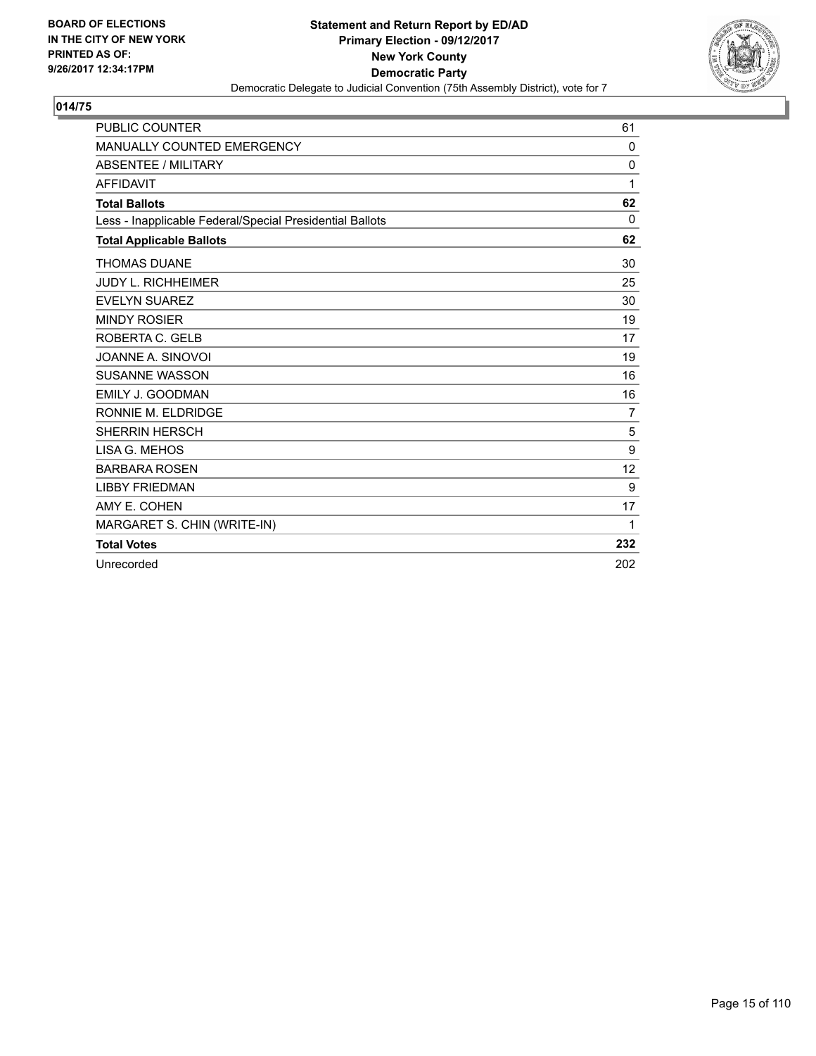**BOARD OF ELECTIONS IN THE CITY OF NEW YORK PRINTED AS OF: 9/26/2017 12:34:17PM**

**Statement and Return Report by ED/AD**
**Primary Election - 09/12/2017**
**New York County**
**Democratic Party**
Democratic Delegate to Judicial Convention (75th Assembly District), vote for 7

## 014/75

| | |
|---|---|
| PUBLIC COUNTER | 61 |
| MANUALLY COUNTED EMERGENCY | 0 |
| ABSENTEE / MILITARY | 0 |
| AFFIDAVIT | 1 |
| **Total Ballots** | **62** |
| Less - Inapplicable Federal/Special Presidential Ballots | 0 |
| **Total Applicable Ballots** | **62** |
| THOMAS DUANE | 30 |
| JUDY L. RICHHEIMER | 25 |
| EVELYN SUAREZ | 30 |
| MINDY ROSIER | 19 |
| ROBERTA C. GELB | 17 |
| JOANNE A. SINOVOI | 19 |
| SUSANNE WASSON | 16 |
| EMILY J. GOODMAN | 16 |
| RONNIE M. ELDRIDGE | 7 |
| SHERRIN HERSCH | 5 |
| LISA G. MEHOS | 9 |
| BARBARA ROSEN | 12 |
| LIBBY FRIEDMAN | 9 |
| AMY E. COHEN | 17 |
| MARGARET S. CHIN (WRITE-IN) | 1 |
| **Total Votes** | **232** |
| Unrecorded | 202 |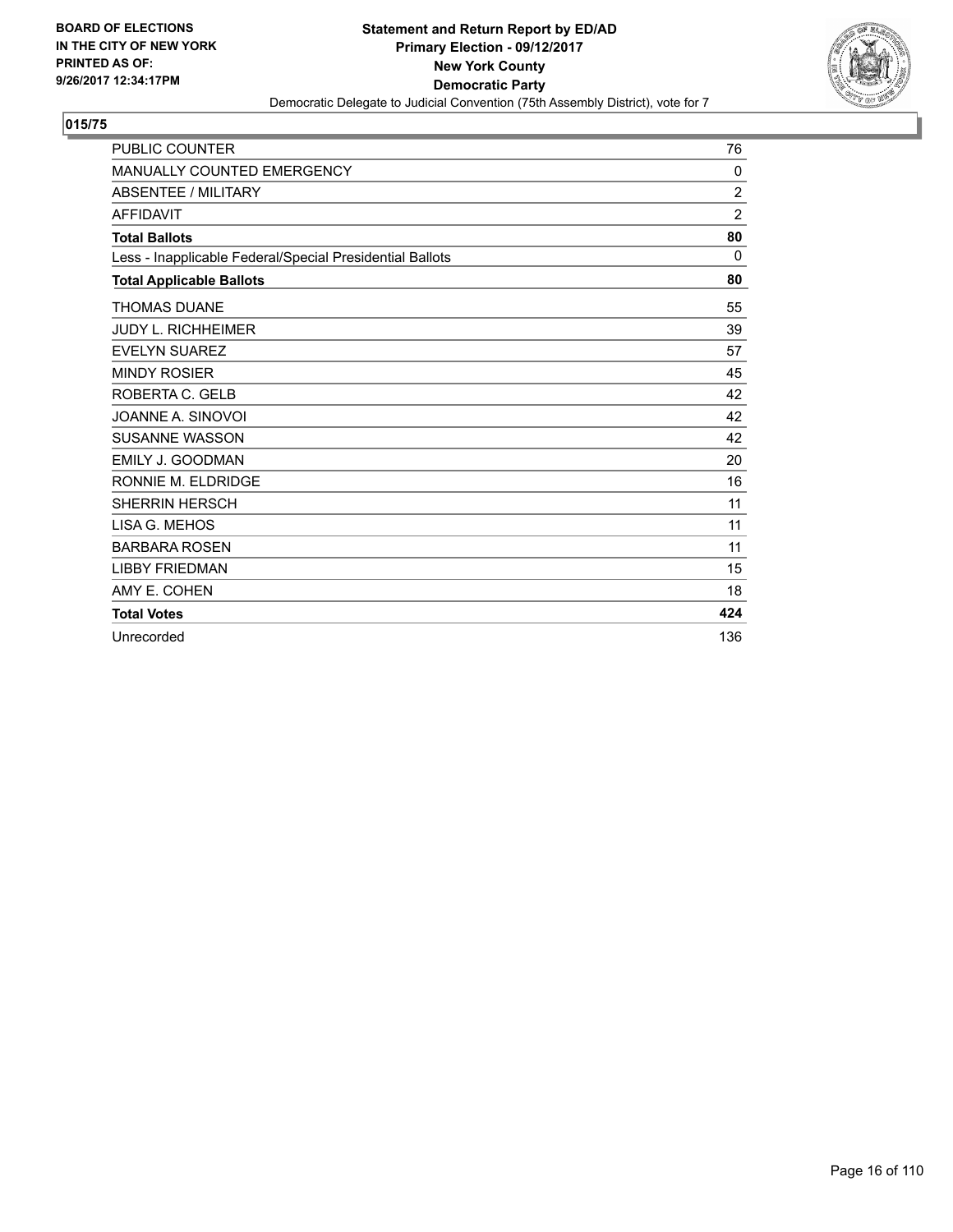BOARD OF ELECTIONS
IN THE CITY OF NEW YORK
PRINTED AS OF:
9/26/2017 12:34:17PM

**Statement and Return Report by ED/AD**
**Primary Election - 09/12/2017**
**New York County**
**Democratic Party**
Democratic Delegate to Judicial Convention (75th Assembly District), vote for 7

## 015/75

| | |
|---|---|
| PUBLIC COUNTER | 76 |
| MANUALLY COUNTED EMERGENCY | 0 |
| ABSENTEE / MILITARY | 2 |
| AFFIDAVIT | 2 |
| **Total Ballots** | **80** |
| Less - Inapplicable Federal/Special Presidential Ballots | 0 |
| **Total Applicable Ballots** | **80** |
| THOMAS DUANE | 55 |
| JUDY L. RICHHEIMER | 39 |
| EVELYN SUAREZ | 57 |
| MINDY ROSIER | 45 |
| ROBERTA C. GELB | 42 |
| JOANNE A. SINOVOI | 42 |
| SUSANNE WASSON | 42 |
| EMILY J. GOODMAN | 20 |
| RONNIE M. ELDRIDGE | 16 |
| SHERRIN HERSCH | 11 |
| LISA G. MEHOS | 11 |
| BARBARA ROSEN | 11 |
| LIBBY FRIEDMAN | 15 |
| AMY E. COHEN | 18 |
| **Total Votes** | **424** |
| Unrecorded | 136 |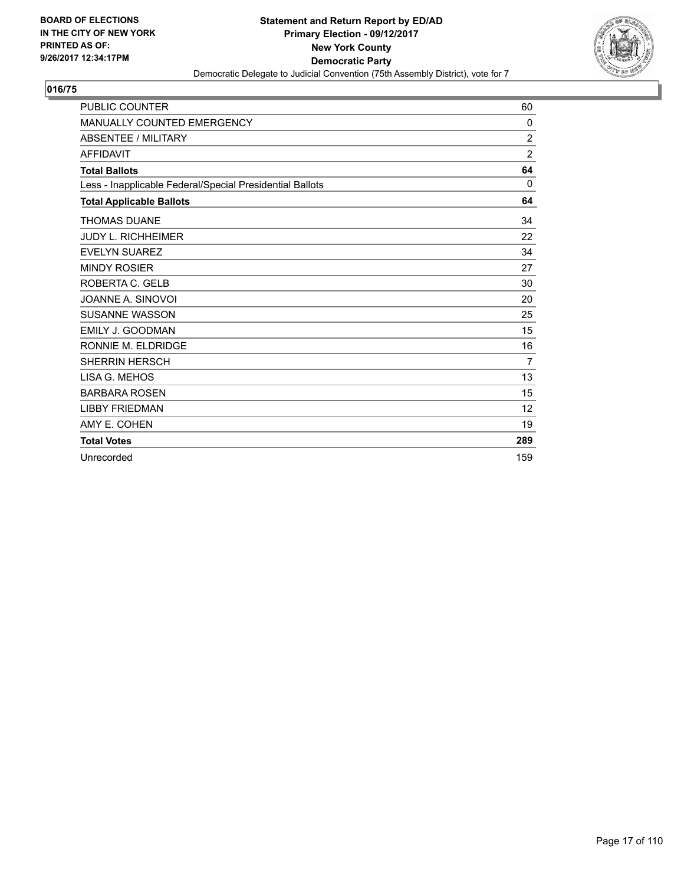BOARD OF ELECTIONS
IN THE CITY OF NEW YORK
PRINTED AS OF:
9/26/2017 12:34:17PM

**Statement and Return Report by ED/AD**
**Primary Election - 09/12/2017**
**New York County**
**Democratic Party**
Democratic Delegate to Judicial Convention (75th Assembly District), vote for 7

## 016/75

| | |
|---|---|
| PUBLIC COUNTER | 60 |
| MANUALLY COUNTED EMERGENCY | 0 |
| ABSENTEE / MILITARY | 2 |
| AFFIDAVIT | 2 |
| **Total Ballots** | **64** |
| Less - Inapplicable Federal/Special Presidential Ballots | 0 |
| **Total Applicable Ballots** | **64** |
| THOMAS DUANE | 34 |
| JUDY L. RICHHEIMER | 22 |
| EVELYN SUAREZ | 34 |
| MINDY ROSIER | 27 |
| ROBERTA C. GELB | 30 |
| JOANNE A. SINOVOI | 20 |
| SUSANNE WASSON | 25 |
| EMILY J. GOODMAN | 15 |
| RONNIE M. ELDRIDGE | 16 |
| SHERRIN HERSCH | 7 |
| LISA G. MEHOS | 13 |
| BARBARA ROSEN | 15 |
| LIBBY FRIEDMAN | 12 |
| AMY E. COHEN | 19 |
| **Total Votes** | **289** |
| Unrecorded | 159 |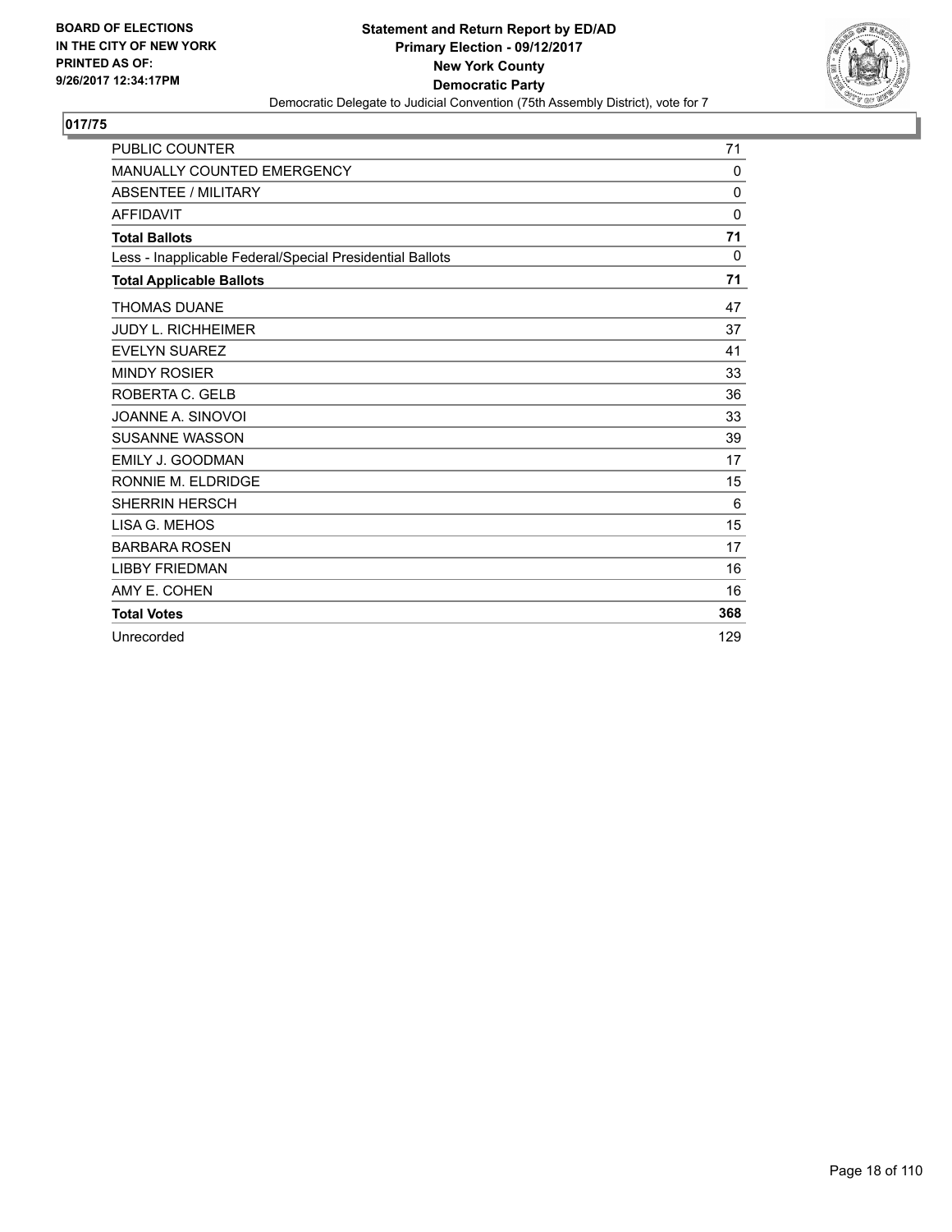**BOARD OF ELECTIONS IN THE CITY OF NEW YORK PRINTED AS OF: 9/26/2017 12:34:17PM**

**Statement and Return Report by ED/AD**
**Primary Election - 09/12/2017**
**New York County**
**Democratic Party**
Democratic Delegate to Judicial Convention (75th Assembly District), vote for 7

## 017/75

| | |
|---|---|
| PUBLIC COUNTER | 71 |
| MANUALLY COUNTED EMERGENCY | 0 |
| ABSENTEE / MILITARY | 0 |
| AFFIDAVIT | 0 |
| **Total Ballots** | **71** |
| Less - Inapplicable Federal/Special Presidential Ballots | 0 |
| **Total Applicable Ballots** | **71** |
| THOMAS DUANE | 47 |
| JUDY L. RICHHEIMER | 37 |
| EVELYN SUAREZ | 41 |
| MINDY ROSIER | 33 |
| ROBERTA C. GELB | 36 |
| JOANNE A. SINOVOI | 33 |
| SUSANNE WASSON | 39 |
| EMILY J. GOODMAN | 17 |
| RONNIE M. ELDRIDGE | 15 |
| SHERRIN HERSCH | 6 |
| LISA G. MEHOS | 15 |
| BARBARA ROSEN | 17 |
| LIBBY FRIEDMAN | 16 |
| AMY E. COHEN | 16 |
| **Total Votes** | **368** |
| Unrecorded | 129 |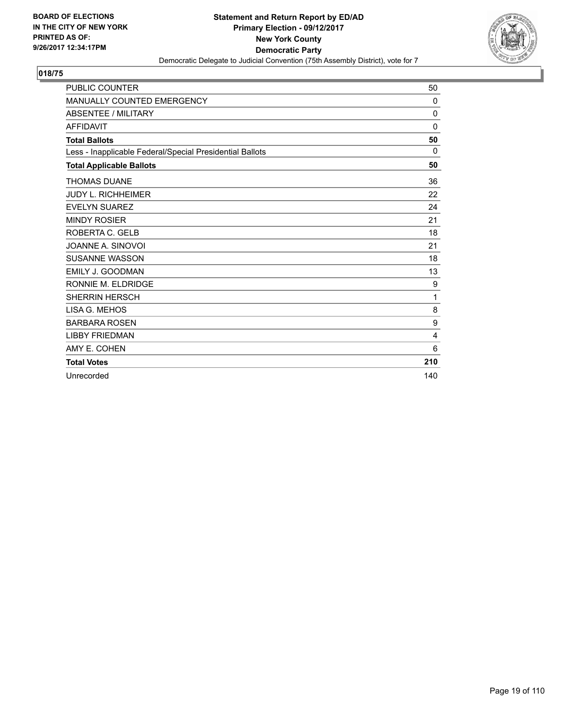**BOARD OF ELECTIONS IN THE CITY OF NEW YORK PRINTED AS OF: 9/26/2017 12:34:17PM**

**Statement and Return Report by ED/AD**
**Primary Election - 09/12/2017**
**New York County**
**Democratic Party**
Democratic Delegate to Judicial Convention (75th Assembly District), vote for 7

## 018/75

| | |
|---|---|
| PUBLIC COUNTER | 50 |
| MANUALLY COUNTED EMERGENCY | 0 |
| ABSENTEE / MILITARY | 0 |
| AFFIDAVIT | 0 |
| **Total Ballots** | **50** |
| Less - Inapplicable Federal/Special Presidential Ballots | 0 |
| **Total Applicable Ballots** | **50** |
| THOMAS DUANE | 36 |
| JUDY L. RICHHEIMER | 22 |
| EVELYN SUAREZ | 24 |
| MINDY ROSIER | 21 |
| ROBERTA C. GELB | 18 |
| JOANNE A. SINOVOI | 21 |
| SUSANNE WASSON | 18 |
| EMILY J. GOODMAN | 13 |
| RONNIE M. ELDRIDGE | 9 |
| SHERRIN HERSCH | 1 |
| LISA G. MEHOS | 8 |
| BARBARA ROSEN | 9 |
| LIBBY FRIEDMAN | 4 |
| AMY E. COHEN | 6 |
| **Total Votes** | **210** |
| Unrecorded | 140 |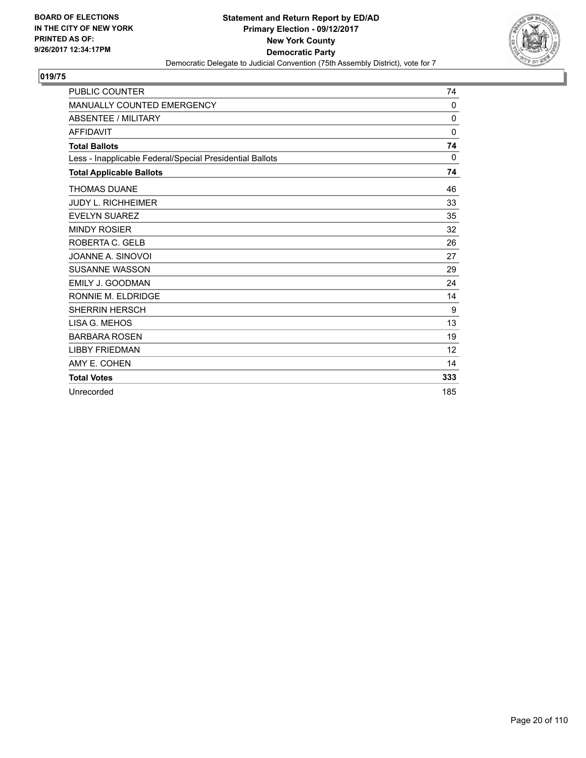**BOARD OF ELECTIONS IN THE CITY OF NEW YORK PRINTED AS OF: 9/26/2017 12:34:17PM**

**Statement and Return Report by ED/AD**
**Primary Election - 09/12/2017**
**New York County**
**Democratic Party**
Democratic Delegate to Judicial Convention (75th Assembly District), vote for 7

## 019/75

| | |
|---|---|
| PUBLIC COUNTER | 74 |
| MANUALLY COUNTED EMERGENCY | 0 |
| ABSENTEE / MILITARY | 0 |
| AFFIDAVIT | 0 |
| **Total Ballots** | **74** |
| Less - Inapplicable Federal/Special Presidential Ballots | 0 |
| **Total Applicable Ballots** | **74** |
| THOMAS DUANE | 46 |
| JUDY L. RICHHEIMER | 33 |
| EVELYN SUAREZ | 35 |
| MINDY ROSIER | 32 |
| ROBERTA C. GELB | 26 |
| JOANNE A. SINOVOI | 27 |
| SUSANNE WASSON | 29 |
| EMILY J. GOODMAN | 24 |
| RONNIE M. ELDRIDGE | 14 |
| SHERRIN HERSCH | 9 |
| LISA G. MEHOS | 13 |
| BARBARA ROSEN | 19 |
| LIBBY FRIEDMAN | 12 |
| AMY E. COHEN | 14 |
| **Total Votes** | **333** |
| Unrecorded | 185 |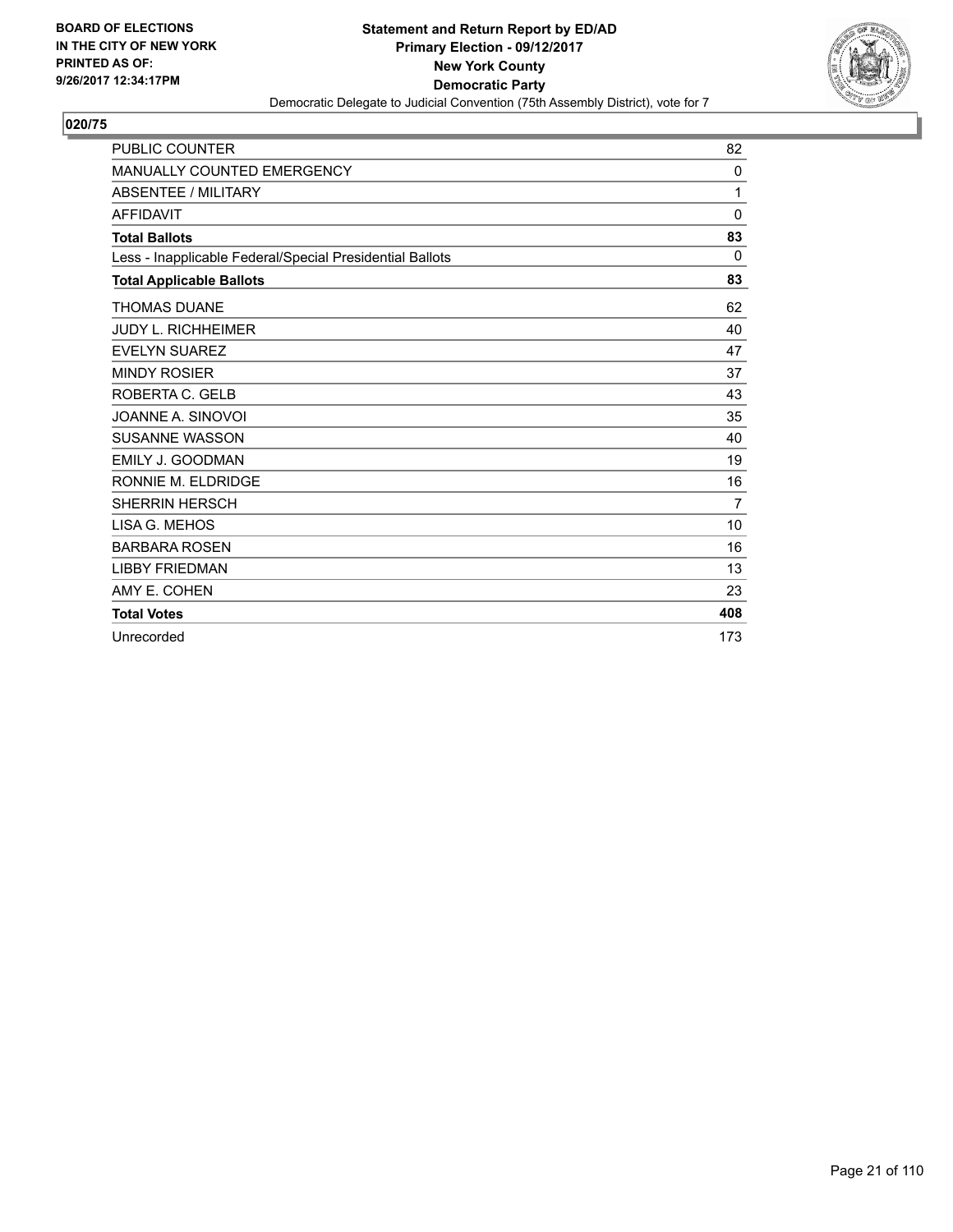**BOARD OF ELECTIONS IN THE CITY OF NEW YORK PRINTED AS OF: 9/26/2017 12:34:17PM**

**Statement and Return Report by ED/AD Primary Election - 09/12/2017 New York County Democratic Party**

Democratic Delegate to Judicial Convention (75th Assembly District), vote for 7

## 020/75

| | |
|---|---|
| PUBLIC COUNTER | 82 |
| MANUALLY COUNTED EMERGENCY | 0 |
| ABSENTEE / MILITARY | 1 |
| AFFIDAVIT | 0 |
| **Total Ballots** | **83** |
| Less - Inapplicable Federal/Special Presidential Ballots | 0 |
| **Total Applicable Ballots** | **83** |
| THOMAS DUANE | 62 |
| JUDY L. RICHHEIMER | 40 |
| EVELYN SUAREZ | 47 |
| MINDY ROSIER | 37 |
| ROBERTA C. GELB | 43 |
| JOANNE A. SINOVOI | 35 |
| SUSANNE WASSON | 40 |
| EMILY J. GOODMAN | 19 |
| RONNIE M. ELDRIDGE | 16 |
| SHERRIN HERSCH | 7 |
| LISA G. MEHOS | 10 |
| BARBARA ROSEN | 16 |
| LIBBY FRIEDMAN | 13 |
| AMY E. COHEN | 23 |
| **Total Votes** | **408** |
| Unrecorded | 173 |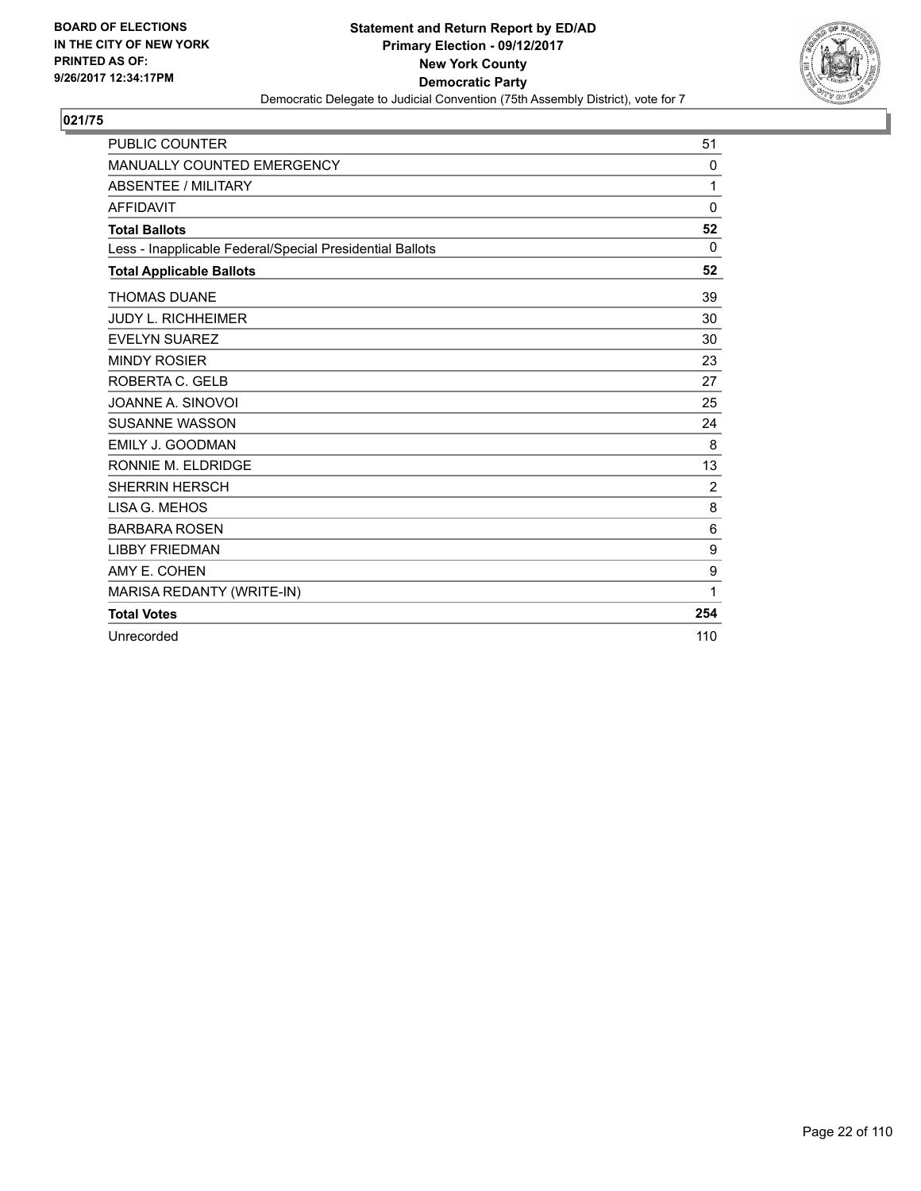BOARD OF ELECTIONS
IN THE CITY OF NEW YORK
PRINTED AS OF:
9/26/2017 12:34:17PM

**Statement and Return Report by ED/AD**
**Primary Election - 09/12/2017**
**New York County**
**Democratic Party**
Democratic Delegate to Judicial Convention (75th Assembly District), vote for 7

## 021/75

| | |
|---|---|
| PUBLIC COUNTER | 51 |
| MANUALLY COUNTED EMERGENCY | 0 |
| ABSENTEE / MILITARY | 1 |
| AFFIDAVIT | 0 |
| **Total Ballots** | **52** |
| Less - Inapplicable Federal/Special Presidential Ballots | 0 |
| **Total Applicable Ballots** | **52** |
| THOMAS DUANE | 39 |
| JUDY L. RICHHEIMER | 30 |
| EVELYN SUAREZ | 30 |
| MINDY ROSIER | 23 |
| ROBERTA C. GELB | 27 |
| JOANNE A. SINOVOI | 25 |
| SUSANNE WASSON | 24 |
| EMILY J. GOODMAN | 8 |
| RONNIE M. ELDRIDGE | 13 |
| SHERRIN HERSCH | 2 |
| LISA G. MEHOS | 8 |
| BARBARA ROSEN | 6 |
| LIBBY FRIEDMAN | 9 |
| AMY E. COHEN | 9 |
| MARISA REDANTY (WRITE-IN) | 1 |
| **Total Votes** | **254** |
| Unrecorded | 110 |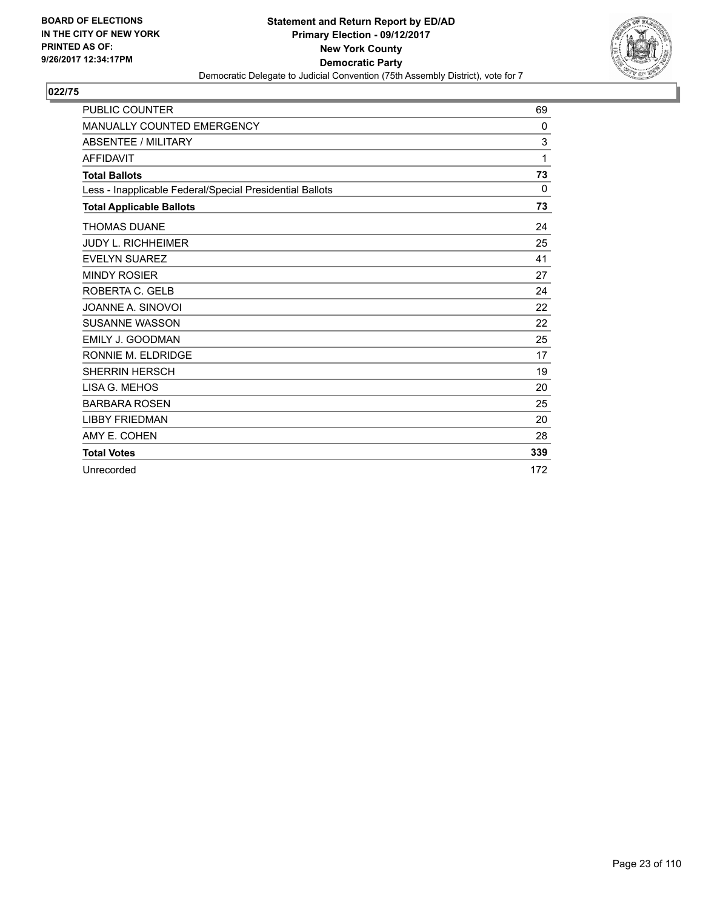**BOARD OF ELECTIONS IN THE CITY OF NEW YORK PRINTED AS OF: 9/26/2017 12:34:17PM**

**Statement and Return Report by ED/AD**
**Primary Election - 09/12/2017**
**New York County**
**Democratic Party**
Democratic Delegate to Judicial Convention (75th Assembly District), vote for 7

## 022/75

| | |
|---|---|
| PUBLIC COUNTER | 69 |
| MANUALLY COUNTED EMERGENCY | 0 |
| ABSENTEE / MILITARY | 3 |
| AFFIDAVIT | 1 |
| **Total Ballots** | **73** |
| Less - Inapplicable Federal/Special Presidential Ballots | 0 |
| **Total Applicable Ballots** | **73** |
| THOMAS DUANE | 24 |
| JUDY L. RICHHEIMER | 25 |
| EVELYN SUAREZ | 41 |
| MINDY ROSIER | 27 |
| ROBERTA C. GELB | 24 |
| JOANNE A. SINOVOI | 22 |
| SUSANNE WASSON | 22 |
| EMILY J. GOODMAN | 25 |
| RONNIE M. ELDRIDGE | 17 |
| SHERRIN HERSCH | 19 |
| LISA G. MEHOS | 20 |
| BARBARA ROSEN | 25 |
| LIBBY FRIEDMAN | 20 |
| AMY E. COHEN | 28 |
| **Total Votes** | **339** |
| Unrecorded | 172 |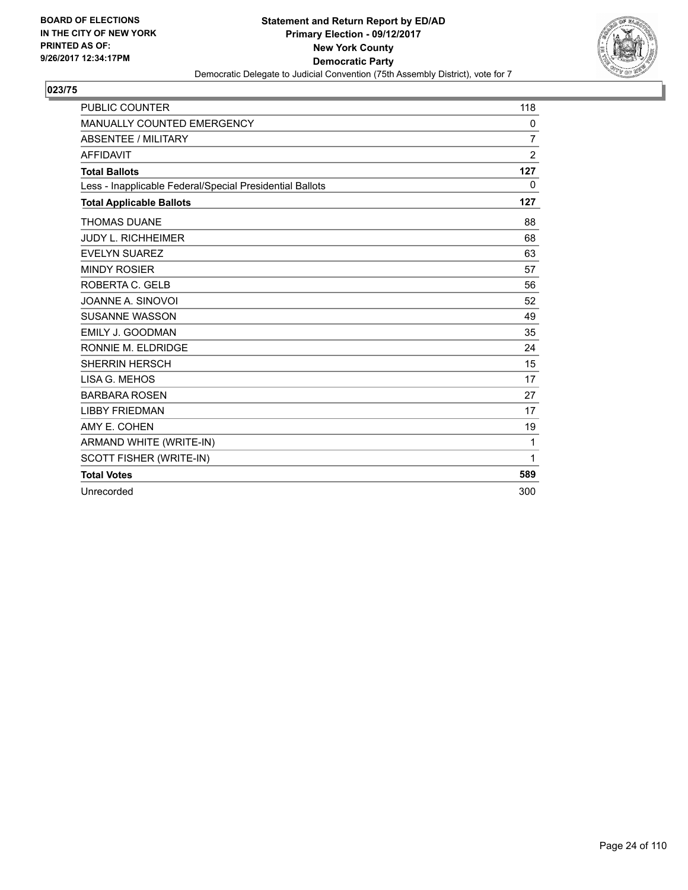BOARD OF ELECTIONS
IN THE CITY OF NEW YORK
PRINTED AS OF:
9/26/2017 12:34:17PM

**Statement and Return Report by ED/AD**
**Primary Election - 09/12/2017**
**New York County**
**Democratic Party**
Democratic Delegate to Judicial Convention (75th Assembly District), vote for 7

**023/75**

| | |
|---|---|
| PUBLIC COUNTER | 118 |
| MANUALLY COUNTED EMERGENCY | 0 |
| ABSENTEE / MILITARY | 7 |
| AFFIDAVIT | 2 |
| **Total Ballots** | **127** |
| Less - Inapplicable Federal/Special Presidential Ballots | 0 |
| **Total Applicable Ballots** | **127** |
| THOMAS DUANE | 88 |
| JUDY L. RICHHEIMER | 68 |
| EVELYN SUAREZ | 63 |
| MINDY ROSIER | 57 |
| ROBERTA C. GELB | 56 |
| JOANNE A. SINOVOI | 52 |
| SUSANNE WASSON | 49 |
| EMILY J. GOODMAN | 35 |
| RONNIE M. ELDRIDGE | 24 |
| SHERRIN HERSCH | 15 |
| LISA G. MEHOS | 17 |
| BARBARA ROSEN | 27 |
| LIBBY FRIEDMAN | 17 |
| AMY E. COHEN | 19 |
| ARMAND WHITE (WRITE-IN) | 1 |
| SCOTT FISHER (WRITE-IN) | 1 |
| **Total Votes** | **589** |
| Unrecorded | 300 |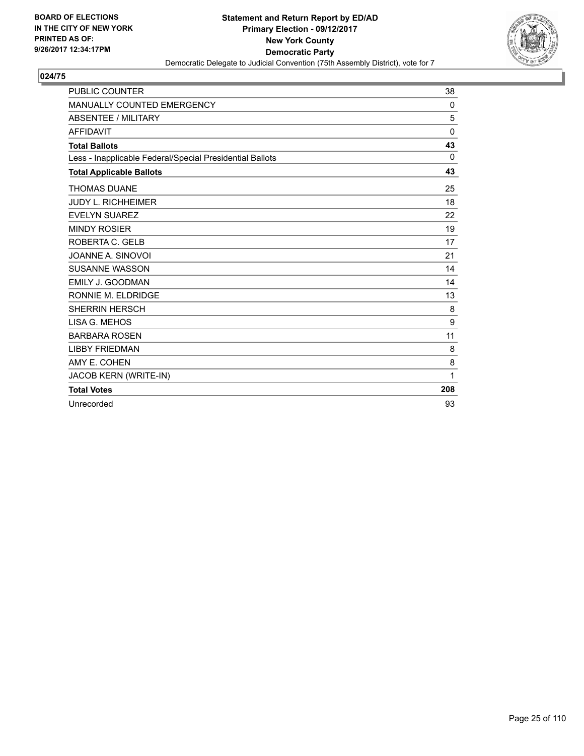**BOARD OF ELECTIONS IN THE CITY OF NEW YORK PRINTED AS OF: 9/26/2017 12:34:17PM**

**Statement and Return Report by ED/AD**
**Primary Election - 09/12/2017**
**New York County**
**Democratic Party**
Democratic Delegate to Judicial Convention (75th Assembly District), vote for 7

**024/75**

| | |
|---|---|
| PUBLIC COUNTER | 38 |
| MANUALLY COUNTED EMERGENCY | 0 |
| ABSENTEE / MILITARY | 5 |
| AFFIDAVIT | 0 |
| **Total Ballots** | **43** |
| Less - Inapplicable Federal/Special Presidential Ballots | 0 |
| **Total Applicable Ballots** | **43** |
| THOMAS DUANE | 25 |
| JUDY L. RICHHEIMER | 18 |
| EVELYN SUAREZ | 22 |
| MINDY ROSIER | 19 |
| ROBERTA C. GELB | 17 |
| JOANNE A. SINOVOI | 21 |
| SUSANNE WASSON | 14 |
| EMILY J. GOODMAN | 14 |
| RONNIE M. ELDRIDGE | 13 |
| SHERRIN HERSCH | 8 |
| LISA G. MEHOS | 9 |
| BARBARA ROSEN | 11 |
| LIBBY FRIEDMAN | 8 |
| AMY E. COHEN | 8 |
| JACOB KERN (WRITE-IN) | 1 |
| **Total Votes** | **208** |
| Unrecorded | 93 |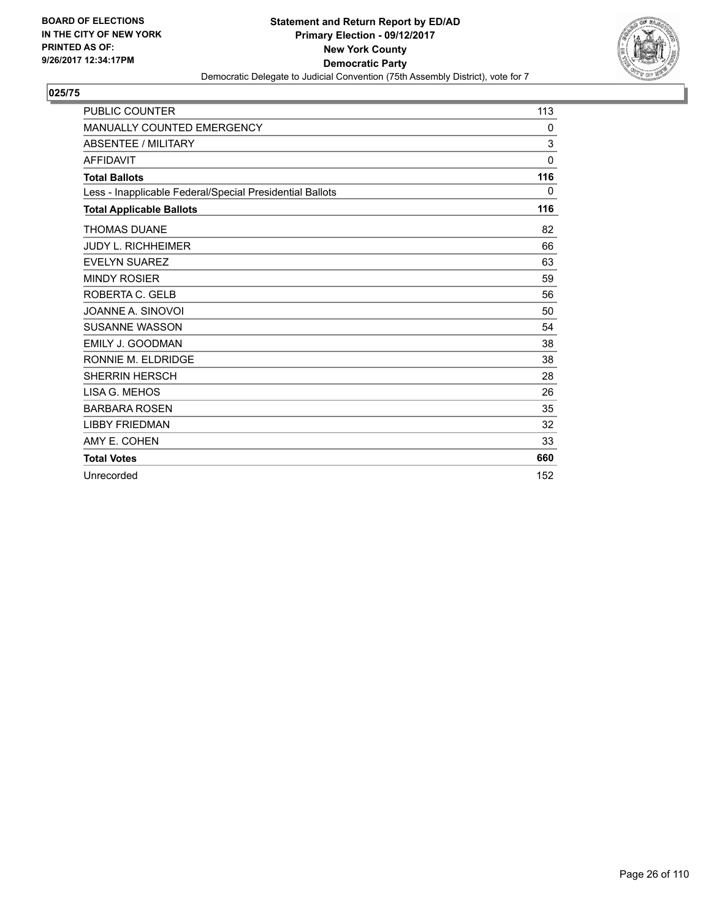BOARD OF ELECTIONS
IN THE CITY OF NEW YORK
PRINTED AS OF:
9/26/2017 12:34:17PM

**Statement and Return Report by ED/AD**
**Primary Election - 09/12/2017**
**New York County**
**Democratic Party**
Democratic Delegate to Judicial Convention (75th Assembly District), vote for 7

**025/75**

| | |
|---|---|
| PUBLIC COUNTER | 113 |
| MANUALLY COUNTED EMERGENCY | 0 |
| ABSENTEE / MILITARY | 3 |
| AFFIDAVIT | 0 |
| **Total Ballots** | **116** |
| Less - Inapplicable Federal/Special Presidential Ballots | 0 |
| **Total Applicable Ballots** | **116** |
| THOMAS DUANE | 82 |
| JUDY L. RICHHEIMER | 66 |
| EVELYN SUAREZ | 63 |
| MINDY ROSIER | 59 |
| ROBERTA C. GELB | 56 |
| JOANNE A. SINOVOI | 50 |
| SUSANNE WASSON | 54 |
| EMILY J. GOODMAN | 38 |
| RONNIE M. ELDRIDGE | 38 |
| SHERRIN HERSCH | 28 |
| LISA G. MEHOS | 26 |
| BARBARA ROSEN | 35 |
| LIBBY FRIEDMAN | 32 |
| AMY E. COHEN | 33 |
| **Total Votes** | **660** |
| Unrecorded | 152 |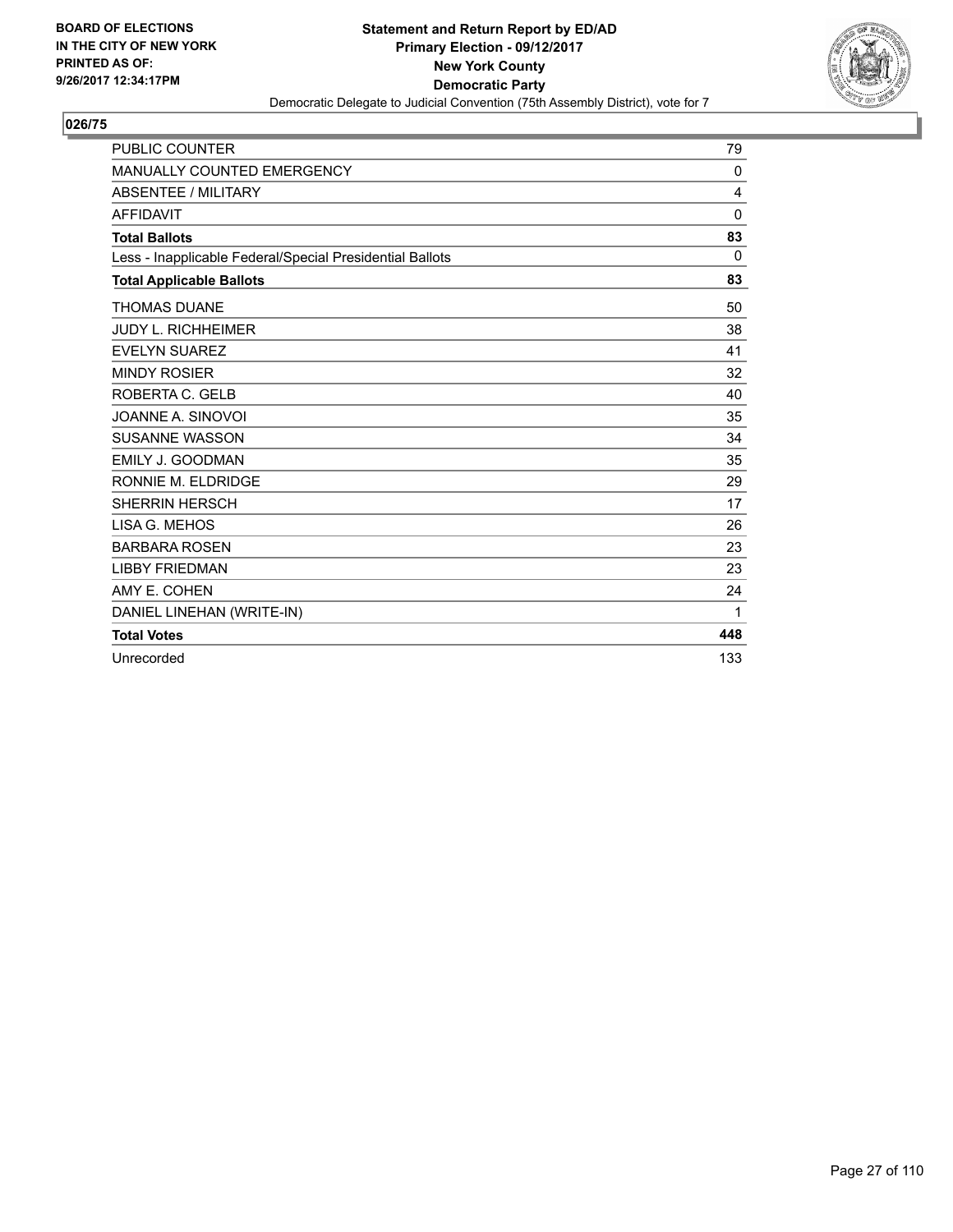**BOARD OF ELECTIONS IN THE CITY OF NEW YORK PRINTED AS OF: 9/26/2017 12:34:17PM**

**Statement and Return Report by ED/AD**
**Primary Election - 09/12/2017**
**New York County**
**Democratic Party**
Democratic Delegate to Judicial Convention (75th Assembly District), vote for 7

**026/75**

| | |
|---|---|
| PUBLIC COUNTER | 79 |
| MANUALLY COUNTED EMERGENCY | 0 |
| ABSENTEE / MILITARY | 4 |
| AFFIDAVIT | 0 |
| **Total Ballots** | **83** |
| Less - Inapplicable Federal/Special Presidential Ballots | 0 |
| **Total Applicable Ballots** | **83** |
| THOMAS DUANE | 50 |
| JUDY L. RICHHEIMER | 38 |
| EVELYN SUAREZ | 41 |
| MINDY ROSIER | 32 |
| ROBERTA C. GELB | 40 |
| JOANNE A. SINOVOI | 35 |
| SUSANNE WASSON | 34 |
| EMILY J. GOODMAN | 35 |
| RONNIE M. ELDRIDGE | 29 |
| SHERRIN HERSCH | 17 |
| LISA G. MEHOS | 26 |
| BARBARA ROSEN | 23 |
| LIBBY FRIEDMAN | 23 |
| AMY E. COHEN | 24 |
| DANIEL LINEHAN (WRITE-IN) | 1 |
| **Total Votes** | **448** |
| Unrecorded | 133 |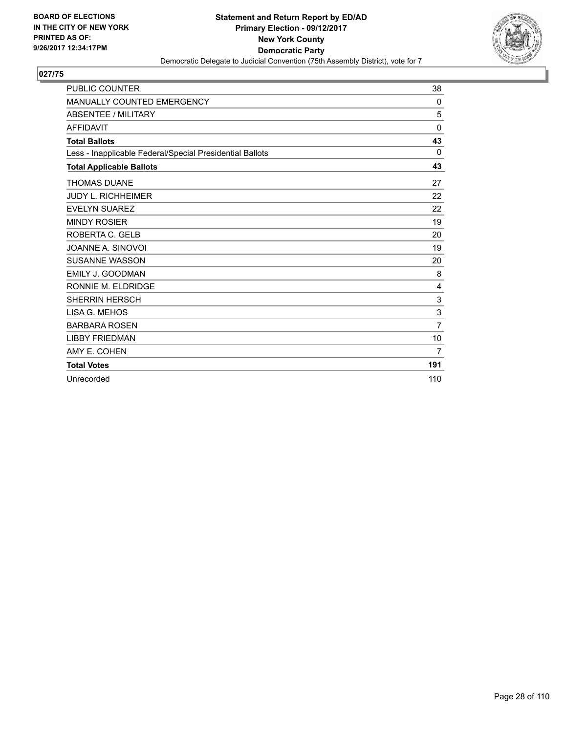BOARD OF ELECTIONS
IN THE CITY OF NEW YORK
PRINTED AS OF:
9/26/2017 12:34:17PM

**Statement and Return Report by ED/AD**
**Primary Election - 09/12/2017**
**New York County**
**Democratic Party**
Democratic Delegate to Judicial Convention (75th Assembly District), vote for 7

## 027/75

| | |
|---|---|
| PUBLIC COUNTER | 38 |
| MANUALLY COUNTED EMERGENCY | 0 |
| ABSENTEE / MILITARY | 5 |
| AFFIDAVIT | 0 |
| **Total Ballots** | **43** |
| Less - Inapplicable Federal/Special Presidential Ballots | 0 |
| **Total Applicable Ballots** | **43** |
| THOMAS DUANE | 27 |
| JUDY L. RICHHEIMER | 22 |
| EVELYN SUAREZ | 22 |
| MINDY ROSIER | 19 |
| ROBERTA C. GELB | 20 |
| JOANNE A. SINOVOI | 19 |
| SUSANNE WASSON | 20 |
| EMILY J. GOODMAN | 8 |
| RONNIE M. ELDRIDGE | 4 |
| SHERRIN HERSCH | 3 |
| LISA G. MEHOS | 3 |
| BARBARA ROSEN | 7 |
| LIBBY FRIEDMAN | 10 |
| AMY E. COHEN | 7 |
| **Total Votes** | **191** |
| Unrecorded | 110 |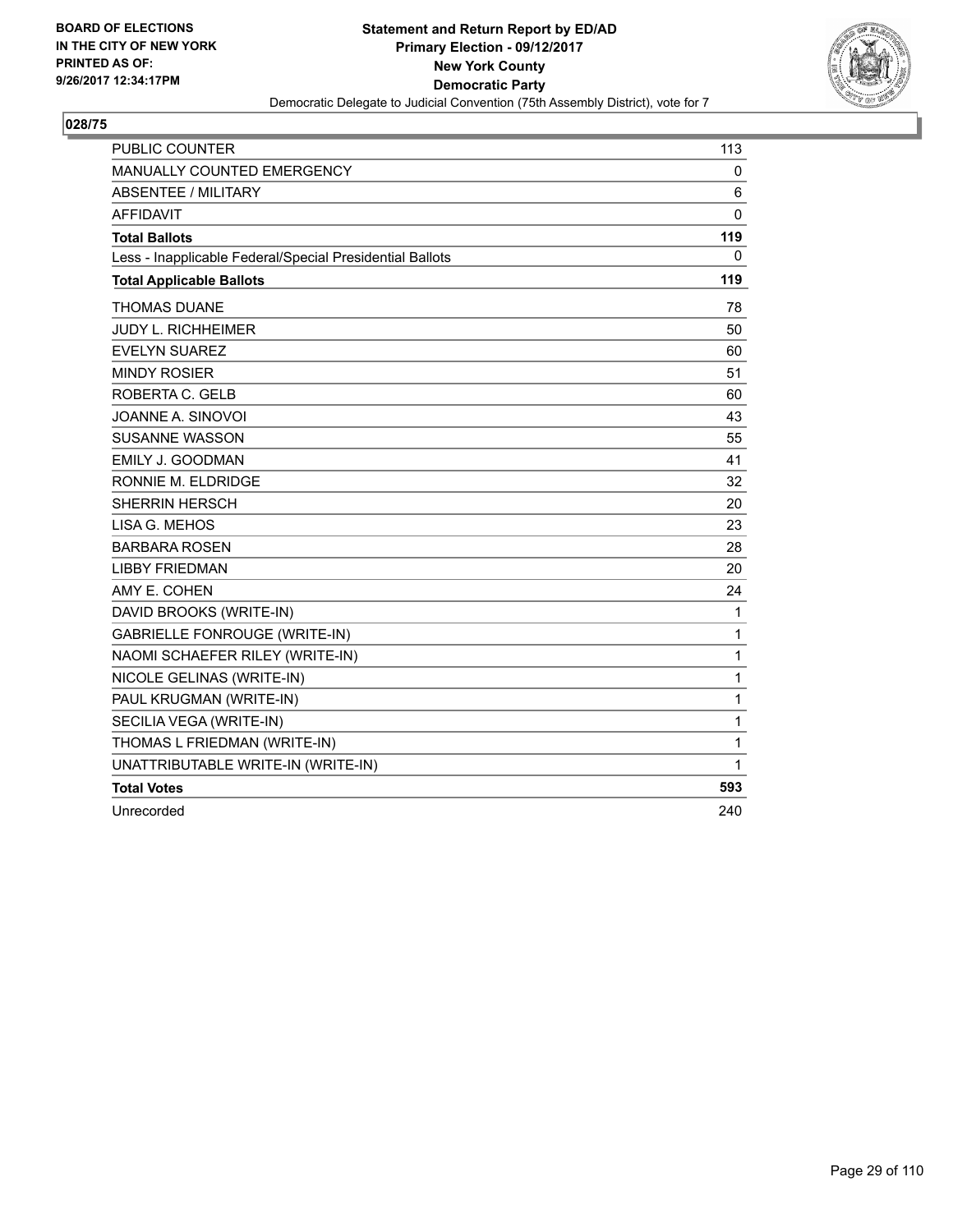BOARD OF ELECTIONS
IN THE CITY OF NEW YORK
PRINTED AS OF:
9/26/2017 12:34:17PM

**Statement and Return Report by ED/AD**
**Primary Election - 09/12/2017**
**New York County**
**Democratic Party**
Democratic Delegate to Judicial Convention (75th Assembly District), vote for 7

## 028/75

| | |
|---|---|
| PUBLIC COUNTER | 113 |
| MANUALLY COUNTED EMERGENCY | 0 |
| ABSENTEE / MILITARY | 6 |
| AFFIDAVIT | 0 |
| **Total Ballots** | **119** |
| Less - Inapplicable Federal/Special Presidential Ballots | 0 |
| **Total Applicable Ballots** | **119** |
| THOMAS DUANE | 78 |
| JUDY L. RICHHEIMER | 50 |
| EVELYN SUAREZ | 60 |
| MINDY ROSIER | 51 |
| ROBERTA C. GELB | 60 |
| JOANNE A. SINOVOI | 43 |
| SUSANNE WASSON | 55 |
| EMILY J. GOODMAN | 41 |
| RONNIE M. ELDRIDGE | 32 |
| SHERRIN HERSCH | 20 |
| LISA G. MEHOS | 23 |
| BARBARA ROSEN | 28 |
| LIBBY FRIEDMAN | 20 |
| AMY E. COHEN | 24 |
| DAVID BROOKS (WRITE-IN) | 1 |
| GABRIELLE FONROUGE (WRITE-IN) | 1 |
| NAOMI SCHAEFER RILEY (WRITE-IN) | 1 |
| NICOLE GELINAS (WRITE-IN) | 1 |
| PAUL KRUGMAN (WRITE-IN) | 1 |
| SECILIA VEGA (WRITE-IN) | 1 |
| THOMAS L FRIEDMAN (WRITE-IN) | 1 |
| UNATTRIBUTABLE WRITE-IN (WRITE-IN) | 1 |
| **Total Votes** | **593** |
| Unrecorded | 240 |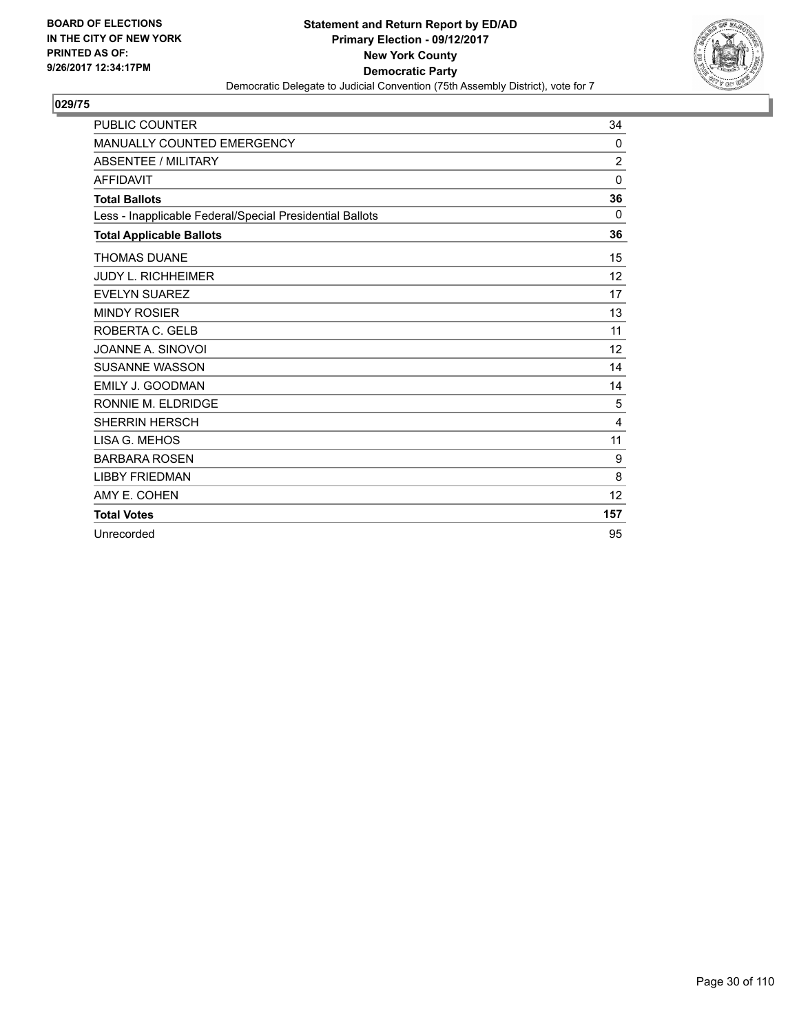**BOARD OF ELECTIONS IN THE CITY OF NEW YORK PRINTED AS OF: 9/26/2017 12:34:17PM**

**Statement and Return Report by ED/AD**
**Primary Election - 09/12/2017**
**New York County**
**Democratic Party**
Democratic Delegate to Judicial Convention (75th Assembly District), vote for 7

**029/75**

| | |
|---|---|
| PUBLIC COUNTER | 34 |
| MANUALLY COUNTED EMERGENCY | 0 |
| ABSENTEE / MILITARY | 2 |
| AFFIDAVIT | 0 |
| **Total Ballots** | **36** |
| Less - Inapplicable Federal/Special Presidential Ballots | 0 |
| **Total Applicable Ballots** | **36** |
| THOMAS DUANE | 15 |
| JUDY L. RICHHEIMER | 12 |
| EVELYN SUAREZ | 17 |
| MINDY ROSIER | 13 |
| ROBERTA C. GELB | 11 |
| JOANNE A. SINOVOI | 12 |
| SUSANNE WASSON | 14 |
| EMILY J. GOODMAN | 14 |
| RONNIE M. ELDRIDGE | 5 |
| SHERRIN HERSCH | 4 |
| LISA G. MEHOS | 11 |
| BARBARA ROSEN | 9 |
| LIBBY FRIEDMAN | 8 |
| AMY E. COHEN | 12 |
| **Total Votes** | **157** |
| Unrecorded | 95 |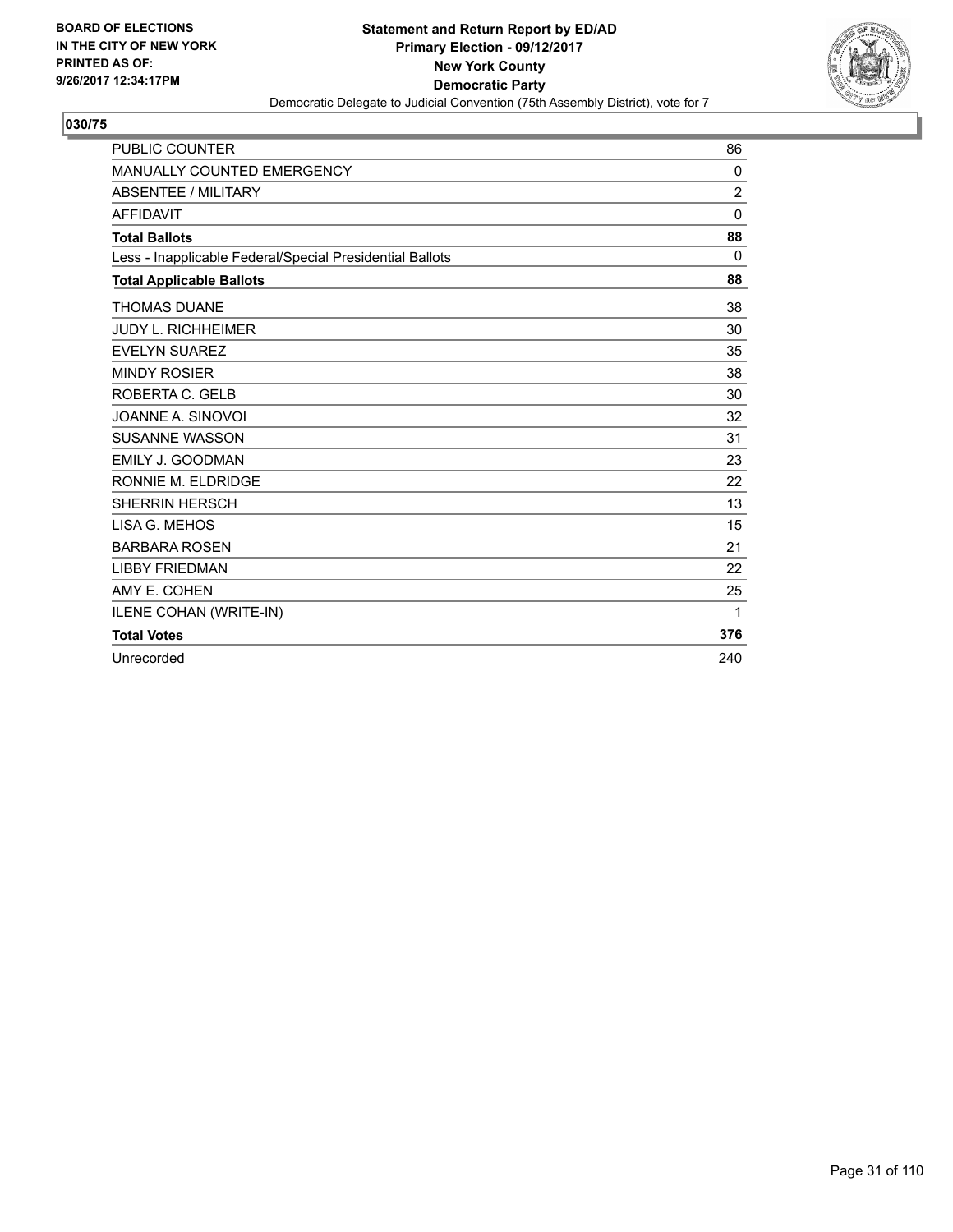BOARD OF ELECTIONS
IN THE CITY OF NEW YORK
PRINTED AS OF:
9/26/2017 12:34:17PM

**Statement and Return Report by ED/AD**
**Primary Election - 09/12/2017**
**New York County**
**Democratic Party**
Democratic Delegate to Judicial Convention (75th Assembly District), vote for 7

## 030/75

| | |
|---|---|
| PUBLIC COUNTER | 86 |
| MANUALLY COUNTED EMERGENCY | 0 |
| ABSENTEE / MILITARY | 2 |
| AFFIDAVIT | 0 |
| **Total Ballots** | **88** |
| Less - Inapplicable Federal/Special Presidential Ballots | 0 |
| **Total Applicable Ballots** | **88** |
| THOMAS DUANE | 38 |
| JUDY L. RICHHEIMER | 30 |
| EVELYN SUAREZ | 35 |
| MINDY ROSIER | 38 |
| ROBERTA C. GELB | 30 |
| JOANNE A. SINOVOI | 32 |
| SUSANNE WASSON | 31 |
| EMILY J. GOODMAN | 23 |
| RONNIE M. ELDRIDGE | 22 |
| SHERRIN HERSCH | 13 |
| LISA G. MEHOS | 15 |
| BARBARA ROSEN | 21 |
| LIBBY FRIEDMAN | 22 |
| AMY E. COHEN | 25 |
| ILENE COHAN (WRITE-IN) | 1 |
| **Total Votes** | **376** |
| Unrecorded | 240 |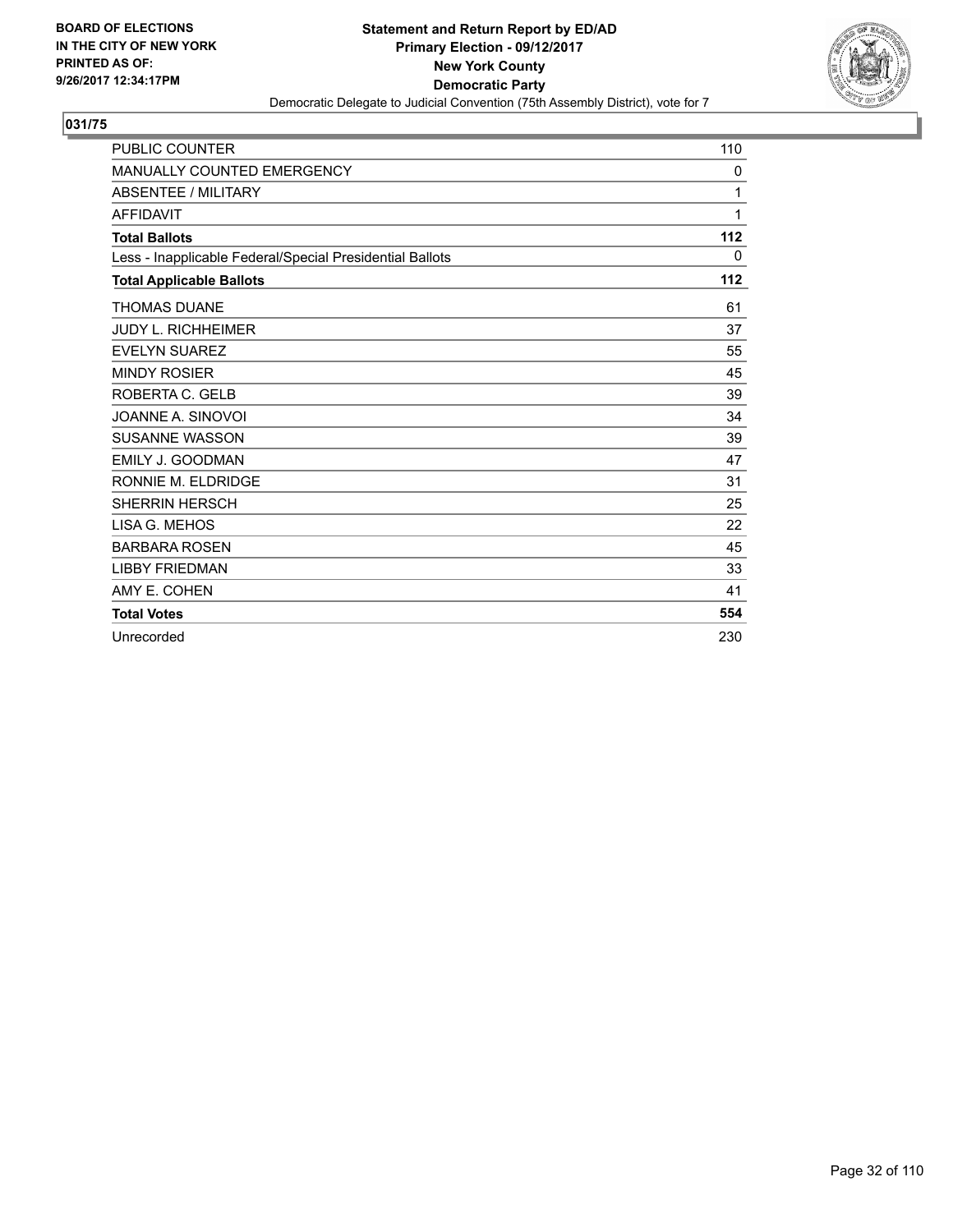BOARD OF ELECTIONS
IN THE CITY OF NEW YORK
PRINTED AS OF:
9/26/2017 12:34:17PM

**Statement and Return Report by ED/AD**
**Primary Election - 09/12/2017**
**New York County**
**Democratic Party**
Democratic Delegate to Judicial Convention (75th Assembly District), vote for 7

## 031/75

| | |
|---|---|
| PUBLIC COUNTER | 110 |
| MANUALLY COUNTED EMERGENCY | 0 |
| ABSENTEE / MILITARY | 1 |
| AFFIDAVIT | 1 |
| **Total Ballots** | **112** |
| Less - Inapplicable Federal/Special Presidential Ballots | 0 |
| **Total Applicable Ballots** | **112** |
| THOMAS DUANE | 61 |
| JUDY L. RICHHEIMER | 37 |
| EVELYN SUAREZ | 55 |
| MINDY ROSIER | 45 |
| ROBERTA C. GELB | 39 |
| JOANNE A. SINOVOI | 34 |
| SUSANNE WASSON | 39 |
| EMILY J. GOODMAN | 47 |
| RONNIE M. ELDRIDGE | 31 |
| SHERRIN HERSCH | 25 |
| LISA G. MEHOS | 22 |
| BARBARA ROSEN | 45 |
| LIBBY FRIEDMAN | 33 |
| AMY E. COHEN | 41 |
| **Total Votes** | **554** |
| Unrecorded | 230 |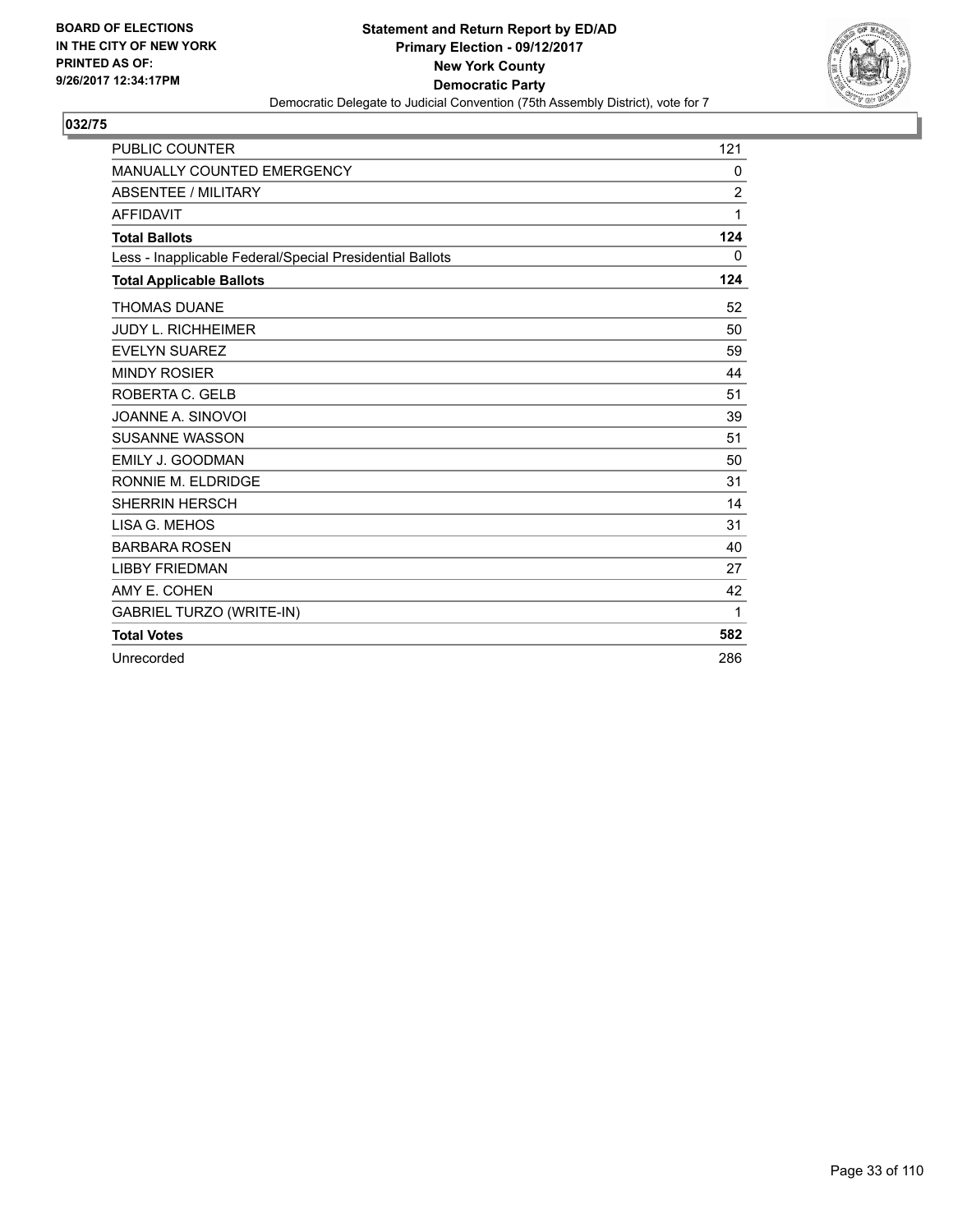BOARD OF ELECTIONS
IN THE CITY OF NEW YORK
PRINTED AS OF:
9/26/2017 12:34:17PM

**Statement and Return Report by ED/AD**
**Primary Election - 09/12/2017**
**New York County**
**Democratic Party**
Democratic Delegate to Judicial Convention (75th Assembly District), vote for 7

## 032/75

| | |
|---|---|
| PUBLIC COUNTER | 121 |
| MANUALLY COUNTED EMERGENCY | 0 |
| ABSENTEE / MILITARY | 2 |
| AFFIDAVIT | 1 |
| **Total Ballots** | **124** |
| Less - Inapplicable Federal/Special Presidential Ballots | 0 |
| **Total Applicable Ballots** | **124** |
| THOMAS DUANE | 52 |
| JUDY L. RICHHEIMER | 50 |
| EVELYN SUAREZ | 59 |
| MINDY ROSIER | 44 |
| ROBERTA C. GELB | 51 |
| JOANNE A. SINOVOI | 39 |
| SUSANNE WASSON | 51 |
| EMILY J. GOODMAN | 50 |
| RONNIE M. ELDRIDGE | 31 |
| SHERRIN HERSCH | 14 |
| LISA G. MEHOS | 31 |
| BARBARA ROSEN | 40 |
| LIBBY FRIEDMAN | 27 |
| AMY E. COHEN | 42 |
| GABRIEL TURZO (WRITE-IN) | 1 |
| **Total Votes** | **582** |
| Unrecorded | 286 |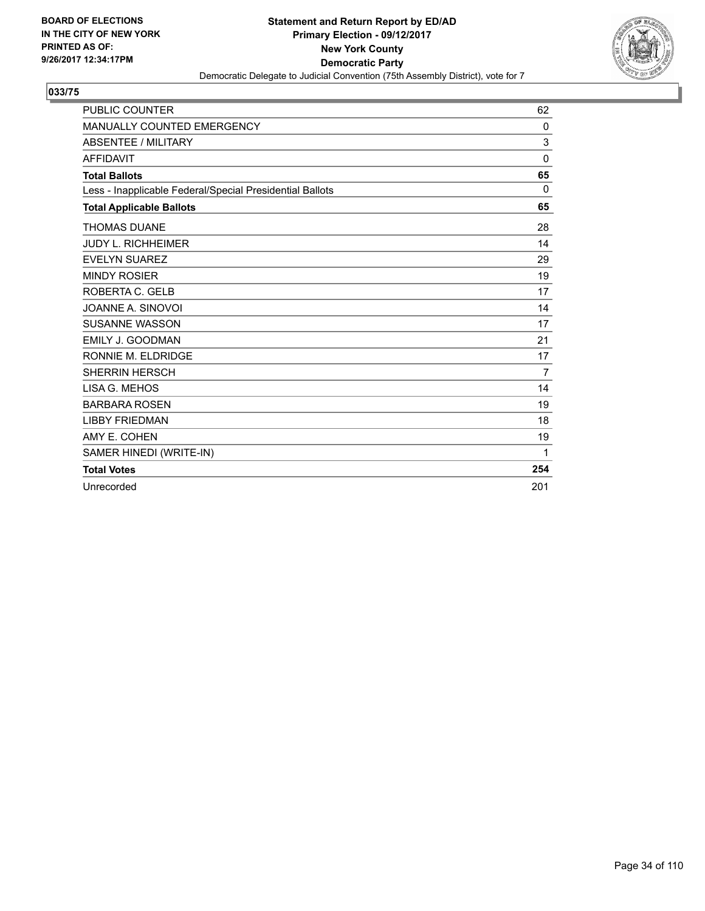BOARD OF ELECTIONS
IN THE CITY OF NEW YORK
PRINTED AS OF:
9/26/2017 12:34:17PM

**Statement and Return Report by ED/AD**
**Primary Election - 09/12/2017**
**New York County**
**Democratic Party**
Democratic Delegate to Judicial Convention (75th Assembly District), vote for 7

## 033/75

| | |
|---|---|
| PUBLIC COUNTER | 62 |
| MANUALLY COUNTED EMERGENCY | 0 |
| ABSENTEE / MILITARY | 3 |
| AFFIDAVIT | 0 |
| **Total Ballots** | **65** |
| Less - Inapplicable Federal/Special Presidential Ballots | 0 |
| **Total Applicable Ballots** | **65** |
| THOMAS DUANE | 28 |
| JUDY L. RICHHEIMER | 14 |
| EVELYN SUAREZ | 29 |
| MINDY ROSIER | 19 |
| ROBERTA C. GELB | 17 |
| JOANNE A. SINOVOI | 14 |
| SUSANNE WASSON | 17 |
| EMILY J. GOODMAN | 21 |
| RONNIE M. ELDRIDGE | 17 |
| SHERRIN HERSCH | 7 |
| LISA G. MEHOS | 14 |
| BARBARA ROSEN | 19 |
| LIBBY FRIEDMAN | 18 |
| AMY E. COHEN | 19 |
| SAMER HINEDI (WRITE-IN) | 1 |
| **Total Votes** | **254** |
| Unrecorded | 201 |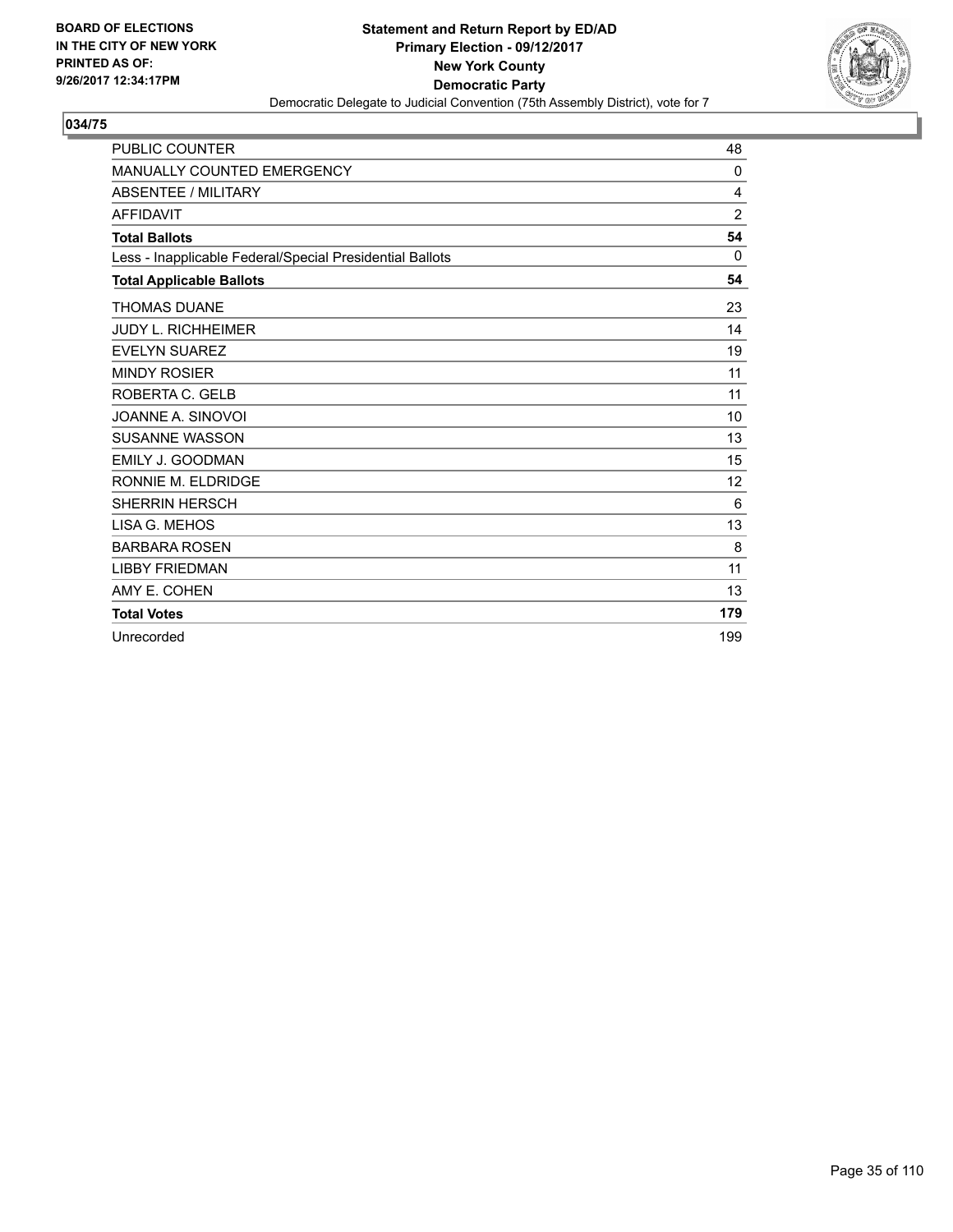BOARD OF ELECTIONS
IN THE CITY OF NEW YORK
PRINTED AS OF:
9/26/2017 12:34:17PM

**Statement and Return Report by ED/AD**
**Primary Election - 09/12/2017**
**New York County**
**Democratic Party**
Democratic Delegate to Judicial Convention (75th Assembly District), vote for 7

## 034/75

| | |
|---|---|
| PUBLIC COUNTER | 48 |
| MANUALLY COUNTED EMERGENCY | 0 |
| ABSENTEE / MILITARY | 4 |
| AFFIDAVIT | 2 |
| **Total Ballots** | **54** |
| Less - Inapplicable Federal/Special Presidential Ballots | 0 |
| **Total Applicable Ballots** | **54** |
| THOMAS DUANE | 23 |
| JUDY L. RICHHEIMER | 14 |
| EVELYN SUAREZ | 19 |
| MINDY ROSIER | 11 |
| ROBERTA C. GELB | 11 |
| JOANNE A. SINOVOI | 10 |
| SUSANNE WASSON | 13 |
| EMILY J. GOODMAN | 15 |
| RONNIE M. ELDRIDGE | 12 |
| SHERRIN HERSCH | 6 |
| LISA G. MEHOS | 13 |
| BARBARA ROSEN | 8 |
| LIBBY FRIEDMAN | 11 |
| AMY E. COHEN | 13 |
| **Total Votes** | **179** |
| Unrecorded | 199 |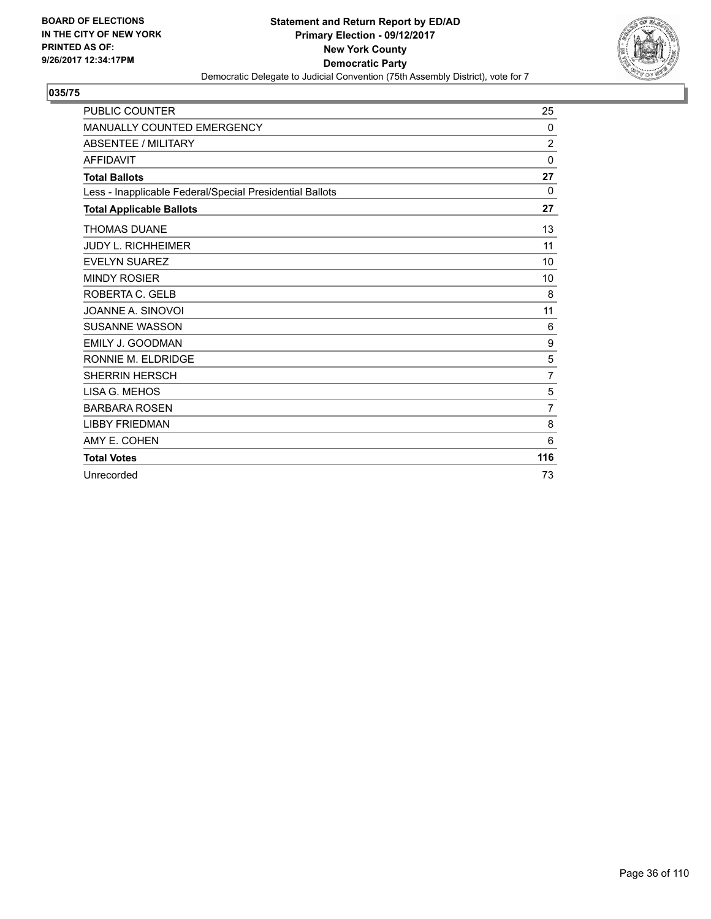BOARD OF ELECTIONS
IN THE CITY OF NEW YORK
PRINTED AS OF:
9/26/2017 12:34:17PM

**Statement and Return Report by ED/AD**
**Primary Election - 09/12/2017**
**New York County**
**Democratic Party**
Democratic Delegate to Judicial Convention (75th Assembly District), vote for 7

## 035/75

| | |
|---|---|
| PUBLIC COUNTER | 25 |
| MANUALLY COUNTED EMERGENCY | 0 |
| ABSENTEE / MILITARY | 2 |
| AFFIDAVIT | 0 |
| **Total Ballots** | **27** |
| Less - Inapplicable Federal/Special Presidential Ballots | 0 |
| **Total Applicable Ballots** | **27** |
| THOMAS DUANE | 13 |
| JUDY L. RICHHEIMER | 11 |
| EVELYN SUAREZ | 10 |
| MINDY ROSIER | 10 |
| ROBERTA C. GELB | 8 |
| JOANNE A. SINOVOI | 11 |
| SUSANNE WASSON | 6 |
| EMILY J. GOODMAN | 9 |
| RONNIE M. ELDRIDGE | 5 |
| SHERRIN HERSCH | 7 |
| LISA G. MEHOS | 5 |
| BARBARA ROSEN | 7 |
| LIBBY FRIEDMAN | 8 |
| AMY E. COHEN | 6 |
| **Total Votes** | **116** |
| Unrecorded | 73 |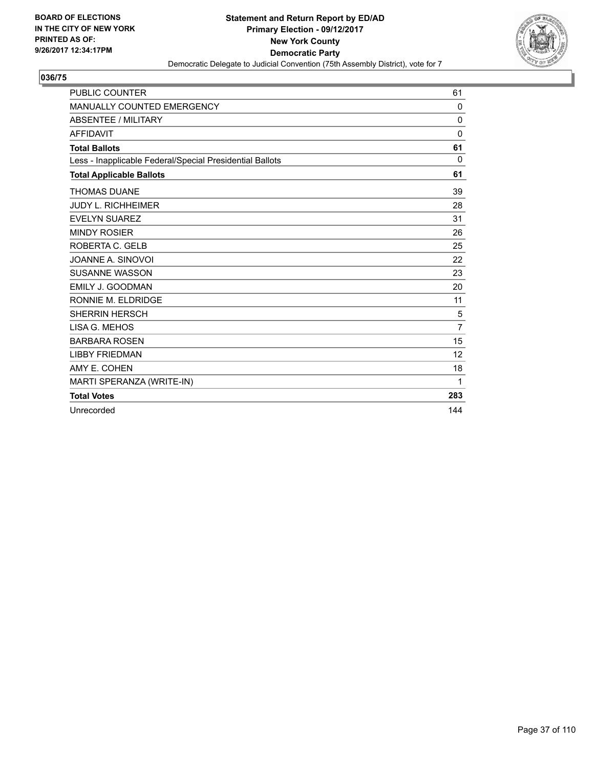**BOARD OF ELECTIONS IN THE CITY OF NEW YORK PRINTED AS OF: 9/26/2017 12:34:17PM**

**Statement and Return Report by ED/AD**
**Primary Election - 09/12/2017**
**New York County**
**Democratic Party**
Democratic Delegate to Judicial Convention (75th Assembly District), vote for 7

## 036/75

| | |
|---|---|
| PUBLIC COUNTER | 61 |
| MANUALLY COUNTED EMERGENCY | 0 |
| ABSENTEE / MILITARY | 0 |
| AFFIDAVIT | 0 |
| **Total Ballots** | **61** |
| Less - Inapplicable Federal/Special Presidential Ballots | 0 |
| **Total Applicable Ballots** | **61** |
| THOMAS DUANE | 39 |
| JUDY L. RICHHEIMER | 28 |
| EVELYN SUAREZ | 31 |
| MINDY ROSIER | 26 |
| ROBERTA C. GELB | 25 |
| JOANNE A. SINOVOI | 22 |
| SUSANNE WASSON | 23 |
| EMILY J. GOODMAN | 20 |
| RONNIE M. ELDRIDGE | 11 |
| SHERRIN HERSCH | 5 |
| LISA G. MEHOS | 7 |
| BARBARA ROSEN | 15 |
| LIBBY FRIEDMAN | 12 |
| AMY E. COHEN | 18 |
| MARTI SPERANZA (WRITE-IN) | 1 |
| **Total Votes** | **283** |
| Unrecorded | 144 |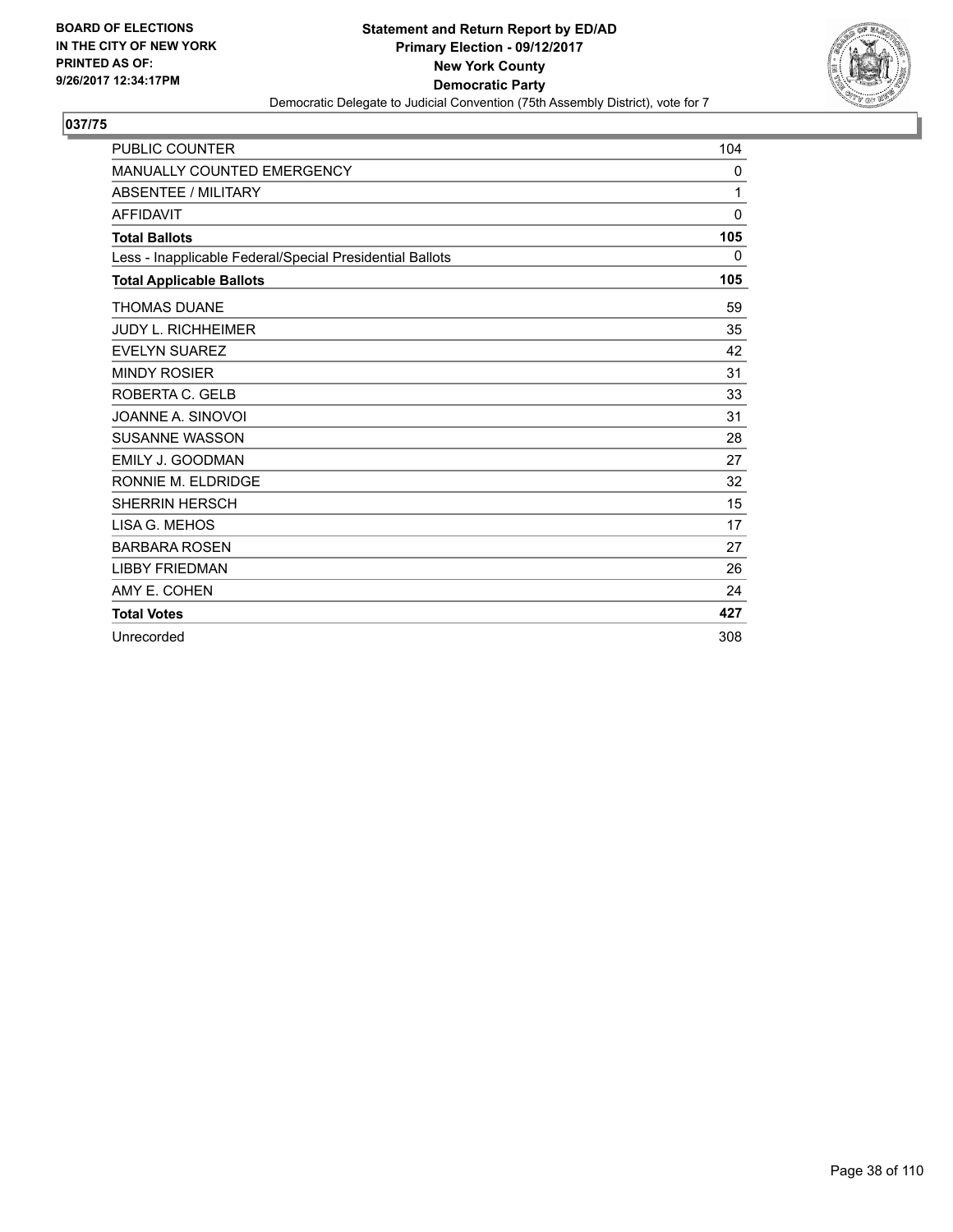BOARD OF ELECTIONS
IN THE CITY OF NEW YORK
PRINTED AS OF:
9/26/2017 12:34:17PM

**Statement and Return Report by ED/AD**
**Primary Election - 09/12/2017**
**New York County**
**Democratic Party**
Democratic Delegate to Judicial Convention (75th Assembly District), vote for 7

## 037/75

| | |
|---|---|
| PUBLIC COUNTER | 104 |
| MANUALLY COUNTED EMERGENCY | 0 |
| ABSENTEE / MILITARY | 1 |
| AFFIDAVIT | 0 |
| **Total Ballots** | **105** |
| Less - Inapplicable Federal/Special Presidential Ballots | 0 |
| **Total Applicable Ballots** | **105** |
| THOMAS DUANE | 59 |
| JUDY L. RICHHEIMER | 35 |
| EVELYN SUAREZ | 42 |
| MINDY ROSIER | 31 |
| ROBERTA C. GELB | 33 |
| JOANNE A. SINOVOI | 31 |
| SUSANNE WASSON | 28 |
| EMILY J. GOODMAN | 27 |
| RONNIE M. ELDRIDGE | 32 |
| SHERRIN HERSCH | 15 |
| LISA G. MEHOS | 17 |
| BARBARA ROSEN | 27 |
| LIBBY FRIEDMAN | 26 |
| AMY E. COHEN | 24 |
| **Total Votes** | **427** |
| Unrecorded | 308 |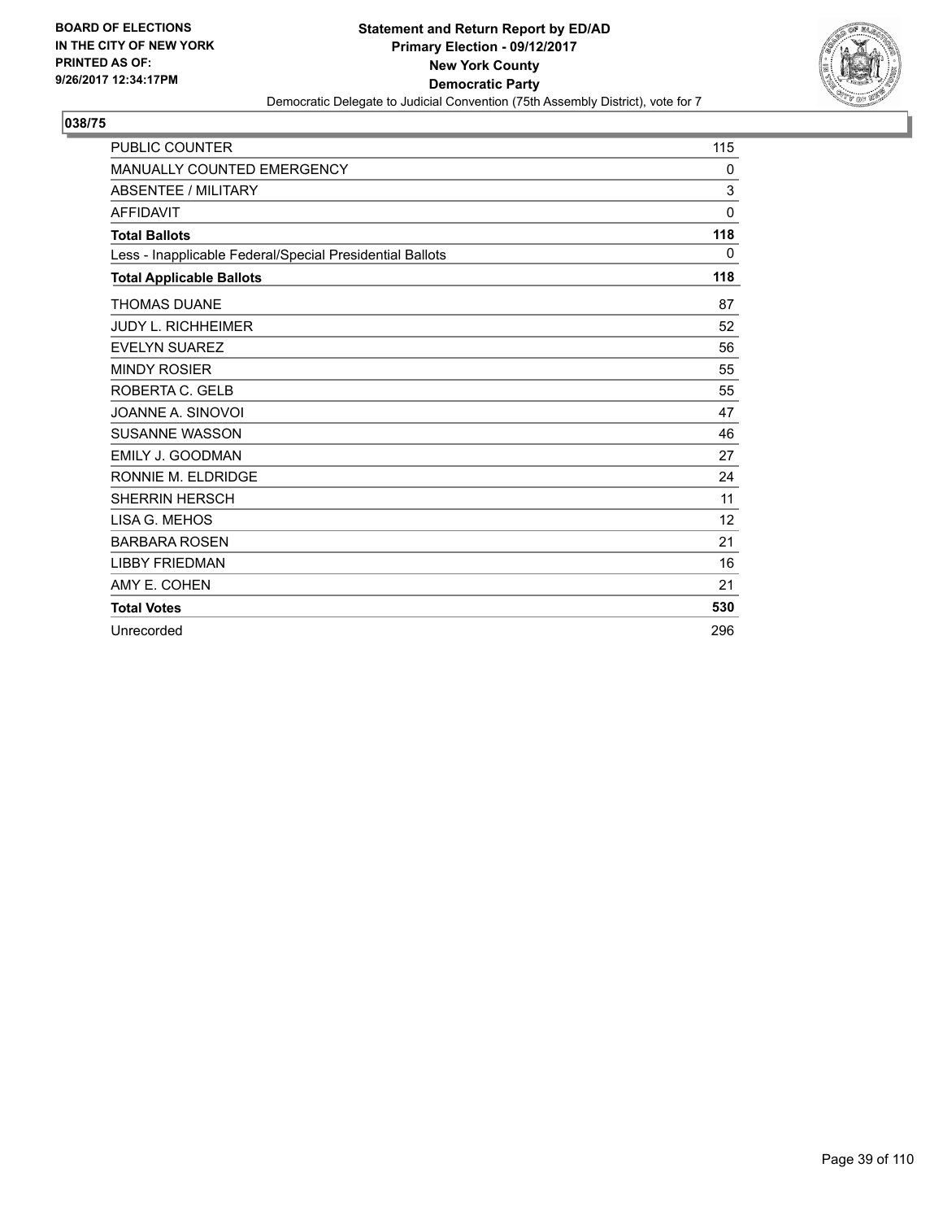**BOARD OF ELECTIONS IN THE CITY OF NEW YORK PRINTED AS OF: 9/26/2017 12:34:17PM**

**Statement and Return Report by ED/AD**
**Primary Election - 09/12/2017**
**New York County**
**Democratic Party**
Democratic Delegate to Judicial Convention (75th Assembly District), vote for 7

**038/75**

| | |
|---|---|
| PUBLIC COUNTER | 115 |
| MANUALLY COUNTED EMERGENCY | 0 |
| ABSENTEE / MILITARY | 3 |
| AFFIDAVIT | 0 |
| **Total Ballots** | **118** |
| Less - Inapplicable Federal/Special Presidential Ballots | 0 |
| **Total Applicable Ballots** | **118** |
| THOMAS DUANE | 87 |
| JUDY L. RICHHEIMER | 52 |
| EVELYN SUAREZ | 56 |
| MINDY ROSIER | 55 |
| ROBERTA C. GELB | 55 |
| JOANNE A. SINOVOI | 47 |
| SUSANNE WASSON | 46 |
| EMILY J. GOODMAN | 27 |
| RONNIE M. ELDRIDGE | 24 |
| SHERRIN HERSCH | 11 |
| LISA G. MEHOS | 12 |
| BARBARA ROSEN | 21 |
| LIBBY FRIEDMAN | 16 |
| AMY E. COHEN | 21 |
| **Total Votes** | **530** |
| Unrecorded | 296 |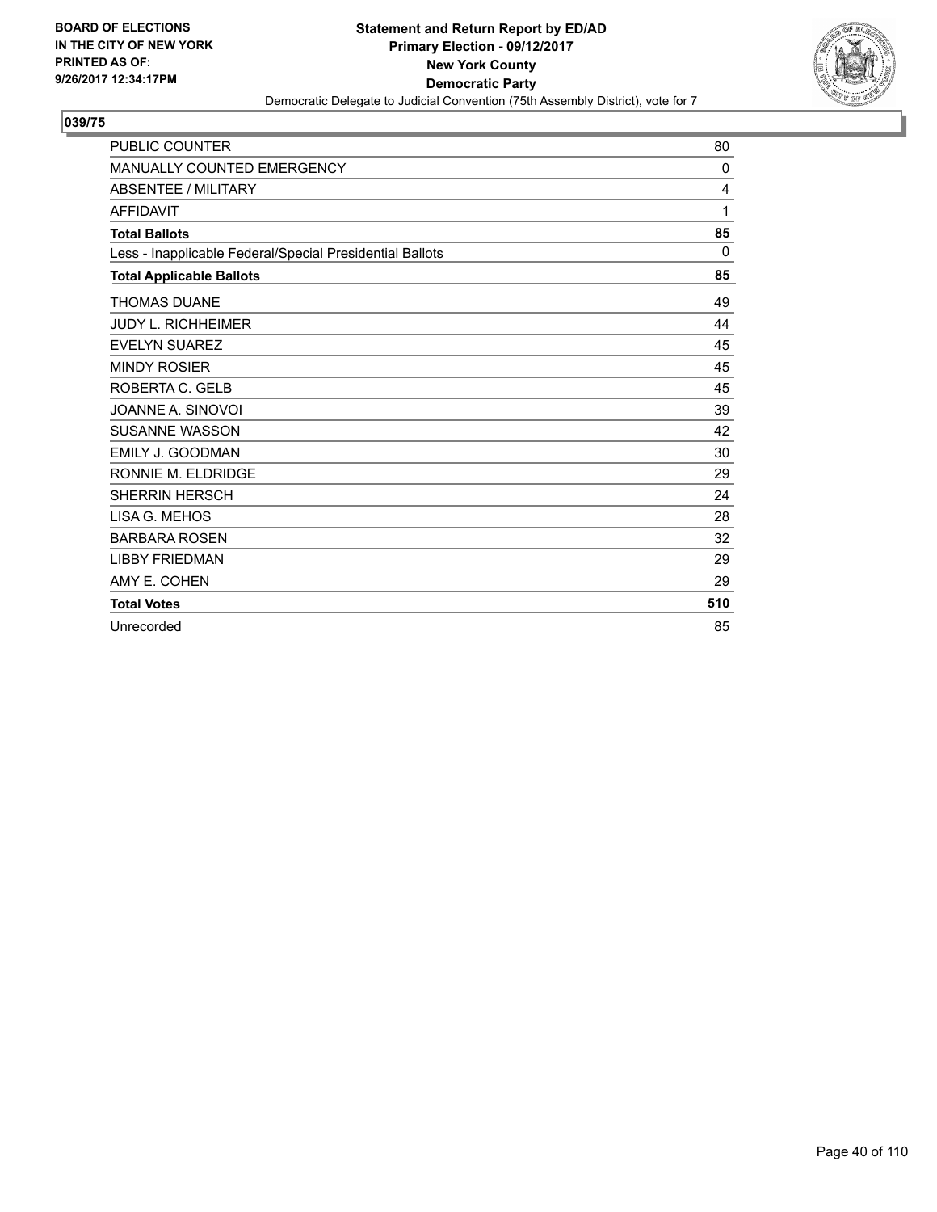**BOARD OF ELECTIONS IN THE CITY OF NEW YORK PRINTED AS OF: 9/26/2017 12:34:17PM**

**Statement and Return Report by ED/AD**
**Primary Election - 09/12/2017**
**New York County**
**Democratic Party**
Democratic Delegate to Judicial Convention (75th Assembly District), vote for 7

## 039/75

| | |
|---|---|
| PUBLIC COUNTER | 80 |
| MANUALLY COUNTED EMERGENCY | 0 |
| ABSENTEE / MILITARY | 4 |
| AFFIDAVIT | 1 |
| **Total Ballots** | **85** |
| Less - Inapplicable Federal/Special Presidential Ballots | 0 |
| **Total Applicable Ballots** | **85** |
| THOMAS DUANE | 49 |
| JUDY L. RICHHEIMER | 44 |
| EVELYN SUAREZ | 45 |
| MINDY ROSIER | 45 |
| ROBERTA C. GELB | 45 |
| JOANNE A. SINOVOI | 39 |
| SUSANNE WASSON | 42 |
| EMILY J. GOODMAN | 30 |
| RONNIE M. ELDRIDGE | 29 |
| SHERRIN HERSCH | 24 |
| LISA G. MEHOS | 28 |
| BARBARA ROSEN | 32 |
| LIBBY FRIEDMAN | 29 |
| AMY E. COHEN | 29 |
| **Total Votes** | **510** |
| Unrecorded | 85 |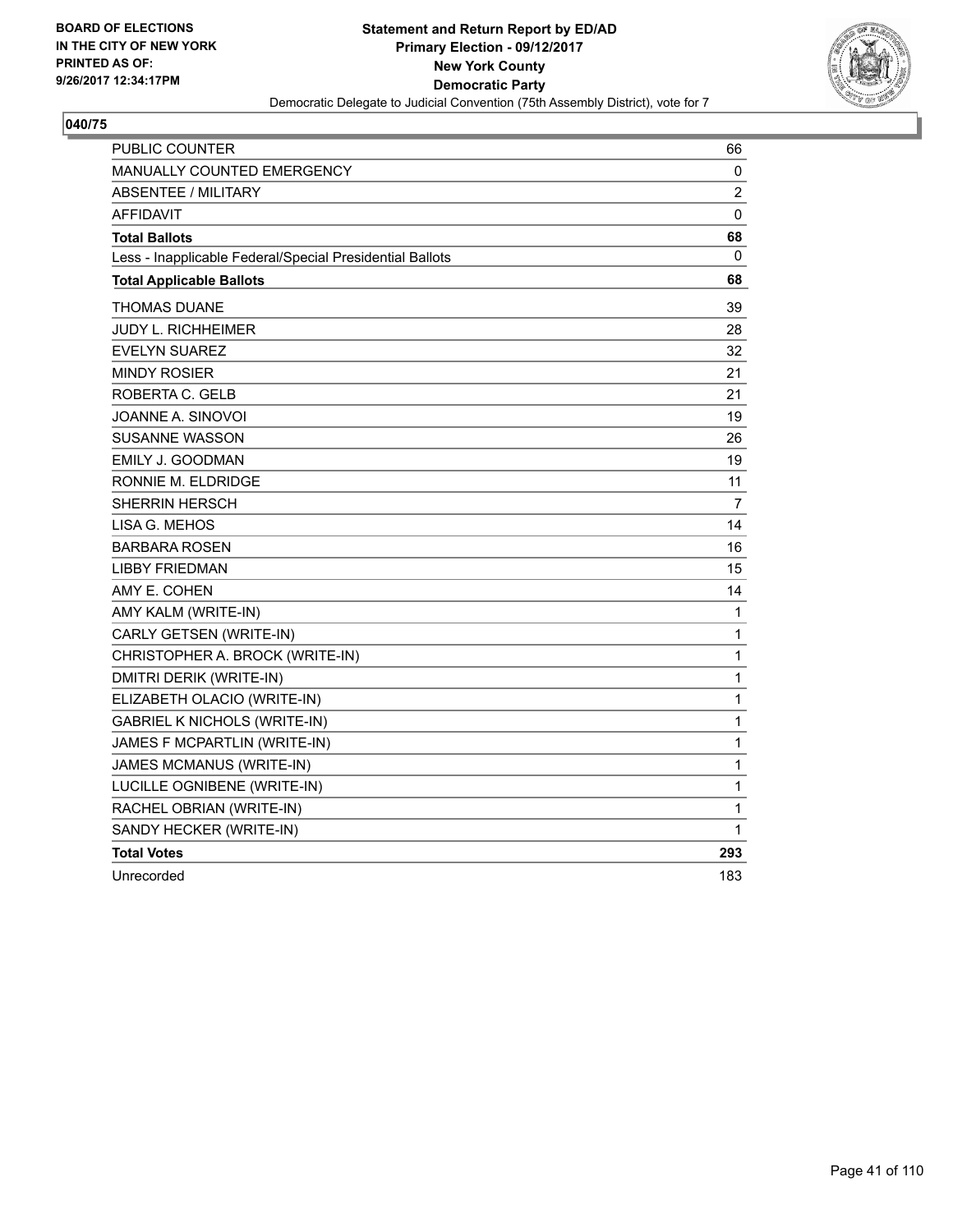BOARD OF ELECTIONS
IN THE CITY OF NEW YORK
PRINTED AS OF:
9/26/2017 12:34:17PM

**Statement and Return Report by ED/AD**
**Primary Election - 09/12/2017**
**New York County**
**Democratic Party**
Democratic Delegate to Judicial Convention (75th Assembly District), vote for 7

**040/75**

| | |
|---|---|
| PUBLIC COUNTER | 66 |
| MANUALLY COUNTED EMERGENCY | 0 |
| ABSENTEE / MILITARY | 2 |
| AFFIDAVIT | 0 |
| **Total Ballots** | **68** |
| Less - Inapplicable Federal/Special Presidential Ballots | 0 |
| **Total Applicable Ballots** | **68** |
| THOMAS DUANE | 39 |
| JUDY L. RICHHEIMER | 28 |
| EVELYN SUAREZ | 32 |
| MINDY ROSIER | 21 |
| ROBERTA C. GELB | 21 |
| JOANNE A. SINOVOI | 19 |
| SUSANNE WASSON | 26 |
| EMILY J. GOODMAN | 19 |
| RONNIE M. ELDRIDGE | 11 |
| SHERRIN HERSCH | 7 |
| LISA G. MEHOS | 14 |
| BARBARA ROSEN | 16 |
| LIBBY FRIEDMAN | 15 |
| AMY E. COHEN | 14 |
| AMY KALM (WRITE-IN) | 1 |
| CARLY GETSEN (WRITE-IN) | 1 |
| CHRISTOPHER A. BROCK (WRITE-IN) | 1 |
| DMITRI DERIK (WRITE-IN) | 1 |
| ELIZABETH OLACIO (WRITE-IN) | 1 |
| GABRIEL K NICHOLS (WRITE-IN) | 1 |
| JAMES F MCPARTLIN (WRITE-IN) | 1 |
| JAMES MCMANUS (WRITE-IN) | 1 |
| LUCILLE OGNIBENE (WRITE-IN) | 1 |
| RACHEL OBRIAN (WRITE-IN) | 1 |
| SANDY HECKER (WRITE-IN) | 1 |
| **Total Votes** | **293** |
| Unrecorded | 183 |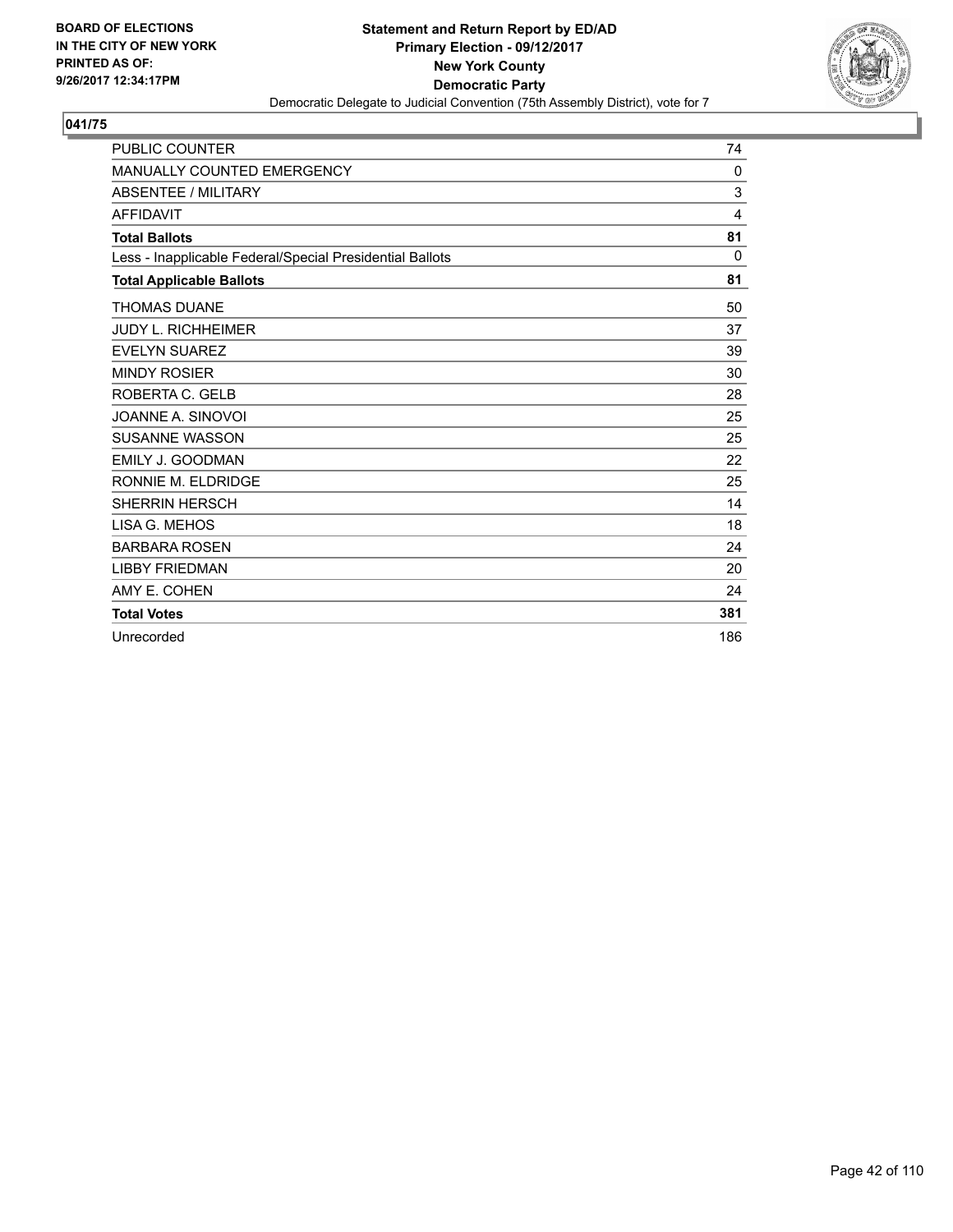**BOARD OF ELECTIONS IN THE CITY OF NEW YORK PRINTED AS OF: 9/26/2017 12:34:17PM**

**Statement and Return Report by ED/AD**
**Primary Election - 09/12/2017**
**New York County**
**Democratic Party**
Democratic Delegate to Judicial Convention (75th Assembly District), vote for 7

## 041/75

| | |
|---|---|
| PUBLIC COUNTER | 74 |
| MANUALLY COUNTED EMERGENCY | 0 |
| ABSENTEE / MILITARY | 3 |
| AFFIDAVIT | 4 |
| **Total Ballots** | **81** |
| Less - Inapplicable Federal/Special Presidential Ballots | 0 |
| **Total Applicable Ballots** | **81** |
| THOMAS DUANE | 50 |
| JUDY L. RICHHEIMER | 37 |
| EVELYN SUAREZ | 39 |
| MINDY ROSIER | 30 |
| ROBERTA C. GELB | 28 |
| JOANNE A. SINOVOI | 25 |
| SUSANNE WASSON | 25 |
| EMILY J. GOODMAN | 22 |
| RONNIE M. ELDRIDGE | 25 |
| SHERRIN HERSCH | 14 |
| LISA G. MEHOS | 18 |
| BARBARA ROSEN | 24 |
| LIBBY FRIEDMAN | 20 |
| AMY E. COHEN | 24 |
| **Total Votes** | **381** |
| Unrecorded | 186 |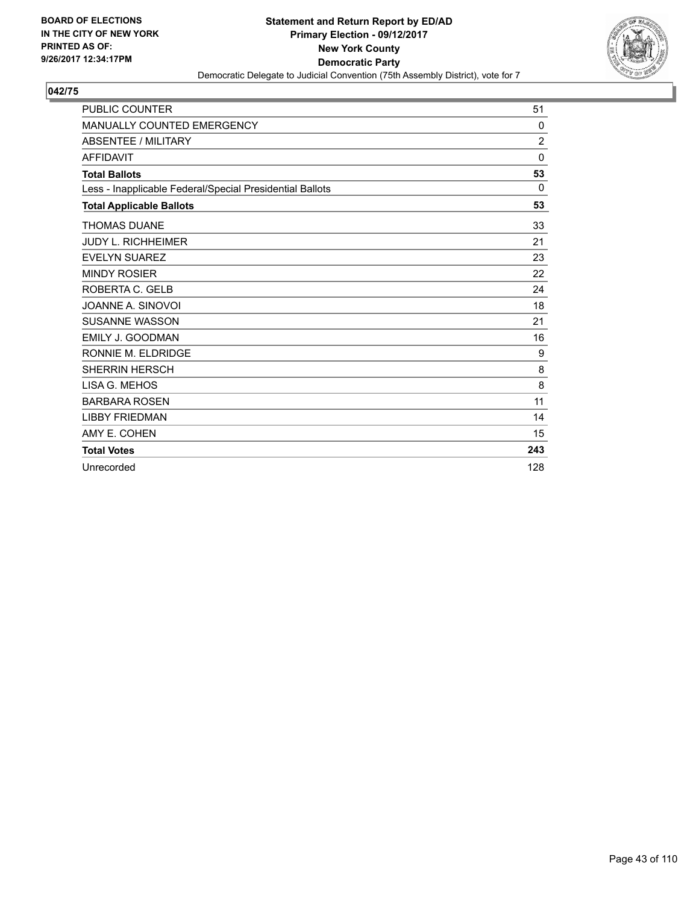BOARD OF ELECTIONS
IN THE CITY OF NEW YORK
PRINTED AS OF:
9/26/2017 12:34:17PM

**Statement and Return Report by ED/AD**
**Primary Election - 09/12/2017**
**New York County**
**Democratic Party**
Democratic Delegate to Judicial Convention (75th Assembly District), vote for 7

## 042/75

| | |
|---|---|
| PUBLIC COUNTER | 51 |
| MANUALLY COUNTED EMERGENCY | 0 |
| ABSENTEE / MILITARY | 2 |
| AFFIDAVIT | 0 |
| **Total Ballots** | **53** |
| Less - Inapplicable Federal/Special Presidential Ballots | 0 |
| **Total Applicable Ballots** | **53** |
| THOMAS DUANE | 33 |
| JUDY L. RICHHEIMER | 21 |
| EVELYN SUAREZ | 23 |
| MINDY ROSIER | 22 |
| ROBERTA C. GELB | 24 |
| JOANNE A. SINOVOI | 18 |
| SUSANNE WASSON | 21 |
| EMILY J. GOODMAN | 16 |
| RONNIE M. ELDRIDGE | 9 |
| SHERRIN HERSCH | 8 |
| LISA G. MEHOS | 8 |
| BARBARA ROSEN | 11 |
| LIBBY FRIEDMAN | 14 |
| AMY E. COHEN | 15 |
| **Total Votes** | **243** |
| Unrecorded | 128 |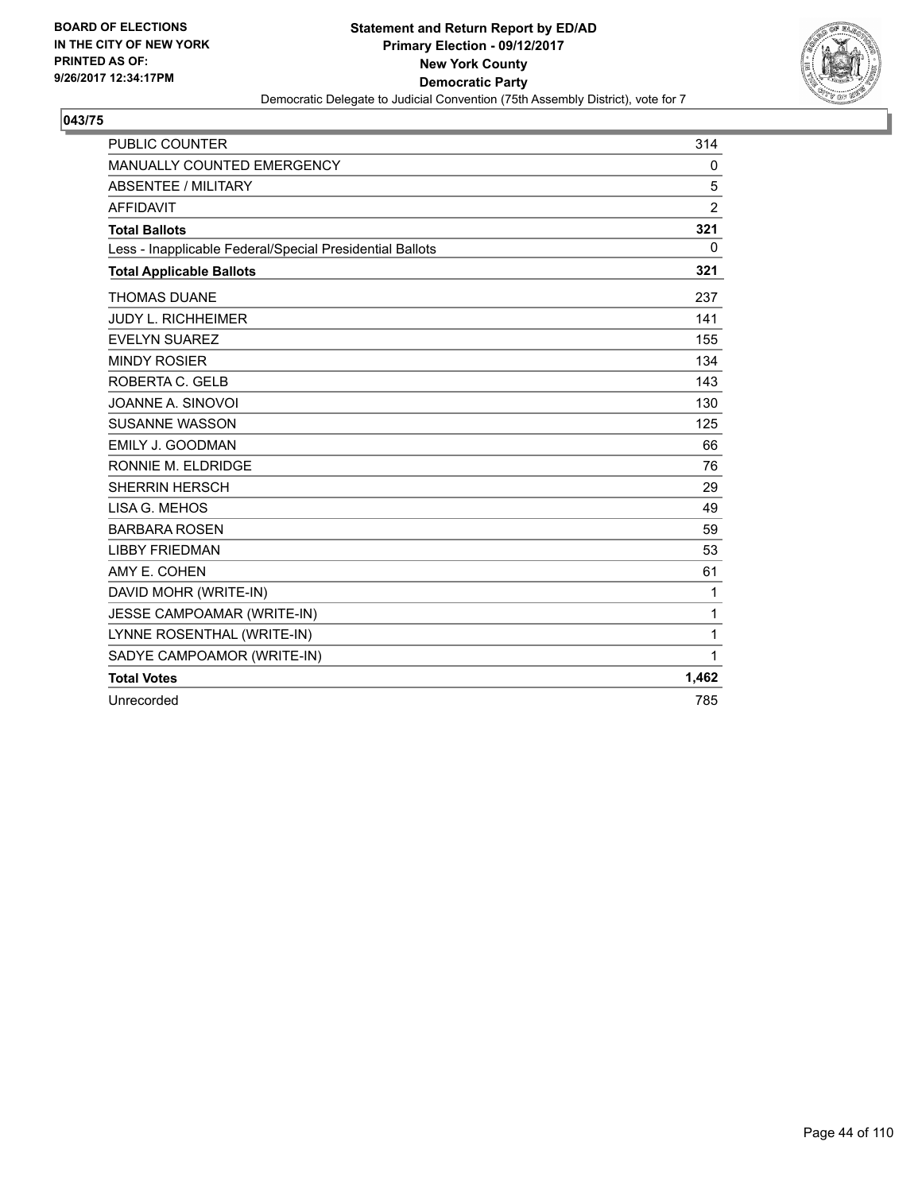BOARD OF ELECTIONS
IN THE CITY OF NEW YORK
PRINTED AS OF:
9/26/2017 12:34:17PM

**Statement and Return Report by ED/AD**
**Primary Election - 09/12/2017**
**New York County**
**Democratic Party**
Democratic Delegate to Judicial Convention (75th Assembly District), vote for 7

**043/75**

| | |
|---|---|
| PUBLIC COUNTER | 314 |
| MANUALLY COUNTED EMERGENCY | 0 |
| ABSENTEE / MILITARY | 5 |
| AFFIDAVIT | 2 |
| **Total Ballots** | **321** |
| Less - Inapplicable Federal/Special Presidential Ballots | 0 |
| **Total Applicable Ballots** | **321** |
| THOMAS DUANE | 237 |
| JUDY L. RICHHEIMER | 141 |
| EVELYN SUAREZ | 155 |
| MINDY ROSIER | 134 |
| ROBERTA C. GELB | 143 |
| JOANNE A. SINOVOI | 130 |
| SUSANNE WASSON | 125 |
| EMILY J. GOODMAN | 66 |
| RONNIE M. ELDRIDGE | 76 |
| SHERRIN HERSCH | 29 |
| LISA G. MEHOS | 49 |
| BARBARA ROSEN | 59 |
| LIBBY FRIEDMAN | 53 |
| AMY E. COHEN | 61 |
| DAVID MOHR (WRITE-IN) | 1 |
| JESSE CAMPOAMAR (WRITE-IN) | 1 |
| LYNNE ROSENTHAL (WRITE-IN) | 1 |
| SADYE CAMPOAMOR (WRITE-IN) | 1 |
| **Total Votes** | **1,462** |
| Unrecorded | 785 |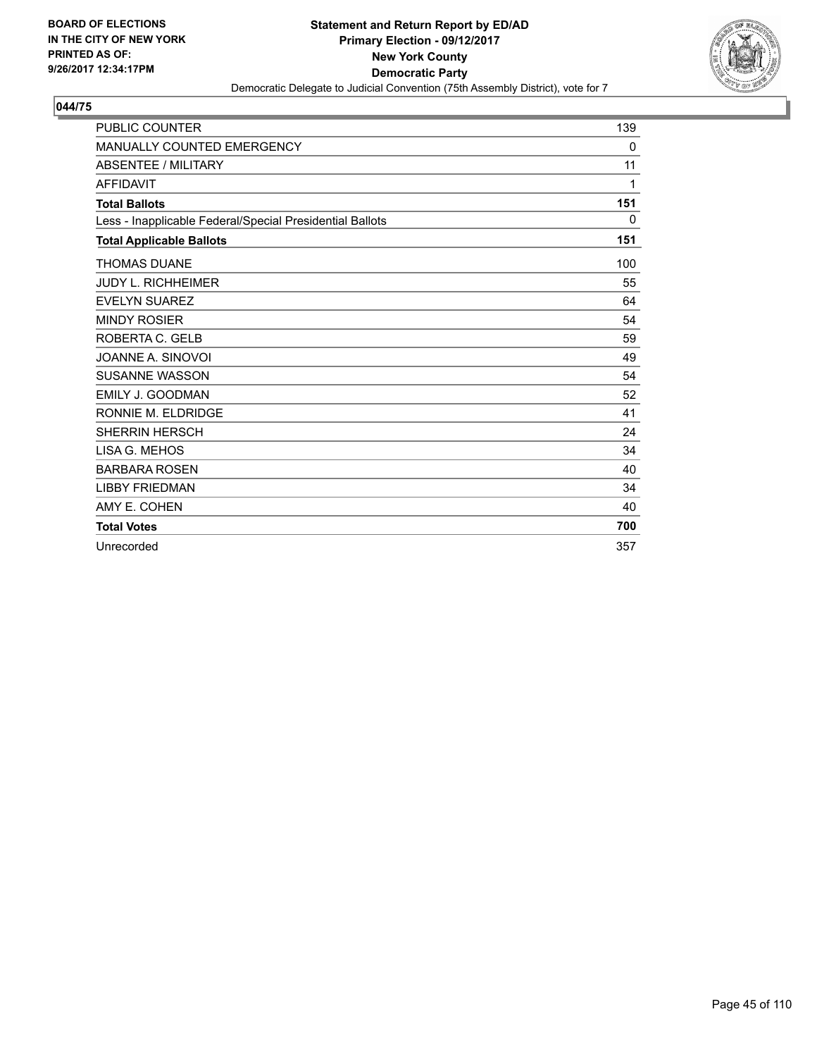**BOARD OF ELECTIONS IN THE CITY OF NEW YORK PRINTED AS OF: 9/26/2017 12:34:17PM**

**Statement and Return Report by ED/AD**
**Primary Election - 09/12/2017**
**New York County**
**Democratic Party**
Democratic Delegate to Judicial Convention (75th Assembly District), vote for 7

## 044/75

| | |
|---|---|
| PUBLIC COUNTER | 139 |
| MANUALLY COUNTED EMERGENCY | 0 |
| ABSENTEE / MILITARY | 11 |
| AFFIDAVIT | 1 |
| **Total Ballots** | **151** |
| Less - Inapplicable Federal/Special Presidential Ballots | 0 |
| **Total Applicable Ballots** | **151** |
| THOMAS DUANE | 100 |
| JUDY L. RICHHEIMER | 55 |
| EVELYN SUAREZ | 64 |
| MINDY ROSIER | 54 |
| ROBERTA C. GELB | 59 |
| JOANNE A. SINOVOI | 49 |
| SUSANNE WASSON | 54 |
| EMILY J. GOODMAN | 52 |
| RONNIE M. ELDRIDGE | 41 |
| SHERRIN HERSCH | 24 |
| LISA G. MEHOS | 34 |
| BARBARA ROSEN | 40 |
| LIBBY FRIEDMAN | 34 |
| AMY E. COHEN | 40 |
| **Total Votes** | **700** |
| Unrecorded | 357 |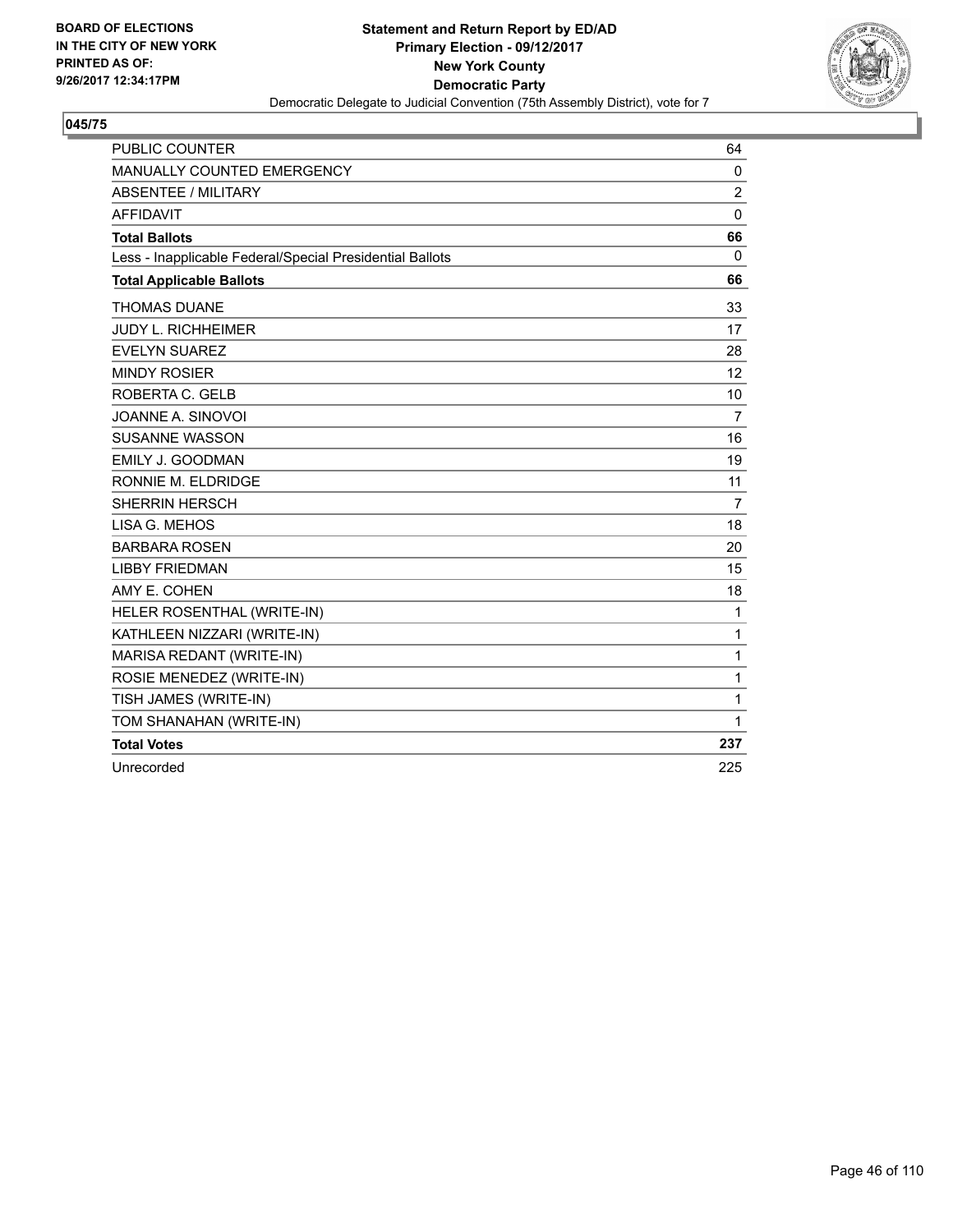**BOARD OF ELECTIONS IN THE CITY OF NEW YORK PRINTED AS OF: 9/26/2017 12:34:17PM**

**Statement and Return Report by ED/AD**
**Primary Election - 09/12/2017**
**New York County**
**Democratic Party**
Democratic Delegate to Judicial Convention (75th Assembly District), vote for 7

## 045/75

| | |
|---|---|
| PUBLIC COUNTER | 64 |
| MANUALLY COUNTED EMERGENCY | 0 |
| ABSENTEE / MILITARY | 2 |
| AFFIDAVIT | 0 |
| **Total Ballots** | **66** |
| Less - Inapplicable Federal/Special Presidential Ballots | 0 |
| **Total Applicable Ballots** | **66** |
| THOMAS DUANE | 33 |
| JUDY L. RICHHEIMER | 17 |
| EVELYN SUAREZ | 28 |
| MINDY ROSIER | 12 |
| ROBERTA C. GELB | 10 |
| JOANNE A. SINOVOI | 7 |
| SUSANNE WASSON | 16 |
| EMILY J. GOODMAN | 19 |
| RONNIE M. ELDRIDGE | 11 |
| SHERRIN HERSCH | 7 |
| LISA G. MEHOS | 18 |
| BARBARA ROSEN | 20 |
| LIBBY FRIEDMAN | 15 |
| AMY E. COHEN | 18 |
| HELER ROSENTHAL (WRITE-IN) | 1 |
| KATHLEEN NIZZARI (WRITE-IN) | 1 |
| MARISA REDANT (WRITE-IN) | 1 |
| ROSIE MENEDEZ (WRITE-IN) | 1 |
| TISH JAMES (WRITE-IN) | 1 |
| TOM SHANAHAN (WRITE-IN) | 1 |
| **Total Votes** | **237** |
| Unrecorded | 225 |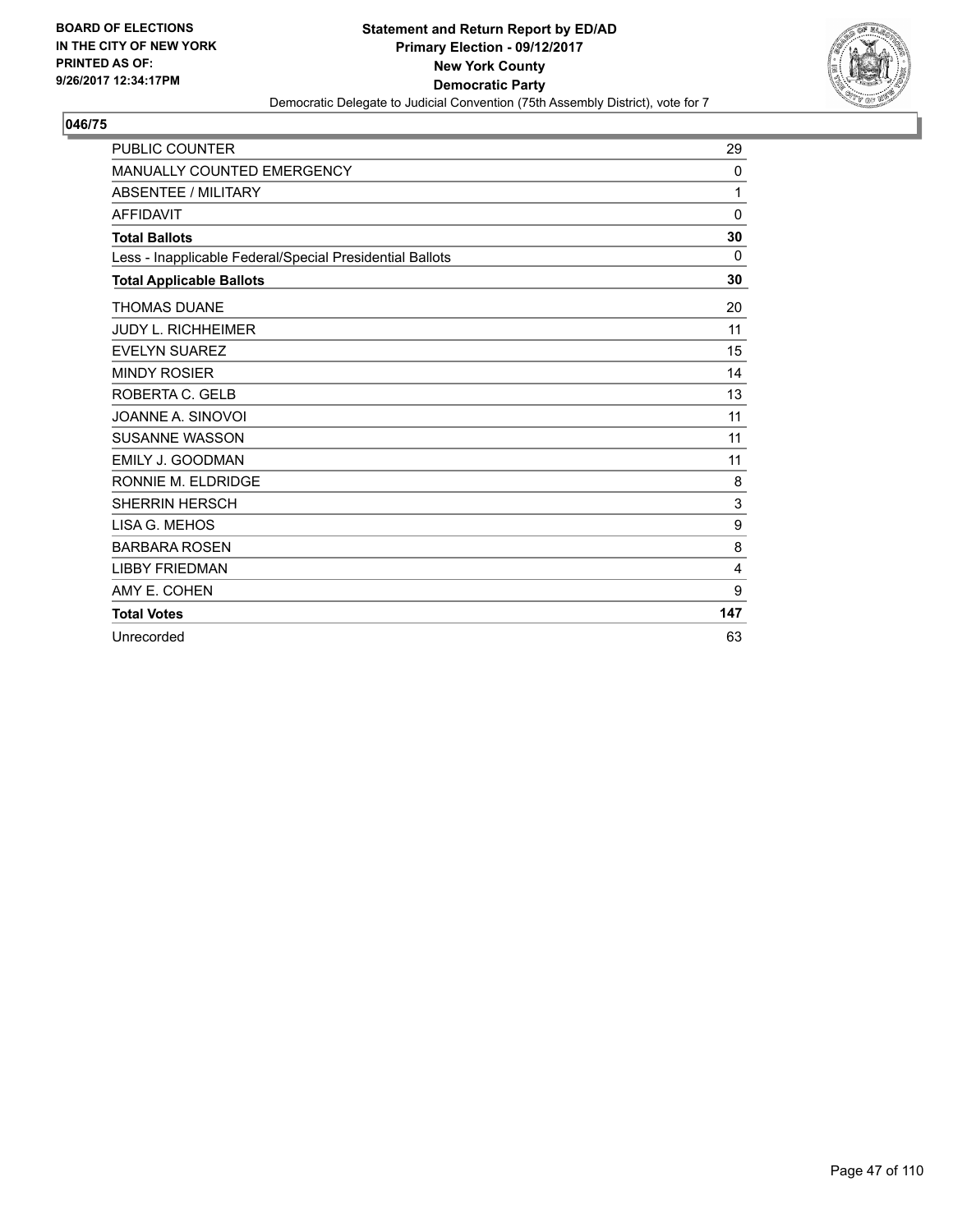**BOARD OF ELECTIONS IN THE CITY OF NEW YORK PRINTED AS OF: 9/26/2017 12:34:17PM**

**Statement and Return Report by ED/AD**
**Primary Election - 09/12/2017**
**New York County**
**Democratic Party**
Democratic Delegate to Judicial Convention (75th Assembly District), vote for 7

**046/75**

| | |
|---|---|
| PUBLIC COUNTER | 29 |
| MANUALLY COUNTED EMERGENCY | 0 |
| ABSENTEE / MILITARY | 1 |
| AFFIDAVIT | 0 |
| **Total Ballots** | **30** |
| Less - Inapplicable Federal/Special Presidential Ballots | 0 |
| **Total Applicable Ballots** | **30** |
| THOMAS DUANE | 20 |
| JUDY L. RICHHEIMER | 11 |
| EVELYN SUAREZ | 15 |
| MINDY ROSIER | 14 |
| ROBERTA C. GELB | 13 |
| JOANNE A. SINOVOI | 11 |
| SUSANNE WASSON | 11 |
| EMILY J. GOODMAN | 11 |
| RONNIE M. ELDRIDGE | 8 |
| SHERRIN HERSCH | 3 |
| LISA G. MEHOS | 9 |
| BARBARA ROSEN | 8 |
| LIBBY FRIEDMAN | 4 |
| AMY E. COHEN | 9 |
| **Total Votes** | **147** |
| Unrecorded | 63 |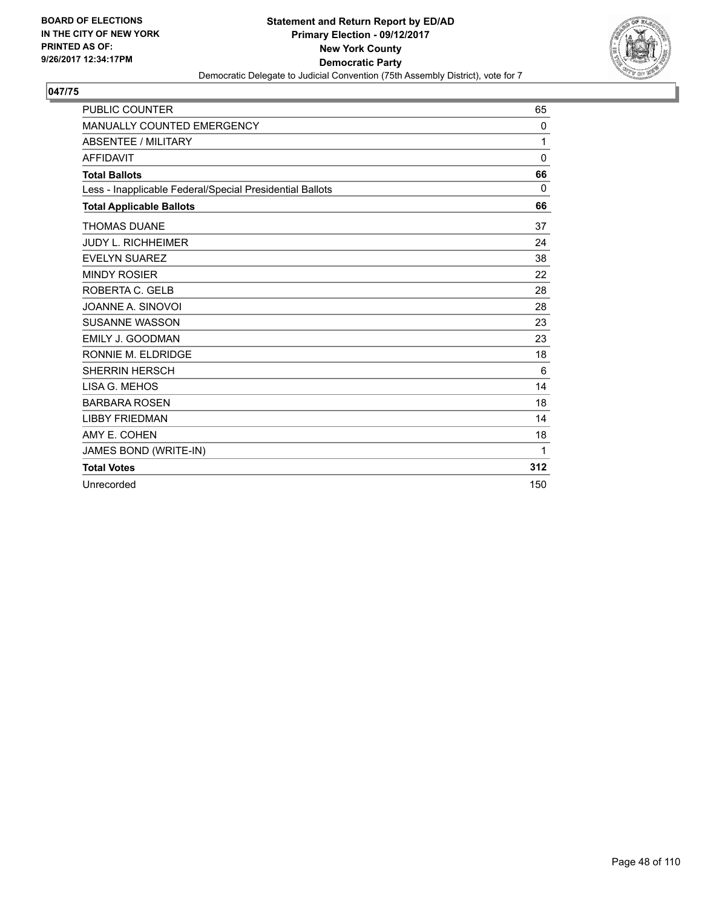BOARD OF ELECTIONS
IN THE CITY OF NEW YORK
PRINTED AS OF:
9/26/2017 12:34:17PM

**Statement and Return Report by ED/AD**
**Primary Election - 09/12/2017**
**New York County**
**Democratic Party**
Democratic Delegate to Judicial Convention (75th Assembly District), vote for 7

**047/75**

| | |
|---|---|
| PUBLIC COUNTER | 65 |
| MANUALLY COUNTED EMERGENCY | 0 |
| ABSENTEE / MILITARY | 1 |
| AFFIDAVIT | 0 |
| **Total Ballots** | **66** |
| Less - Inapplicable Federal/Special Presidential Ballots | 0 |
| **Total Applicable Ballots** | **66** |
| THOMAS DUANE | 37 |
| JUDY L. RICHHEIMER | 24 |
| EVELYN SUAREZ | 38 |
| MINDY ROSIER | 22 |
| ROBERTA C. GELB | 28 |
| JOANNE A. SINOVOI | 28 |
| SUSANNE WASSON | 23 |
| EMILY J. GOODMAN | 23 |
| RONNIE M. ELDRIDGE | 18 |
| SHERRIN HERSCH | 6 |
| LISA G. MEHOS | 14 |
| BARBARA ROSEN | 18 |
| LIBBY FRIEDMAN | 14 |
| AMY E. COHEN | 18 |
| JAMES BOND (WRITE-IN) | 1 |
| **Total Votes** | **312** |
| Unrecorded | 150 |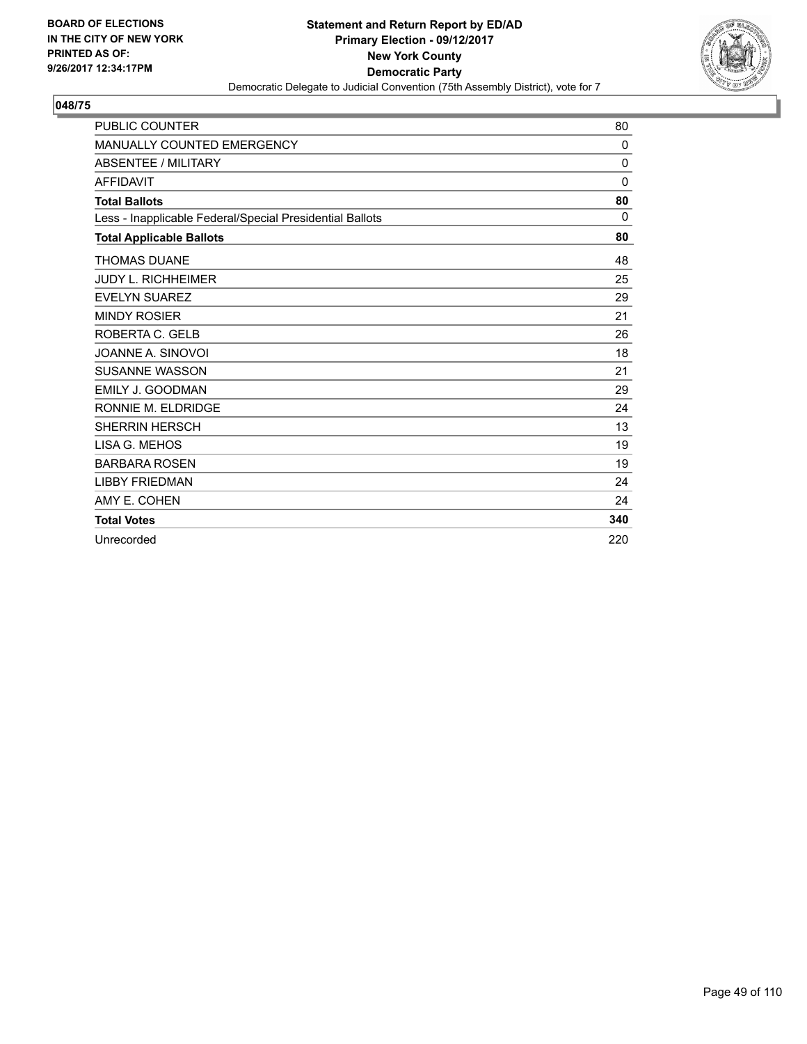BOARD OF ELECTIONS
IN THE CITY OF NEW YORK
PRINTED AS OF:
9/26/2017 12:34:17PM

**Statement and Return Report by ED/AD**
**Primary Election - 09/12/2017**
**New York County**
**Democratic Party**
Democratic Delegate to Judicial Convention (75th Assembly District), vote for 7

## 048/75

| | |
|---|---|
| PUBLIC COUNTER | 80 |
| MANUALLY COUNTED EMERGENCY | 0 |
| ABSENTEE / MILITARY | 0 |
| AFFIDAVIT | 0 |
| **Total Ballots** | **80** |
| Less - Inapplicable Federal/Special Presidential Ballots | 0 |
| **Total Applicable Ballots** | **80** |
| THOMAS DUANE | 48 |
| JUDY L. RICHHEIMER | 25 |
| EVELYN SUAREZ | 29 |
| MINDY ROSIER | 21 |
| ROBERTA C. GELB | 26 |
| JOANNE A. SINOVOI | 18 |
| SUSANNE WASSON | 21 |
| EMILY J. GOODMAN | 29 |
| RONNIE M. ELDRIDGE | 24 |
| SHERRIN HERSCH | 13 |
| LISA G. MEHOS | 19 |
| BARBARA ROSEN | 19 |
| LIBBY FRIEDMAN | 24 |
| AMY E. COHEN | 24 |
| **Total Votes** | **340** |
| Unrecorded | 220 |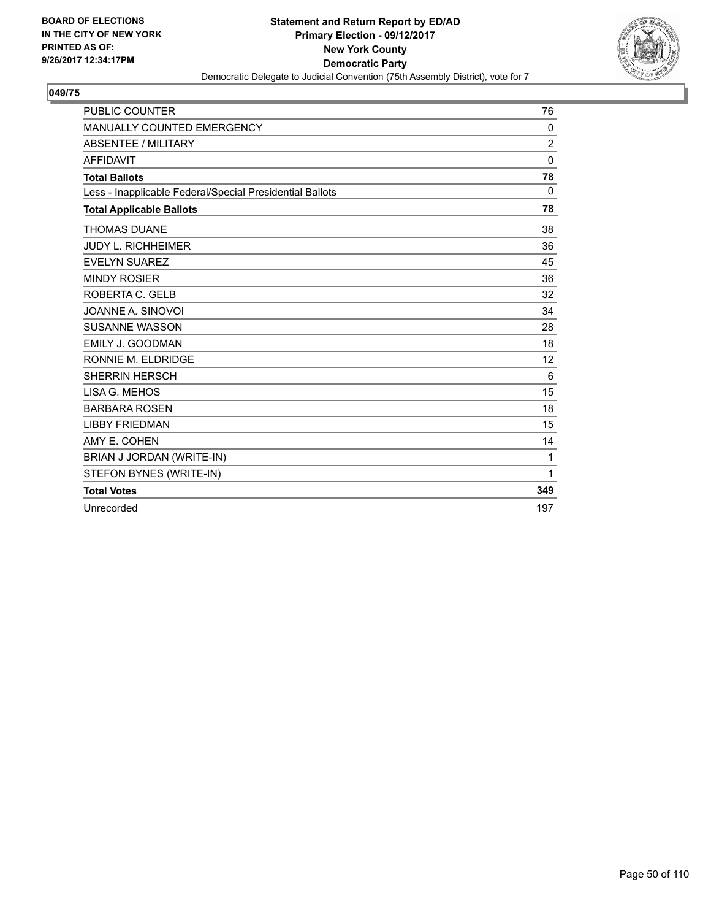**BOARD OF ELECTIONS IN THE CITY OF NEW YORK PRINTED AS OF: 9/26/2017 12:34:17PM**

**Statement and Return Report by ED/AD**
**Primary Election - 09/12/2017**
**New York County**
**Democratic Party**
Democratic Delegate to Judicial Convention (75th Assembly District), vote for 7

**049/75**

| | |
|---|---|
| PUBLIC COUNTER | 76 |
| MANUALLY COUNTED EMERGENCY | 0 |
| ABSENTEE / MILITARY | 2 |
| AFFIDAVIT | 0 |
| **Total Ballots** | **78** |
| Less - Inapplicable Federal/Special Presidential Ballots | 0 |
| **Total Applicable Ballots** | **78** |
| THOMAS DUANE | 38 |
| JUDY L. RICHHEIMER | 36 |
| EVELYN SUAREZ | 45 |
| MINDY ROSIER | 36 |
| ROBERTA C. GELB | 32 |
| JOANNE A. SINOVOI | 34 |
| SUSANNE WASSON | 28 |
| EMILY J. GOODMAN | 18 |
| RONNIE M. ELDRIDGE | 12 |
| SHERRIN HERSCH | 6 |
| LISA G. MEHOS | 15 |
| BARBARA ROSEN | 18 |
| LIBBY FRIEDMAN | 15 |
| AMY E. COHEN | 14 |
| BRIAN J JORDAN (WRITE-IN) | 1 |
| STEFON BYNES (WRITE-IN) | 1 |
| **Total Votes** | **349** |
| Unrecorded | 197 |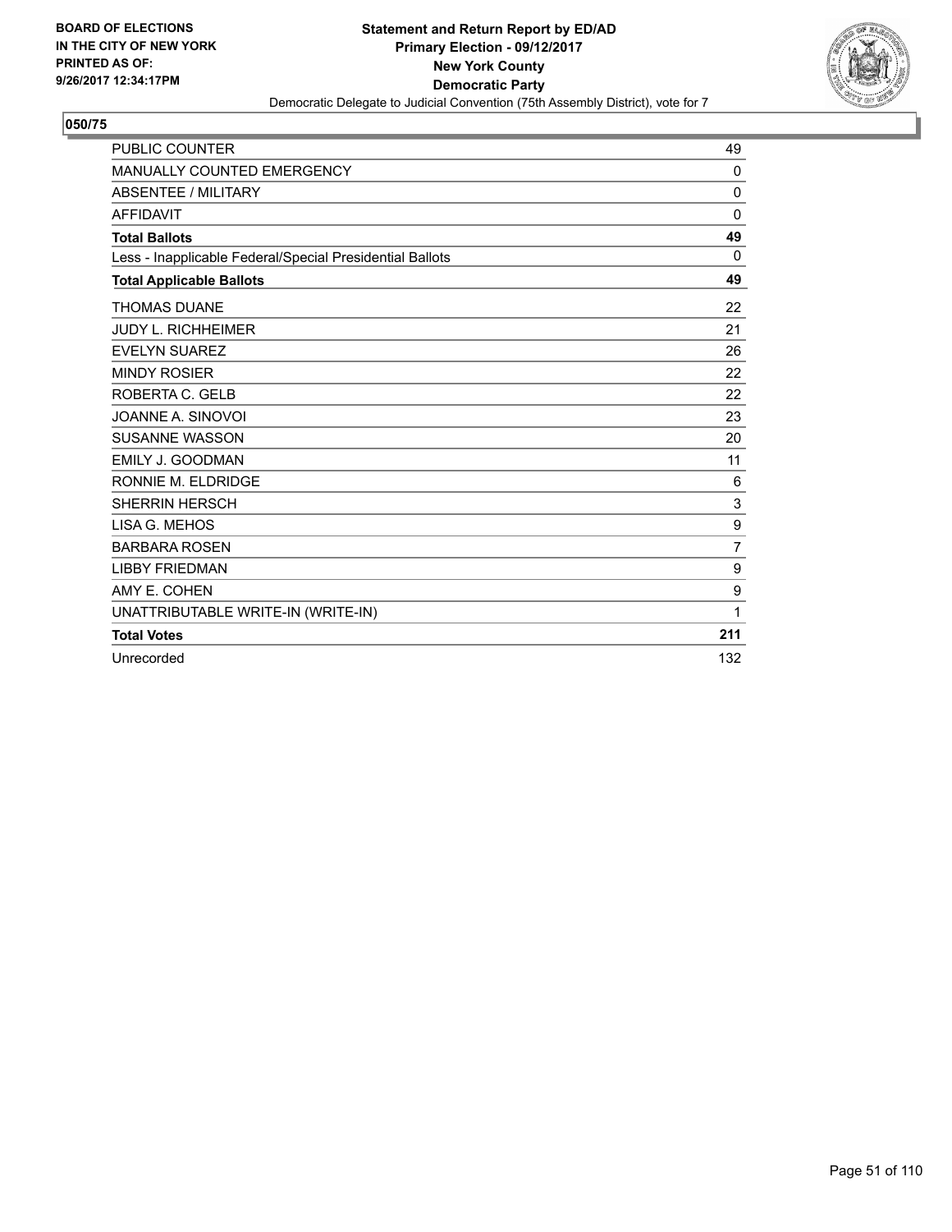BOARD OF ELECTIONS
IN THE CITY OF NEW YORK
PRINTED AS OF:
9/26/2017 12:34:17PM

**Statement and Return Report by ED/AD**
**Primary Election - 09/12/2017**
**New York County**
**Democratic Party**
Democratic Delegate to Judicial Convention (75th Assembly District), vote for 7

## 050/75

| | |
|---|---|
| PUBLIC COUNTER | 49 |
| MANUALLY COUNTED EMERGENCY | 0 |
| ABSENTEE / MILITARY | 0 |
| AFFIDAVIT | 0 |
| **Total Ballots** | **49** |
| Less - Inapplicable Federal/Special Presidential Ballots | 0 |
| **Total Applicable Ballots** | **49** |
| THOMAS DUANE | 22 |
| JUDY L. RICHHEIMER | 21 |
| EVELYN SUAREZ | 26 |
| MINDY ROSIER | 22 |
| ROBERTA C. GELB | 22 |
| JOANNE A. SINOVOI | 23 |
| SUSANNE WASSON | 20 |
| EMILY J. GOODMAN | 11 |
| RONNIE M. ELDRIDGE | 6 |
| SHERRIN HERSCH | 3 |
| LISA G. MEHOS | 9 |
| BARBARA ROSEN | 7 |
| LIBBY FRIEDMAN | 9 |
| AMY E. COHEN | 9 |
| UNATTRIBUTABLE WRITE-IN (WRITE-IN) | 1 |
| **Total Votes** | **211** |
| Unrecorded | 132 |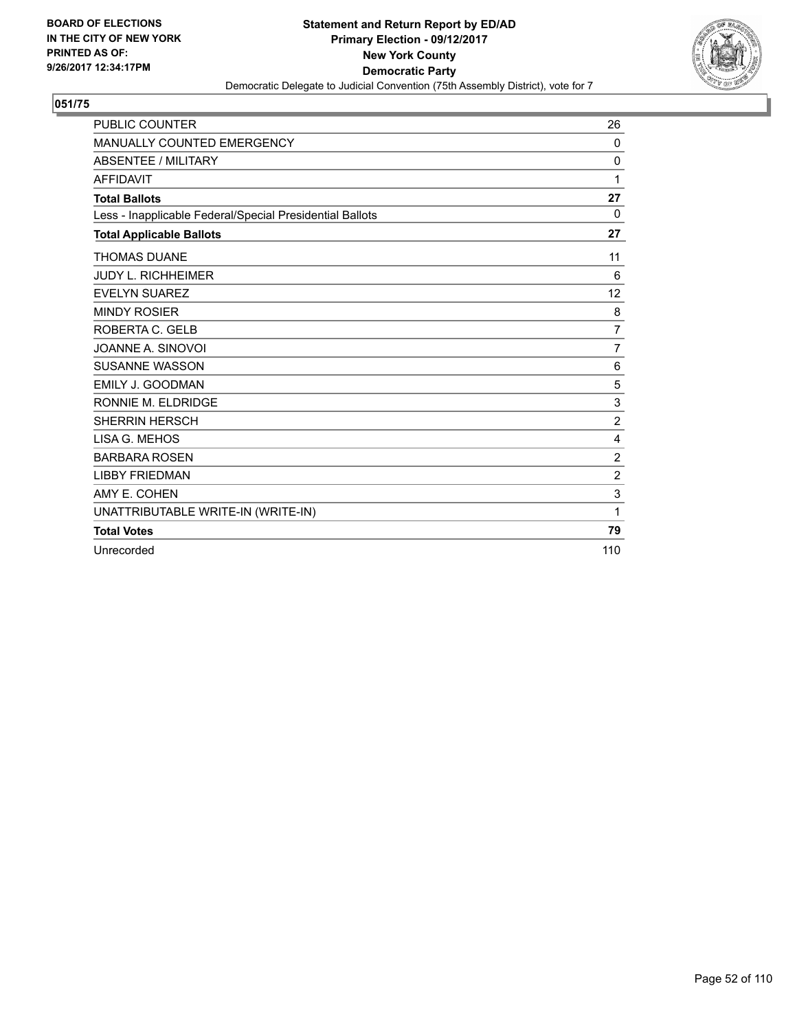**BOARD OF ELECTIONS IN THE CITY OF NEW YORK PRINTED AS OF: 9/26/2017 12:34:17PM**

**Statement and Return Report by ED/AD**
**Primary Election - 09/12/2017**
**New York County**
**Democratic Party**
Democratic Delegate to Judicial Convention (75th Assembly District), vote for 7

## 051/75

| | |
|---|---|
| PUBLIC COUNTER | 26 |
| MANUALLY COUNTED EMERGENCY | 0 |
| ABSENTEE / MILITARY | 0 |
| AFFIDAVIT | 1 |
| **Total Ballots** | **27** |
| Less - Inapplicable Federal/Special Presidential Ballots | 0 |
| **Total Applicable Ballots** | **27** |
| THOMAS DUANE | 11 |
| JUDY L. RICHHEIMER | 6 |
| EVELYN SUAREZ | 12 |
| MINDY ROSIER | 8 |
| ROBERTA C. GELB | 7 |
| JOANNE A. SINOVOI | 7 |
| SUSANNE WASSON | 6 |
| EMILY J. GOODMAN | 5 |
| RONNIE M. ELDRIDGE | 3 |
| SHERRIN HERSCH | 2 |
| LISA G. MEHOS | 4 |
| BARBARA ROSEN | 2 |
| LIBBY FRIEDMAN | 2 |
| AMY E. COHEN | 3 |
| UNATTRIBUTABLE WRITE-IN (WRITE-IN) | 1 |
| **Total Votes** | **79** |
| Unrecorded | 110 |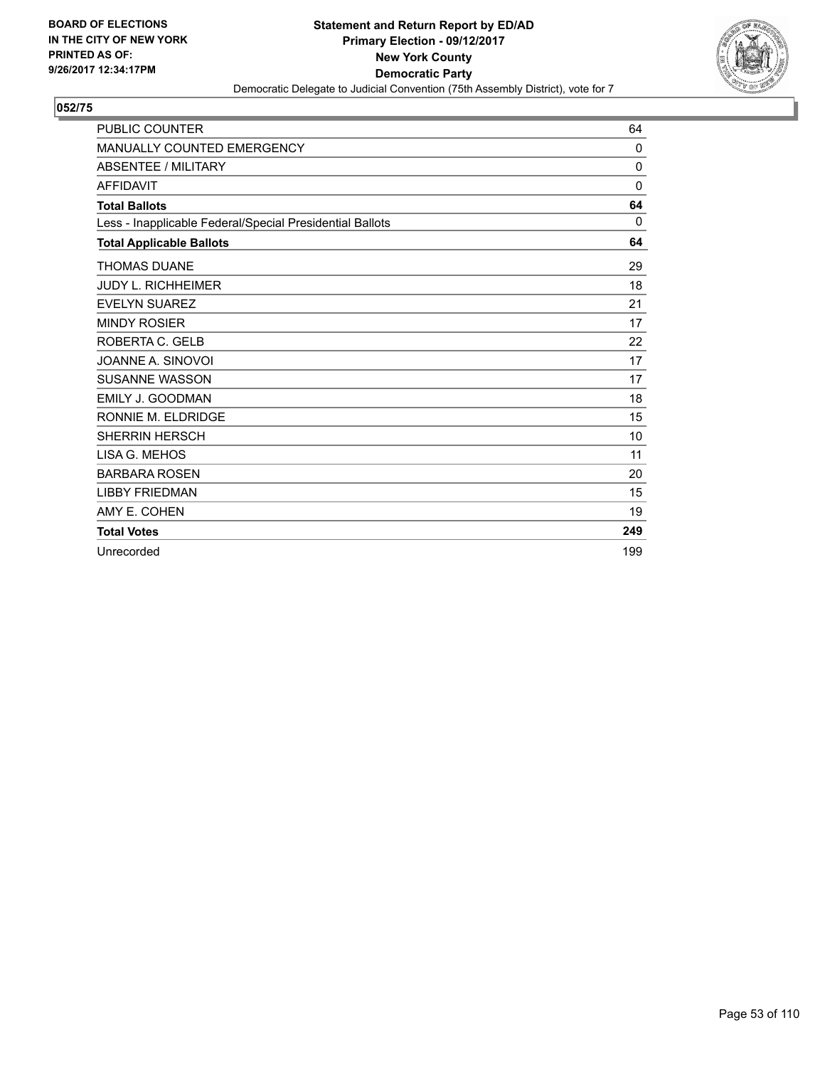BOARD OF ELECTIONS
IN THE CITY OF NEW YORK
PRINTED AS OF:
9/26/2017 12:34:17PM

**Statement and Return Report by ED/AD**
**Primary Election - 09/12/2017**
**New York County**
**Democratic Party**
Democratic Delegate to Judicial Convention (75th Assembly District), vote for 7

## 052/75

| | |
|---|---|
| PUBLIC COUNTER | 64 |
| MANUALLY COUNTED EMERGENCY | 0 |
| ABSENTEE / MILITARY | 0 |
| AFFIDAVIT | 0 |
| **Total Ballots** | **64** |
| Less - Inapplicable Federal/Special Presidential Ballots | 0 |
| **Total Applicable Ballots** | **64** |
| THOMAS DUANE | 29 |
| JUDY L. RICHHEIMER | 18 |
| EVELYN SUAREZ | 21 |
| MINDY ROSIER | 17 |
| ROBERTA C. GELB | 22 |
| JOANNE A. SINOVOI | 17 |
| SUSANNE WASSON | 17 |
| EMILY J. GOODMAN | 18 |
| RONNIE M. ELDRIDGE | 15 |
| SHERRIN HERSCH | 10 |
| LISA G. MEHOS | 11 |
| BARBARA ROSEN | 20 |
| LIBBY FRIEDMAN | 15 |
| AMY E. COHEN | 19 |
| **Total Votes** | **249** |
| Unrecorded | 199 |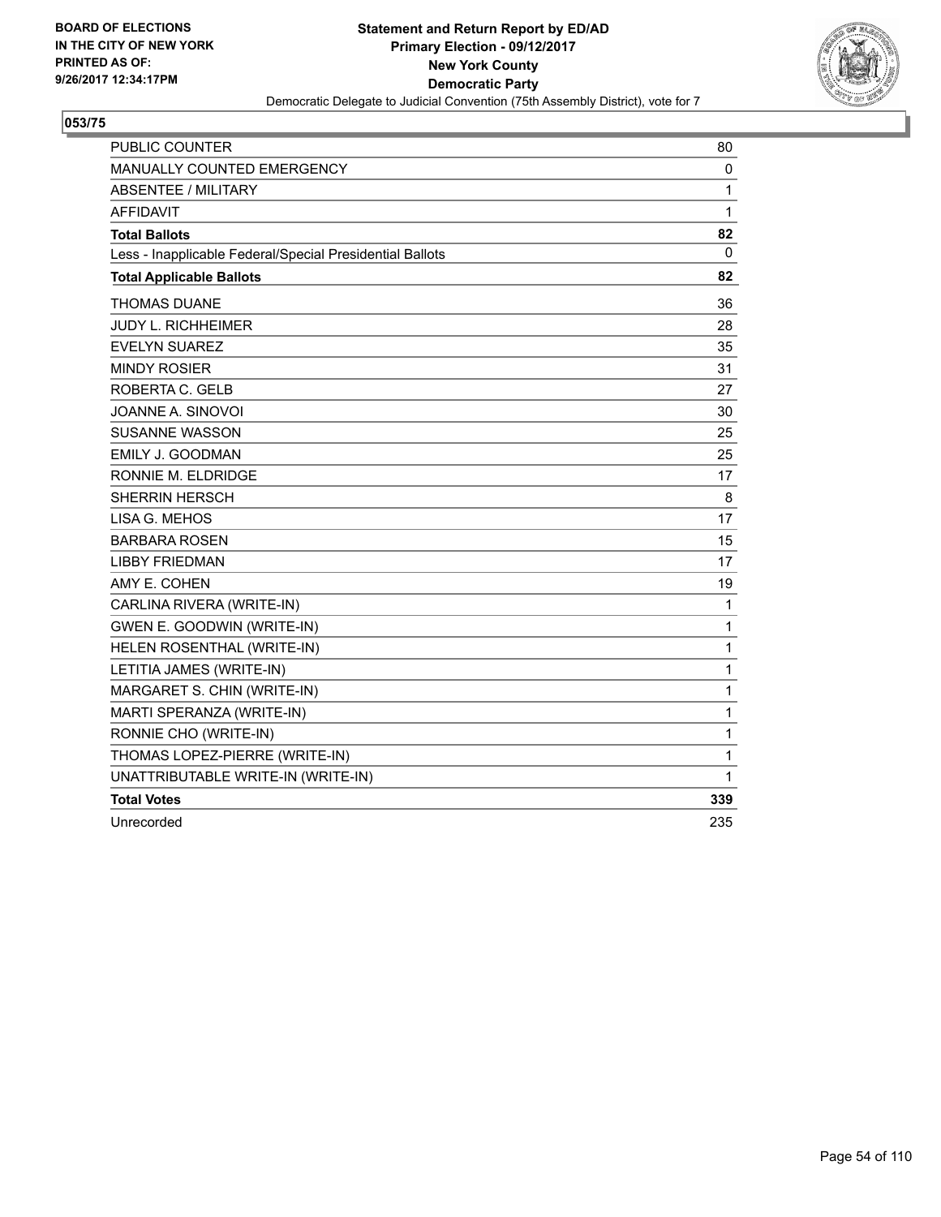**BOARD OF ELECTIONS IN THE CITY OF NEW YORK PRINTED AS OF: 9/26/2017 12:34:17PM**

**Statement and Return Report by ED/AD**
**Primary Election - 09/12/2017**
**New York County**
**Democratic Party**
Democratic Delegate to Judicial Convention (75th Assembly District), vote for 7

**053/75**

| | |
|---|---|
| PUBLIC COUNTER | 80 |
| MANUALLY COUNTED EMERGENCY | 0 |
| ABSENTEE / MILITARY | 1 |
| AFFIDAVIT | 1 |
| **Total Ballots** | **82** |
| Less - Inapplicable Federal/Special Presidential Ballots | 0 |
| **Total Applicable Ballots** | **82** |
| THOMAS DUANE | 36 |
| JUDY L. RICHHEIMER | 28 |
| EVELYN SUAREZ | 35 |
| MINDY ROSIER | 31 |
| ROBERTA C. GELB | 27 |
| JOANNE A. SINOVOI | 30 |
| SUSANNE WASSON | 25 |
| EMILY J. GOODMAN | 25 |
| RONNIE M. ELDRIDGE | 17 |
| SHERRIN HERSCH | 8 |
| LISA G. MEHOS | 17 |
| BARBARA ROSEN | 15 |
| LIBBY FRIEDMAN | 17 |
| AMY E. COHEN | 19 |
| CARLINA RIVERA (WRITE-IN) | 1 |
| GWEN E. GOODWIN (WRITE-IN) | 1 |
| HELEN ROSENTHAL (WRITE-IN) | 1 |
| LETITIA JAMES (WRITE-IN) | 1 |
| MARGARET S. CHIN (WRITE-IN) | 1 |
| MARTI SPERANZA (WRITE-IN) | 1 |
| RONNIE CHO (WRITE-IN) | 1 |
| THOMAS LOPEZ-PIERRE (WRITE-IN) | 1 |
| UNATTRIBUTABLE WRITE-IN (WRITE-IN) | 1 |
| **Total Votes** | **339** |
| Unrecorded | 235 |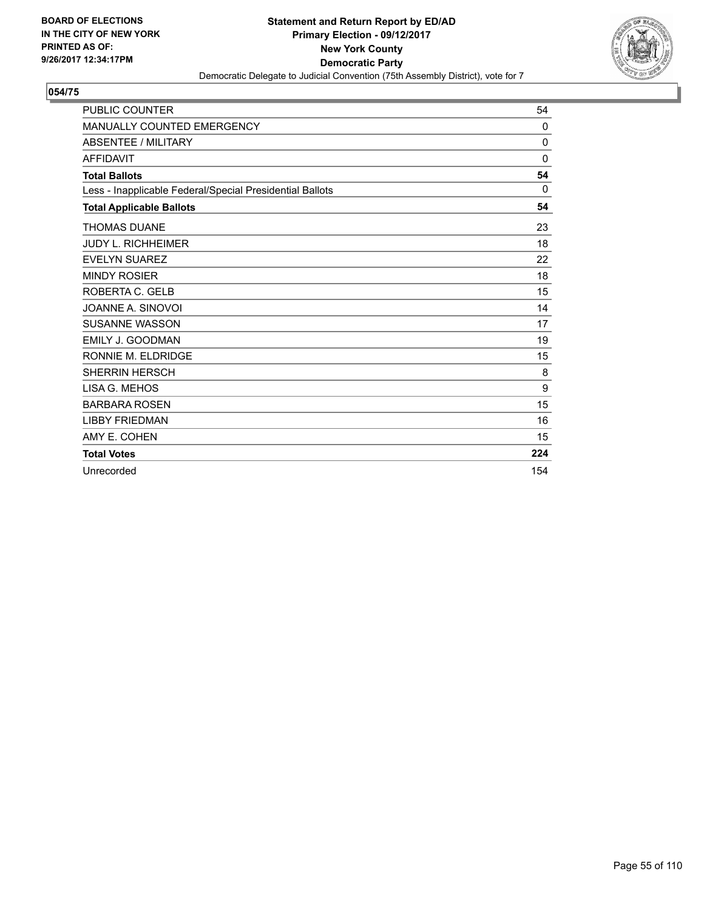BOARD OF ELECTIONS
IN THE CITY OF NEW YORK
PRINTED AS OF:
9/26/2017 12:34:17PM

**Statement and Return Report by ED/AD**
**Primary Election - 09/12/2017**
**New York County**
**Democratic Party**
Democratic Delegate to Judicial Convention (75th Assembly District), vote for 7

**054/75**

| | |
|---|---|
| PUBLIC COUNTER | 54 |
| MANUALLY COUNTED EMERGENCY | 0 |
| ABSENTEE / MILITARY | 0 |
| AFFIDAVIT | 0 |
| **Total Ballots** | **54** |
| Less - Inapplicable Federal/Special Presidential Ballots | 0 |
| **Total Applicable Ballots** | **54** |
| THOMAS DUANE | 23 |
| JUDY L. RICHHEIMER | 18 |
| EVELYN SUAREZ | 22 |
| MINDY ROSIER | 18 |
| ROBERTA C. GELB | 15 |
| JOANNE A. SINOVOI | 14 |
| SUSANNE WASSON | 17 |
| EMILY J. GOODMAN | 19 |
| RONNIE M. ELDRIDGE | 15 |
| SHERRIN HERSCH | 8 |
| LISA G. MEHOS | 9 |
| BARBARA ROSEN | 15 |
| LIBBY FRIEDMAN | 16 |
| AMY E. COHEN | 15 |
| **Total Votes** | **224** |
| Unrecorded | 154 |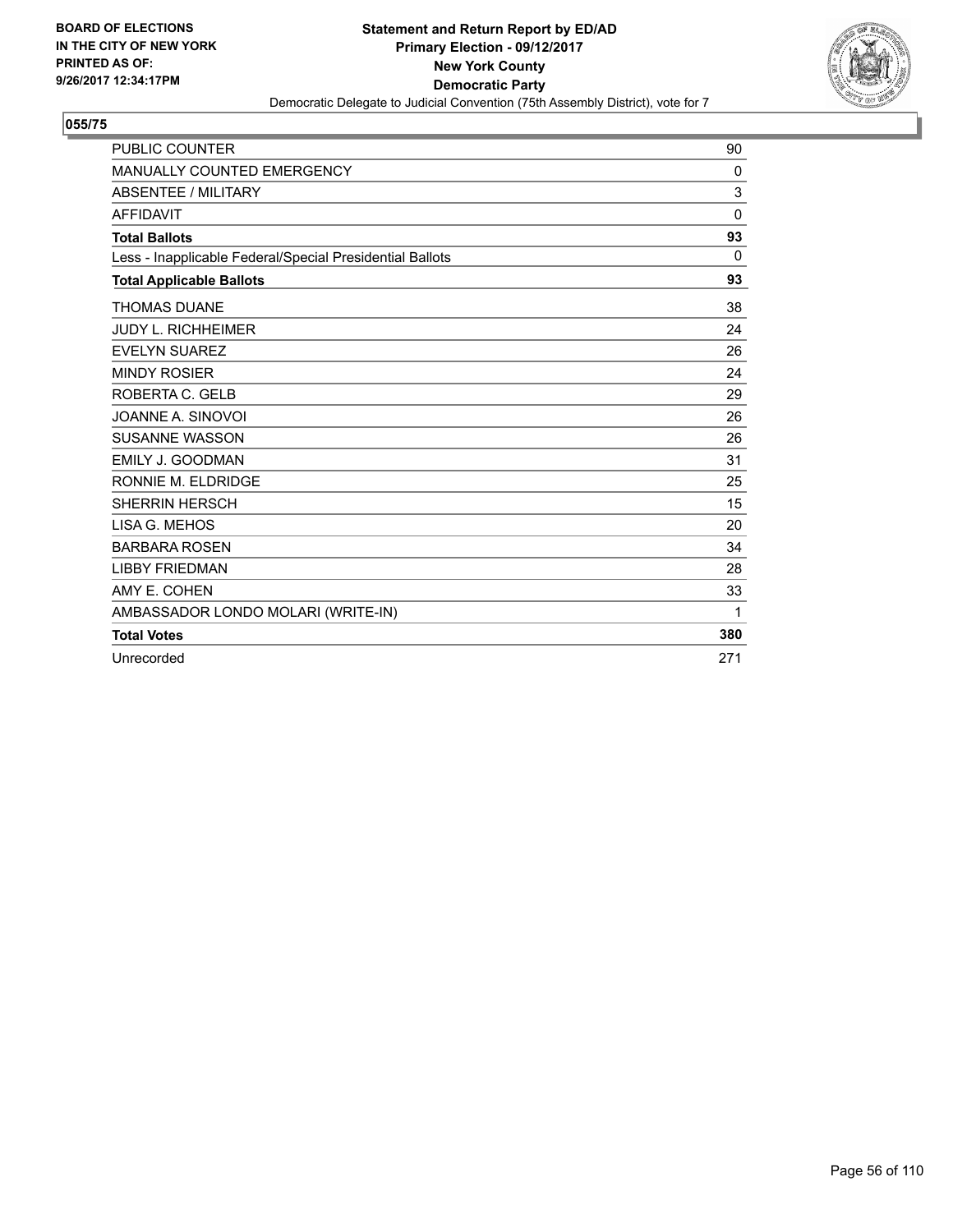**BOARD OF ELECTIONS IN THE CITY OF NEW YORK PRINTED AS OF: 9/26/2017 12:34:17PM**

**Statement and Return Report by ED/AD**
**Primary Election - 09/12/2017**
**New York County**
**Democratic Party**
Democratic Delegate to Judicial Convention (75th Assembly District), vote for 7

**055/75**

| | |
|---|---|
| PUBLIC COUNTER | 90 |
| MANUALLY COUNTED EMERGENCY | 0 |
| ABSENTEE / MILITARY | 3 |
| AFFIDAVIT | 0 |
| **Total Ballots** | **93** |
| Less - Inapplicable Federal/Special Presidential Ballots | 0 |
| **Total Applicable Ballots** | **93** |
| THOMAS DUANE | 38 |
| JUDY L. RICHHEIMER | 24 |
| EVELYN SUAREZ | 26 |
| MINDY ROSIER | 24 |
| ROBERTA C. GELB | 29 |
| JOANNE A. SINOVOI | 26 |
| SUSANNE WASSON | 26 |
| EMILY J. GOODMAN | 31 |
| RONNIE M. ELDRIDGE | 25 |
| SHERRIN HERSCH | 15 |
| LISA G. MEHOS | 20 |
| BARBARA ROSEN | 34 |
| LIBBY FRIEDMAN | 28 |
| AMY E. COHEN | 33 |
| AMBASSADOR LONDO MOLARI (WRITE-IN) | 1 |
| **Total Votes** | **380** |
| Unrecorded | 271 |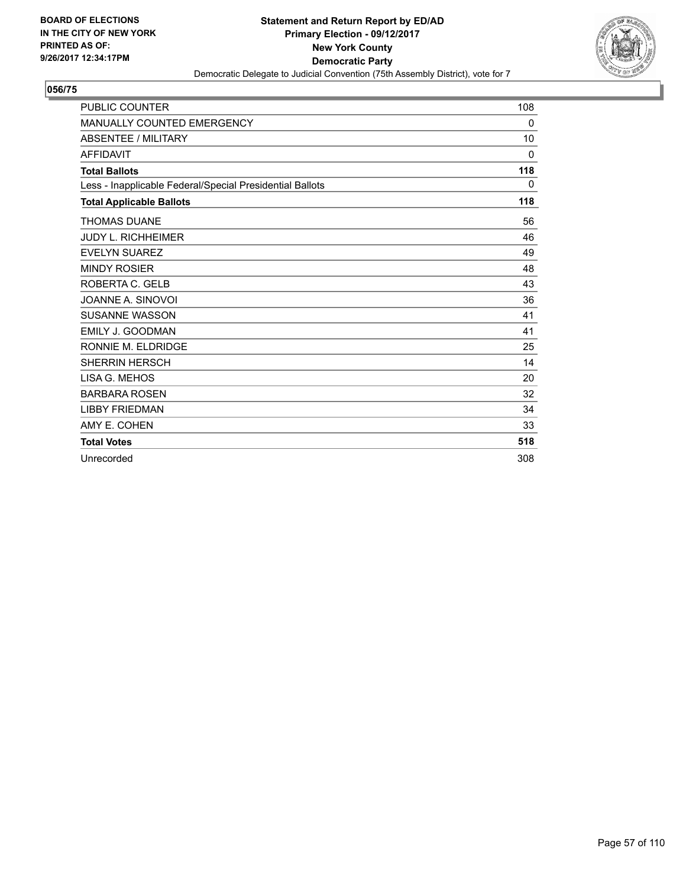**BOARD OF ELECTIONS IN THE CITY OF NEW YORK PRINTED AS OF: 9/26/2017 12:34:17PM**

**Statement and Return Report by ED/AD**
**Primary Election - 09/12/2017**
**New York County**
**Democratic Party**
Democratic Delegate to Judicial Convention (75th Assembly District), vote for 7

## 056/75

| | |
|---|---|
| PUBLIC COUNTER | 108 |
| MANUALLY COUNTED EMERGENCY | 0 |
| ABSENTEE / MILITARY | 10 |
| AFFIDAVIT | 0 |
| **Total Ballots** | **118** |
| Less - Inapplicable Federal/Special Presidential Ballots | 0 |
| **Total Applicable Ballots** | **118** |
| THOMAS DUANE | 56 |
| JUDY L. RICHHEIMER | 46 |
| EVELYN SUAREZ | 49 |
| MINDY ROSIER | 48 |
| ROBERTA C. GELB | 43 |
| JOANNE A. SINOVOI | 36 |
| SUSANNE WASSON | 41 |
| EMILY J. GOODMAN | 41 |
| RONNIE M. ELDRIDGE | 25 |
| SHERRIN HERSCH | 14 |
| LISA G. MEHOS | 20 |
| BARBARA ROSEN | 32 |
| LIBBY FRIEDMAN | 34 |
| AMY E. COHEN | 33 |
| **Total Votes** | **518** |
| Unrecorded | 308 |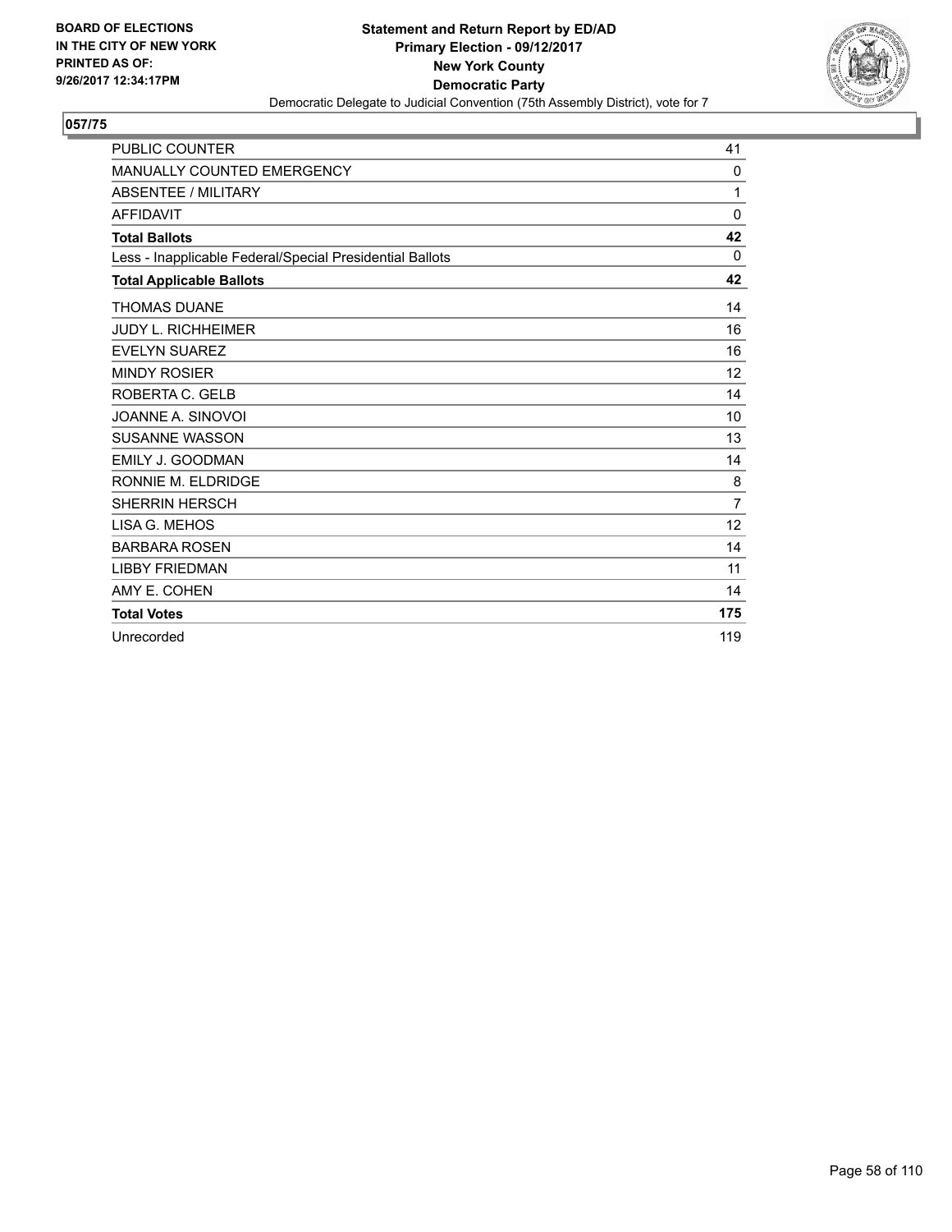**BOARD OF ELECTIONS IN THE CITY OF NEW YORK PRINTED AS OF: 9/26/2017 12:34:17PM**

**Statement and Return Report by ED/AD**
**Primary Election - 09/12/2017**
**New York County**
**Democratic Party**
Democratic Delegate to Judicial Convention (75th Assembly District), vote for 7

## 057/75

| | |
|---|---|
| PUBLIC COUNTER | 41 |
| MANUALLY COUNTED EMERGENCY | 0 |
| ABSENTEE / MILITARY | 1 |
| AFFIDAVIT | 0 |
| **Total Ballots** | **42** |
| Less - Inapplicable Federal/Special Presidential Ballots | 0 |
| **Total Applicable Ballots** | **42** |
| THOMAS DUANE | 14 |
| JUDY L. RICHHEIMER | 16 |
| EVELYN SUAREZ | 16 |
| MINDY ROSIER | 12 |
| ROBERTA C. GELB | 14 |
| JOANNE A. SINOVOI | 10 |
| SUSANNE WASSON | 13 |
| EMILY J. GOODMAN | 14 |
| RONNIE M. ELDRIDGE | 8 |
| SHERRIN HERSCH | 7 |
| LISA G. MEHOS | 12 |
| BARBARA ROSEN | 14 |
| LIBBY FRIEDMAN | 11 |
| AMY E. COHEN | 14 |
| **Total Votes** | **175** |
| Unrecorded | 119 |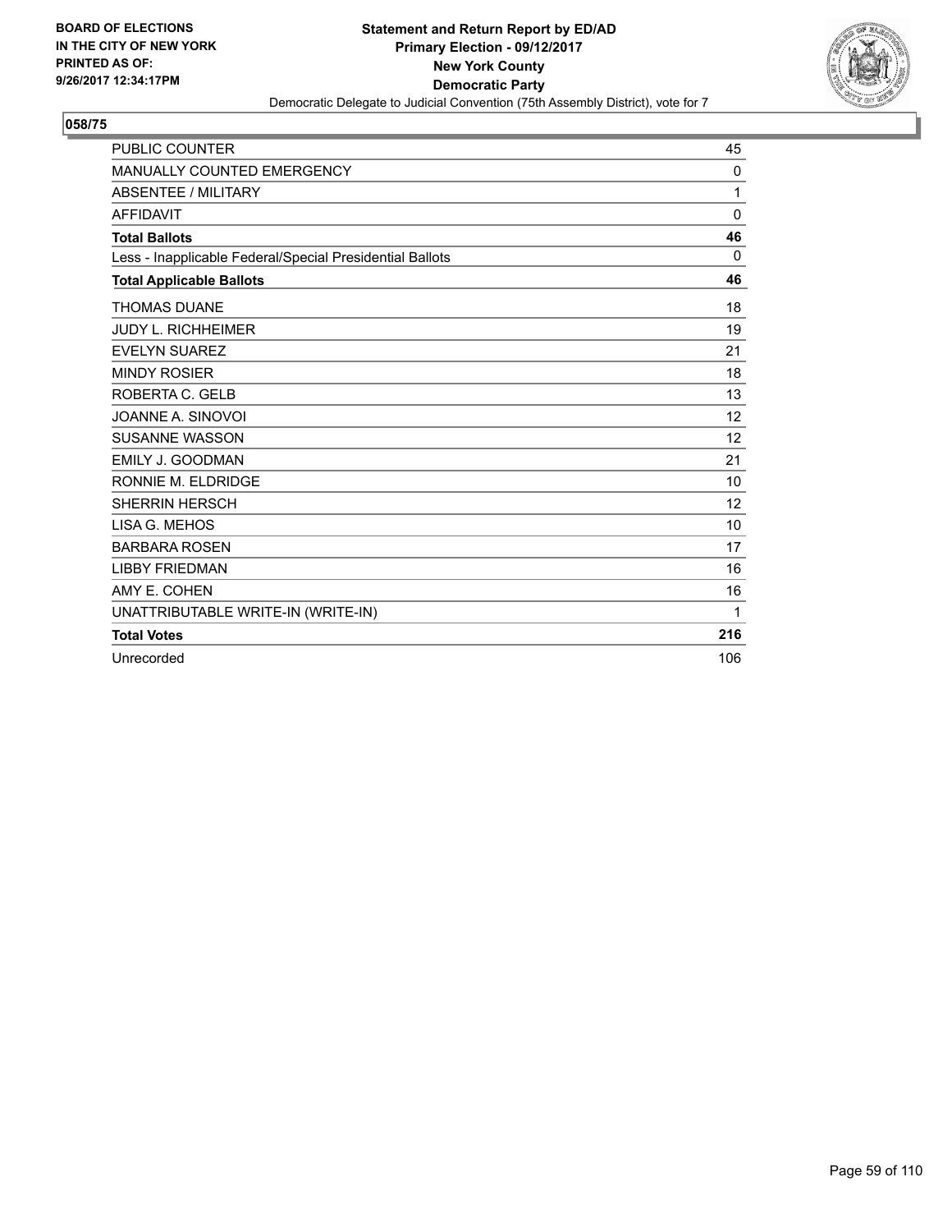**BOARD OF ELECTIONS IN THE CITY OF NEW YORK PRINTED AS OF: 9/26/2017 12:34:17PM**

**Statement and Return Report by ED/AD**
**Primary Election - 09/12/2017**
**New York County**
**Democratic Party**
Democratic Delegate to Judicial Convention (75th Assembly District), vote for 7

**058/75**

| | |
|---|---|
| PUBLIC COUNTER | 45 |
| MANUALLY COUNTED EMERGENCY | 0 |
| ABSENTEE / MILITARY | 1 |
| AFFIDAVIT | 0 |
| **Total Ballots** | **46** |
| Less - Inapplicable Federal/Special Presidential Ballots | 0 |
| **Total Applicable Ballots** | **46** |
| THOMAS DUANE | 18 |
| JUDY L. RICHHEIMER | 19 |
| EVELYN SUAREZ | 21 |
| MINDY ROSIER | 18 |
| ROBERTA C. GELB | 13 |
| JOANNE A. SINOVOI | 12 |
| SUSANNE WASSON | 12 |
| EMILY J. GOODMAN | 21 |
| RONNIE M. ELDRIDGE | 10 |
| SHERRIN HERSCH | 12 |
| LISA G. MEHOS | 10 |
| BARBARA ROSEN | 17 |
| LIBBY FRIEDMAN | 16 |
| AMY E. COHEN | 16 |
| UNATTRIBUTABLE WRITE-IN (WRITE-IN) | 1 |
| **Total Votes** | **216** |
| Unrecorded | 106 |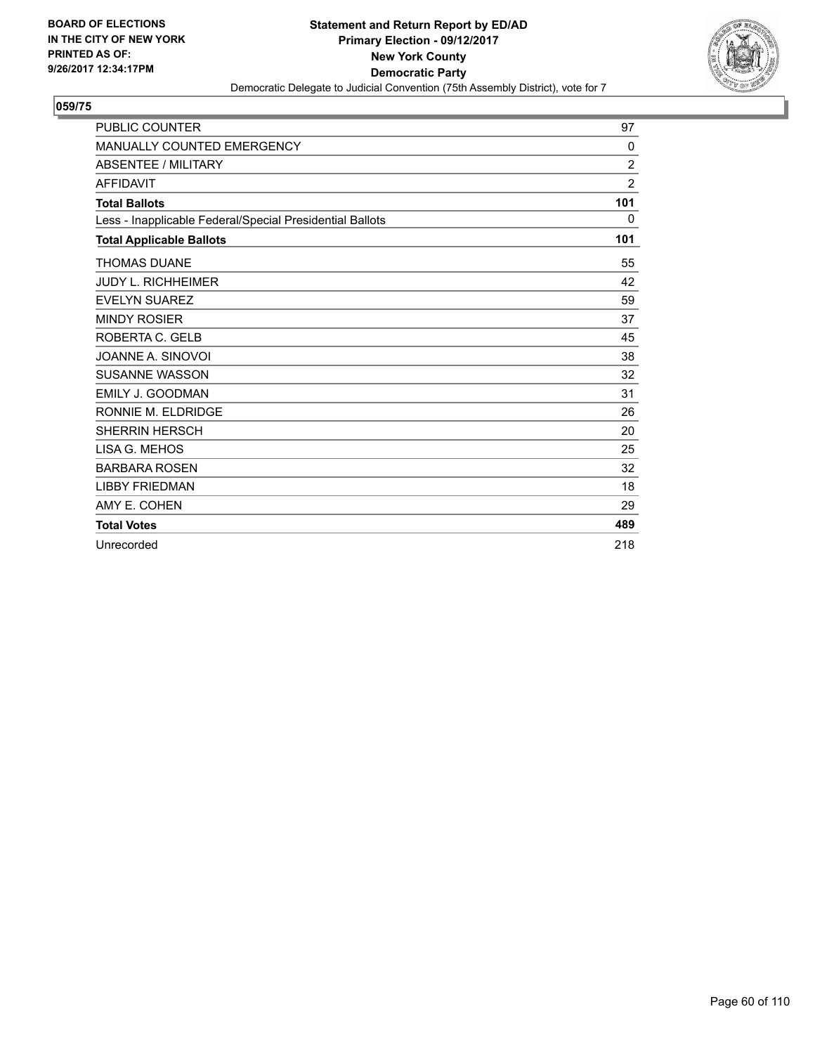**BOARD OF ELECTIONS IN THE CITY OF NEW YORK PRINTED AS OF: 9/26/2017 12:34:17PM**

**Statement and Return Report by ED/AD**
**Primary Election - 09/12/2017**
**New York County**
**Democratic Party**
Democratic Delegate to Judicial Convention (75th Assembly District), vote for 7

## 059/75

| | |
|---|---|
| PUBLIC COUNTER | 97 |
| MANUALLY COUNTED EMERGENCY | 0 |
| ABSENTEE / MILITARY | 2 |
| AFFIDAVIT | 2 |
| **Total Ballots** | **101** |
| Less - Inapplicable Federal/Special Presidential Ballots | 0 |
| **Total Applicable Ballots** | **101** |
| THOMAS DUANE | 55 |
| JUDY L. RICHHEIMER | 42 |
| EVELYN SUAREZ | 59 |
| MINDY ROSIER | 37 |
| ROBERTA C. GELB | 45 |
| JOANNE A. SINOVOI | 38 |
| SUSANNE WASSON | 32 |
| EMILY J. GOODMAN | 31 |
| RONNIE M. ELDRIDGE | 26 |
| SHERRIN HERSCH | 20 |
| LISA G. MEHOS | 25 |
| BARBARA ROSEN | 32 |
| LIBBY FRIEDMAN | 18 |
| AMY E. COHEN | 29 |
| **Total Votes** | **489** |
| Unrecorded | 218 |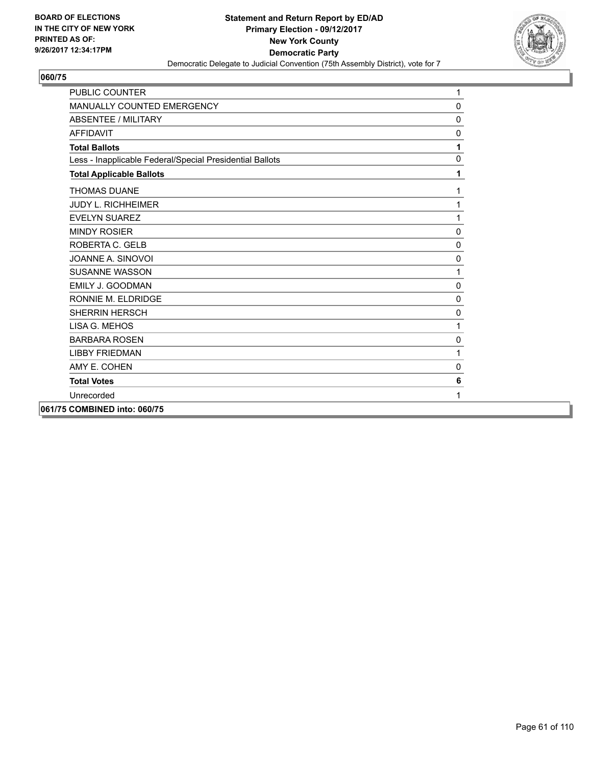**BOARD OF ELECTIONS IN THE CITY OF NEW YORK PRINTED AS OF: 9/26/2017 12:34:17PM**

**Statement and Return Report by ED/AD**
**Primary Election - 09/12/2017**
**New York County**
**Democratic Party**
Democratic Delegate to Judicial Convention (75th Assembly District), vote for 7

## 060/75

| | |
|---|---|
| PUBLIC COUNTER | 1 |
| MANUALLY COUNTED EMERGENCY | 0 |
| ABSENTEE / MILITARY | 0 |
| AFFIDAVIT | 0 |
| **Total Ballots** | **1** |
| Less - Inapplicable Federal/Special Presidential Ballots | 0 |
| **Total Applicable Ballots** | **1** |
| THOMAS DUANE | 1 |
| JUDY L. RICHHEIMER | 1 |
| EVELYN SUAREZ | 1 |
| MINDY ROSIER | 0 |
| ROBERTA C. GELB | 0 |
| JOANNE A. SINOVOI | 0 |
| SUSANNE WASSON | 1 |
| EMILY J. GOODMAN | 0 |
| RONNIE M. ELDRIDGE | 0 |
| SHERRIN HERSCH | 0 |
| LISA G. MEHOS | 1 |
| BARBARA ROSEN | 0 |
| LIBBY FRIEDMAN | 1 |
| AMY E. COHEN | 0 |
| **Total Votes** | **6** |
| Unrecorded | 1 |

**061/75 COMBINED into: 060/75**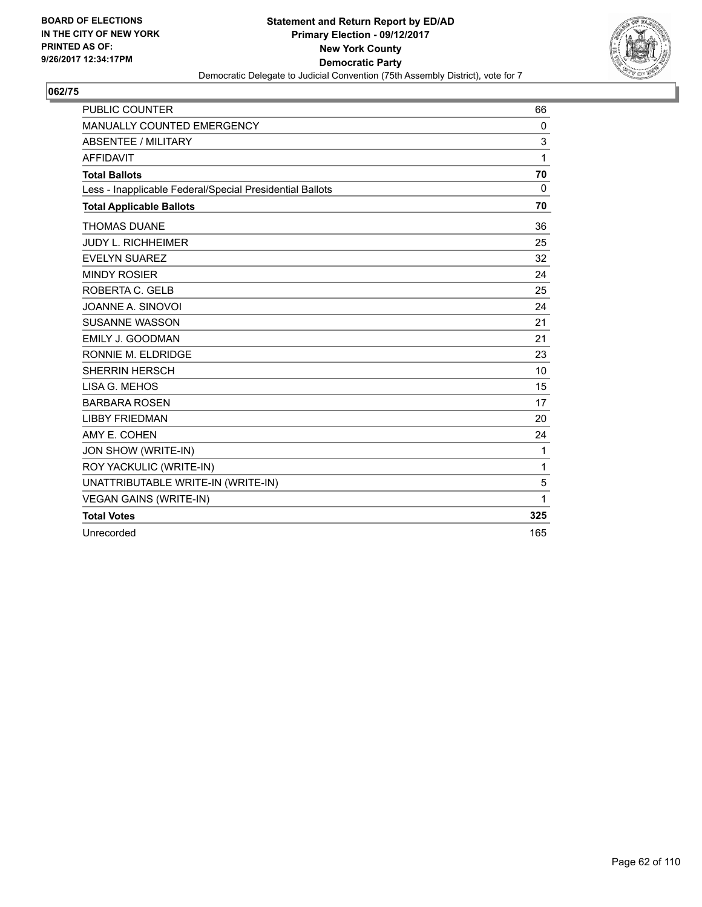BOARD OF ELECTIONS
IN THE CITY OF NEW YORK
PRINTED AS OF:
9/26/2017 12:34:17PM

**Statement and Return Report by ED/AD**
**Primary Election - 09/12/2017**
**New York County**
**Democratic Party**
Democratic Delegate to Judicial Convention (75th Assembly District), vote for 7

**062/75**

| | |
|---|---|
| PUBLIC COUNTER | 66 |
| MANUALLY COUNTED EMERGENCY | 0 |
| ABSENTEE / MILITARY | 3 |
| AFFIDAVIT | 1 |
| **Total Ballots** | **70** |
| Less - Inapplicable Federal/Special Presidential Ballots | 0 |
| **Total Applicable Ballots** | **70** |
| THOMAS DUANE | 36 |
| JUDY L. RICHHEIMER | 25 |
| EVELYN SUAREZ | 32 |
| MINDY ROSIER | 24 |
| ROBERTA C. GELB | 25 |
| JOANNE A. SINOVOI | 24 |
| SUSANNE WASSON | 21 |
| EMILY J. GOODMAN | 21 |
| RONNIE M. ELDRIDGE | 23 |
| SHERRIN HERSCH | 10 |
| LISA G. MEHOS | 15 |
| BARBARA ROSEN | 17 |
| LIBBY FRIEDMAN | 20 |
| AMY E. COHEN | 24 |
| JON SHOW (WRITE-IN) | 1 |
| ROY YACKULIC (WRITE-IN) | 1 |
| UNATTRIBUTABLE WRITE-IN (WRITE-IN) | 5 |
| VEGAN GAINS (WRITE-IN) | 1 |
| **Total Votes** | **325** |
| Unrecorded | 165 |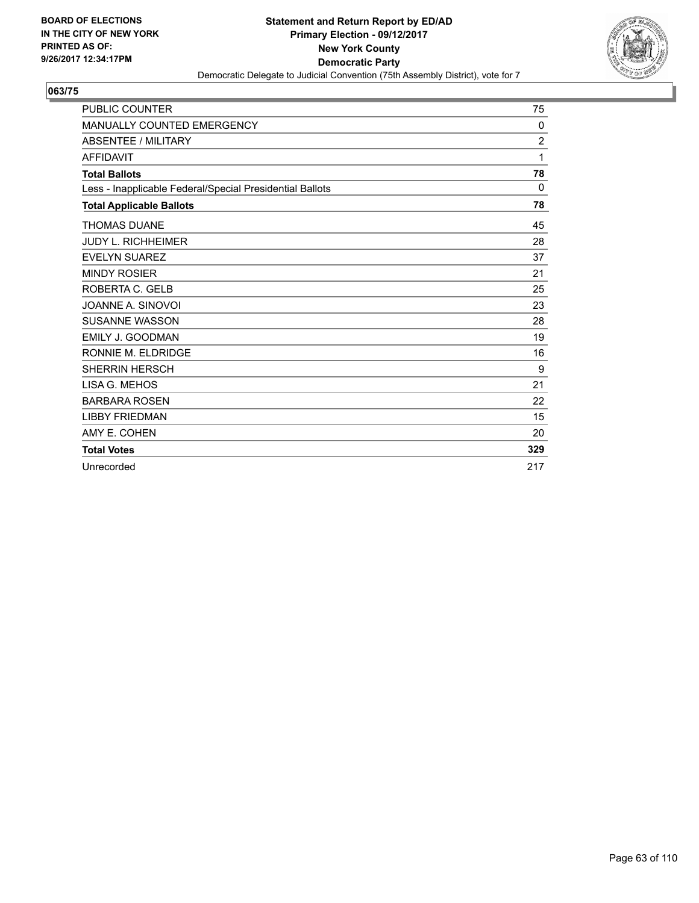**BOARD OF ELECTIONS IN THE CITY OF NEW YORK PRINTED AS OF: 9/26/2017 12:34:17PM**

**Statement and Return Report by ED/AD**
**Primary Election - 09/12/2017**
**New York County**
**Democratic Party**
Democratic Delegate to Judicial Convention (75th Assembly District), vote for 7

## 063/75

| | |
|---|---|
| PUBLIC COUNTER | 75 |
| MANUALLY COUNTED EMERGENCY | 0 |
| ABSENTEE / MILITARY | 2 |
| AFFIDAVIT | 1 |
| **Total Ballots** | **78** |
| Less - Inapplicable Federal/Special Presidential Ballots | 0 |
| **Total Applicable Ballots** | **78** |
| THOMAS DUANE | 45 |
| JUDY L. RICHHEIMER | 28 |
| EVELYN SUAREZ | 37 |
| MINDY ROSIER | 21 |
| ROBERTA C. GELB | 25 |
| JOANNE A. SINOVOI | 23 |
| SUSANNE WASSON | 28 |
| EMILY J. GOODMAN | 19 |
| RONNIE M. ELDRIDGE | 16 |
| SHERRIN HERSCH | 9 |
| LISA G. MEHOS | 21 |
| BARBARA ROSEN | 22 |
| LIBBY FRIEDMAN | 15 |
| AMY E. COHEN | 20 |
| **Total Votes** | **329** |
| Unrecorded | 217 |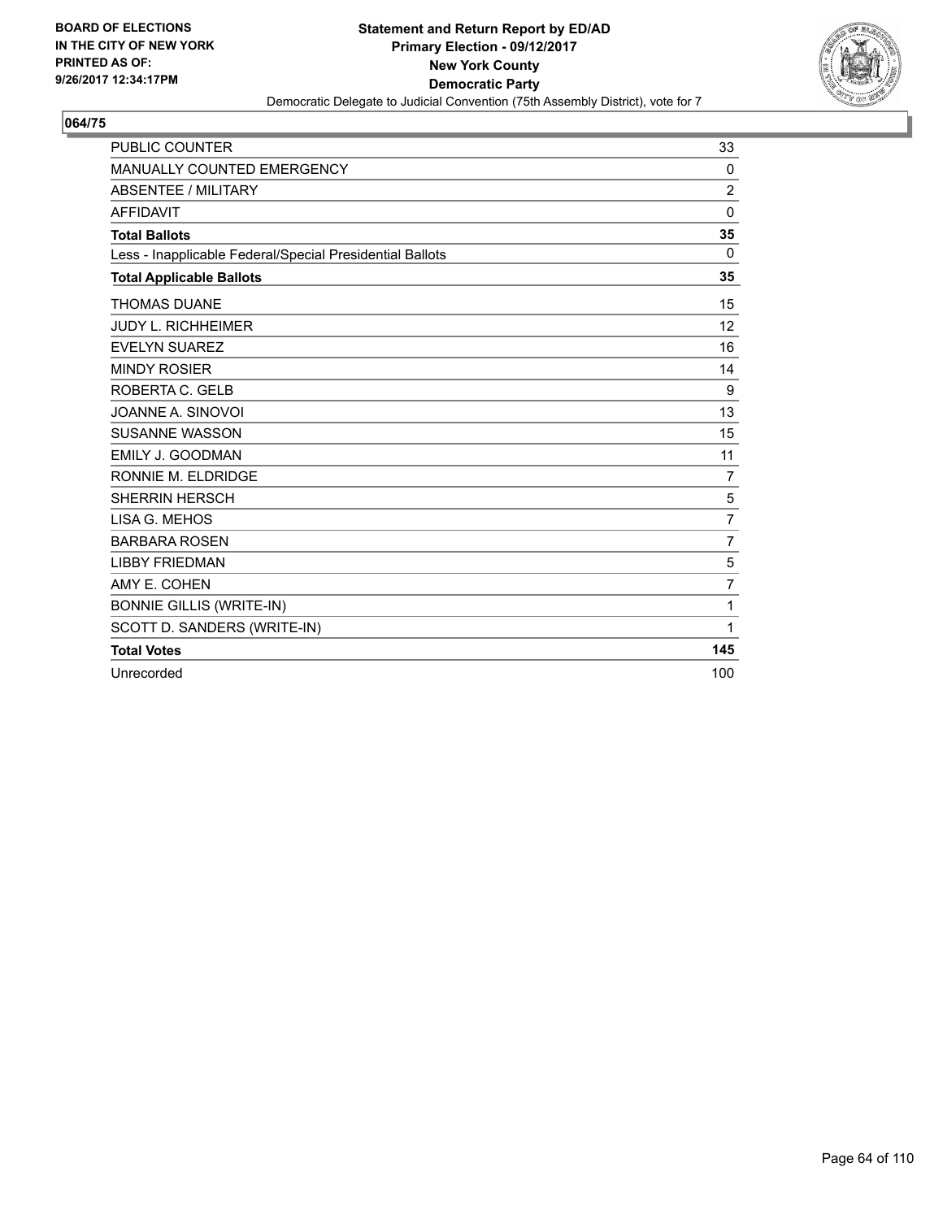**BOARD OF ELECTIONS IN THE CITY OF NEW YORK PRINTED AS OF: 9/26/2017 12:34:17PM**

**Statement and Return Report by ED/AD Primary Election - 09/12/2017 New York County Democratic Party**

Democratic Delegate to Judicial Convention (75th Assembly District), vote for 7

## 064/75

| | |
|---|---|
| PUBLIC COUNTER | 33 |
| MANUALLY COUNTED EMERGENCY | 0 |
| ABSENTEE / MILITARY | 2 |
| AFFIDAVIT | 0 |
| **Total Ballots** | **35** |
| Less - Inapplicable Federal/Special Presidential Ballots | 0 |
| **Total Applicable Ballots** | **35** |
| THOMAS DUANE | 15 |
| JUDY L. RICHHEIMER | 12 |
| EVELYN SUAREZ | 16 |
| MINDY ROSIER | 14 |
| ROBERTA C. GELB | 9 |
| JOANNE A. SINOVOI | 13 |
| SUSANNE WASSON | 15 |
| EMILY J. GOODMAN | 11 |
| RONNIE M. ELDRIDGE | 7 |
| SHERRIN HERSCH | 5 |
| LISA G. MEHOS | 7 |
| BARBARA ROSEN | 7 |
| LIBBY FRIEDMAN | 5 |
| AMY E. COHEN | 7 |
| BONNIE GILLIS (WRITE-IN) | 1 |
| SCOTT D. SANDERS (WRITE-IN) | 1 |
| **Total Votes** | **145** |
| Unrecorded | 100 |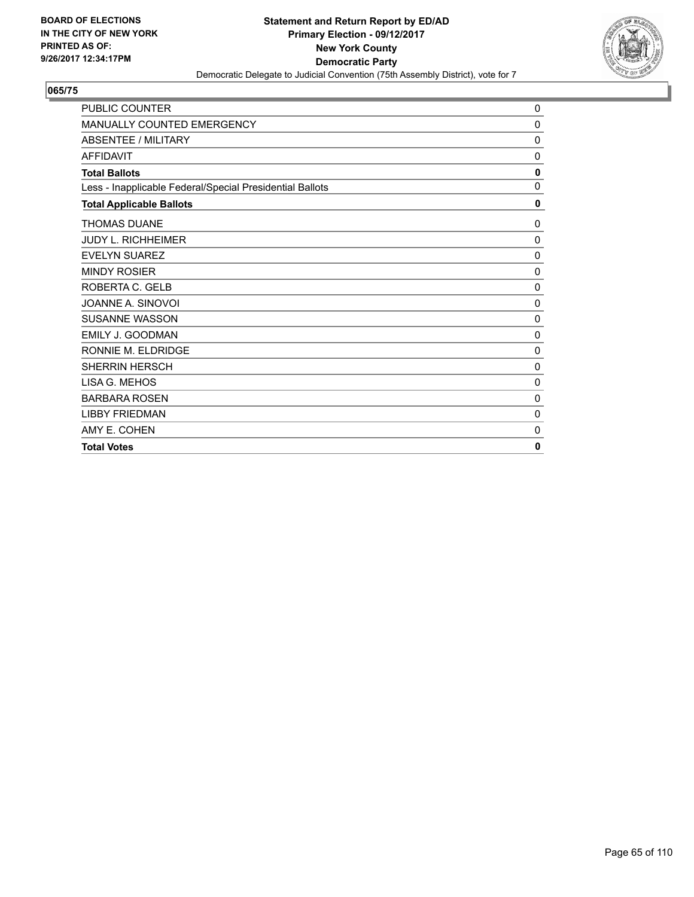BOARD OF ELECTIONS
IN THE CITY OF NEW YORK
PRINTED AS OF:
9/26/2017 12:34:17PM

**Statement and Return Report by ED/AD**
**Primary Election - 09/12/2017**
**New York County**
**Democratic Party**
Democratic Delegate to Judicial Convention (75th Assembly District), vote for 7

## 065/75

| | |
|---|---|
| PUBLIC COUNTER | 0 |
| MANUALLY COUNTED EMERGENCY | 0 |
| ABSENTEE / MILITARY | 0 |
| AFFIDAVIT | 0 |
| **Total Ballots** | **0** |
| Less - Inapplicable Federal/Special Presidential Ballots | 0 |
| **Total Applicable Ballots** | **0** |
| THOMAS DUANE | 0 |
| JUDY L. RICHHEIMER | 0 |
| EVELYN SUAREZ | 0 |
| MINDY ROSIER | 0 |
| ROBERTA C. GELB | 0 |
| JOANNE A. SINOVOI | 0 |
| SUSANNE WASSON | 0 |
| EMILY J. GOODMAN | 0 |
| RONNIE M. ELDRIDGE | 0 |
| SHERRIN HERSCH | 0 |
| LISA G. MEHOS | 0 |
| BARBARA ROSEN | 0 |
| LIBBY FRIEDMAN | 0 |
| AMY E. COHEN | 0 |
| **Total Votes** | **0** |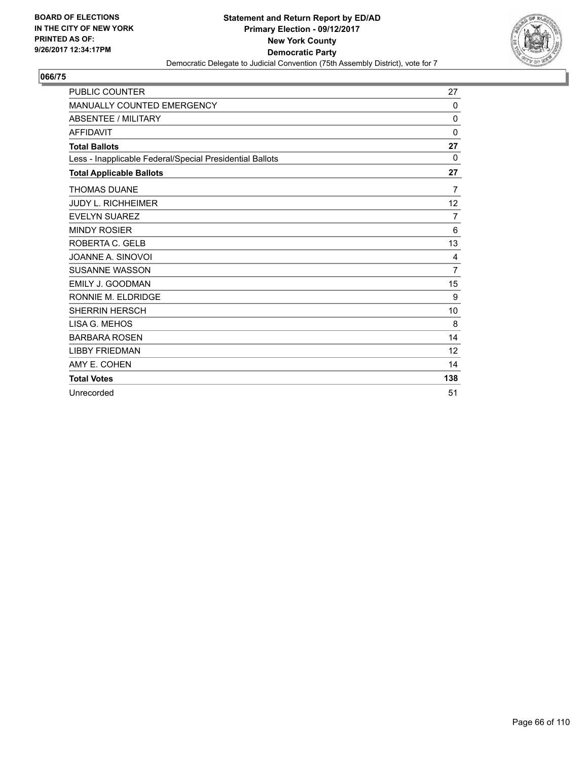BOARD OF ELECTIONS
IN THE CITY OF NEW YORK
PRINTED AS OF:
9/26/2017 12:34:17PM

**Statement and Return Report by ED/AD**
**Primary Election - 09/12/2017**
**New York County**
**Democratic Party**
Democratic Delegate to Judicial Convention (75th Assembly District), vote for 7

## 066/75

| | |
|---|---|
| PUBLIC COUNTER | 27 |
| MANUALLY COUNTED EMERGENCY | 0 |
| ABSENTEE / MILITARY | 0 |
| AFFIDAVIT | 0 |
| **Total Ballots** | **27** |
| Less - Inapplicable Federal/Special Presidential Ballots | 0 |
| **Total Applicable Ballots** | **27** |
| THOMAS DUANE | 7 |
| JUDY L. RICHHEIMER | 12 |
| EVELYN SUAREZ | 7 |
| MINDY ROSIER | 6 |
| ROBERTA C. GELB | 13 |
| JOANNE A. SINOVOI | 4 |
| SUSANNE WASSON | 7 |
| EMILY J. GOODMAN | 15 |
| RONNIE M. ELDRIDGE | 9 |
| SHERRIN HERSCH | 10 |
| LISA G. MEHOS | 8 |
| BARBARA ROSEN | 14 |
| LIBBY FRIEDMAN | 12 |
| AMY E. COHEN | 14 |
| **Total Votes** | **138** |
| Unrecorded | 51 |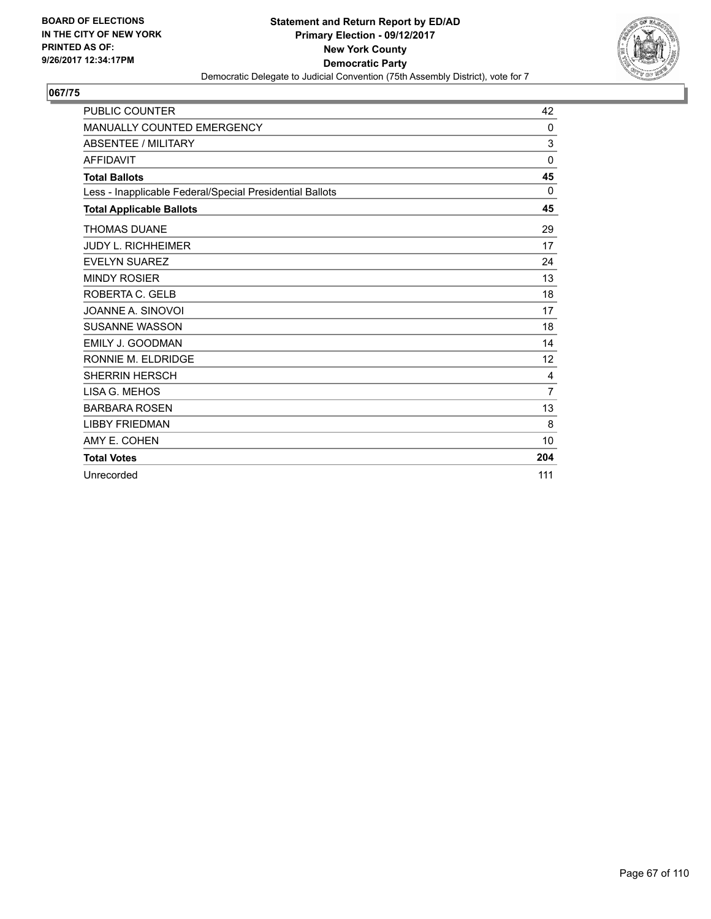BOARD OF ELECTIONS
IN THE CITY OF NEW YORK
PRINTED AS OF:
9/26/2017 12:34:17PM

**Statement and Return Report by ED/AD**
**Primary Election - 09/12/2017**
**New York County**
**Democratic Party**
Democratic Delegate to Judicial Convention (75th Assembly District), vote for 7

## 067/75

| | |
|---|---|
| PUBLIC COUNTER | 42 |
| MANUALLY COUNTED EMERGENCY | 0 |
| ABSENTEE / MILITARY | 3 |
| AFFIDAVIT | 0 |
| **Total Ballots** | **45** |
| Less - Inapplicable Federal/Special Presidential Ballots | 0 |
| **Total Applicable Ballots** | **45** |
| THOMAS DUANE | 29 |
| JUDY L. RICHHEIMER | 17 |
| EVELYN SUAREZ | 24 |
| MINDY ROSIER | 13 |
| ROBERTA C. GELB | 18 |
| JOANNE A. SINOVOI | 17 |
| SUSANNE WASSON | 18 |
| EMILY J. GOODMAN | 14 |
| RONNIE M. ELDRIDGE | 12 |
| SHERRIN HERSCH | 4 |
| LISA G. MEHOS | 7 |
| BARBARA ROSEN | 13 |
| LIBBY FRIEDMAN | 8 |
| AMY E. COHEN | 10 |
| **Total Votes** | **204** |
| Unrecorded | 111 |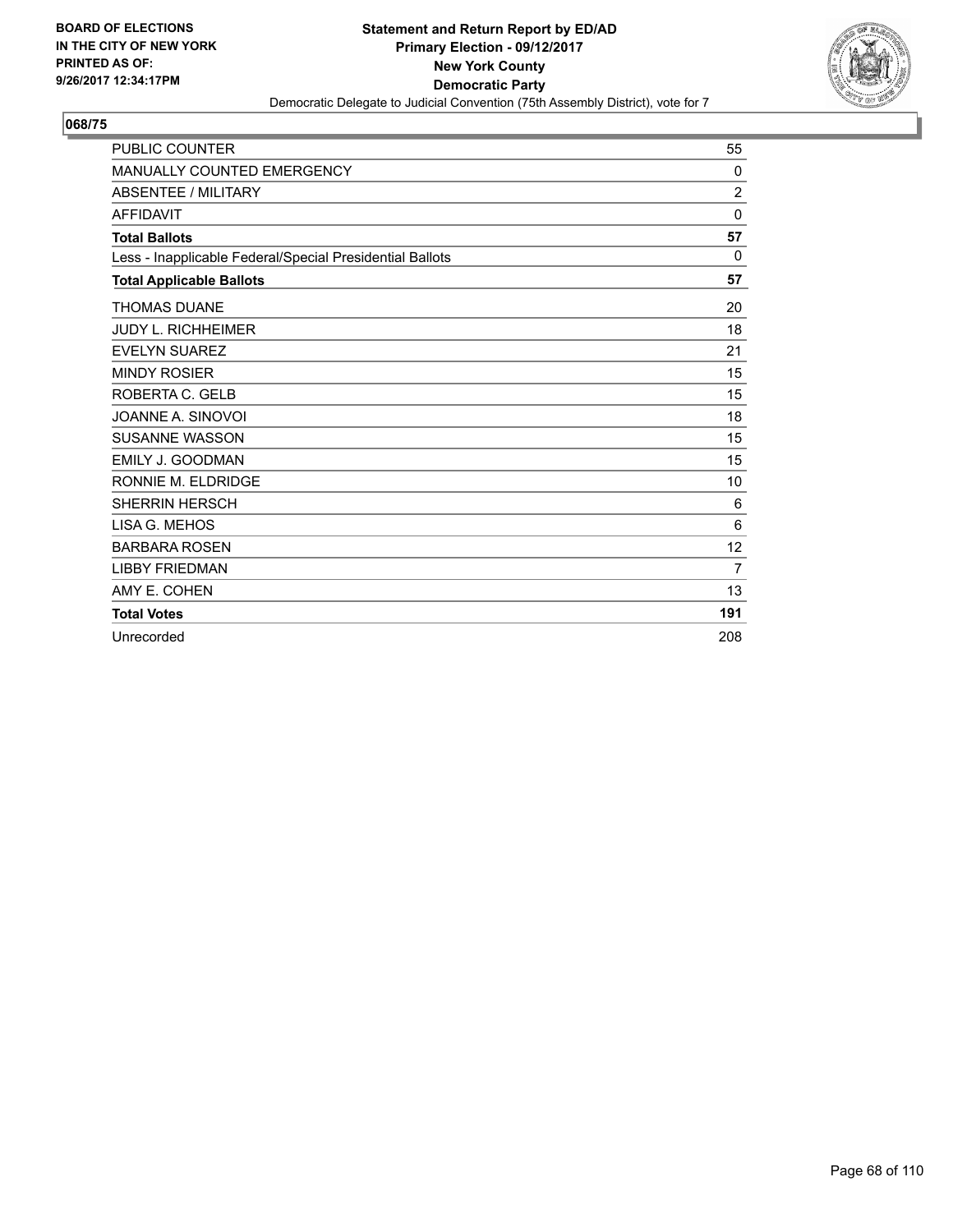BOARD OF ELECTIONS
IN THE CITY OF NEW YORK
PRINTED AS OF:
9/26/2017 12:34:17PM

**Statement and Return Report by ED/AD**
**Primary Election - 09/12/2017**
**New York County**
**Democratic Party**
Democratic Delegate to Judicial Convention (75th Assembly District), vote for 7

## 068/75

| | |
|---|---|
| PUBLIC COUNTER | 55 |
| MANUALLY COUNTED EMERGENCY | 0 |
| ABSENTEE / MILITARY | 2 |
| AFFIDAVIT | 0 |
| **Total Ballots** | **57** |
| Less - Inapplicable Federal/Special Presidential Ballots | 0 |
| **Total Applicable Ballots** | **57** |
| THOMAS DUANE | 20 |
| JUDY L. RICHHEIMER | 18 |
| EVELYN SUAREZ | 21 |
| MINDY ROSIER | 15 |
| ROBERTA C. GELB | 15 |
| JOANNE A. SINOVOI | 18 |
| SUSANNE WASSON | 15 |
| EMILY J. GOODMAN | 15 |
| RONNIE M. ELDRIDGE | 10 |
| SHERRIN HERSCH | 6 |
| LISA G. MEHOS | 6 |
| BARBARA ROSEN | 12 |
| LIBBY FRIEDMAN | 7 |
| AMY E. COHEN | 13 |
| **Total Votes** | **191** |
| Unrecorded | 208 |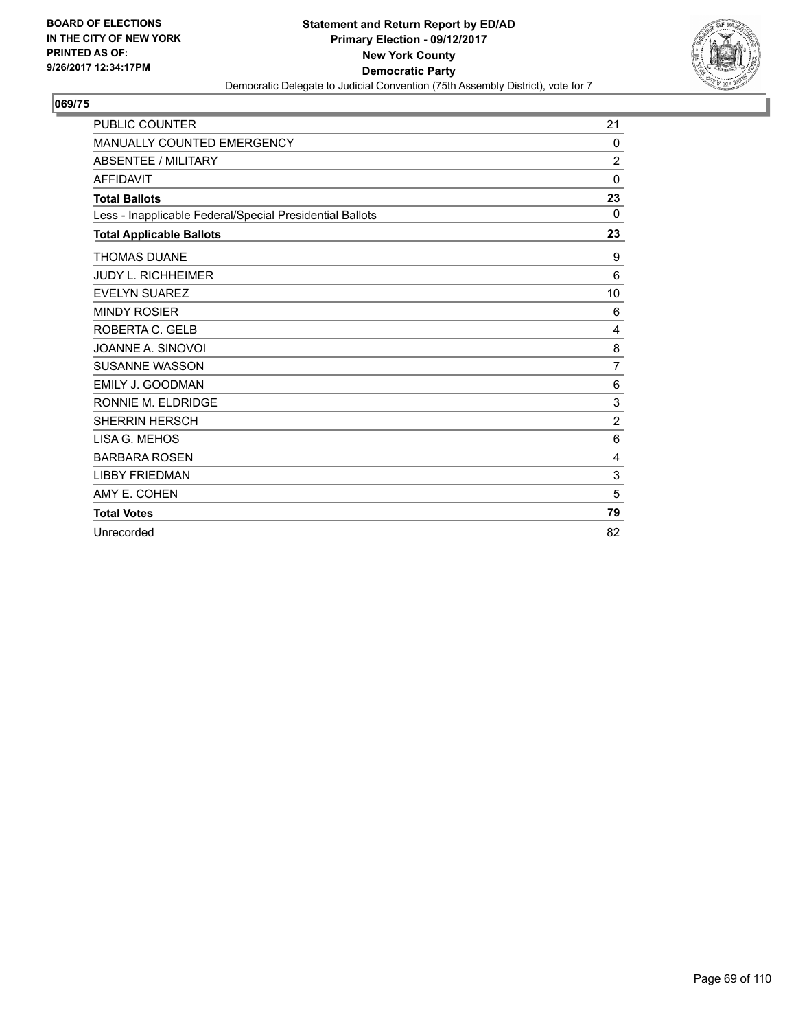**BOARD OF ELECTIONS IN THE CITY OF NEW YORK PRINTED AS OF: 9/26/2017 12:34:17PM**

**Statement and Return Report by ED/AD**
**Primary Election - 09/12/2017**
**New York County**
**Democratic Party**
Democratic Delegate to Judicial Convention (75th Assembly District), vote for 7

**069/75**

| | |
|---|---|
| PUBLIC COUNTER | 21 |
| MANUALLY COUNTED EMERGENCY | 0 |
| ABSENTEE / MILITARY | 2 |
| AFFIDAVIT | 0 |
| **Total Ballots** | **23** |
| Less - Inapplicable Federal/Special Presidential Ballots | 0 |
| **Total Applicable Ballots** | **23** |
| THOMAS DUANE | 9 |
| JUDY L. RICHHEIMER | 6 |
| EVELYN SUAREZ | 10 |
| MINDY ROSIER | 6 |
| ROBERTA C. GELB | 4 |
| JOANNE A. SINOVOI | 8 |
| SUSANNE WASSON | 7 |
| EMILY J. GOODMAN | 6 |
| RONNIE M. ELDRIDGE | 3 |
| SHERRIN HERSCH | 2 |
| LISA G. MEHOS | 6 |
| BARBARA ROSEN | 4 |
| LIBBY FRIEDMAN | 3 |
| AMY E. COHEN | 5 |
| **Total Votes** | **79** |
| Unrecorded | 82 |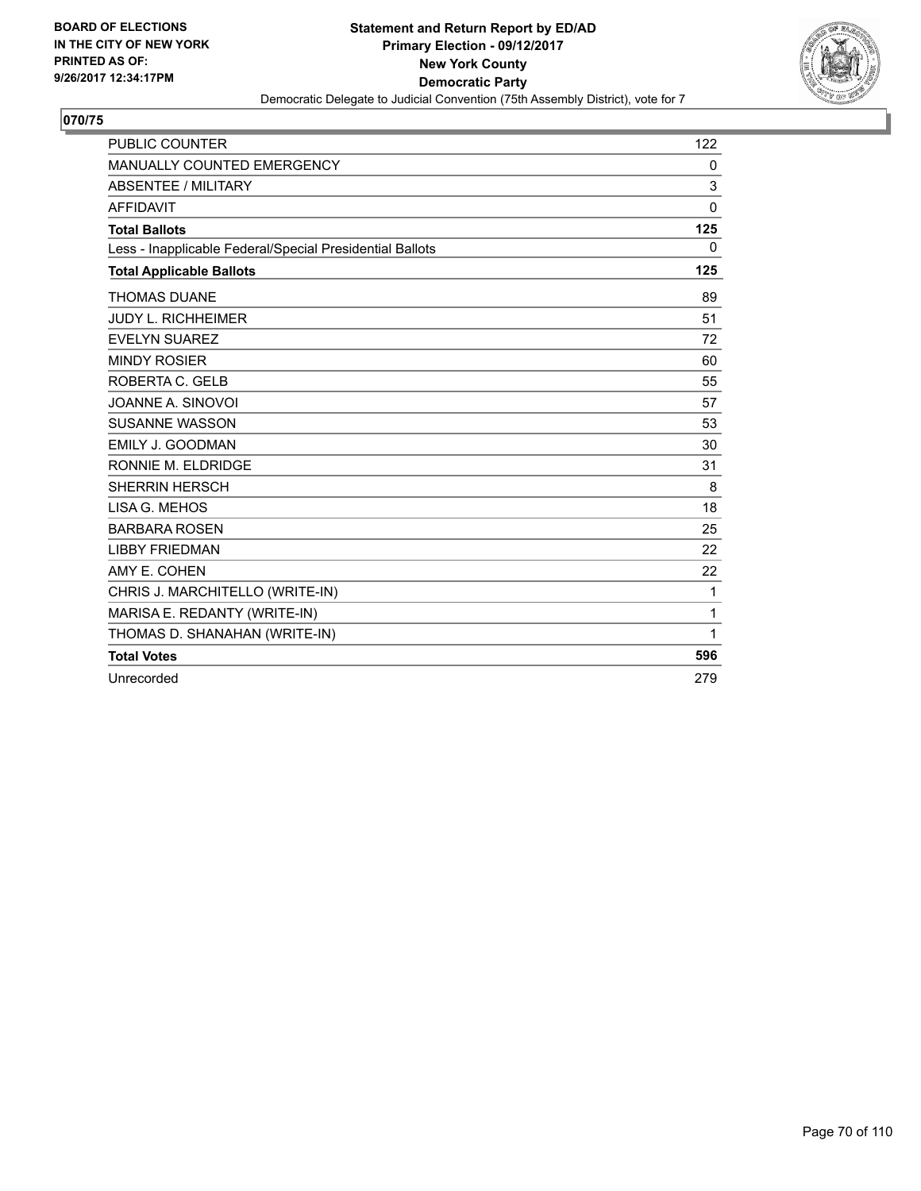BOARD OF ELECTIONS
IN THE CITY OF NEW YORK
PRINTED AS OF:
9/26/2017 12:34:17PM

**Statement and Return Report by ED/AD**
**Primary Election - 09/12/2017**
**New York County**
**Democratic Party**
Democratic Delegate to Judicial Convention (75th Assembly District), vote for 7

## 070/75

| | |
|---|---|
| PUBLIC COUNTER | 122 |
| MANUALLY COUNTED EMERGENCY | 0 |
| ABSENTEE / MILITARY | 3 |
| AFFIDAVIT | 0 |
| **Total Ballots** | **125** |
| Less - Inapplicable Federal/Special Presidential Ballots | 0 |
| **Total Applicable Ballots** | **125** |
| THOMAS DUANE | 89 |
| JUDY L. RICHHEIMER | 51 |
| EVELYN SUAREZ | 72 |
| MINDY ROSIER | 60 |
| ROBERTA C. GELB | 55 |
| JOANNE A. SINOVOI | 57 |
| SUSANNE WASSON | 53 |
| EMILY J. GOODMAN | 30 |
| RONNIE M. ELDRIDGE | 31 |
| SHERRIN HERSCH | 8 |
| LISA G. MEHOS | 18 |
| BARBARA ROSEN | 25 |
| LIBBY FRIEDMAN | 22 |
| AMY E. COHEN | 22 |
| CHRIS J. MARCHITELLO (WRITE-IN) | 1 |
| MARISA E. REDANTY (WRITE-IN) | 1 |
| THOMAS D. SHANAHAN (WRITE-IN) | 1 |
| **Total Votes** | **596** |
| Unrecorded | 279 |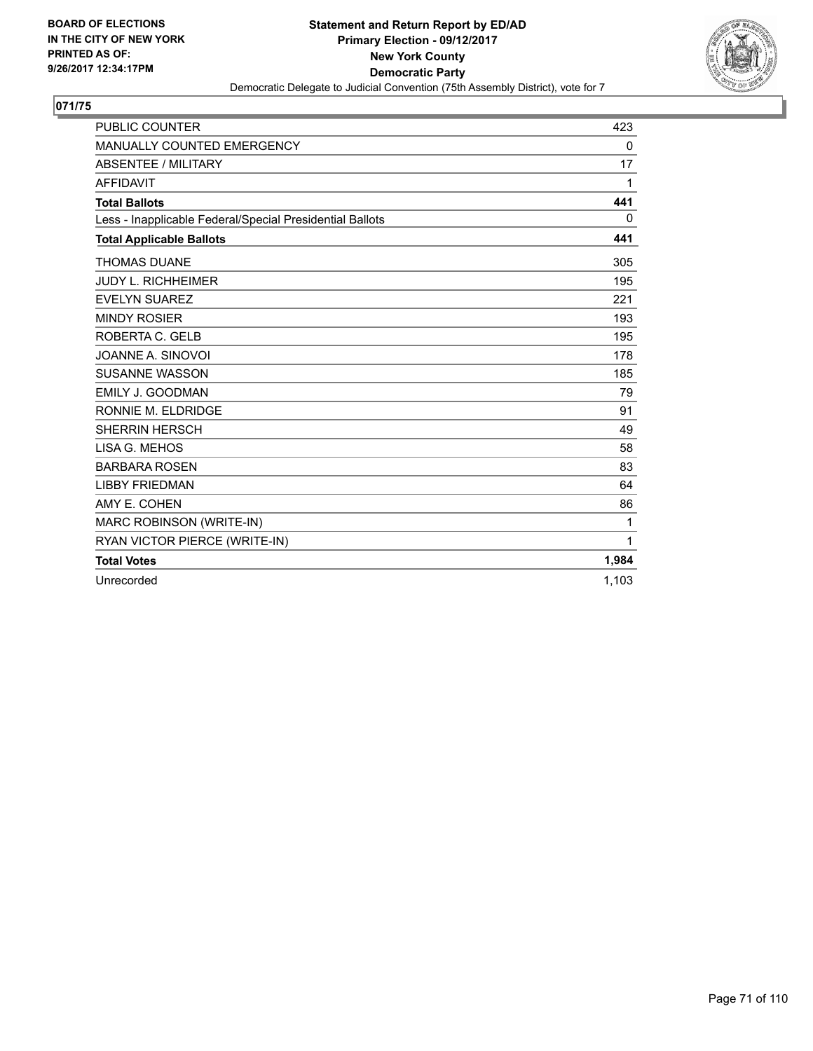**BOARD OF ELECTIONS IN THE CITY OF NEW YORK PRINTED AS OF: 9/26/2017 12:34:17PM**

**Statement and Return Report by ED/AD**
**Primary Election - 09/12/2017**
**New York County**
**Democratic Party**
Democratic Delegate to Judicial Convention (75th Assembly District), vote for 7

**071/75**

| | |
|---|---|
| PUBLIC COUNTER | 423 |
| MANUALLY COUNTED EMERGENCY | 0 |
| ABSENTEE / MILITARY | 17 |
| AFFIDAVIT | 1 |
| **Total Ballots** | **441** |
| Less - Inapplicable Federal/Special Presidential Ballots | 0 |
| **Total Applicable Ballots** | **441** |
| THOMAS DUANE | 305 |
| JUDY L. RICHHEIMER | 195 |
| EVELYN SUAREZ | 221 |
| MINDY ROSIER | 193 |
| ROBERTA C. GELB | 195 |
| JOANNE A. SINOVOI | 178 |
| SUSANNE WASSON | 185 |
| EMILY J. GOODMAN | 79 |
| RONNIE M. ELDRIDGE | 91 |
| SHERRIN HERSCH | 49 |
| LISA G. MEHOS | 58 |
| BARBARA ROSEN | 83 |
| LIBBY FRIEDMAN | 64 |
| AMY E. COHEN | 86 |
| MARC ROBINSON (WRITE-IN) | 1 |
| RYAN VICTOR PIERCE (WRITE-IN) | 1 |
| **Total Votes** | **1,984** |
| Unrecorded | 1,103 |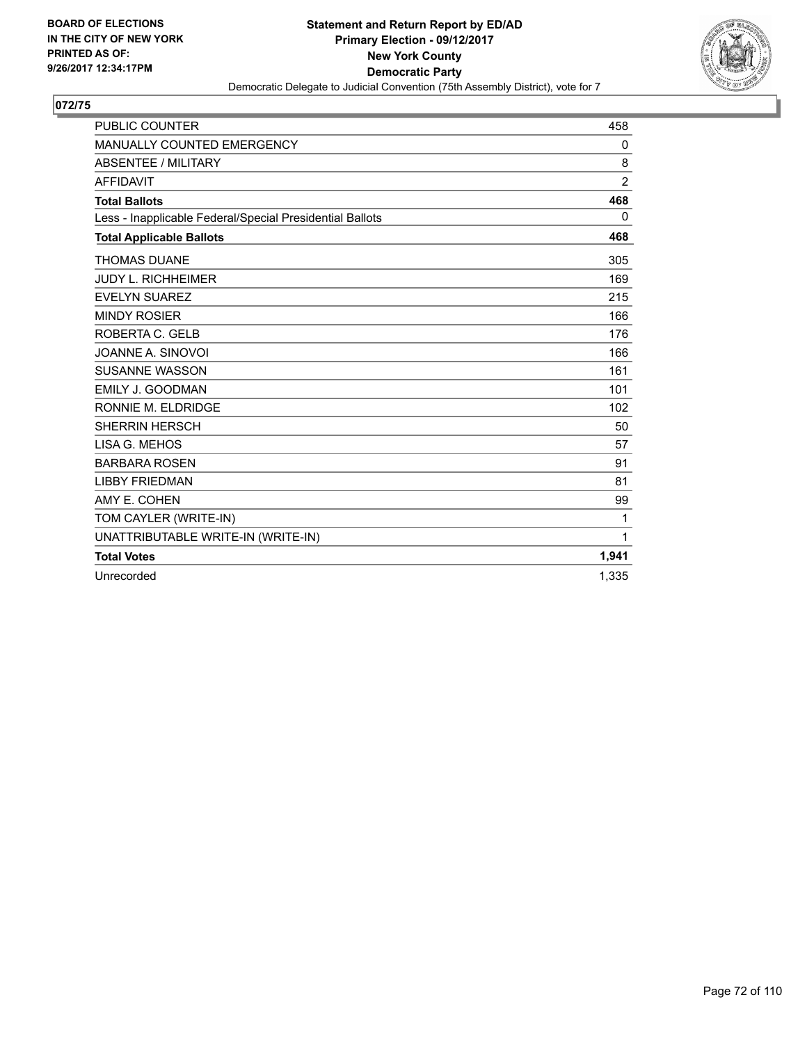BOARD OF ELECTIONS
IN THE CITY OF NEW YORK
PRINTED AS OF:
9/26/2017 12:34:17PM

**Statement and Return Report by ED/AD**
**Primary Election - 09/12/2017**
**New York County**
**Democratic Party**
Democratic Delegate to Judicial Convention (75th Assembly District), vote for 7

## 072/75

| | |
|---|---|
| PUBLIC COUNTER | 458 |
| MANUALLY COUNTED EMERGENCY | 0 |
| ABSENTEE / MILITARY | 8 |
| AFFIDAVIT | 2 |
| **Total Ballots** | **468** |
| Less - Inapplicable Federal/Special Presidential Ballots | 0 |
| **Total Applicable Ballots** | **468** |
| THOMAS DUANE | 305 |
| JUDY L. RICHHEIMER | 169 |
| EVELYN SUAREZ | 215 |
| MINDY ROSIER | 166 |
| ROBERTA C. GELB | 176 |
| JOANNE A. SINOVOI | 166 |
| SUSANNE WASSON | 161 |
| EMILY J. GOODMAN | 101 |
| RONNIE M. ELDRIDGE | 102 |
| SHERRIN HERSCH | 50 |
| LISA G. MEHOS | 57 |
| BARBARA ROSEN | 91 |
| LIBBY FRIEDMAN | 81 |
| AMY E. COHEN | 99 |
| TOM CAYLER (WRITE-IN) | 1 |
| UNATTRIBUTABLE WRITE-IN (WRITE-IN) | 1 |
| **Total Votes** | **1,941** |
| Unrecorded | 1,335 |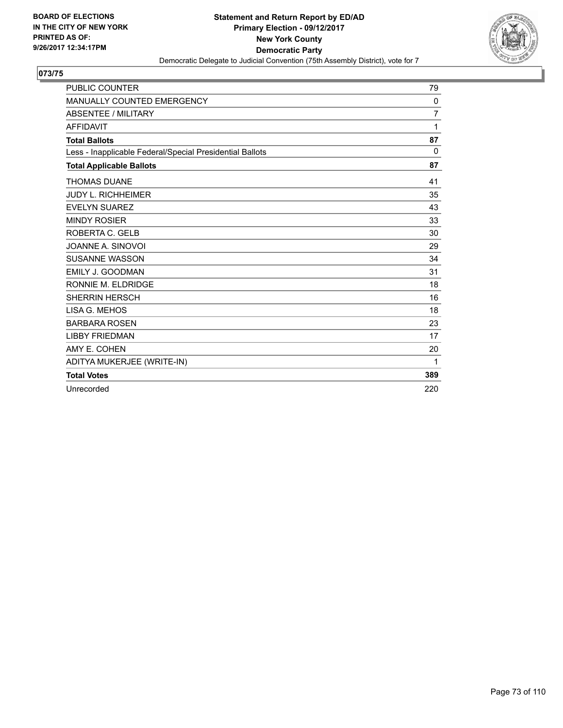**BOARD OF ELECTIONS IN THE CITY OF NEW YORK PRINTED AS OF: 9/26/2017 12:34:17PM**

**Statement and Return Report by ED/AD**
**Primary Election - 09/12/2017**
**New York County**
**Democratic Party**
Democratic Delegate to Judicial Convention (75th Assembly District), vote for 7

## 073/75

| | |
|---|---|
| PUBLIC COUNTER | 79 |
| MANUALLY COUNTED EMERGENCY | 0 |
| ABSENTEE / MILITARY | 7 |
| AFFIDAVIT | 1 |
| **Total Ballots** | **87** |
| Less - Inapplicable Federal/Special Presidential Ballots | 0 |
| **Total Applicable Ballots** | **87** |
| THOMAS DUANE | 41 |
| JUDY L. RICHHEIMER | 35 |
| EVELYN SUAREZ | 43 |
| MINDY ROSIER | 33 |
| ROBERTA C. GELB | 30 |
| JOANNE A. SINOVOI | 29 |
| SUSANNE WASSON | 34 |
| EMILY J. GOODMAN | 31 |
| RONNIE M. ELDRIDGE | 18 |
| SHERRIN HERSCH | 16 |
| LISA G. MEHOS | 18 |
| BARBARA ROSEN | 23 |
| LIBBY FRIEDMAN | 17 |
| AMY E. COHEN | 20 |
| ADITYA MUKERJEE (WRITE-IN) | 1 |
| **Total Votes** | **389** |
| Unrecorded | 220 |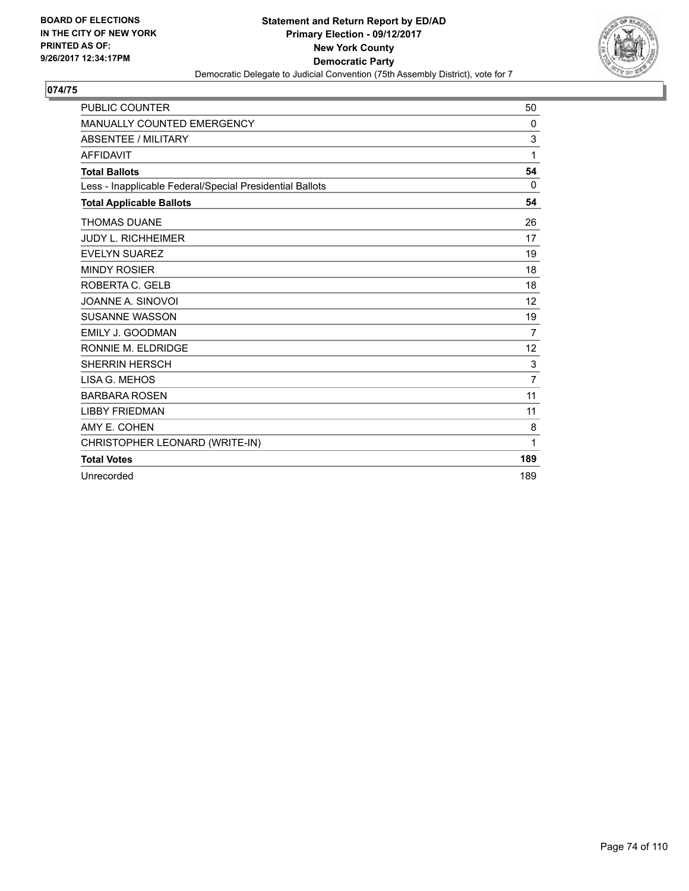**BOARD OF ELECTIONS IN THE CITY OF NEW YORK PRINTED AS OF: 9/26/2017 12:34:17PM**

**Statement and Return Report by ED/AD**
**Primary Election - 09/12/2017**
**New York County**
**Democratic Party**
Democratic Delegate to Judicial Convention (75th Assembly District), vote for 7

**074/75**

| | |
|---|---|
| PUBLIC COUNTER | 50 |
| MANUALLY COUNTED EMERGENCY | 0 |
| ABSENTEE / MILITARY | 3 |
| AFFIDAVIT | 1 |
| **Total Ballots** | **54** |
| Less - Inapplicable Federal/Special Presidential Ballots | 0 |
| **Total Applicable Ballots** | **54** |
| THOMAS DUANE | 26 |
| JUDY L. RICHHEIMER | 17 |
| EVELYN SUAREZ | 19 |
| MINDY ROSIER | 18 |
| ROBERTA C. GELB | 18 |
| JOANNE A. SINOVOI | 12 |
| SUSANNE WASSON | 19 |
| EMILY J. GOODMAN | 7 |
| RONNIE M. ELDRIDGE | 12 |
| SHERRIN HERSCH | 3 |
| LISA G. MEHOS | 7 |
| BARBARA ROSEN | 11 |
| LIBBY FRIEDMAN | 11 |
| AMY E. COHEN | 8 |
| CHRISTOPHER LEONARD (WRITE-IN) | 1 |
| **Total Votes** | **189** |
| Unrecorded | 189 |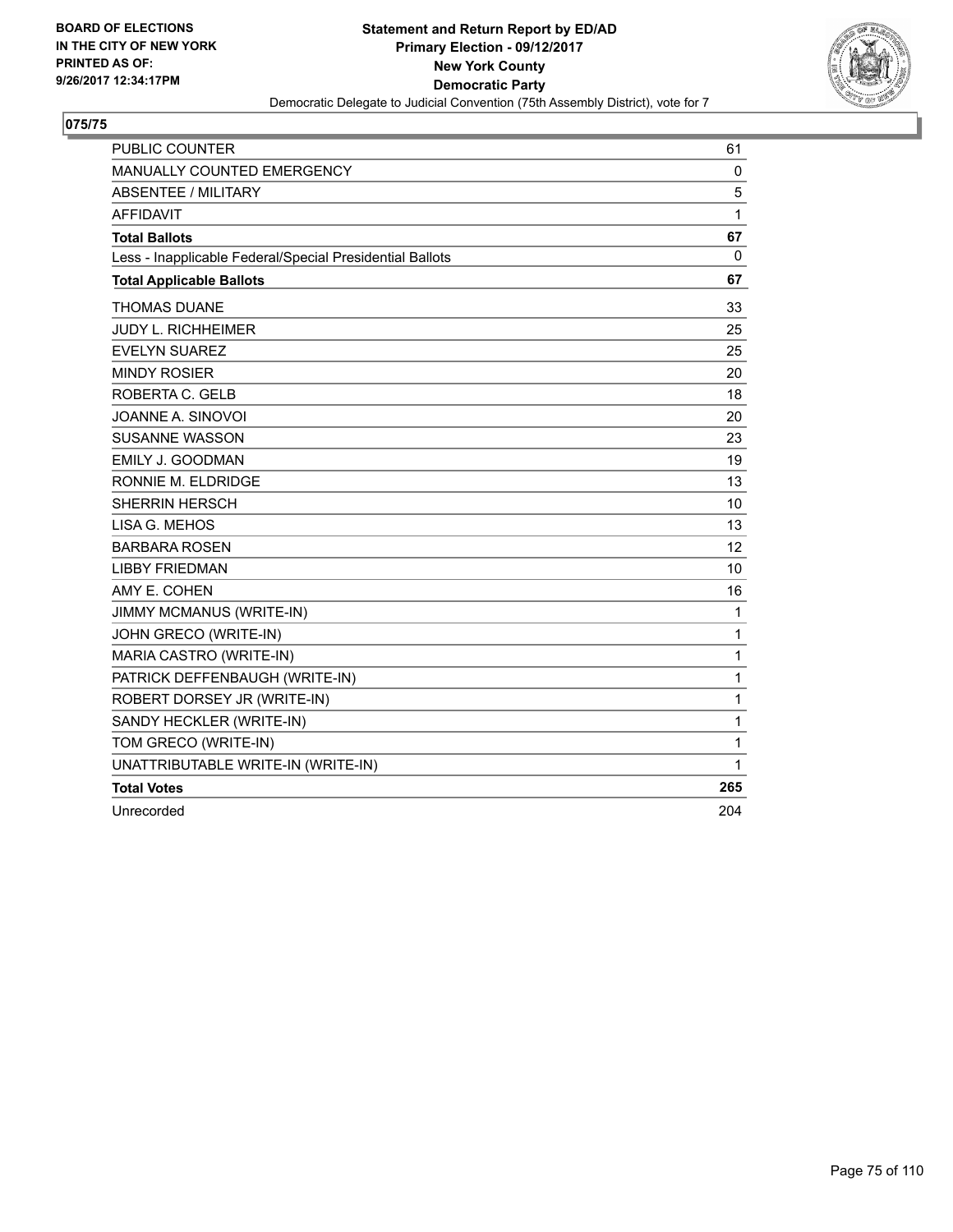BOARD OF ELECTIONS
IN THE CITY OF NEW YORK
PRINTED AS OF:
9/26/2017 12:34:17PM

**Statement and Return Report by ED/AD**
**Primary Election - 09/12/2017**
**New York County**
**Democratic Party**
Democratic Delegate to Judicial Convention (75th Assembly District), vote for 7

## 075/75

| | |
|---|---|
| PUBLIC COUNTER | 61 |
| MANUALLY COUNTED EMERGENCY | 0 |
| ABSENTEE / MILITARY | 5 |
| AFFIDAVIT | 1 |
| **Total Ballots** | **67** |
| Less - Inapplicable Federal/Special Presidential Ballots | 0 |
| **Total Applicable Ballots** | **67** |
| THOMAS DUANE | 33 |
| JUDY L. RICHHEIMER | 25 |
| EVELYN SUAREZ | 25 |
| MINDY ROSIER | 20 |
| ROBERTA C. GELB | 18 |
| JOANNE A. SINOVOI | 20 |
| SUSANNE WASSON | 23 |
| EMILY J. GOODMAN | 19 |
| RONNIE M. ELDRIDGE | 13 |
| SHERRIN HERSCH | 10 |
| LISA G. MEHOS | 13 |
| BARBARA ROSEN | 12 |
| LIBBY FRIEDMAN | 10 |
| AMY E. COHEN | 16 |
| JIMMY MCMANUS (WRITE-IN) | 1 |
| JOHN GRECO (WRITE-IN) | 1 |
| MARIA CASTRO (WRITE-IN) | 1 |
| PATRICK DEFFENBAUGH (WRITE-IN) | 1 |
| ROBERT DORSEY JR (WRITE-IN) | 1 |
| SANDY HECKLER (WRITE-IN) | 1 |
| TOM GRECO (WRITE-IN) | 1 |
| UNATTRIBUTABLE WRITE-IN (WRITE-IN) | 1 |
| **Total Votes** | **265** |
| Unrecorded | 204 |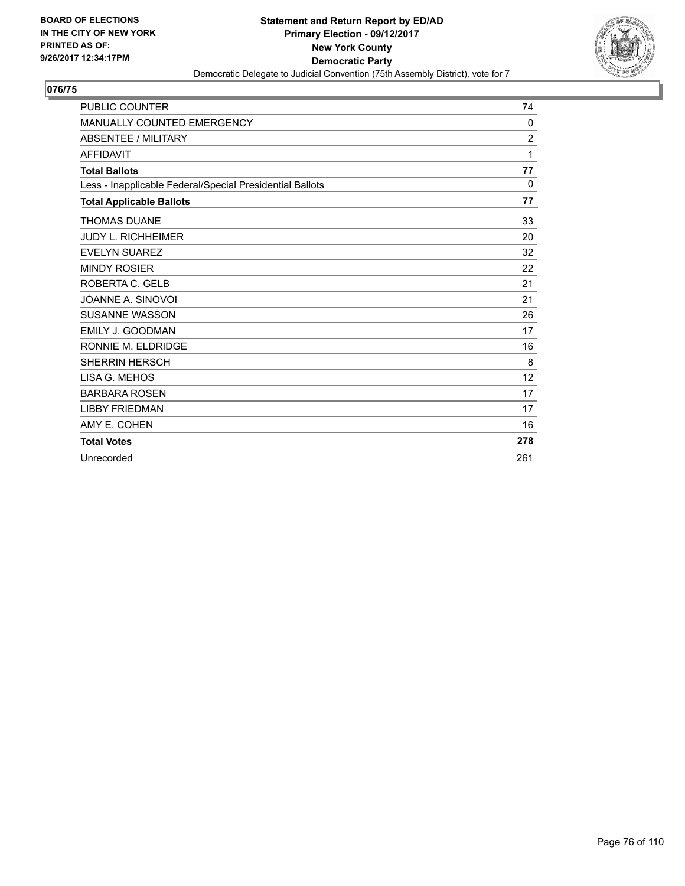BOARD OF ELECTIONS
IN THE CITY OF NEW YORK
PRINTED AS OF:
9/26/2017 12:34:17PM

**Statement and Return Report by ED/AD**
**Primary Election - 09/12/2017**
**New York County**
**Democratic Party**
Democratic Delegate to Judicial Convention (75th Assembly District), vote for 7

## 076/75

| | |
|---|---|
| PUBLIC COUNTER | 74 |
| MANUALLY COUNTED EMERGENCY | 0 |
| ABSENTEE / MILITARY | 2 |
| AFFIDAVIT | 1 |
| **Total Ballots** | **77** |
| Less - Inapplicable Federal/Special Presidential Ballots | 0 |
| **Total Applicable Ballots** | **77** |
| THOMAS DUANE | 33 |
| JUDY L. RICHHEIMER | 20 |
| EVELYN SUAREZ | 32 |
| MINDY ROSIER | 22 |
| ROBERTA C. GELB | 21 |
| JOANNE A. SINOVOI | 21 |
| SUSANNE WASSON | 26 |
| EMILY J. GOODMAN | 17 |
| RONNIE M. ELDRIDGE | 16 |
| SHERRIN HERSCH | 8 |
| LISA G. MEHOS | 12 |
| BARBARA ROSEN | 17 |
| LIBBY FRIEDMAN | 17 |
| AMY E. COHEN | 16 |
| **Total Votes** | **278** |
| Unrecorded | 261 |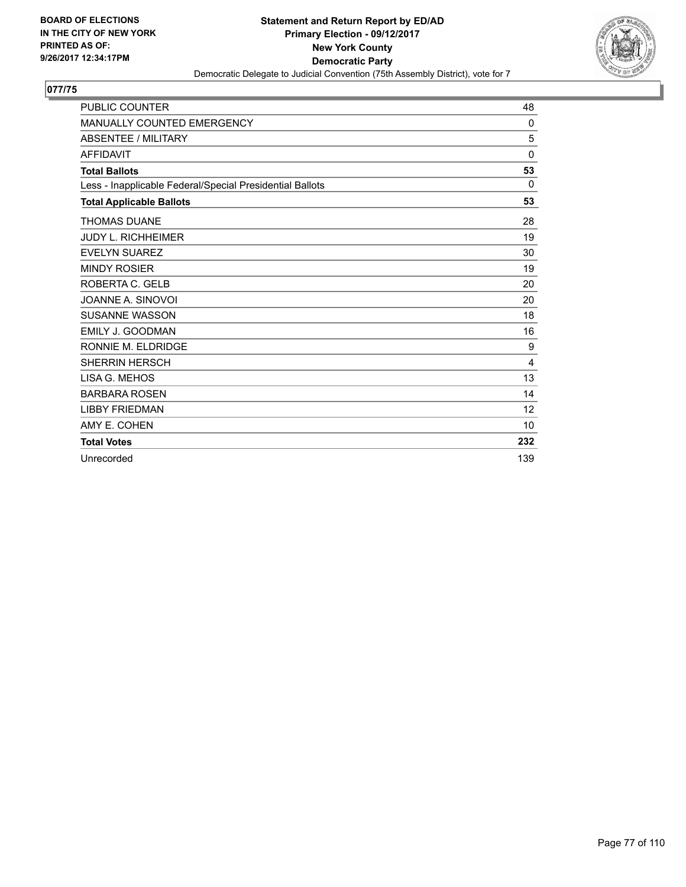**BOARD OF ELECTIONS IN THE CITY OF NEW YORK PRINTED AS OF: 9/26/2017 12:34:17PM**

**Statement and Return Report by ED/AD**
**Primary Election - 09/12/2017**
**New York County**
**Democratic Party**
Democratic Delegate to Judicial Convention (75th Assembly District), vote for 7

## 077/75

| | |
|---|---|
| PUBLIC COUNTER | 48 |
| MANUALLY COUNTED EMERGENCY | 0 |
| ABSENTEE / MILITARY | 5 |
| AFFIDAVIT | 0 |
| **Total Ballots** | **53** |
| Less - Inapplicable Federal/Special Presidential Ballots | 0 |
| **Total Applicable Ballots** | **53** |
| THOMAS DUANE | 28 |
| JUDY L. RICHHEIMER | 19 |
| EVELYN SUAREZ | 30 |
| MINDY ROSIER | 19 |
| ROBERTA C. GELB | 20 |
| JOANNE A. SINOVOI | 20 |
| SUSANNE WASSON | 18 |
| EMILY J. GOODMAN | 16 |
| RONNIE M. ELDRIDGE | 9 |
| SHERRIN HERSCH | 4 |
| LISA G. MEHOS | 13 |
| BARBARA ROSEN | 14 |
| LIBBY FRIEDMAN | 12 |
| AMY E. COHEN | 10 |
| **Total Votes** | **232** |
| Unrecorded | 139 |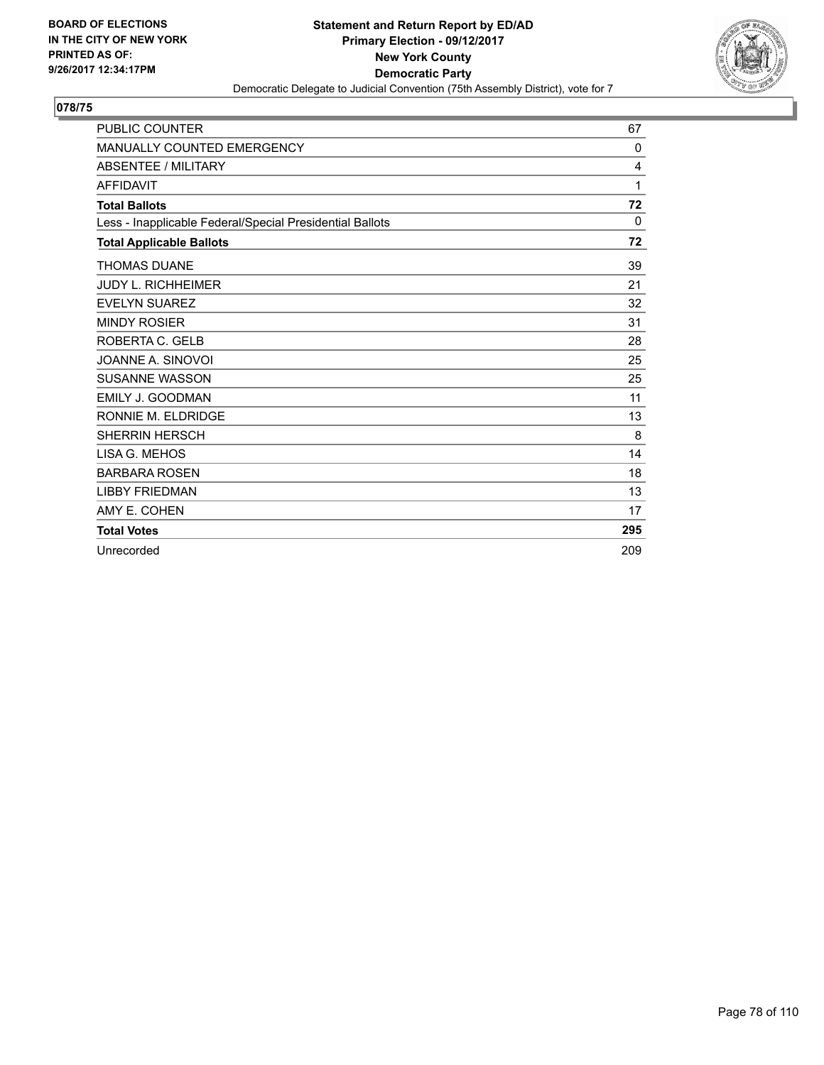BOARD OF ELECTIONS
IN THE CITY OF NEW YORK
PRINTED AS OF:
9/26/2017 12:34:17PM

**Statement and Return Report by ED/AD**
**Primary Election - 09/12/2017**
**New York County**
**Democratic Party**
Democratic Delegate to Judicial Convention (75th Assembly District), vote for 7

**078/75**

| | |
|---|---|
| PUBLIC COUNTER | 67 |
| MANUALLY COUNTED EMERGENCY | 0 |
| ABSENTEE / MILITARY | 4 |
| AFFIDAVIT | 1 |
| **Total Ballots** | **72** |
| Less - Inapplicable Federal/Special Presidential Ballots | 0 |
| **Total Applicable Ballots** | **72** |
| THOMAS DUANE | 39 |
| JUDY L. RICHHEIMER | 21 |
| EVELYN SUAREZ | 32 |
| MINDY ROSIER | 31 |
| ROBERTA C. GELB | 28 |
| JOANNE A. SINOVOI | 25 |
| SUSANNE WASSON | 25 |
| EMILY J. GOODMAN | 11 |
| RONNIE M. ELDRIDGE | 13 |
| SHERRIN HERSCH | 8 |
| LISA G. MEHOS | 14 |
| BARBARA ROSEN | 18 |
| LIBBY FRIEDMAN | 13 |
| AMY E. COHEN | 17 |
| **Total Votes** | **295** |
| Unrecorded | 209 |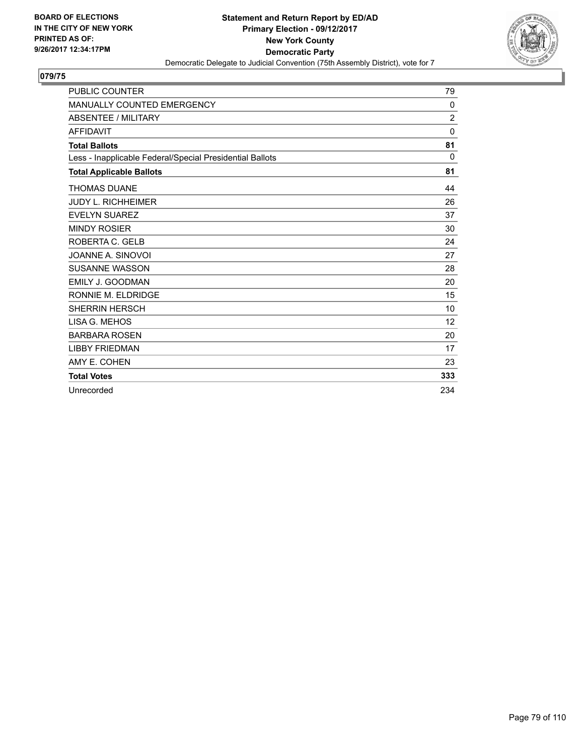**BOARD OF ELECTIONS IN THE CITY OF NEW YORK PRINTED AS OF: 9/26/2017 12:34:17PM**

**Statement and Return Report by ED/AD**
**Primary Election - 09/12/2017**
**New York County**
**Democratic Party**
Democratic Delegate to Judicial Convention (75th Assembly District), vote for 7

## 079/75

| | |
|---|---|
| PUBLIC COUNTER | 79 |
| MANUALLY COUNTED EMERGENCY | 0 |
| ABSENTEE / MILITARY | 2 |
| AFFIDAVIT | 0 |
| **Total Ballots** | **81** |
| Less - Inapplicable Federal/Special Presidential Ballots | 0 |
| **Total Applicable Ballots** | **81** |
| THOMAS DUANE | 44 |
| JUDY L. RICHHEIMER | 26 |
| EVELYN SUAREZ | 37 |
| MINDY ROSIER | 30 |
| ROBERTA C. GELB | 24 |
| JOANNE A. SINOVOI | 27 |
| SUSANNE WASSON | 28 |
| EMILY J. GOODMAN | 20 |
| RONNIE M. ELDRIDGE | 15 |
| SHERRIN HERSCH | 10 |
| LISA G. MEHOS | 12 |
| BARBARA ROSEN | 20 |
| LIBBY FRIEDMAN | 17 |
| AMY E. COHEN | 23 |
| **Total Votes** | **333** |
| Unrecorded | 234 |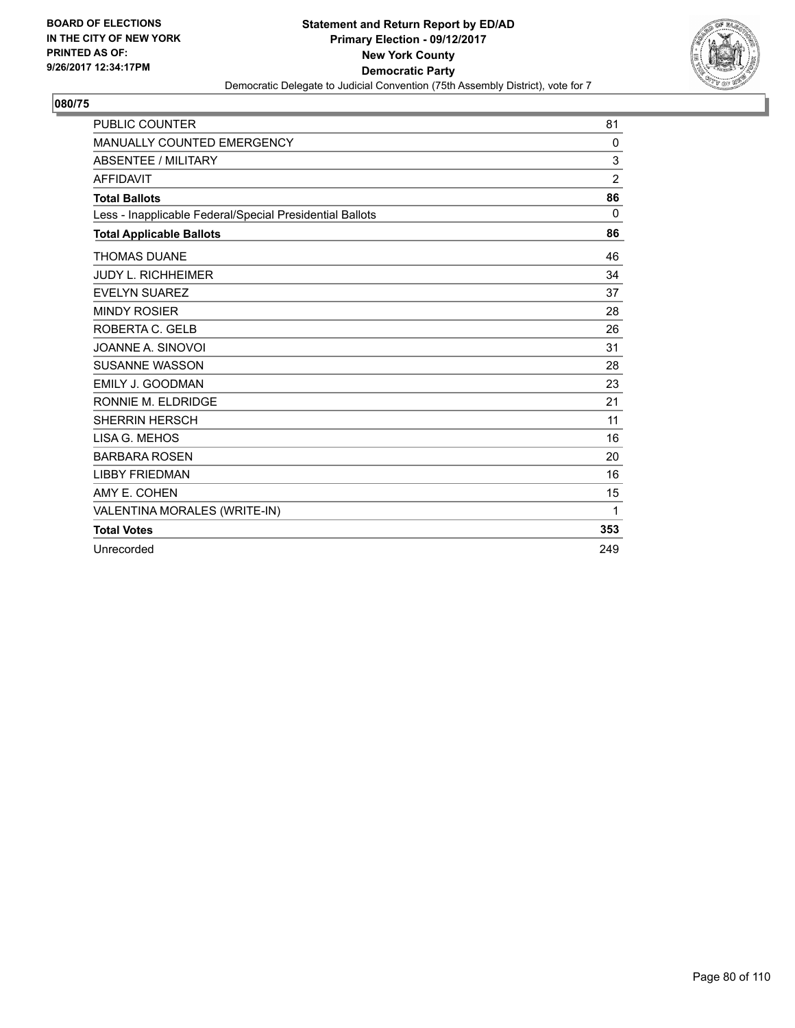BOARD OF ELECTIONS
IN THE CITY OF NEW YORK
PRINTED AS OF:
9/26/2017 12:34:17PM

**Statement and Return Report by ED/AD**
**Primary Election - 09/12/2017**
**New York County**
**Democratic Party**
Democratic Delegate to Judicial Convention (75th Assembly District), vote for 7

## 080/75

| | |
|---|---|
| PUBLIC COUNTER | 81 |
| MANUALLY COUNTED EMERGENCY | 0 |
| ABSENTEE / MILITARY | 3 |
| AFFIDAVIT | 2 |
| **Total Ballots** | **86** |
| Less - Inapplicable Federal/Special Presidential Ballots | 0 |
| **Total Applicable Ballots** | **86** |
| THOMAS DUANE | 46 |
| JUDY L. RICHHEIMER | 34 |
| EVELYN SUAREZ | 37 |
| MINDY ROSIER | 28 |
| ROBERTA C. GELB | 26 |
| JOANNE A. SINOVOI | 31 |
| SUSANNE WASSON | 28 |
| EMILY J. GOODMAN | 23 |
| RONNIE M. ELDRIDGE | 21 |
| SHERRIN HERSCH | 11 |
| LISA G. MEHOS | 16 |
| BARBARA ROSEN | 20 |
| LIBBY FRIEDMAN | 16 |
| AMY E. COHEN | 15 |
| VALENTINA MORALES (WRITE-IN) | 1 |
| **Total Votes** | **353** |
| Unrecorded | 249 |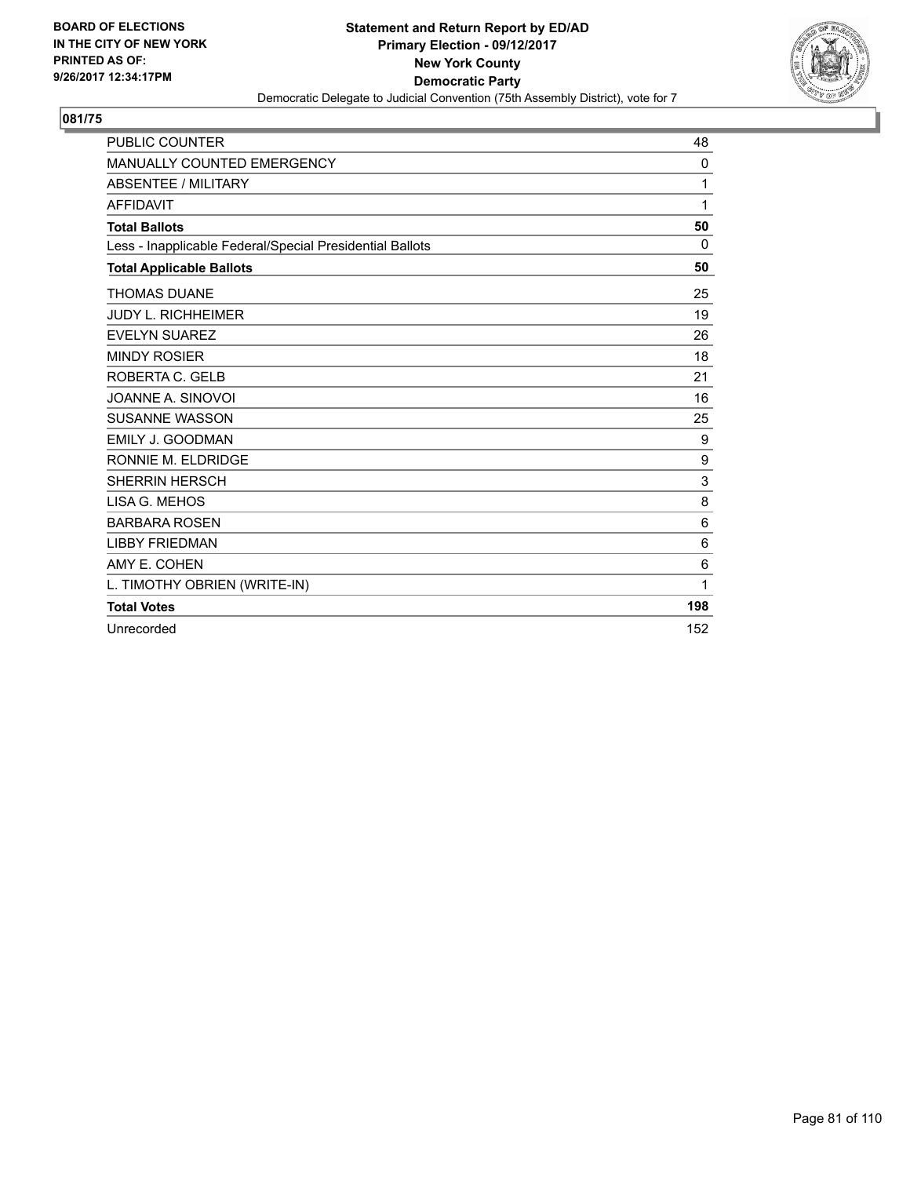BOARD OF ELECTIONS
IN THE CITY OF NEW YORK
PRINTED AS OF:
9/26/2017 12:34:17PM

**Statement and Return Report by ED/AD**
**Primary Election - 09/12/2017**
**New York County**
**Democratic Party**
Democratic Delegate to Judicial Convention (75th Assembly District), vote for 7

## 081/75

| | |
|---|---|
| PUBLIC COUNTER | 48 |
| MANUALLY COUNTED EMERGENCY | 0 |
| ABSENTEE / MILITARY | 1 |
| AFFIDAVIT | 1 |
| **Total Ballots** | **50** |
| Less - Inapplicable Federal/Special Presidential Ballots | 0 |
| **Total Applicable Ballots** | **50** |
| THOMAS DUANE | 25 |
| JUDY L. RICHHEIMER | 19 |
| EVELYN SUAREZ | 26 |
| MINDY ROSIER | 18 |
| ROBERTA C. GELB | 21 |
| JOANNE A. SINOVOI | 16 |
| SUSANNE WASSON | 25 |
| EMILY J. GOODMAN | 9 |
| RONNIE M. ELDRIDGE | 9 |
| SHERRIN HERSCH | 3 |
| LISA G. MEHOS | 8 |
| BARBARA ROSEN | 6 |
| LIBBY FRIEDMAN | 6 |
| AMY E. COHEN | 6 |
| L. TIMOTHY OBRIEN (WRITE-IN) | 1 |
| **Total Votes** | **198** |
| Unrecorded | 152 |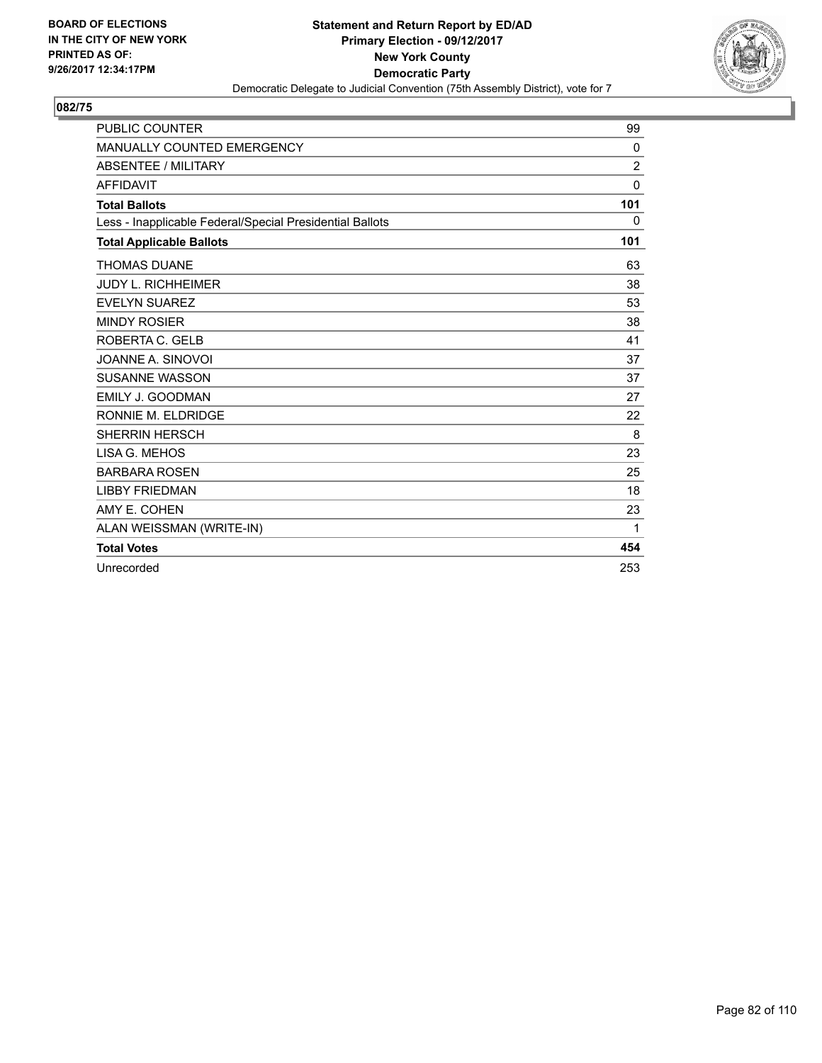**BOARD OF ELECTIONS IN THE CITY OF NEW YORK PRINTED AS OF: 9/26/2017 12:34:17PM**

**Statement and Return Report by ED/AD**
**Primary Election - 09/12/2017**
**New York County**
**Democratic Party**
Democratic Delegate to Judicial Convention (75th Assembly District), vote for 7

**082/75**

| | |
|---|---|
| PUBLIC COUNTER | 99 |
| MANUALLY COUNTED EMERGENCY | 0 |
| ABSENTEE / MILITARY | 2 |
| AFFIDAVIT | 0 |
| **Total Ballots** | **101** |
| Less - Inapplicable Federal/Special Presidential Ballots | 0 |
| **Total Applicable Ballots** | **101** |
| THOMAS DUANE | 63 |
| JUDY L. RICHHEIMER | 38 |
| EVELYN SUAREZ | 53 |
| MINDY ROSIER | 38 |
| ROBERTA C. GELB | 41 |
| JOANNE A. SINOVOI | 37 |
| SUSANNE WASSON | 37 |
| EMILY J. GOODMAN | 27 |
| RONNIE M. ELDRIDGE | 22 |
| SHERRIN HERSCH | 8 |
| LISA G. MEHOS | 23 |
| BARBARA ROSEN | 25 |
| LIBBY FRIEDMAN | 18 |
| AMY E. COHEN | 23 |
| ALAN WEISSMAN (WRITE-IN) | 1 |
| **Total Votes** | **454** |
| Unrecorded | 253 |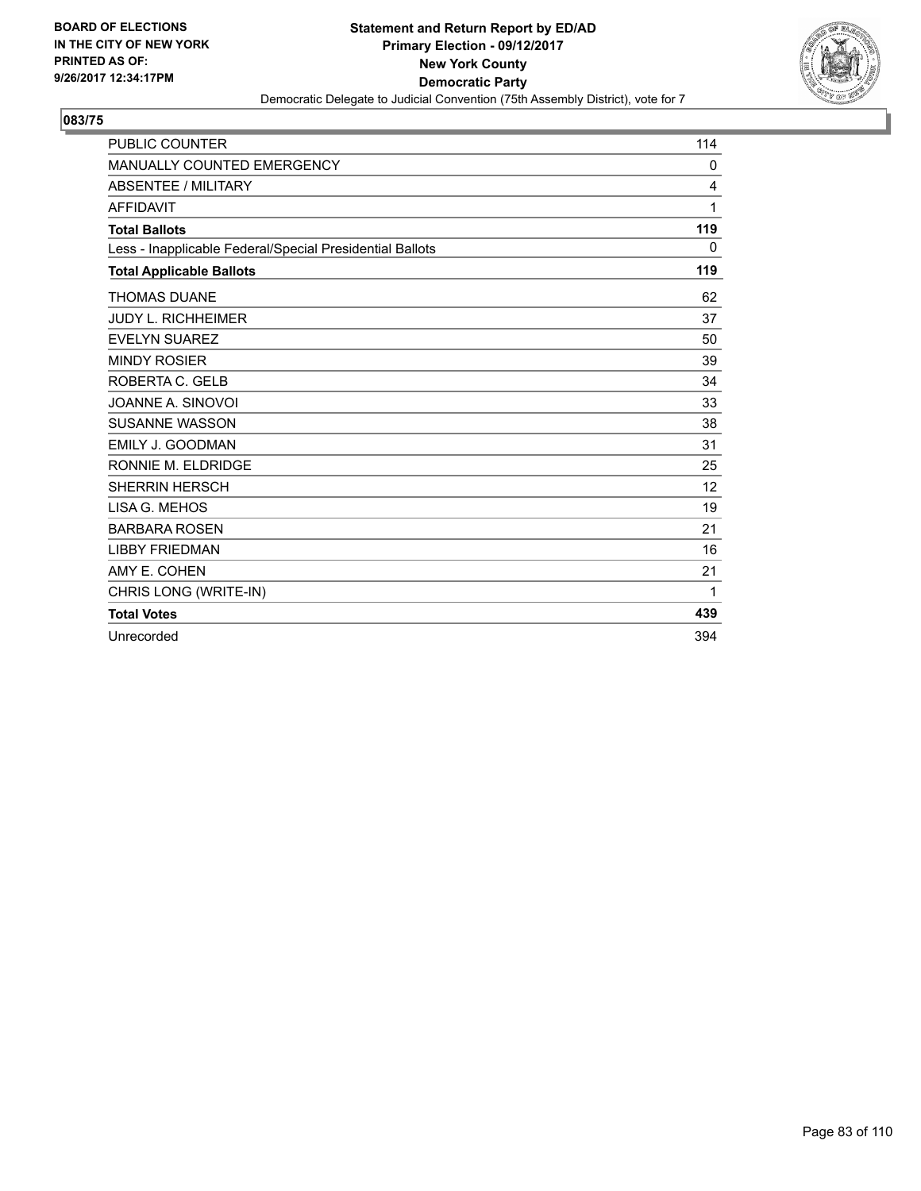**BOARD OF ELECTIONS IN THE CITY OF NEW YORK PRINTED AS OF: 9/26/2017 12:34:17PM**

**Statement and Return Report by ED/AD**
**Primary Election - 09/12/2017**
**New York County**
**Democratic Party**
Democratic Delegate to Judicial Convention (75th Assembly District), vote for 7

## 083/75

| | |
|---|---|
| PUBLIC COUNTER | 114 |
| MANUALLY COUNTED EMERGENCY | 0 |
| ABSENTEE / MILITARY | 4 |
| AFFIDAVIT | 1 |
| **Total Ballots** | **119** |
| Less - Inapplicable Federal/Special Presidential Ballots | 0 |
| **Total Applicable Ballots** | **119** |
| THOMAS DUANE | 62 |
| JUDY L. RICHHEIMER | 37 |
| EVELYN SUAREZ | 50 |
| MINDY ROSIER | 39 |
| ROBERTA C. GELB | 34 |
| JOANNE A. SINOVOI | 33 |
| SUSANNE WASSON | 38 |
| EMILY J. GOODMAN | 31 |
| RONNIE M. ELDRIDGE | 25 |
| SHERRIN HERSCH | 12 |
| LISA G. MEHOS | 19 |
| BARBARA ROSEN | 21 |
| LIBBY FRIEDMAN | 16 |
| AMY E. COHEN | 21 |
| CHRIS LONG (WRITE-IN) | 1 |
| **Total Votes** | **439** |
| Unrecorded | 394 |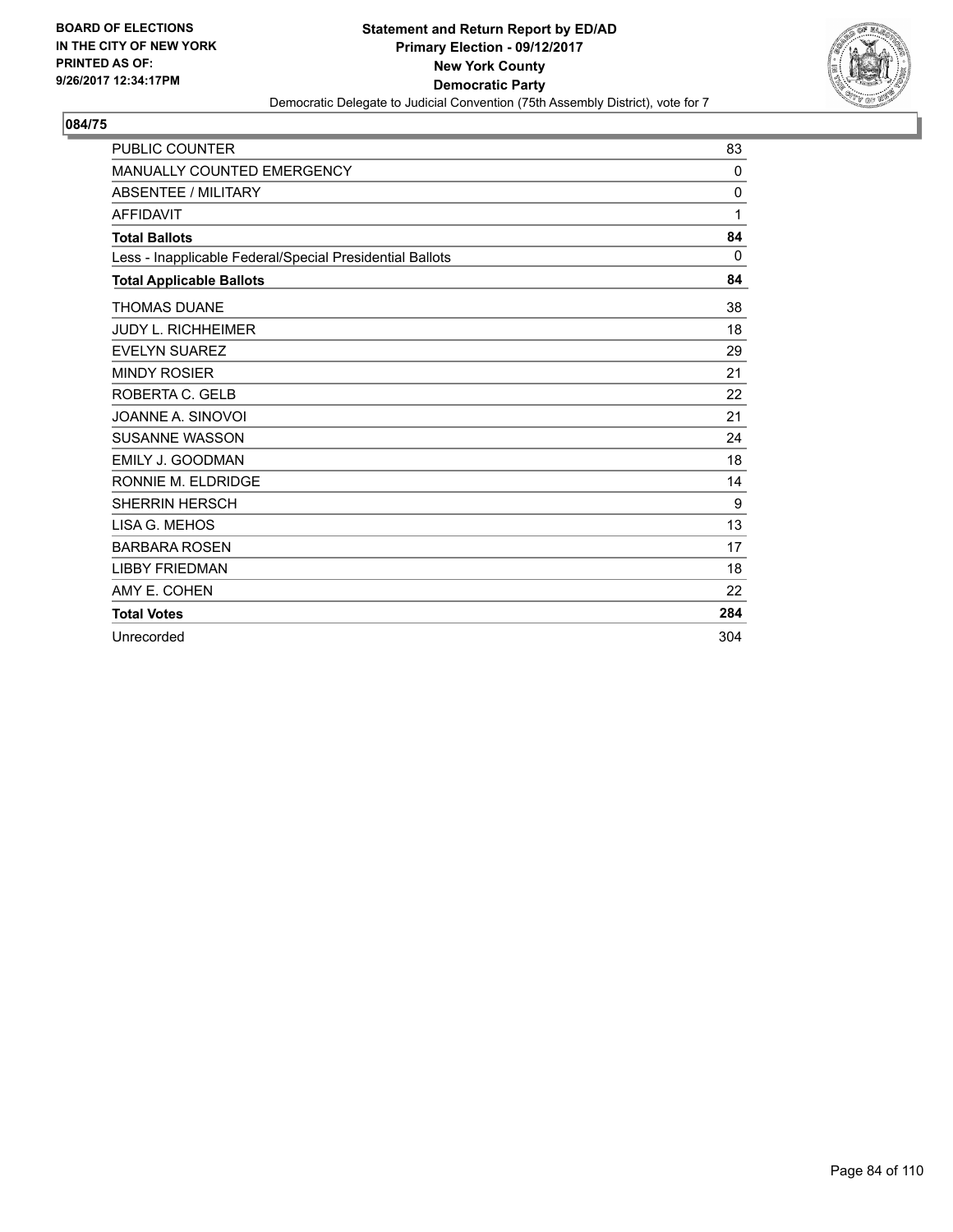BOARD OF ELECTIONS
IN THE CITY OF NEW YORK
PRINTED AS OF:
9/26/2017 12:34:17PM

**Statement and Return Report by ED/AD**
**Primary Election - 09/12/2017**
**New York County**
**Democratic Party**
Democratic Delegate to Judicial Convention (75th Assembly District), vote for 7

## 084/75

| | |
|---|---|
| PUBLIC COUNTER | 83 |
| MANUALLY COUNTED EMERGENCY | 0 |
| ABSENTEE / MILITARY | 0 |
| AFFIDAVIT | 1 |
| **Total Ballots** | **84** |
| Less - Inapplicable Federal/Special Presidential Ballots | 0 |
| **Total Applicable Ballots** | **84** |
| THOMAS DUANE | 38 |
| JUDY L. RICHHEIMER | 18 |
| EVELYN SUAREZ | 29 |
| MINDY ROSIER | 21 |
| ROBERTA C. GELB | 22 |
| JOANNE A. SINOVOI | 21 |
| SUSANNE WASSON | 24 |
| EMILY J. GOODMAN | 18 |
| RONNIE M. ELDRIDGE | 14 |
| SHERRIN HERSCH | 9 |
| LISA G. MEHOS | 13 |
| BARBARA ROSEN | 17 |
| LIBBY FRIEDMAN | 18 |
| AMY E. COHEN | 22 |
| **Total Votes** | **284** |
| Unrecorded | 304 |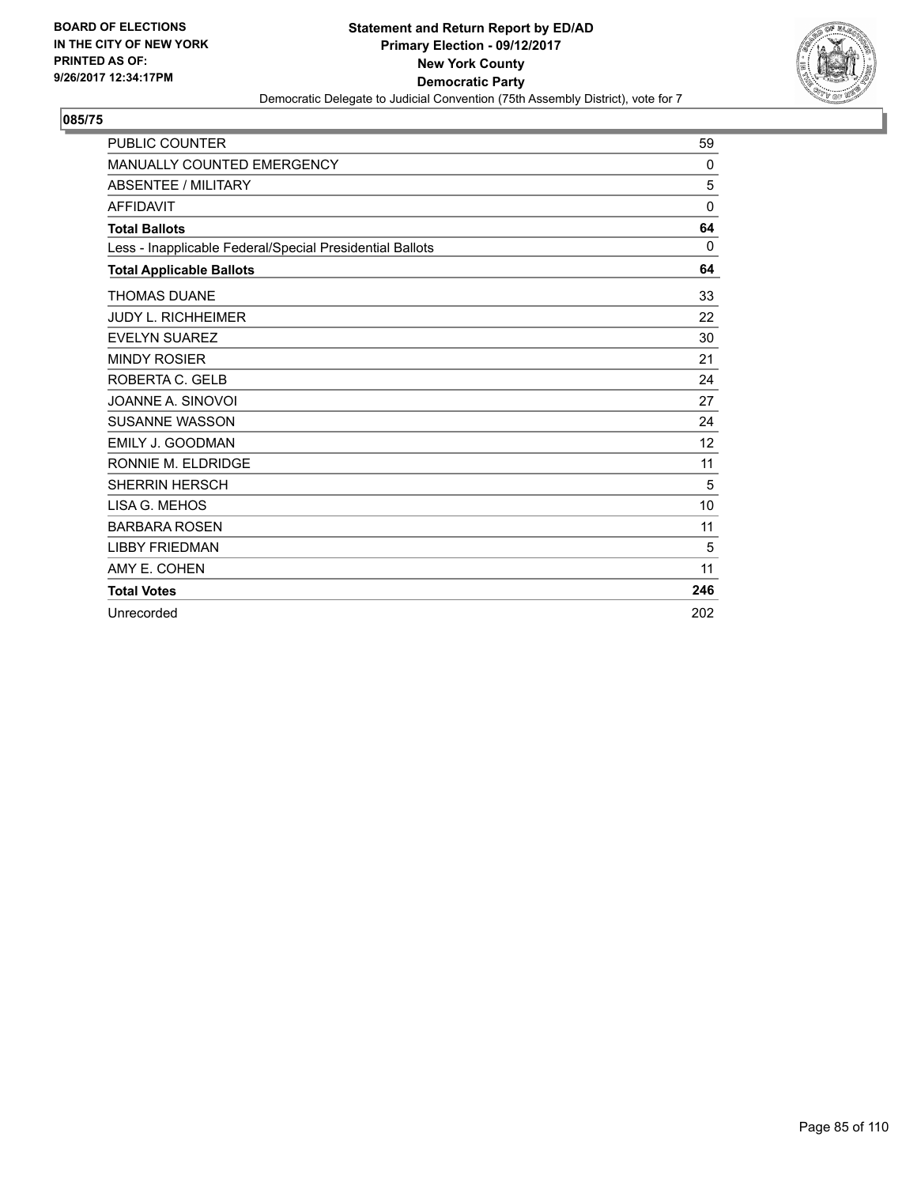BOARD OF ELECTIONS
IN THE CITY OF NEW YORK
PRINTED AS OF:
9/26/2017 12:34:17PM

**Statement and Return Report by ED/AD**
**Primary Election - 09/12/2017**
**New York County**
**Democratic Party**
Democratic Delegate to Judicial Convention (75th Assembly District), vote for 7

## 085/75

| | |
|---|---|
| PUBLIC COUNTER | 59 |
| MANUALLY COUNTED EMERGENCY | 0 |
| ABSENTEE / MILITARY | 5 |
| AFFIDAVIT | 0 |
| **Total Ballots** | **64** |
| Less - Inapplicable Federal/Special Presidential Ballots | 0 |
| **Total Applicable Ballots** | **64** |
| THOMAS DUANE | 33 |
| JUDY L. RICHHEIMER | 22 |
| EVELYN SUAREZ | 30 |
| MINDY ROSIER | 21 |
| ROBERTA C. GELB | 24 |
| JOANNE A. SINOVOI | 27 |
| SUSANNE WASSON | 24 |
| EMILY J. GOODMAN | 12 |
| RONNIE M. ELDRIDGE | 11 |
| SHERRIN HERSCH | 5 |
| LISA G. MEHOS | 10 |
| BARBARA ROSEN | 11 |
| LIBBY FRIEDMAN | 5 |
| AMY E. COHEN | 11 |
| **Total Votes** | **246** |
| Unrecorded | 202 |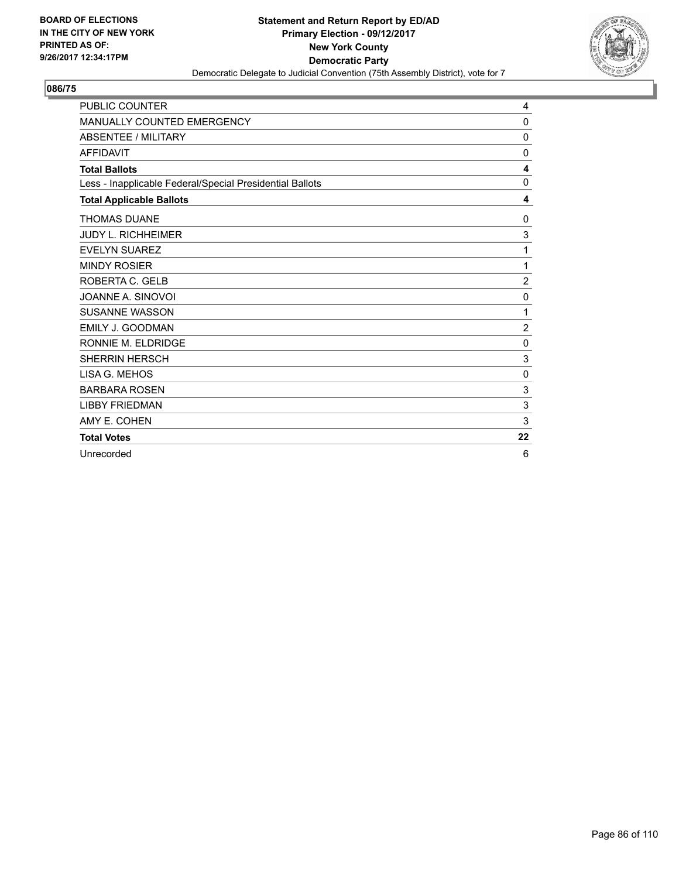**BOARD OF ELECTIONS IN THE CITY OF NEW YORK PRINTED AS OF: 9/26/2017 12:34:17PM**

**Statement and Return Report by ED/AD**
**Primary Election - 09/12/2017**
**New York County**
**Democratic Party**
Democratic Delegate to Judicial Convention (75th Assembly District), vote for 7

## 086/75

| | |
|---|---|
| PUBLIC COUNTER | 4 |
| MANUALLY COUNTED EMERGENCY | 0 |
| ABSENTEE / MILITARY | 0 |
| AFFIDAVIT | 0 |
| **Total Ballots** | **4** |
| Less - Inapplicable Federal/Special Presidential Ballots | 0 |
| **Total Applicable Ballots** | **4** |
| THOMAS DUANE | 0 |
| JUDY L. RICHHEIMER | 3 |
| EVELYN SUAREZ | 1 |
| MINDY ROSIER | 1 |
| ROBERTA C. GELB | 2 |
| JOANNE A. SINOVOI | 0 |
| SUSANNE WASSON | 1 |
| EMILY J. GOODMAN | 2 |
| RONNIE M. ELDRIDGE | 0 |
| SHERRIN HERSCH | 3 |
| LISA G. MEHOS | 0 |
| BARBARA ROSEN | 3 |
| LIBBY FRIEDMAN | 3 |
| AMY E. COHEN | 3 |
| **Total Votes** | **22** |
| Unrecorded | 6 |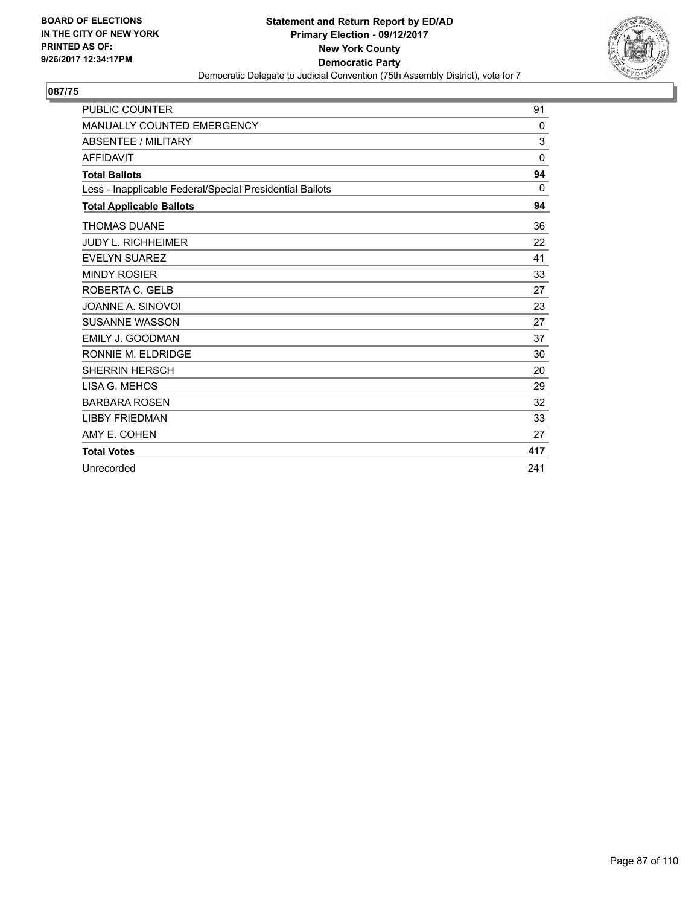BOARD OF ELECTIONS
IN THE CITY OF NEW YORK
PRINTED AS OF:
9/26/2017 12:34:17PM

**Statement and Return Report by ED/AD**
**Primary Election - 09/12/2017**
**New York County**
**Democratic Party**
Democratic Delegate to Judicial Convention (75th Assembly District), vote for 7

## 087/75

| | |
|---|---|
| PUBLIC COUNTER | 91 |
| MANUALLY COUNTED EMERGENCY | 0 |
| ABSENTEE / MILITARY | 3 |
| AFFIDAVIT | 0 |
| **Total Ballots** | **94** |
| Less - Inapplicable Federal/Special Presidential Ballots | 0 |
| **Total Applicable Ballots** | **94** |
| THOMAS DUANE | 36 |
| JUDY L. RICHHEIMER | 22 |
| EVELYN SUAREZ | 41 |
| MINDY ROSIER | 33 |
| ROBERTA C. GELB | 27 |
| JOANNE A. SINOVOI | 23 |
| SUSANNE WASSON | 27 |
| EMILY J. GOODMAN | 37 |
| RONNIE M. ELDRIDGE | 30 |
| SHERRIN HERSCH | 20 |
| LISA G. MEHOS | 29 |
| BARBARA ROSEN | 32 |
| LIBBY FRIEDMAN | 33 |
| AMY E. COHEN | 27 |
| **Total Votes** | **417** |
| Unrecorded | 241 |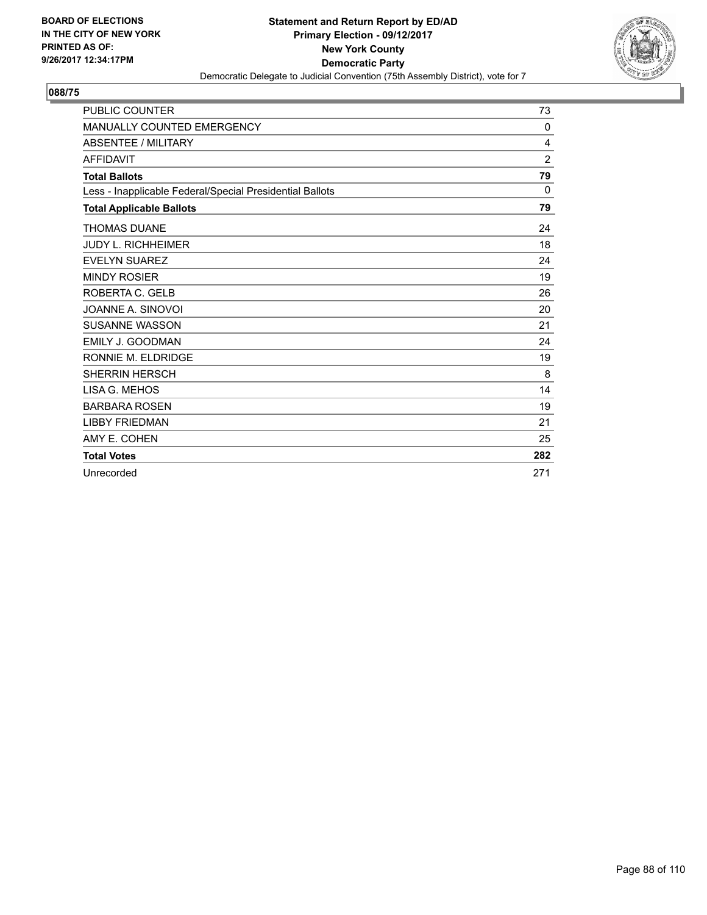**BOARD OF ELECTIONS IN THE CITY OF NEW YORK PRINTED AS OF: 9/26/2017 12:34:17PM**

**Statement and Return Report by ED/AD**
**Primary Election - 09/12/2017**
**New York County**
**Democratic Party**
Democratic Delegate to Judicial Convention (75th Assembly District), vote for 7

## 088/75

| | |
|---|---|
| PUBLIC COUNTER | 73 |
| MANUALLY COUNTED EMERGENCY | 0 |
| ABSENTEE / MILITARY | 4 |
| AFFIDAVIT | 2 |
| **Total Ballots** | **79** |
| Less - Inapplicable Federal/Special Presidential Ballots | 0 |
| **Total Applicable Ballots** | **79** |
| THOMAS DUANE | 24 |
| JUDY L. RICHHEIMER | 18 |
| EVELYN SUAREZ | 24 |
| MINDY ROSIER | 19 |
| ROBERTA C. GELB | 26 |
| JOANNE A. SINOVOI | 20 |
| SUSANNE WASSON | 21 |
| EMILY J. GOODMAN | 24 |
| RONNIE M. ELDRIDGE | 19 |
| SHERRIN HERSCH | 8 |
| LISA G. MEHOS | 14 |
| BARBARA ROSEN | 19 |
| LIBBY FRIEDMAN | 21 |
| AMY E. COHEN | 25 |
| **Total Votes** | **282** |
| Unrecorded | 271 |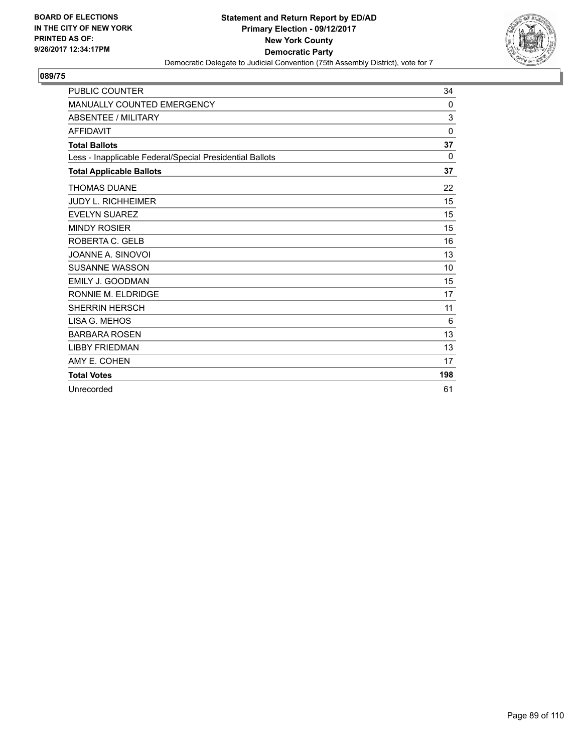BOARD OF ELECTIONS
IN THE CITY OF NEW YORK
PRINTED AS OF:
9/26/2017 12:34:17PM

**Statement and Return Report by ED/AD**
**Primary Election - 09/12/2017**
**New York County**
**Democratic Party**
Democratic Delegate to Judicial Convention (75th Assembly District), vote for 7

## 089/75

| | |
|---|---|
| PUBLIC COUNTER | 34 |
| MANUALLY COUNTED EMERGENCY | 0 |
| ABSENTEE / MILITARY | 3 |
| AFFIDAVIT | 0 |
| **Total Ballots** | **37** |
| Less - Inapplicable Federal/Special Presidential Ballots | 0 |
| **Total Applicable Ballots** | **37** |
| THOMAS DUANE | 22 |
| JUDY L. RICHHEIMER | 15 |
| EVELYN SUAREZ | 15 |
| MINDY ROSIER | 15 |
| ROBERTA C. GELB | 16 |
| JOANNE A. SINOVOI | 13 |
| SUSANNE WASSON | 10 |
| EMILY J. GOODMAN | 15 |
| RONNIE M. ELDRIDGE | 17 |
| SHERRIN HERSCH | 11 |
| LISA G. MEHOS | 6 |
| BARBARA ROSEN | 13 |
| LIBBY FRIEDMAN | 13 |
| AMY E. COHEN | 17 |
| **Total Votes** | **198** |
| Unrecorded | 61 |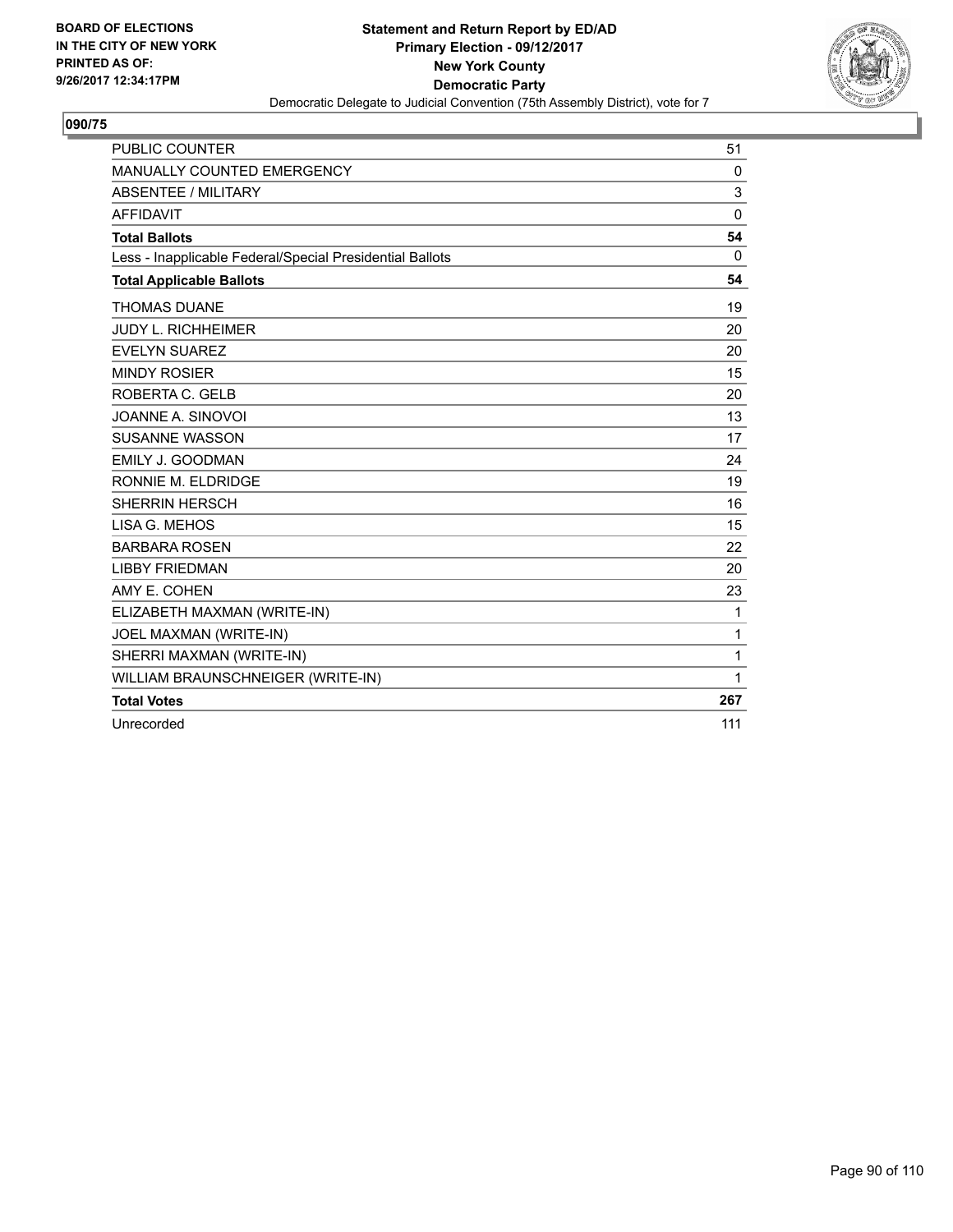**BOARD OF ELECTIONS
IN THE CITY OF NEW YORK
PRINTED AS OF:
9/26/2017 12:34:17PM**

**Statement and Return Report by ED/AD
Primary Election - 09/12/2017
New York County
Democratic Party**
Democratic Delegate to Judicial Convention (75th Assembly District), vote for 7

## 090/75

| | |
|---|---|
| PUBLIC COUNTER | 51 |
| MANUALLY COUNTED EMERGENCY | 0 |
| ABSENTEE / MILITARY | 3 |
| AFFIDAVIT | 0 |
| **Total Ballots** | **54** |
| Less - Inapplicable Federal/Special Presidential Ballots | 0 |
| **Total Applicable Ballots** | **54** |
| THOMAS DUANE | 19 |
| JUDY L. RICHHEIMER | 20 |
| EVELYN SUAREZ | 20 |
| MINDY ROSIER | 15 |
| ROBERTA C. GELB | 20 |
| JOANNE A. SINOVOI | 13 |
| SUSANNE WASSON | 17 |
| EMILY J. GOODMAN | 24 |
| RONNIE M. ELDRIDGE | 19 |
| SHERRIN HERSCH | 16 |
| LISA G. MEHOS | 15 |
| BARBARA ROSEN | 22 |
| LIBBY FRIEDMAN | 20 |
| AMY E. COHEN | 23 |
| ELIZABETH MAXMAN (WRITE-IN) | 1 |
| JOEL MAXMAN (WRITE-IN) | 1 |
| SHERRI MAXMAN (WRITE-IN) | 1 |
| WILLIAM BRAUNSCHNEIGER (WRITE-IN) | 1 |
| **Total Votes** | **267** |
| Unrecorded | 111 |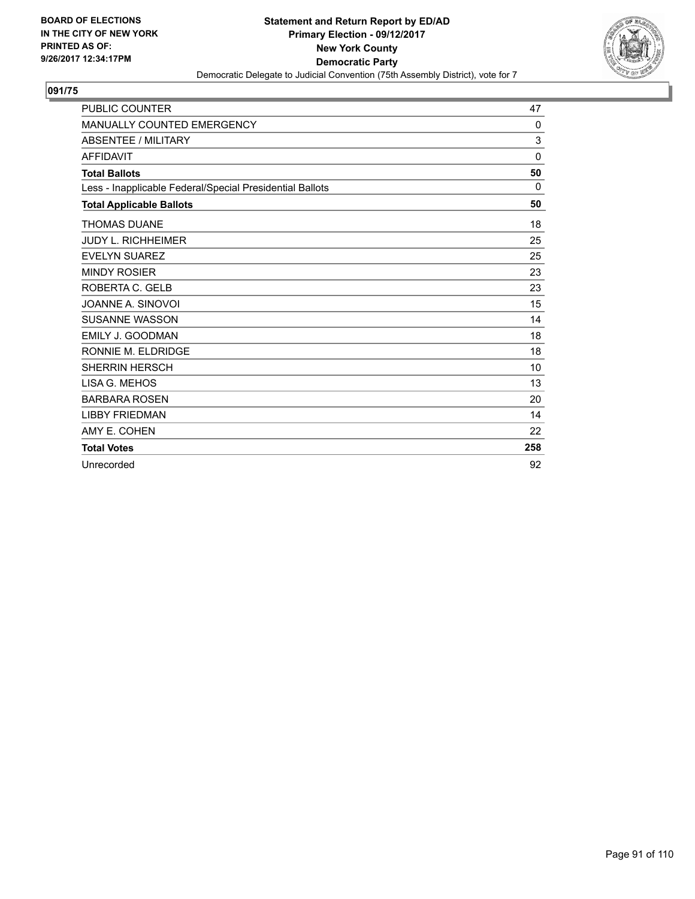BOARD OF ELECTIONS
IN THE CITY OF NEW YORK
PRINTED AS OF:
9/26/2017 12:34:17PM

**Statement and Return Report by ED/AD**
**Primary Election - 09/12/2017**
**New York County**
**Democratic Party**
Democratic Delegate to Judicial Convention (75th Assembly District), vote for 7

## 091/75

| | |
|---|---|
| PUBLIC COUNTER | 47 |
| MANUALLY COUNTED EMERGENCY | 0 |
| ABSENTEE / MILITARY | 3 |
| AFFIDAVIT | 0 |
| **Total Ballots** | **50** |
| Less - Inapplicable Federal/Special Presidential Ballots | 0 |
| **Total Applicable Ballots** | **50** |
| THOMAS DUANE | 18 |
| JUDY L. RICHHEIMER | 25 |
| EVELYN SUAREZ | 25 |
| MINDY ROSIER | 23 |
| ROBERTA C. GELB | 23 |
| JOANNE A. SINOVOI | 15 |
| SUSANNE WASSON | 14 |
| EMILY J. GOODMAN | 18 |
| RONNIE M. ELDRIDGE | 18 |
| SHERRIN HERSCH | 10 |
| LISA G. MEHOS | 13 |
| BARBARA ROSEN | 20 |
| LIBBY FRIEDMAN | 14 |
| AMY E. COHEN | 22 |
| **Total Votes** | **258** |
| Unrecorded | 92 |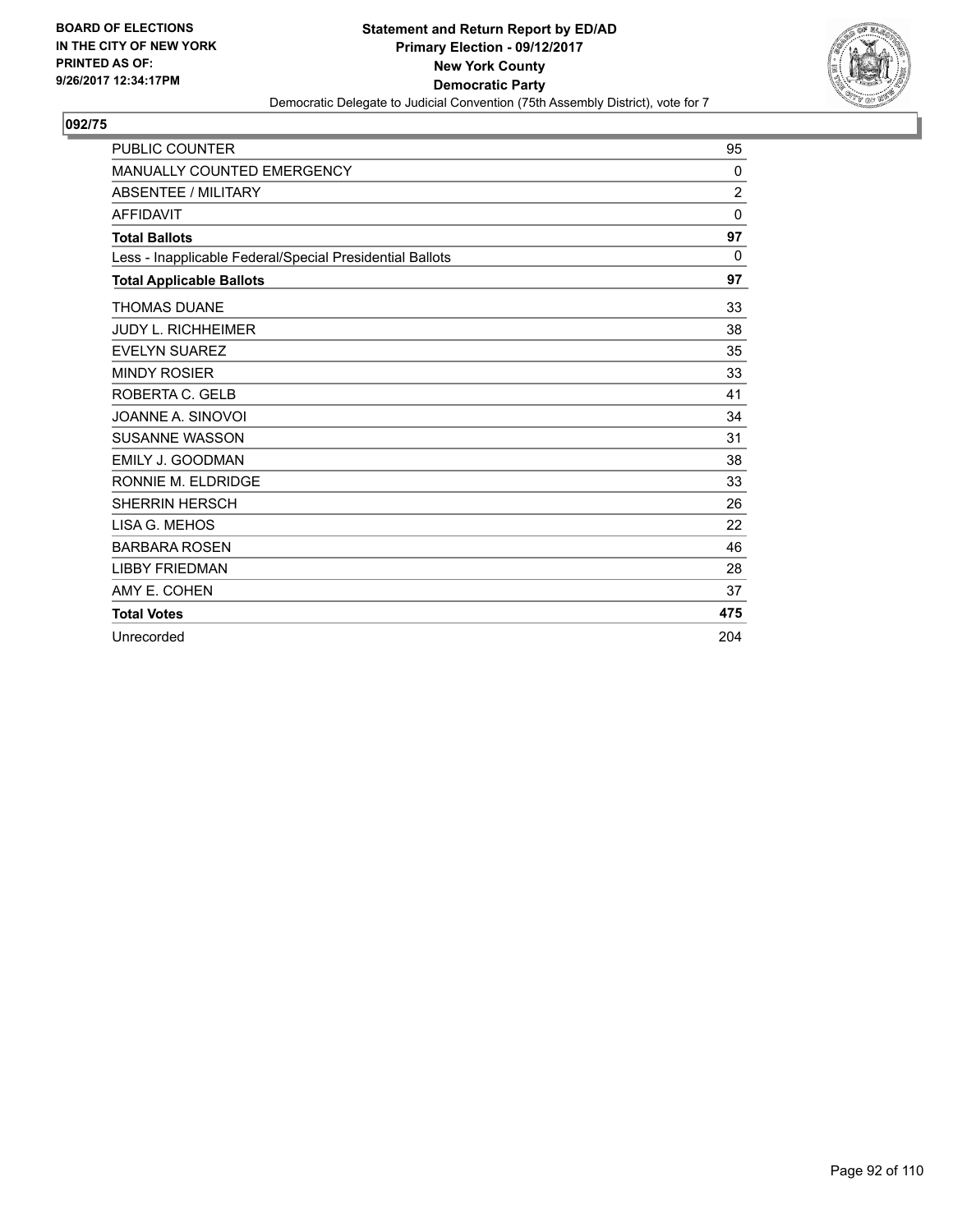**BOARD OF ELECTIONS IN THE CITY OF NEW YORK PRINTED AS OF: 9/26/2017 12:34:17PM**

**Statement and Return Report by ED/AD**
**Primary Election - 09/12/2017**
**New York County**
**Democratic Party**
Democratic Delegate to Judicial Convention (75th Assembly District), vote for 7

**092/75**

| | |
|---|---|
| PUBLIC COUNTER | 95 |
| MANUALLY COUNTED EMERGENCY | 0 |
| ABSENTEE / MILITARY | 2 |
| AFFIDAVIT | 0 |
| **Total Ballots** | **97** |
| Less - Inapplicable Federal/Special Presidential Ballots | 0 |
| **Total Applicable Ballots** | **97** |
| THOMAS DUANE | 33 |
| JUDY L. RICHHEIMER | 38 |
| EVELYN SUAREZ | 35 |
| MINDY ROSIER | 33 |
| ROBERTA C. GELB | 41 |
| JOANNE A. SINOVOI | 34 |
| SUSANNE WASSON | 31 |
| EMILY J. GOODMAN | 38 |
| RONNIE M. ELDRIDGE | 33 |
| SHERRIN HERSCH | 26 |
| LISA G. MEHOS | 22 |
| BARBARA ROSEN | 46 |
| LIBBY FRIEDMAN | 28 |
| AMY E. COHEN | 37 |
| **Total Votes** | **475** |
| Unrecorded | 204 |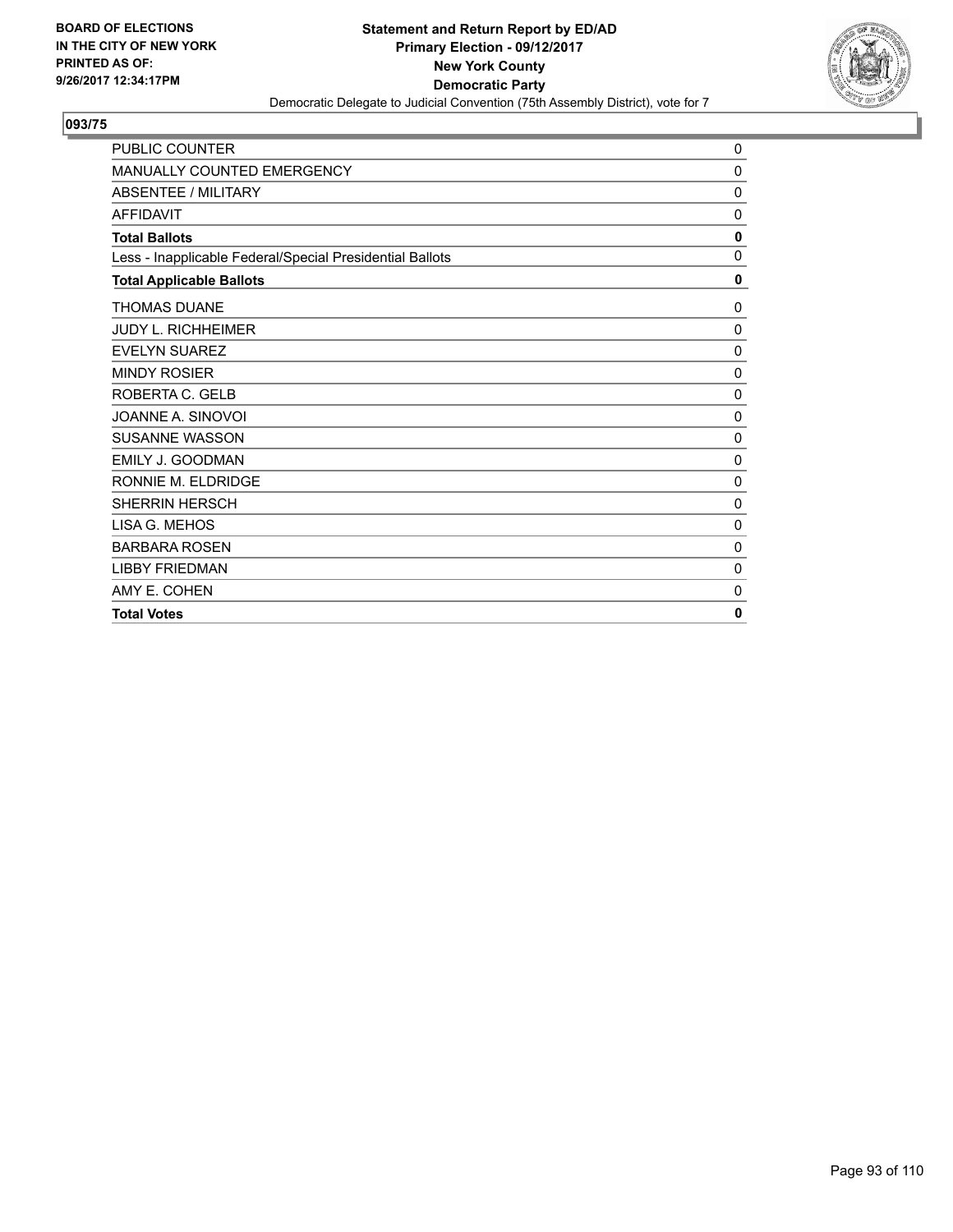BOARD OF ELECTIONS
IN THE CITY OF NEW YORK
PRINTED AS OF:
9/26/2017 12:34:17PM

**Statement and Return Report by ED/AD**
**Primary Election - 09/12/2017**
**New York County**
**Democratic Party**
Democratic Delegate to Judicial Convention (75th Assembly District), vote for 7

## 093/75

| | |
|---|---|
| PUBLIC COUNTER | 0 |
| MANUALLY COUNTED EMERGENCY | 0 |
| ABSENTEE / MILITARY | 0 |
| AFFIDAVIT | 0 |
| **Total Ballots** | **0** |
| Less - Inapplicable Federal/Special Presidential Ballots | 0 |
| **Total Applicable Ballots** | **0** |
| THOMAS DUANE | 0 |
| JUDY L. RICHHEIMER | 0 |
| EVELYN SUAREZ | 0 |
| MINDY ROSIER | 0 |
| ROBERTA C. GELB | 0 |
| JOANNE A. SINOVOI | 0 |
| SUSANNE WASSON | 0 |
| EMILY J. GOODMAN | 0 |
| RONNIE M. ELDRIDGE | 0 |
| SHERRIN HERSCH | 0 |
| LISA G. MEHOS | 0 |
| BARBARA ROSEN | 0 |
| LIBBY FRIEDMAN | 0 |
| AMY E. COHEN | 0 |
| **Total Votes** | **0** |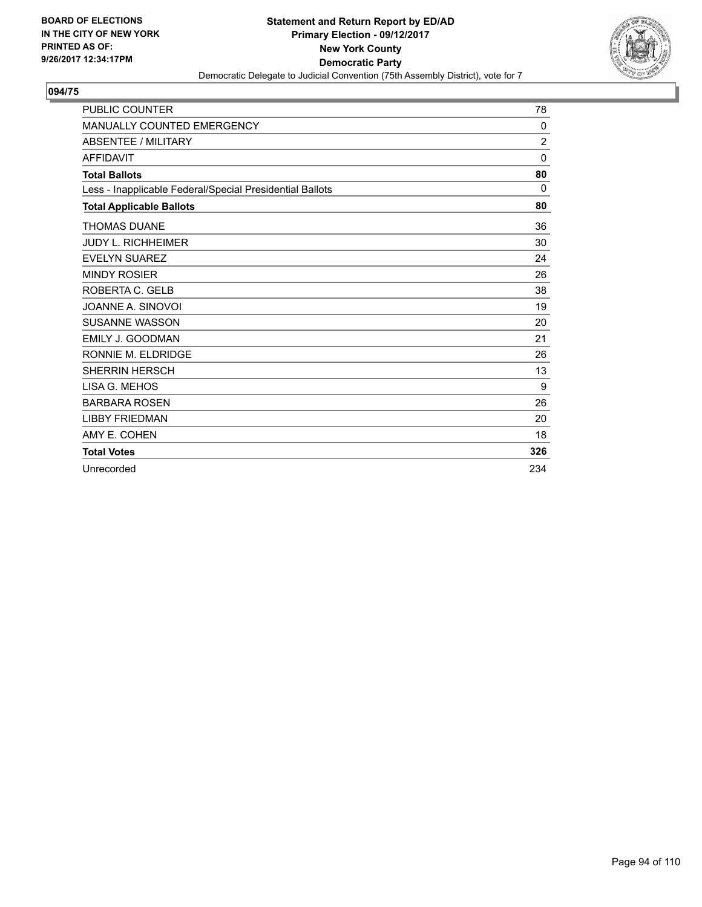**BOARD OF ELECTIONS IN THE CITY OF NEW YORK PRINTED AS OF: 9/26/2017 12:34:17PM**

**Statement and Return Report by ED/AD**
**Primary Election - 09/12/2017**
**New York County**
**Democratic Party**
Democratic Delegate to Judicial Convention (75th Assembly District), vote for 7

## 094/75

| | |
|---|---|
| PUBLIC COUNTER | 78 |
| MANUALLY COUNTED EMERGENCY | 0 |
| ABSENTEE / MILITARY | 2 |
| AFFIDAVIT | 0 |
| **Total Ballots** | **80** |
| Less - Inapplicable Federal/Special Presidential Ballots | 0 |
| **Total Applicable Ballots** | **80** |
| THOMAS DUANE | 36 |
| JUDY L. RICHHEIMER | 30 |
| EVELYN SUAREZ | 24 |
| MINDY ROSIER | 26 |
| ROBERTA C. GELB | 38 |
| JOANNE A. SINOVOI | 19 |
| SUSANNE WASSON | 20 |
| EMILY J. GOODMAN | 21 |
| RONNIE M. ELDRIDGE | 26 |
| SHERRIN HERSCH | 13 |
| LISA G. MEHOS | 9 |
| BARBARA ROSEN | 26 |
| LIBBY FRIEDMAN | 20 |
| AMY E. COHEN | 18 |
| **Total Votes** | **326** |
| Unrecorded | 234 |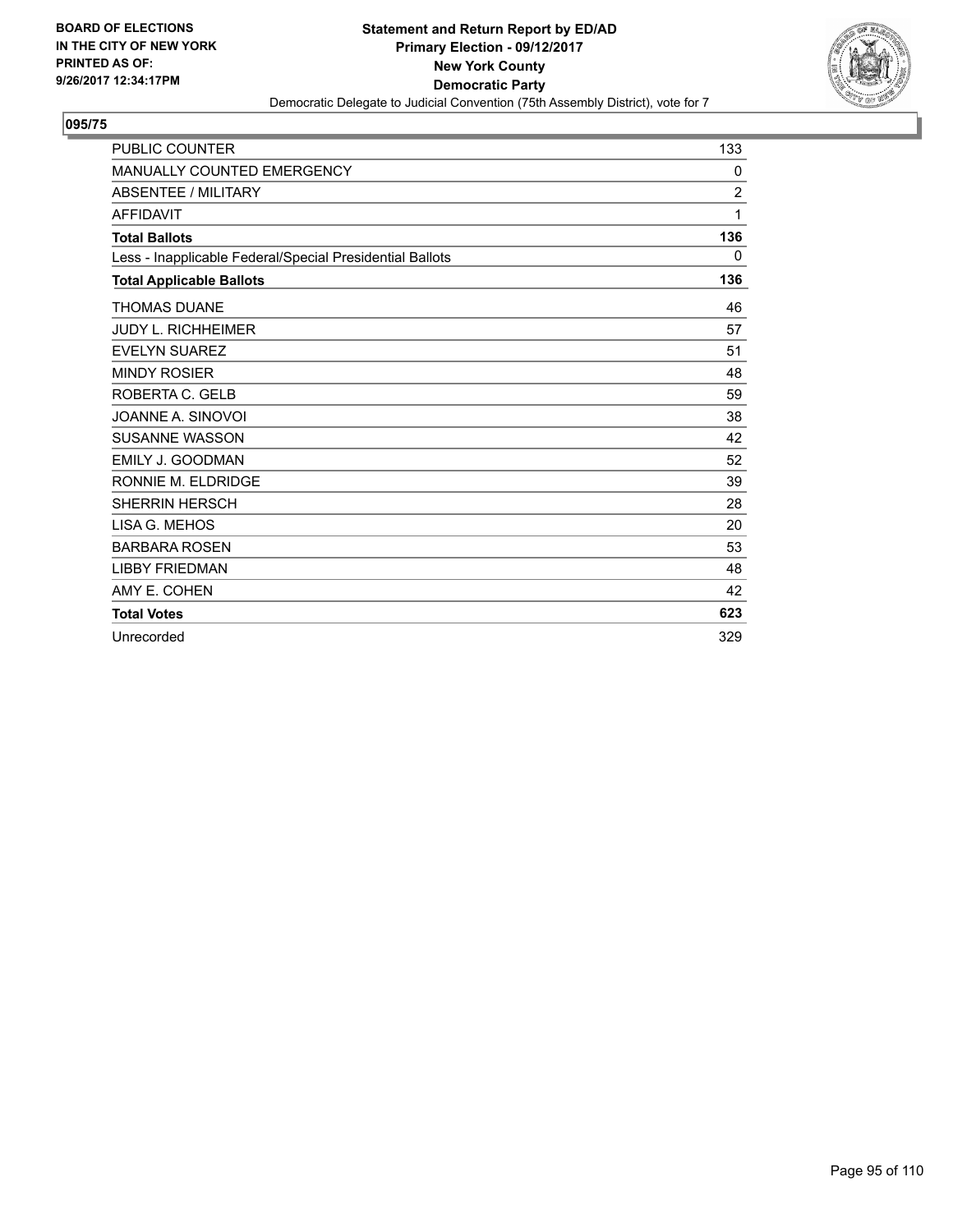BOARD OF ELECTIONS
IN THE CITY OF NEW YORK
PRINTED AS OF:
9/26/2017 12:34:17PM

**Statement and Return Report by ED/AD**
**Primary Election - 09/12/2017**
**New York County**
**Democratic Party**
Democratic Delegate to Judicial Convention (75th Assembly District), vote for 7

## 095/75

| | |
|---|---|
| PUBLIC COUNTER | 133 |
| MANUALLY COUNTED EMERGENCY | 0 |
| ABSENTEE / MILITARY | 2 |
| AFFIDAVIT | 1 |
| **Total Ballots** | **136** |
| Less - Inapplicable Federal/Special Presidential Ballots | 0 |
| **Total Applicable Ballots** | **136** |
| THOMAS DUANE | 46 |
| JUDY L. RICHHEIMER | 57 |
| EVELYN SUAREZ | 51 |
| MINDY ROSIER | 48 |
| ROBERTA C. GELB | 59 |
| JOANNE A. SINOVOI | 38 |
| SUSANNE WASSON | 42 |
| EMILY J. GOODMAN | 52 |
| RONNIE M. ELDRIDGE | 39 |
| SHERRIN HERSCH | 28 |
| LISA G. MEHOS | 20 |
| BARBARA ROSEN | 53 |
| LIBBY FRIEDMAN | 48 |
| AMY E. COHEN | 42 |
| **Total Votes** | **623** |
| Unrecorded | 329 |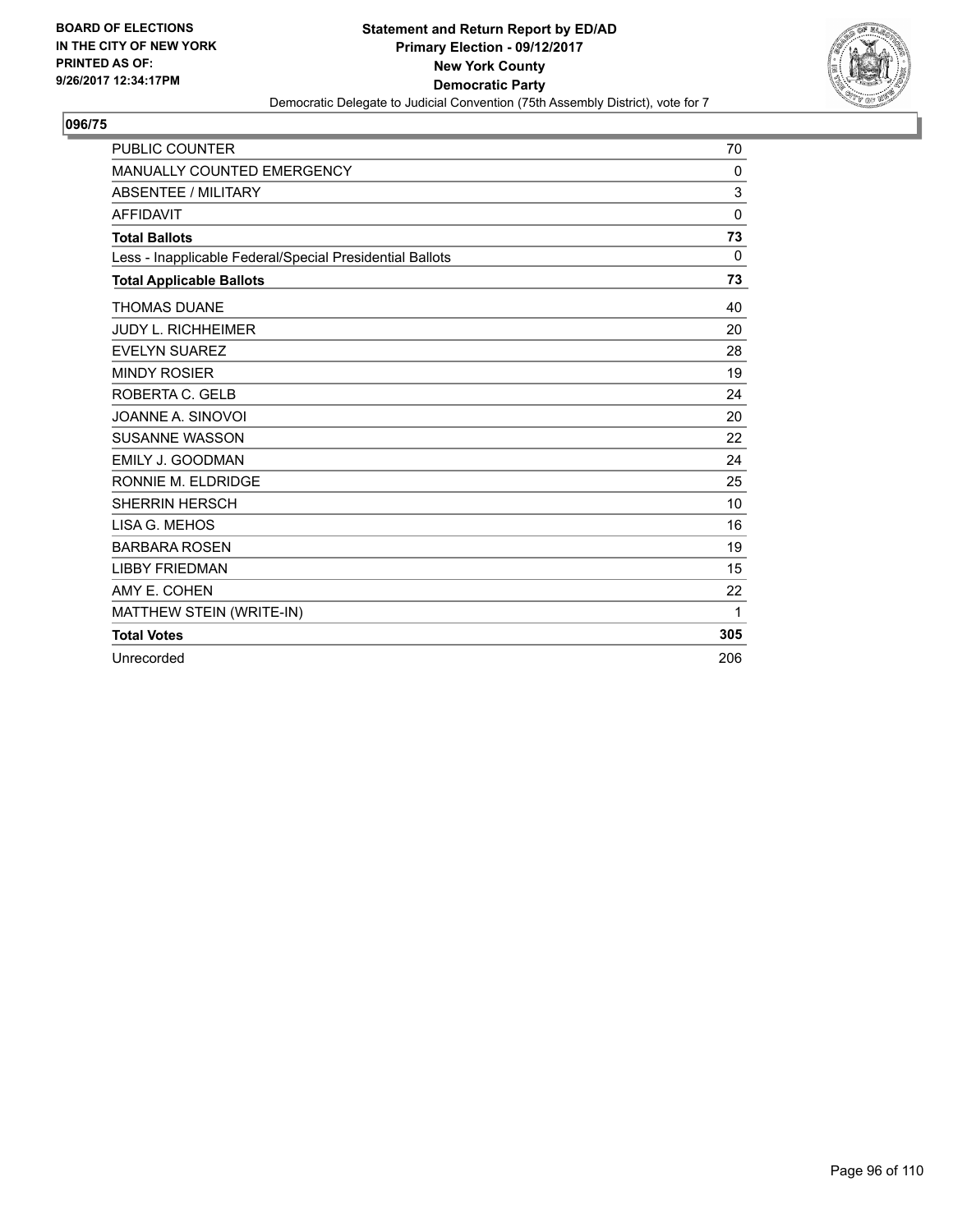BOARD OF ELECTIONS
IN THE CITY OF NEW YORK
PRINTED AS OF:
9/26/2017 12:34:17PM

**Statement and Return Report by ED/AD**
**Primary Election - 09/12/2017**
**New York County**
**Democratic Party**
Democratic Delegate to Judicial Convention (75th Assembly District), vote for 7

## 096/75

| | |
|---|---|
| PUBLIC COUNTER | 70 |
| MANUALLY COUNTED EMERGENCY | 0 |
| ABSENTEE / MILITARY | 3 |
| AFFIDAVIT | 0 |
| **Total Ballots** | **73** |
| Less - Inapplicable Federal/Special Presidential Ballots | 0 |
| **Total Applicable Ballots** | **73** |
| THOMAS DUANE | 40 |
| JUDY L. RICHHEIMER | 20 |
| EVELYN SUAREZ | 28 |
| MINDY ROSIER | 19 |
| ROBERTA C. GELB | 24 |
| JOANNE A. SINOVOI | 20 |
| SUSANNE WASSON | 22 |
| EMILY J. GOODMAN | 24 |
| RONNIE M. ELDRIDGE | 25 |
| SHERRIN HERSCH | 10 |
| LISA G. MEHOS | 16 |
| BARBARA ROSEN | 19 |
| LIBBY FRIEDMAN | 15 |
| AMY E. COHEN | 22 |
| MATTHEW STEIN (WRITE-IN) | 1 |
| **Total Votes** | **305** |
| Unrecorded | 206 |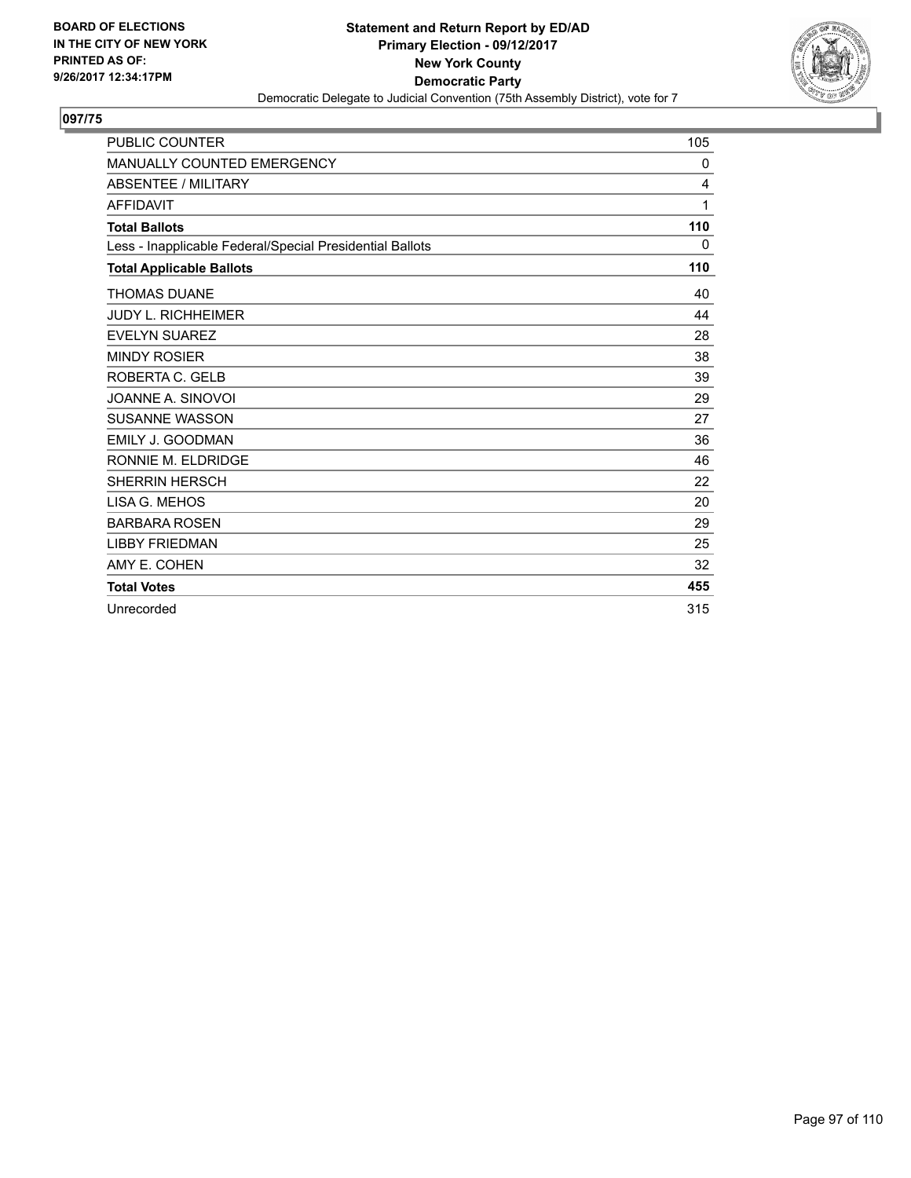BOARD OF ELECTIONS
IN THE CITY OF NEW YORK
PRINTED AS OF:
9/26/2017 12:34:17PM

**Statement and Return Report by ED/AD**
**Primary Election - 09/12/2017**
**New York County**
**Democratic Party**
Democratic Delegate to Judicial Convention (75th Assembly District), vote for 7

## 097/75

| | |
|---|---|
| PUBLIC COUNTER | 105 |
| MANUALLY COUNTED EMERGENCY | 0 |
| ABSENTEE / MILITARY | 4 |
| AFFIDAVIT | 1 |
| **Total Ballots** | **110** |
| Less - Inapplicable Federal/Special Presidential Ballots | 0 |
| **Total Applicable Ballots** | **110** |
| THOMAS DUANE | 40 |
| JUDY L. RICHHEIMER | 44 |
| EVELYN SUAREZ | 28 |
| MINDY ROSIER | 38 |
| ROBERTA C. GELB | 39 |
| JOANNE A. SINOVOI | 29 |
| SUSANNE WASSON | 27 |
| EMILY J. GOODMAN | 36 |
| RONNIE M. ELDRIDGE | 46 |
| SHERRIN HERSCH | 22 |
| LISA G. MEHOS | 20 |
| BARBARA ROSEN | 29 |
| LIBBY FRIEDMAN | 25 |
| AMY E. COHEN | 32 |
| **Total Votes** | **455** |
| Unrecorded | 315 |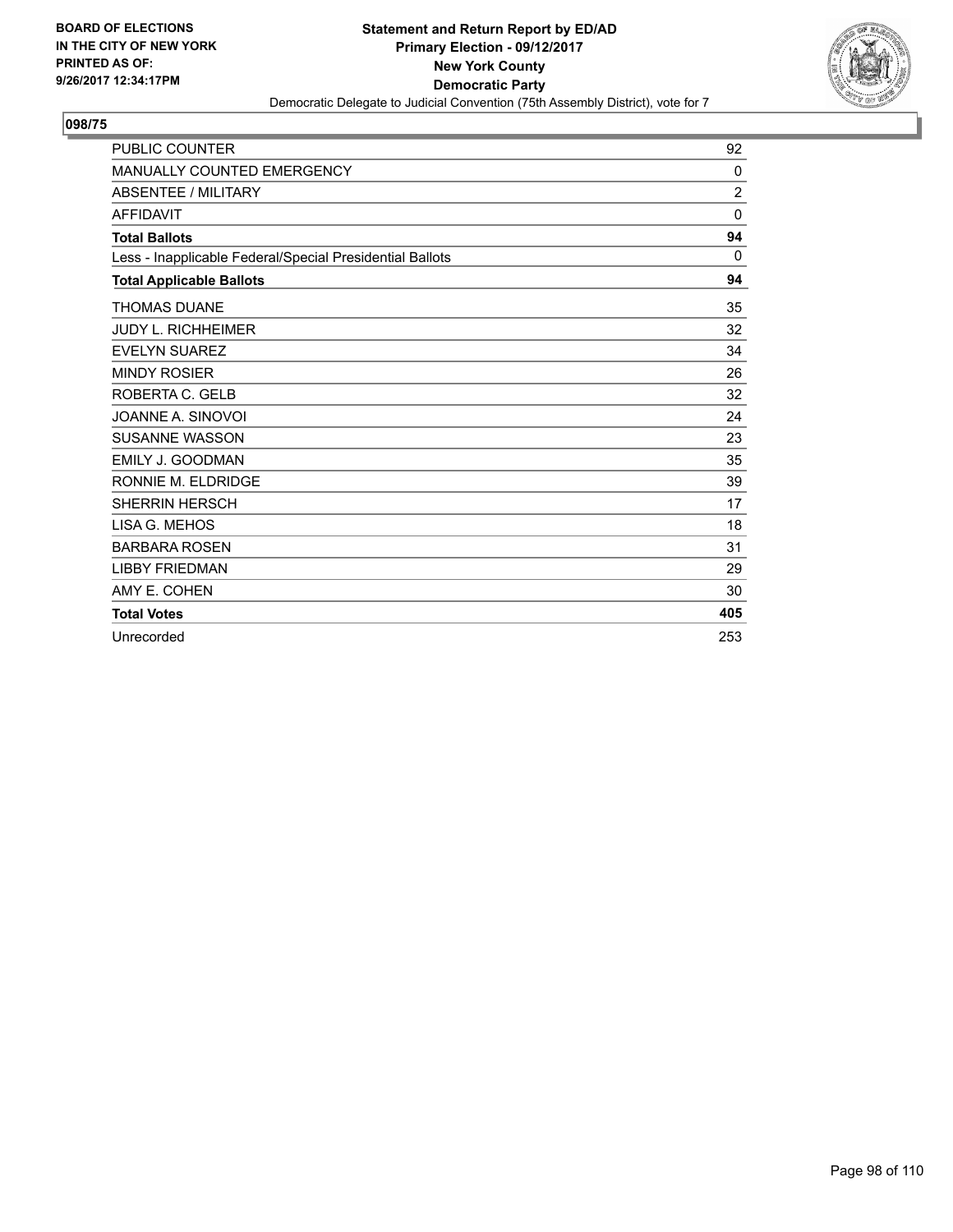**BOARD OF ELECTIONS IN THE CITY OF NEW YORK PRINTED AS OF: 9/26/2017 12:34:17PM**

# Statement and Return Report by ED/AD
## Primary Election - 09/12/2017
## New York County
## Democratic Party
Democratic Delegate to Judicial Convention (75th Assembly District), vote for 7

### 098/75

| | |
|---|---|
| PUBLIC COUNTER | 92 |
| MANUALLY COUNTED EMERGENCY | 0 |
| ABSENTEE / MILITARY | 2 |
| AFFIDAVIT | 0 |
| **Total Ballots** | **94** |
| Less - Inapplicable Federal/Special Presidential Ballots | 0 |
| **Total Applicable Ballots** | **94** |
| THOMAS DUANE | 35 |
| JUDY L. RICHHEIMER | 32 |
| EVELYN SUAREZ | 34 |
| MINDY ROSIER | 26 |
| ROBERTA C. GELB | 32 |
| JOANNE A. SINOVOI | 24 |
| SUSANNE WASSON | 23 |
| EMILY J. GOODMAN | 35 |
| RONNIE M. ELDRIDGE | 39 |
| SHERRIN HERSCH | 17 |
| LISA G. MEHOS | 18 |
| BARBARA ROSEN | 31 |
| LIBBY FRIEDMAN | 29 |
| AMY E. COHEN | 30 |
| **Total Votes** | **405** |
| Unrecorded | 253 |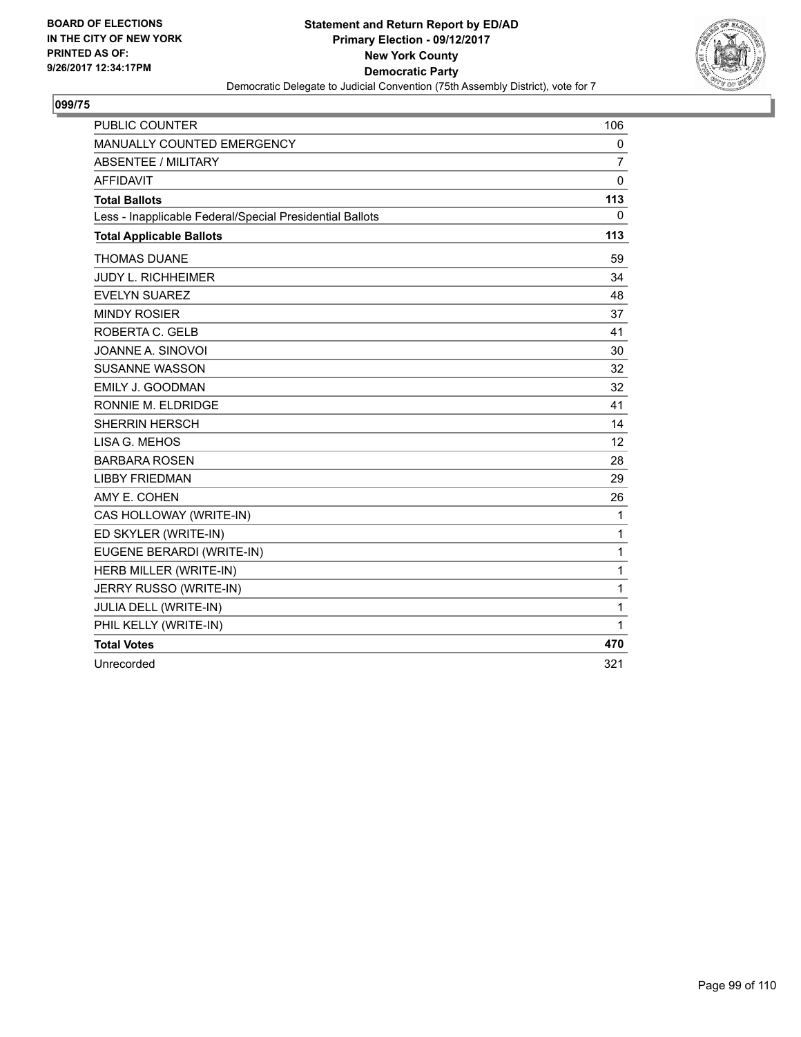BOARD OF ELECTIONS
IN THE CITY OF NEW YORK
PRINTED AS OF:
9/26/2017 12:34:17PM

**Statement and Return Report by ED/AD**
**Primary Election - 09/12/2017**
**New York County**
**Democratic Party**
Democratic Delegate to Judicial Convention (75th Assembly District), vote for 7

## 099/75

| | |
|---|---|
| PUBLIC COUNTER | 106 |
| MANUALLY COUNTED EMERGENCY | 0 |
| ABSENTEE / MILITARY | 7 |
| AFFIDAVIT | 0 |
| **Total Ballots** | **113** |
| Less - Inapplicable Federal/Special Presidential Ballots | 0 |
| **Total Applicable Ballots** | **113** |
| THOMAS DUANE | 59 |
| JUDY L. RICHHEIMER | 34 |
| EVELYN SUAREZ | 48 |
| MINDY ROSIER | 37 |
| ROBERTA C. GELB | 41 |
| JOANNE A. SINOVOI | 30 |
| SUSANNE WASSON | 32 |
| EMILY J. GOODMAN | 32 |
| RONNIE M. ELDRIDGE | 41 |
| SHERRIN HERSCH | 14 |
| LISA G. MEHOS | 12 |
| BARBARA ROSEN | 28 |
| LIBBY FRIEDMAN | 29 |
| AMY E. COHEN | 26 |
| CAS HOLLOWAY (WRITE-IN) | 1 |
| ED SKYLER (WRITE-IN) | 1 |
| EUGENE BERARDI (WRITE-IN) | 1 |
| HERB MILLER (WRITE-IN) | 1 |
| JERRY RUSSO (WRITE-IN) | 1 |
| JULIA DELL (WRITE-IN) | 1 |
| PHIL KELLY (WRITE-IN) | 1 |
| **Total Votes** | **470** |
| Unrecorded | 321 |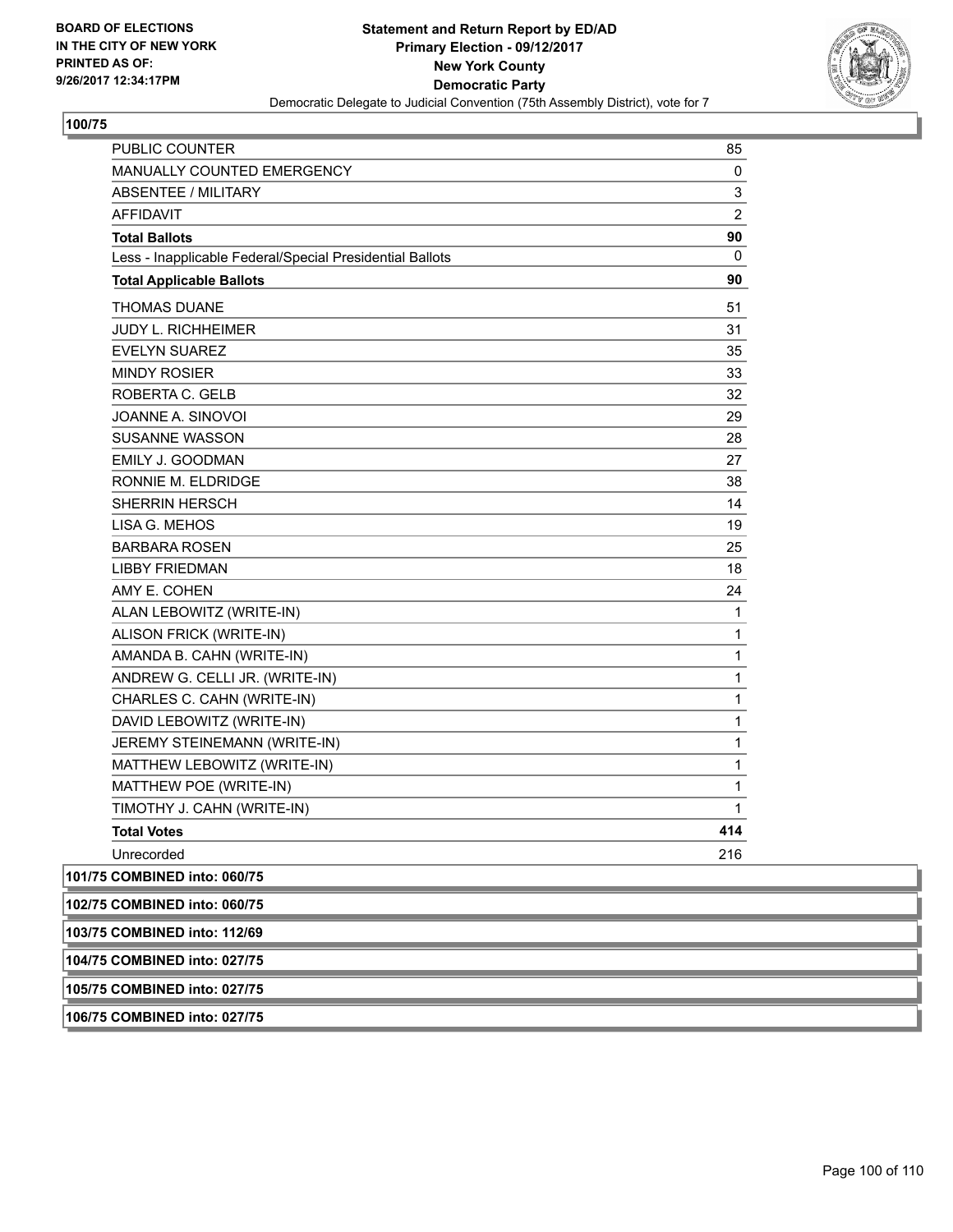BOARD OF ELECTIONS
IN THE CITY OF NEW YORK
PRINTED AS OF:
9/26/2017 12:34:17PM

**Statement and Return Report by ED/AD**
**Primary Election - 09/12/2017**
**New York County**
**Democratic Party**
Democratic Delegate to Judicial Convention (75th Assembly District), vote for 7

### 100/75

| | |
|---|---|
| PUBLIC COUNTER | 85 |
| MANUALLY COUNTED EMERGENCY | 0 |
| ABSENTEE / MILITARY | 3 |
| AFFIDAVIT | 2 |
| **Total Ballots** | **90** |
| Less - Inapplicable Federal/Special Presidential Ballots | 0 |
| **Total Applicable Ballots** | **90** |
| THOMAS DUANE | 51 |
| JUDY L. RICHHEIMER | 31 |
| EVELYN SUAREZ | 35 |
| MINDY ROSIER | 33 |
| ROBERTA C. GELB | 32 |
| JOANNE A. SINOVOI | 29 |
| SUSANNE WASSON | 28 |
| EMILY J. GOODMAN | 27 |
| RONNIE M. ELDRIDGE | 38 |
| SHERRIN HERSCH | 14 |
| LISA G. MEHOS | 19 |
| BARBARA ROSEN | 25 |
| LIBBY FRIEDMAN | 18 |
| AMY E. COHEN | 24 |
| ALAN LEBOWITZ (WRITE-IN) | 1 |
| ALISON FRICK (WRITE-IN) | 1 |
| AMANDA B. CAHN (WRITE-IN) | 1 |
| ANDREW G. CELLI JR. (WRITE-IN) | 1 |
| CHARLES C. CAHN (WRITE-IN) | 1 |
| DAVID LEBOWITZ (WRITE-IN) | 1 |
| JEREMY STEINEMANN (WRITE-IN) | 1 |
| MATTHEW LEBOWITZ (WRITE-IN) | 1 |
| MATTHEW POE (WRITE-IN) | 1 |
| TIMOTHY J. CAHN (WRITE-IN) | 1 |
| **Total Votes** | **414** |
| Unrecorded | 216 |

**101/75 COMBINED into: 060/75**

**102/75 COMBINED into: 060/75**

**103/75 COMBINED into: 112/69**

**104/75 COMBINED into: 027/75**

**105/75 COMBINED into: 027/75**

**106/75 COMBINED into: 027/75**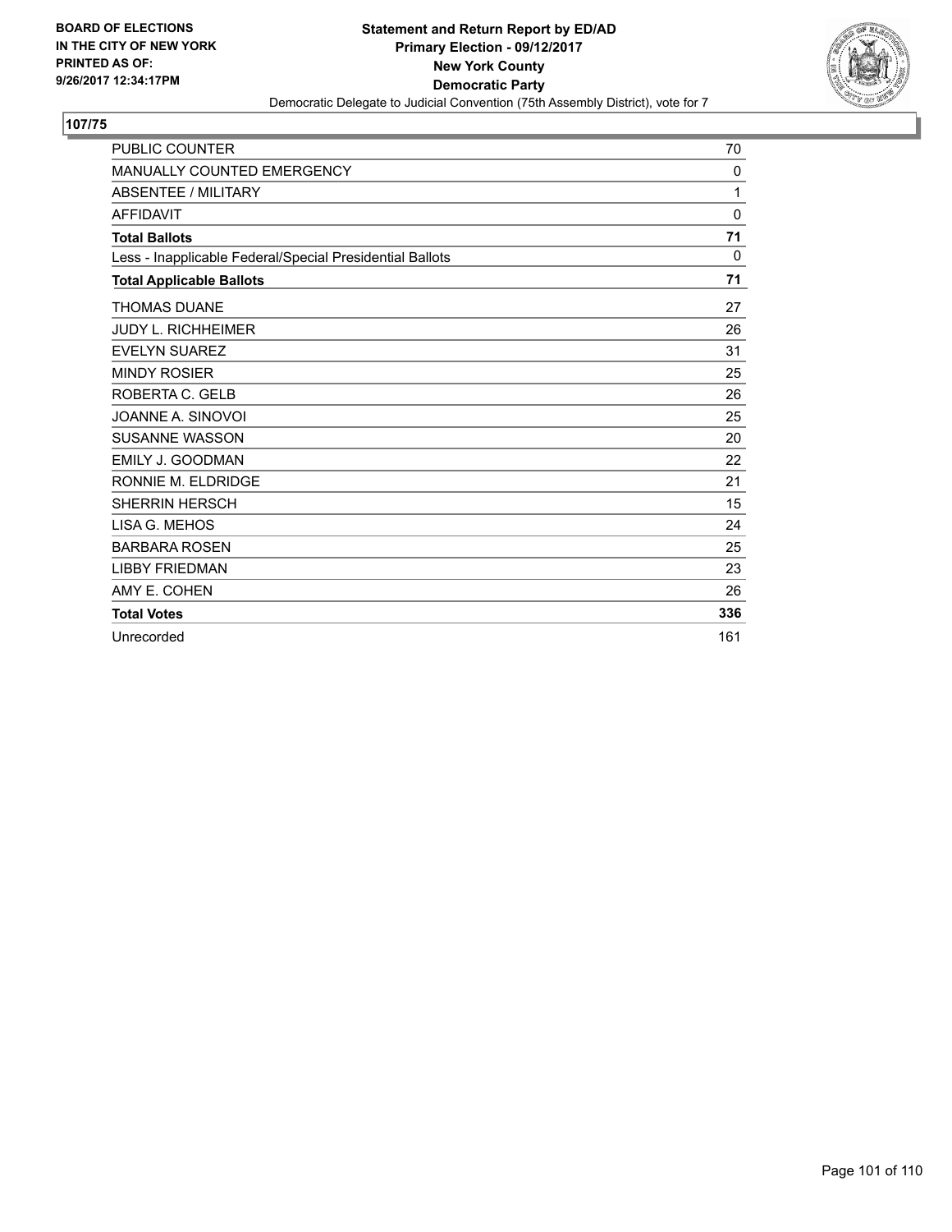BOARD OF ELECTIONS
IN THE CITY OF NEW YORK
PRINTED AS OF:
9/26/2017 12:34:17PM

**Statement and Return Report by ED/AD**
**Primary Election - 09/12/2017**
**New York County**
**Democratic Party**
Democratic Delegate to Judicial Convention (75th Assembly District), vote for 7

## 107/75

| | |
|---|---|
| PUBLIC COUNTER | 70 |
| MANUALLY COUNTED EMERGENCY | 0 |
| ABSENTEE / MILITARY | 1 |
| AFFIDAVIT | 0 |
| **Total Ballots** | **71** |
| Less - Inapplicable Federal/Special Presidential Ballots | 0 |
| **Total Applicable Ballots** | **71** |
| THOMAS DUANE | 27 |
| JUDY L. RICHHEIMER | 26 |
| EVELYN SUAREZ | 31 |
| MINDY ROSIER | 25 |
| ROBERTA C. GELB | 26 |
| JOANNE A. SINOVOI | 25 |
| SUSANNE WASSON | 20 |
| EMILY J. GOODMAN | 22 |
| RONNIE M. ELDRIDGE | 21 |
| SHERRIN HERSCH | 15 |
| LISA G. MEHOS | 24 |
| BARBARA ROSEN | 25 |
| LIBBY FRIEDMAN | 23 |
| AMY E. COHEN | 26 |
| **Total Votes** | **336** |
| Unrecorded | 161 |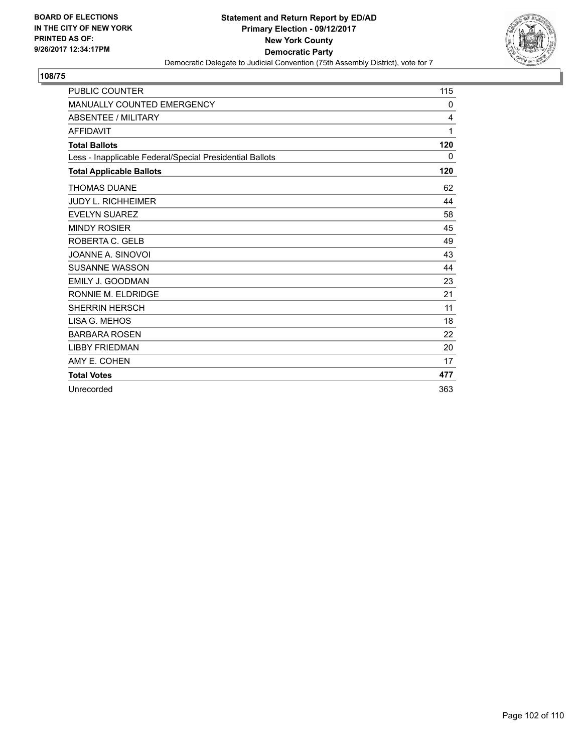BOARD OF ELECTIONS
IN THE CITY OF NEW YORK
PRINTED AS OF:
9/26/2017 12:34:17PM

**Statement and Return Report by ED/AD**
**Primary Election - 09/12/2017**
**New York County**
**Democratic Party**
Democratic Delegate to Judicial Convention (75th Assembly District), vote for 7

## 108/75

| | |
|---|---|
| PUBLIC COUNTER | 115 |
| MANUALLY COUNTED EMERGENCY | 0 |
| ABSENTEE / MILITARY | 4 |
| AFFIDAVIT | 1 |
| **Total Ballots** | **120** |
| Less - Inapplicable Federal/Special Presidential Ballots | 0 |
| **Total Applicable Ballots** | **120** |
| THOMAS DUANE | 62 |
| JUDY L. RICHHEIMER | 44 |
| EVELYN SUAREZ | 58 |
| MINDY ROSIER | 45 |
| ROBERTA C. GELB | 49 |
| JOANNE A. SINOVOI | 43 |
| SUSANNE WASSON | 44 |
| EMILY J. GOODMAN | 23 |
| RONNIE M. ELDRIDGE | 21 |
| SHERRIN HERSCH | 11 |
| LISA G. MEHOS | 18 |
| BARBARA ROSEN | 22 |
| LIBBY FRIEDMAN | 20 |
| AMY E. COHEN | 17 |
| **Total Votes** | **477** |
| Unrecorded | 363 |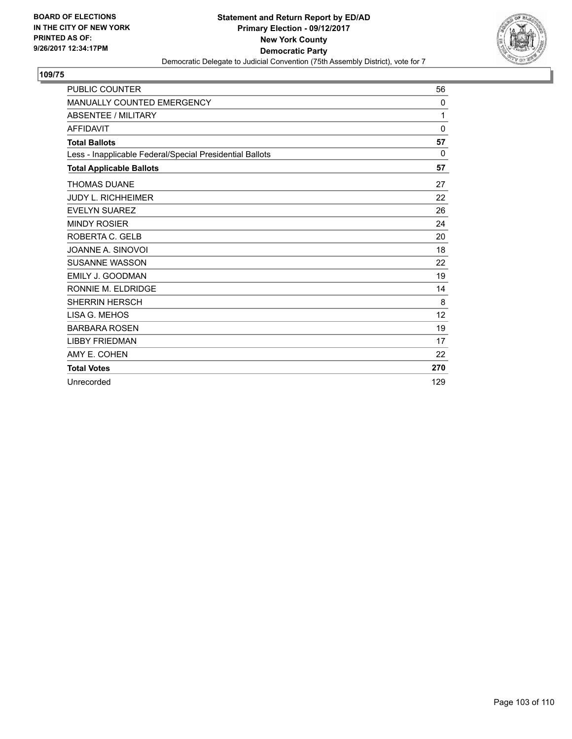BOARD OF ELECTIONS
IN THE CITY OF NEW YORK
PRINTED AS OF:
9/26/2017 12:34:17PM

**Statement and Return Report by ED/AD**
**Primary Election - 09/12/2017**
**New York County**
**Democratic Party**
Democratic Delegate to Judicial Convention (75th Assembly District), vote for 7

## 109/75

| | |
|---|---|
| PUBLIC COUNTER | 56 |
| MANUALLY COUNTED EMERGENCY | 0 |
| ABSENTEE / MILITARY | 1 |
| AFFIDAVIT | 0 |
| **Total Ballots** | **57** |
| Less - Inapplicable Federal/Special Presidential Ballots | 0 |
| **Total Applicable Ballots** | **57** |
| THOMAS DUANE | 27 |
| JUDY L. RICHHEIMER | 22 |
| EVELYN SUAREZ | 26 |
| MINDY ROSIER | 24 |
| ROBERTA C. GELB | 20 |
| JOANNE A. SINOVOI | 18 |
| SUSANNE WASSON | 22 |
| EMILY J. GOODMAN | 19 |
| RONNIE M. ELDRIDGE | 14 |
| SHERRIN HERSCH | 8 |
| LISA G. MEHOS | 12 |
| BARBARA ROSEN | 19 |
| LIBBY FRIEDMAN | 17 |
| AMY E. COHEN | 22 |
| **Total Votes** | **270** |
| Unrecorded | 129 |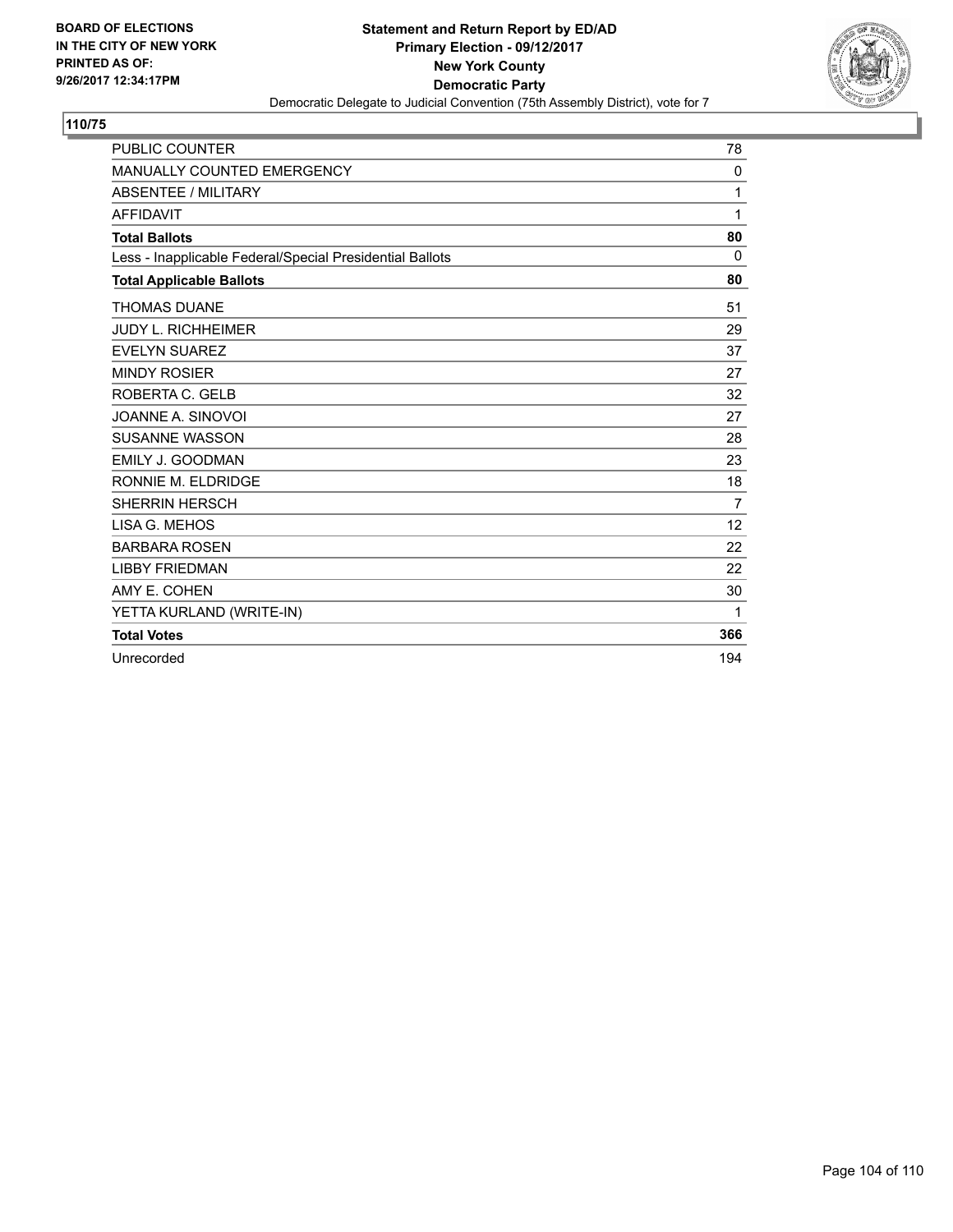BOARD OF ELECTIONS
IN THE CITY OF NEW YORK
PRINTED AS OF:
9/26/2017 12:34:17PM

**Statement and Return Report by ED/AD**
**Primary Election - 09/12/2017**
**New York County**
**Democratic Party**
Democratic Delegate to Judicial Convention (75th Assembly District), vote for 7

**110/75**

| | |
|---|---|
| PUBLIC COUNTER | 78 |
| MANUALLY COUNTED EMERGENCY | 0 |
| ABSENTEE / MILITARY | 1 |
| AFFIDAVIT | 1 |
| **Total Ballots** | **80** |
| Less - Inapplicable Federal/Special Presidential Ballots | 0 |
| **Total Applicable Ballots** | **80** |
| THOMAS DUANE | 51 |
| JUDY L. RICHHEIMER | 29 |
| EVELYN SUAREZ | 37 |
| MINDY ROSIER | 27 |
| ROBERTA C. GELB | 32 |
| JOANNE A. SINOVOI | 27 |
| SUSANNE WASSON | 28 |
| EMILY J. GOODMAN | 23 |
| RONNIE M. ELDRIDGE | 18 |
| SHERRIN HERSCH | 7 |
| LISA G. MEHOS | 12 |
| BARBARA ROSEN | 22 |
| LIBBY FRIEDMAN | 22 |
| AMY E. COHEN | 30 |
| YETTA KURLAND (WRITE-IN) | 1 |
| **Total Votes** | **366** |
| Unrecorded | 194 |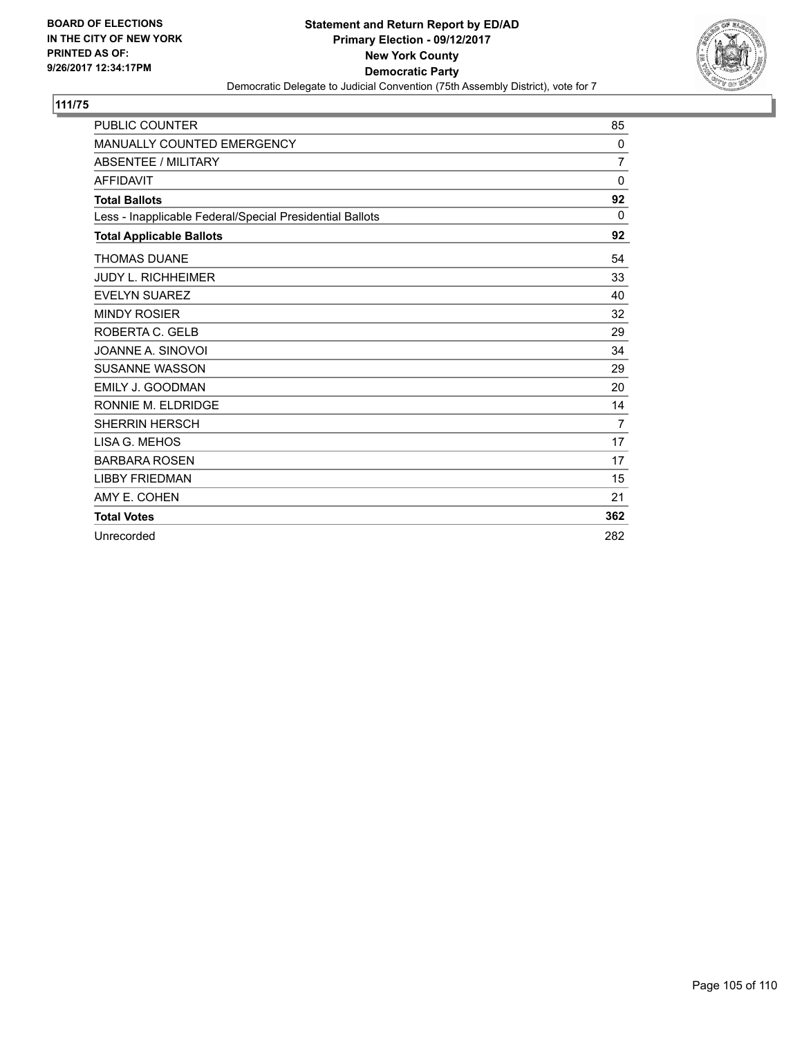BOARD OF ELECTIONS
IN THE CITY OF NEW YORK
PRINTED AS OF:
9/26/2017 12:34:17PM

**Statement and Return Report by ED/AD**
**Primary Election - 09/12/2017**
**New York County**
**Democratic Party**
Democratic Delegate to Judicial Convention (75th Assembly District), vote for 7

**111/75**

| | |
|---|---|
| PUBLIC COUNTER | 85 |
| MANUALLY COUNTED EMERGENCY | 0 |
| ABSENTEE / MILITARY | 7 |
| AFFIDAVIT | 0 |
| **Total Ballots** | **92** |
| Less - Inapplicable Federal/Special Presidential Ballots | 0 |
| **Total Applicable Ballots** | **92** |
| THOMAS DUANE | 54 |
| JUDY L. RICHHEIMER | 33 |
| EVELYN SUAREZ | 40 |
| MINDY ROSIER | 32 |
| ROBERTA C. GELB | 29 |
| JOANNE A. SINOVOI | 34 |
| SUSANNE WASSON | 29 |
| EMILY J. GOODMAN | 20 |
| RONNIE M. ELDRIDGE | 14 |
| SHERRIN HERSCH | 7 |
| LISA G. MEHOS | 17 |
| BARBARA ROSEN | 17 |
| LIBBY FRIEDMAN | 15 |
| AMY E. COHEN | 21 |
| **Total Votes** | **362** |
| Unrecorded | 282 |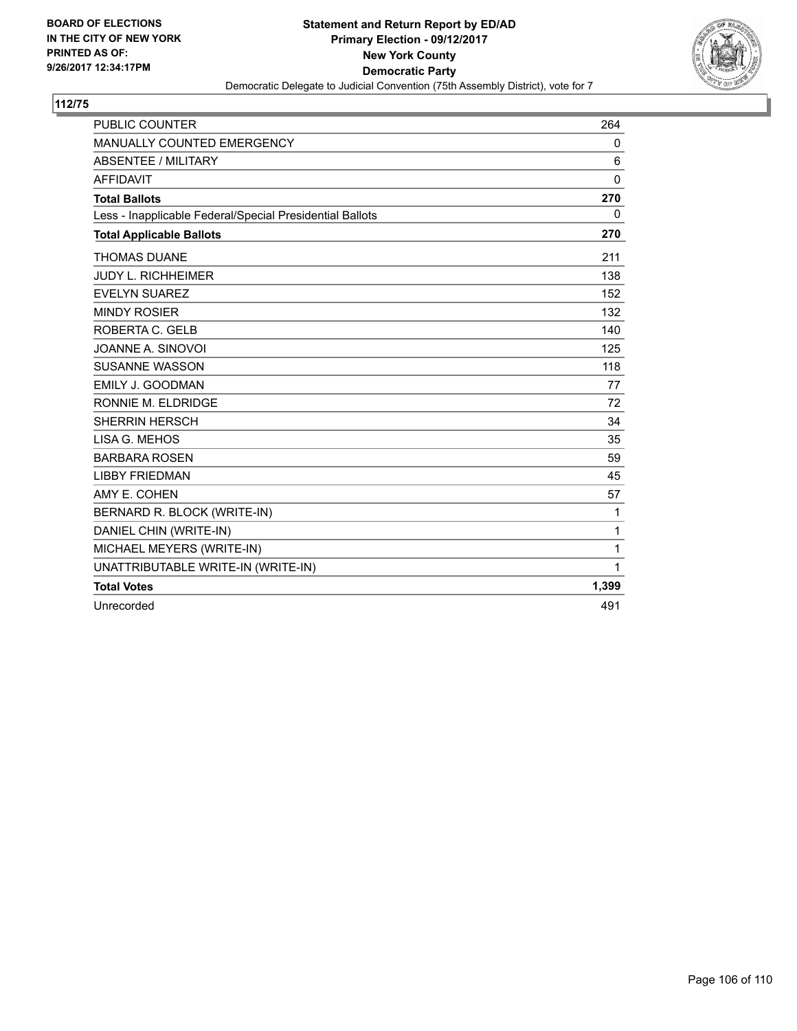**BOARD OF ELECTIONS IN THE CITY OF NEW YORK PRINTED AS OF: 9/26/2017 12:34:17PM**

**Statement and Return Report by ED/AD**
**Primary Election - 09/12/2017**
**New York County**
**Democratic Party**
Democratic Delegate to Judicial Convention (75th Assembly District), vote for 7

**112/75**

| | |
|---|---|
| PUBLIC COUNTER | 264 |
| MANUALLY COUNTED EMERGENCY | 0 |
| ABSENTEE / MILITARY | 6 |
| AFFIDAVIT | 0 |
| **Total Ballots** | **270** |
| Less - Inapplicable Federal/Special Presidential Ballots | 0 |
| **Total Applicable Ballots** | **270** |
| THOMAS DUANE | 211 |
| JUDY L. RICHHEIMER | 138 |
| EVELYN SUAREZ | 152 |
| MINDY ROSIER | 132 |
| ROBERTA C. GELB | 140 |
| JOANNE A. SINOVOI | 125 |
| SUSANNE WASSON | 118 |
| EMILY J. GOODMAN | 77 |
| RONNIE M. ELDRIDGE | 72 |
| SHERRIN HERSCH | 34 |
| LISA G. MEHOS | 35 |
| BARBARA ROSEN | 59 |
| LIBBY FRIEDMAN | 45 |
| AMY E. COHEN | 57 |
| BERNARD R. BLOCK (WRITE-IN) | 1 |
| DANIEL CHIN (WRITE-IN) | 1 |
| MICHAEL MEYERS (WRITE-IN) | 1 |
| UNATTRIBUTABLE WRITE-IN (WRITE-IN) | 1 |
| **Total Votes** | **1,399** |
| Unrecorded | 491 |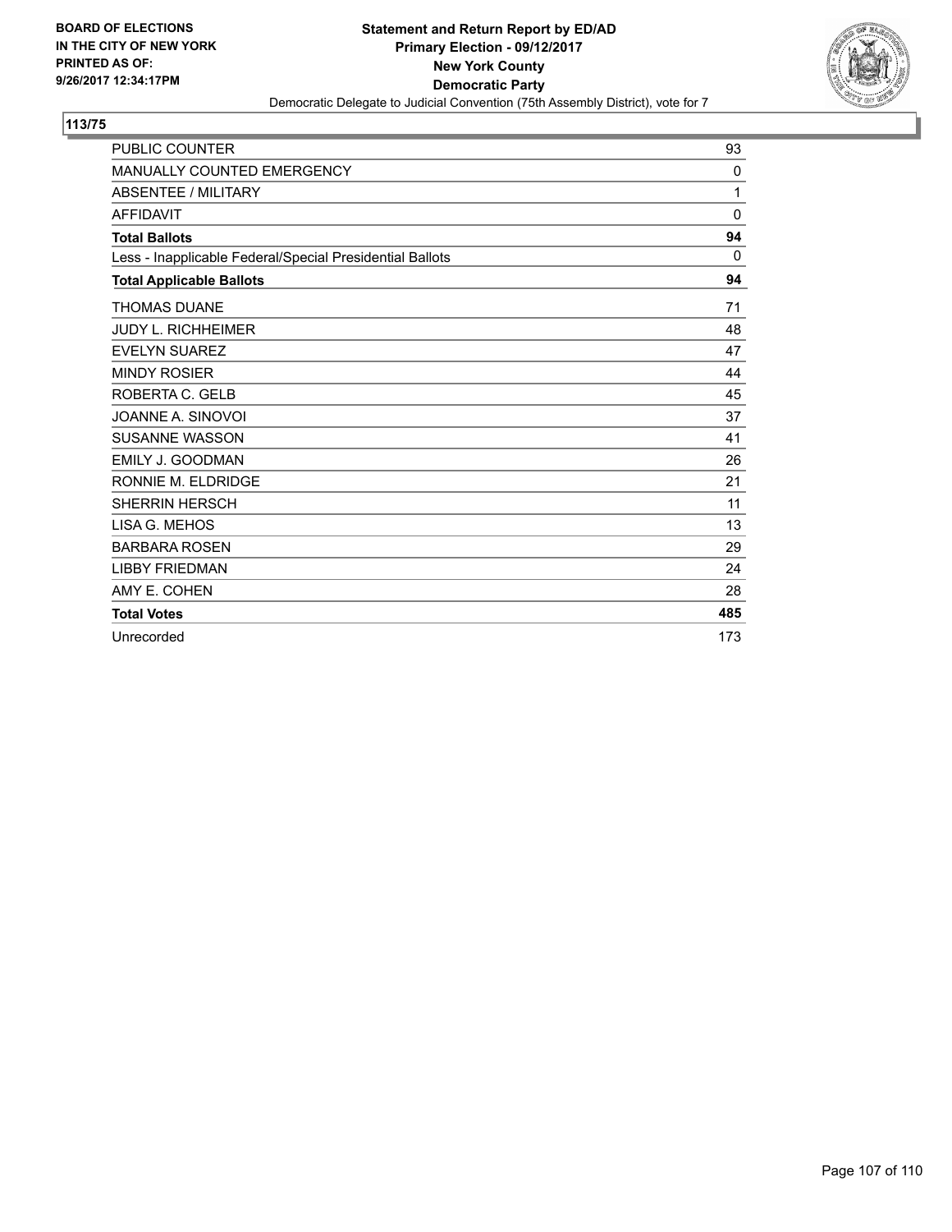**BOARD OF ELECTIONS IN THE CITY OF NEW YORK PRINTED AS OF: 9/26/2017 12:34:17PM**

**Statement and Return Report by ED/AD**
**Primary Election - 09/12/2017**
**New York County**
**Democratic Party**
Democratic Delegate to Judicial Convention (75th Assembly District), vote for 7

## 113/75

| | |
|---|---|
| PUBLIC COUNTER | 93 |
| MANUALLY COUNTED EMERGENCY | 0 |
| ABSENTEE / MILITARY | 1 |
| AFFIDAVIT | 0 |
| **Total Ballots** | **94** |
| Less - Inapplicable Federal/Special Presidential Ballots | 0 |
| **Total Applicable Ballots** | **94** |
| THOMAS DUANE | 71 |
| JUDY L. RICHHEIMER | 48 |
| EVELYN SUAREZ | 47 |
| MINDY ROSIER | 44 |
| ROBERTA C. GELB | 45 |
| JOANNE A. SINOVOI | 37 |
| SUSANNE WASSON | 41 |
| EMILY J. GOODMAN | 26 |
| RONNIE M. ELDRIDGE | 21 |
| SHERRIN HERSCH | 11 |
| LISA G. MEHOS | 13 |
| BARBARA ROSEN | 29 |
| LIBBY FRIEDMAN | 24 |
| AMY E. COHEN | 28 |
| **Total Votes** | **485** |
| Unrecorded | 173 |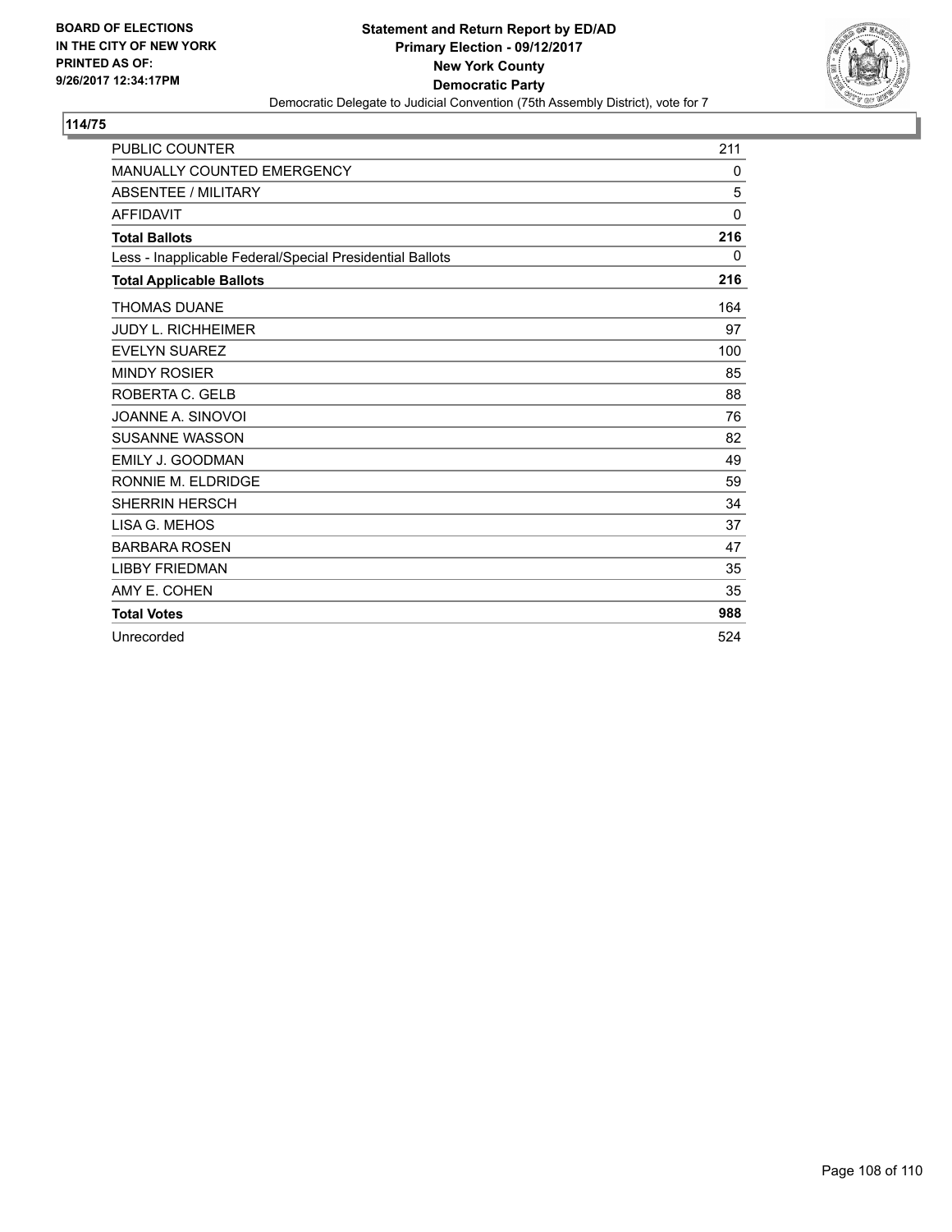**BOARD OF ELECTIONS IN THE CITY OF NEW YORK PRINTED AS OF: 9/26/2017 12:34:17PM**

**Statement and Return Report by ED/AD**
**Primary Election - 09/12/2017**
**New York County**
**Democratic Party**
Democratic Delegate to Judicial Convention (75th Assembly District), vote for 7

**114/75**

| | |
|---|---|
| PUBLIC COUNTER | 211 |
| MANUALLY COUNTED EMERGENCY | 0 |
| ABSENTEE / MILITARY | 5 |
| AFFIDAVIT | 0 |
| **Total Ballots** | **216** |
| Less - Inapplicable Federal/Special Presidential Ballots | 0 |
| **Total Applicable Ballots** | **216** |
| THOMAS DUANE | 164 |
| JUDY L. RICHHEIMER | 97 |
| EVELYN SUAREZ | 100 |
| MINDY ROSIER | 85 |
| ROBERTA C. GELB | 88 |
| JOANNE A. SINOVOI | 76 |
| SUSANNE WASSON | 82 |
| EMILY J. GOODMAN | 49 |
| RONNIE M. ELDRIDGE | 59 |
| SHERRIN HERSCH | 34 |
| LISA G. MEHOS | 37 |
| BARBARA ROSEN | 47 |
| LIBBY FRIEDMAN | 35 |
| AMY E. COHEN | 35 |
| **Total Votes** | **988** |
| Unrecorded | 524 |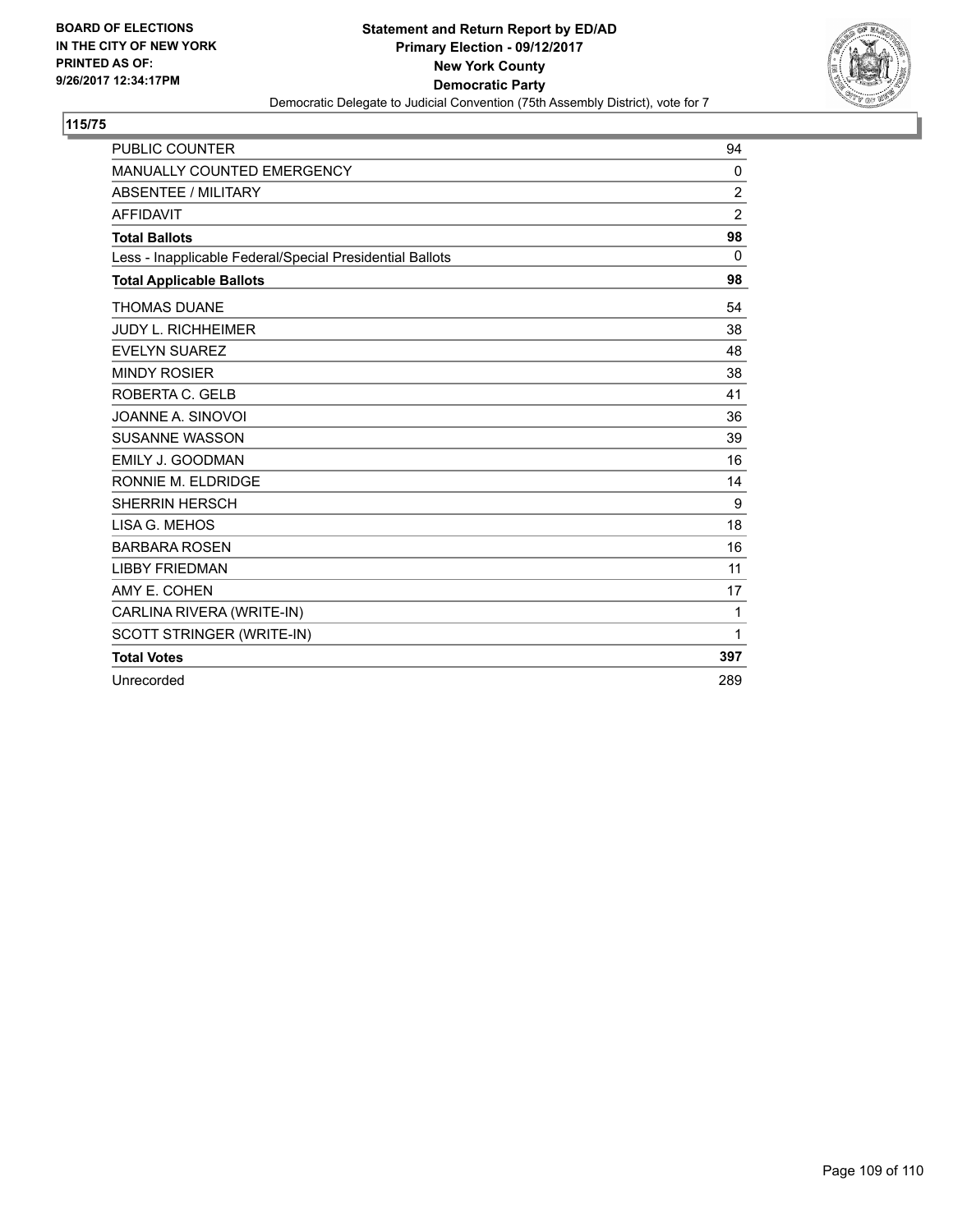BOARD OF ELECTIONS
IN THE CITY OF NEW YORK
PRINTED AS OF:
9/26/2017 12:34:17PM

**Statement and Return Report by ED/AD**
**Primary Election - 09/12/2017**
**New York County**
**Democratic Party**
Democratic Delegate to Judicial Convention (75th Assembly District), vote for 7

**115/75**

| | |
|---|---|
| PUBLIC COUNTER | 94 |
| MANUALLY COUNTED EMERGENCY | 0 |
| ABSENTEE / MILITARY | 2 |
| AFFIDAVIT | 2 |
| **Total Ballots** | **98** |
| Less - Inapplicable Federal/Special Presidential Ballots | 0 |
| **Total Applicable Ballots** | **98** |
| THOMAS DUANE | 54 |
| JUDY L. RICHHEIMER | 38 |
| EVELYN SUAREZ | 48 |
| MINDY ROSIER | 38 |
| ROBERTA C. GELB | 41 |
| JOANNE A. SINOVOI | 36 |
| SUSANNE WASSON | 39 |
| EMILY J. GOODMAN | 16 |
| RONNIE M. ELDRIDGE | 14 |
| SHERRIN HERSCH | 9 |
| LISA G. MEHOS | 18 |
| BARBARA ROSEN | 16 |
| LIBBY FRIEDMAN | 11 |
| AMY E. COHEN | 17 |
| CARLINA RIVERA (WRITE-IN) | 1 |
| SCOTT STRINGER (WRITE-IN) | 1 |
| **Total Votes** | **397** |
| Unrecorded | 289 |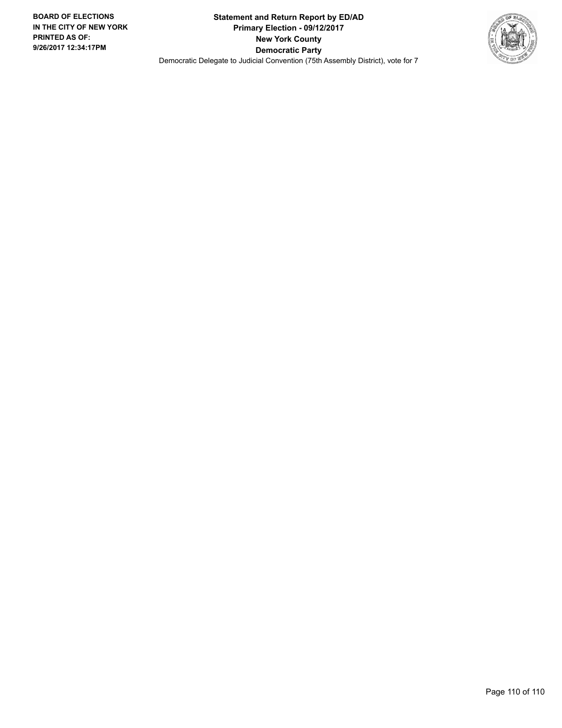**BOARD OF ELECTIONS**
**IN THE CITY OF NEW YORK**
**PRINTED AS OF:**
**9/26/2017 12:34:17PM**

**Statement and Return Report by ED/AD**
**Primary Election - 09/12/2017**
**New York County**
**Democratic Party**
Democratic Delegate to Judicial Convention (75th Assembly District), vote for 7